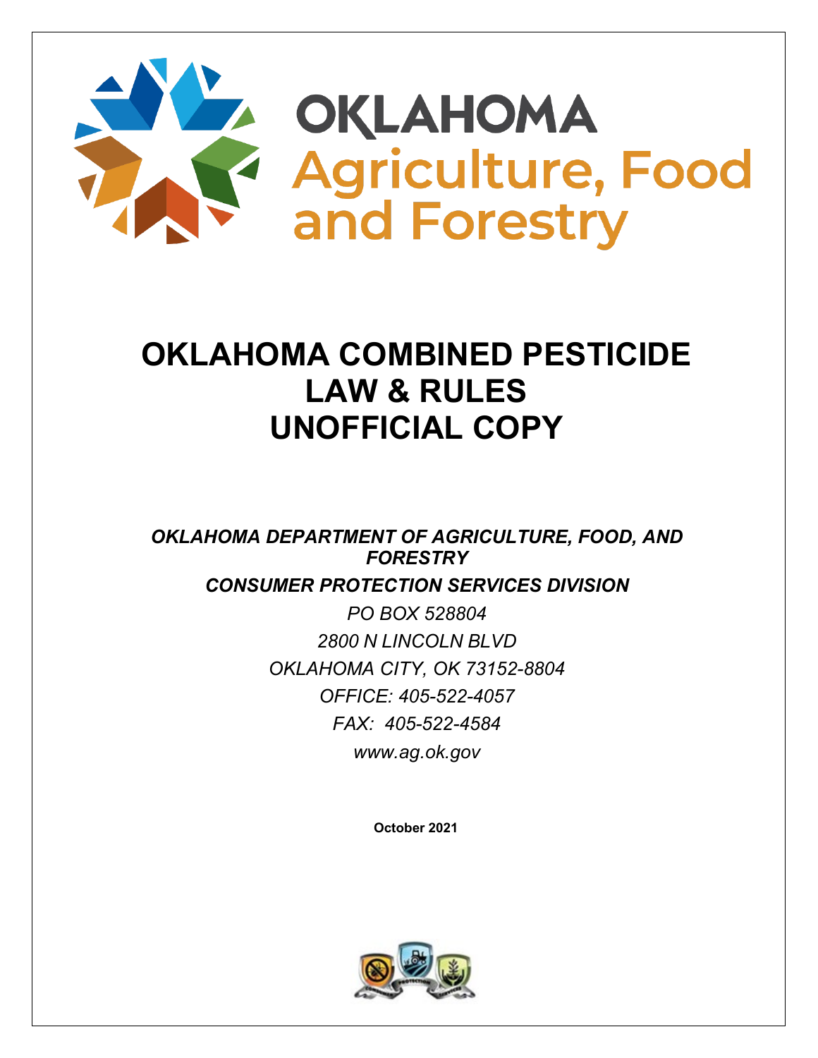OKLAHOMA
Agriculture, Food and Forestry

# OKLAHOMA COMBINED PESTICIDE LAW & RULES UNOFFICIAL COPY

***OKLAHOMA DEPARTMENT OF AGRICULTURE, FOOD, AND FORESTRY***

***CONSUMER PROTECTION SERVICES DIVISION***

*PO BOX 528804*

*2800 N LINCOLN BLVD*

*OKLAHOMA CITY, OK 73152-8804*

*OFFICE: 405-522-4057*

*FAX: 405-522-4584*

*www.ag.ok.gov*

**October 2021**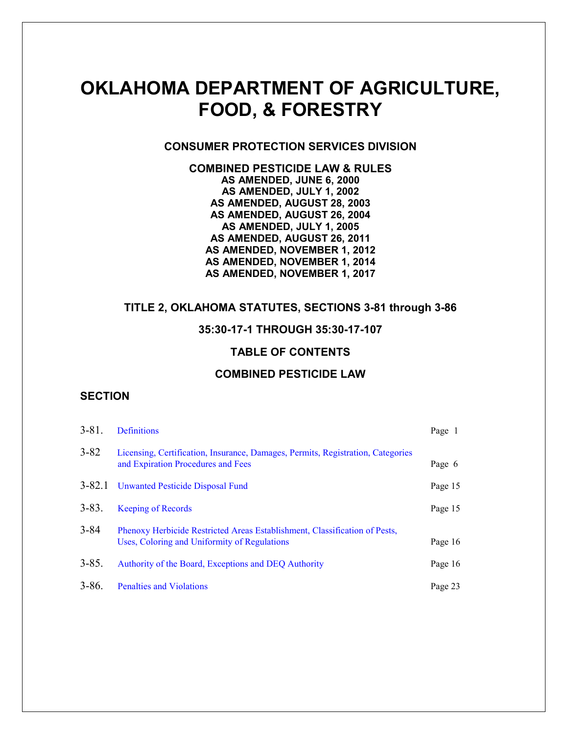# OKLAHOMA DEPARTMENT OF AGRICULTURE, FOOD, & FORESTRY

## CONSUMER PROTECTION SERVICES DIVISION

**COMBINED PESTICIDE LAW & RULES**
**AS AMENDED, JUNE 6, 2000**
**AS AMENDED, JULY 1, 2002**
**AS AMENDED, AUGUST 28, 2003**
**AS AMENDED, AUGUST 26, 2004**
**AS AMENDED, JULY 1, 2005**
**AS AMENDED, AUGUST 26, 2011**
**AS AMENDED, NOVEMBER 1, 2012**
**AS AMENDED, NOVEMBER 1, 2014**
**AS AMENDED, NOVEMBER 1, 2017**

**TITLE 2, OKLAHOMA STATUTES, SECTIONS 3-81 through 3-86**

**35:30-17-1 THROUGH 35:30-17-107**

**TABLE OF CONTENTS**

**COMBINED PESTICIDE LAW**

**SECTION**

| | | |
|---|---|---|
| 3-81. | Definitions | Page 1 |
| 3-82 | Licensing, Certification, Insurance, Damages, Permits, Registration, Categories and Expiration Procedures and Fees | Page 6 |
| 3-82.1 | Unwanted Pesticide Disposal Fund | Page 15 |
| 3-83. | Keeping of Records | Page 15 |
| 3-84 | Phenoxy Herbicide Restricted Areas Establishment, Classification of Pests, Uses, Coloring and Uniformity of Regulations | Page 16 |
| 3-85. | Authority of the Board, Exceptions and DEQ Authority | Page 16 |
| 3-86. | Penalties and Violations | Page 23 |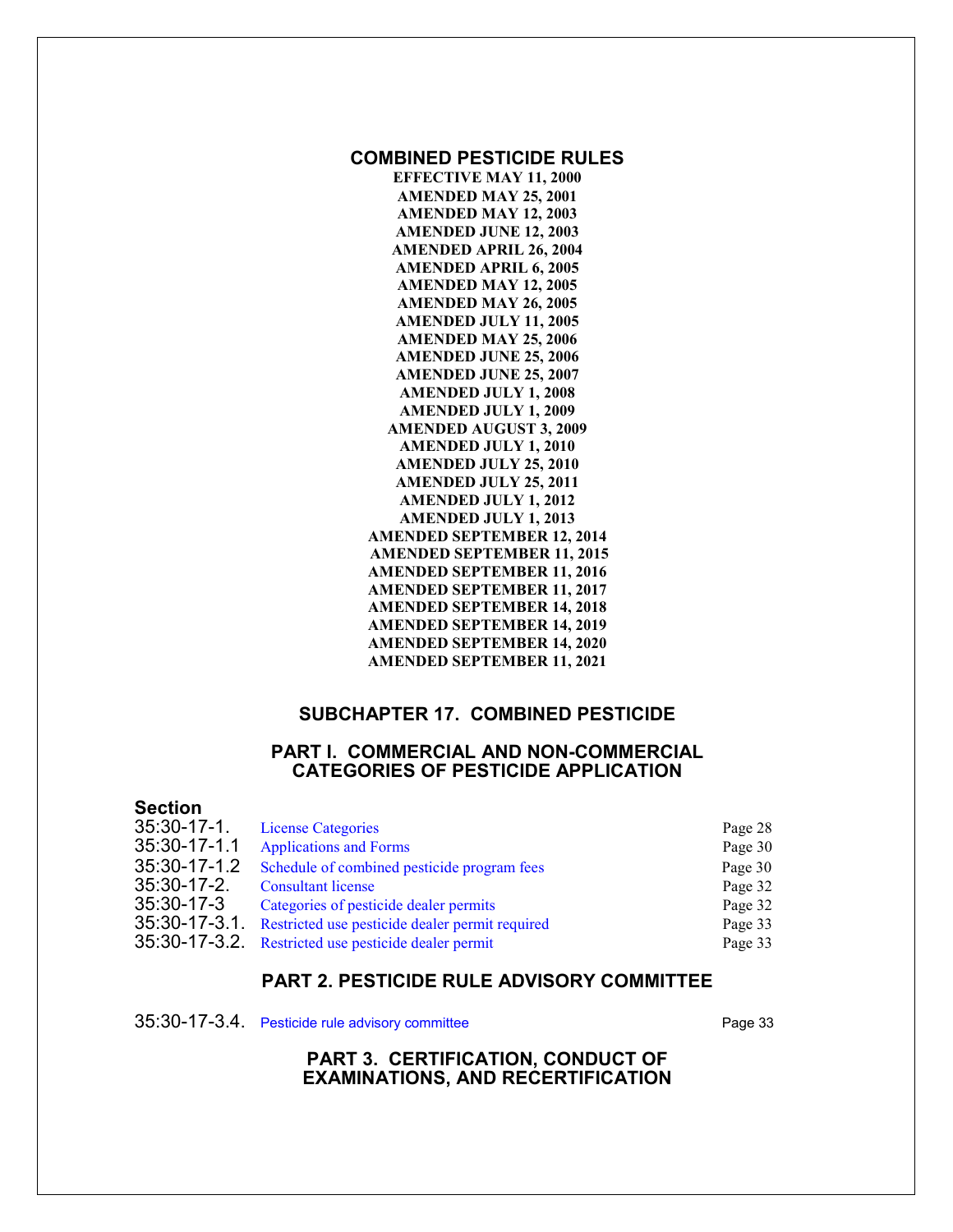# COMBINED PESTICIDE RULES

**EFFECTIVE MAY 11, 2000**
**AMENDED MAY 25, 2001**
**AMENDED MAY 12, 2003**
**AMENDED JUNE 12, 2003**
**AMENDED APRIL 26, 2004**
**AMENDED APRIL 6, 2005**
**AMENDED MAY 12, 2005**
**AMENDED MAY 26, 2005**
**AMENDED JULY 11, 2005**
**AMENDED MAY 25, 2006**
**AMENDED JUNE 25, 2006**
**AMENDED JUNE 25, 2007**
**AMENDED JULY 1, 2008**
**AMENDED JULY 1, 2009**
**AMENDED AUGUST 3, 2009**
**AMENDED JULY 1, 2010**
**AMENDED JULY 25, 2010**
**AMENDED JULY 25, 2011**
**AMENDED JULY 1, 2012**
**AMENDED JULY 1, 2013**
**AMENDED SEPTEMBER 12, 2014**
**AMENDED SEPTEMBER 11, 2015**
**AMENDED SEPTEMBER 11, 2016**
**AMENDED SEPTEMBER 11, 2017**
**AMENDED SEPTEMBER 14, 2018**
**AMENDED SEPTEMBER 14, 2019**
**AMENDED SEPTEMBER 14, 2020**
**AMENDED SEPTEMBER 11, 2021**

## SUBCHAPTER 17. COMBINED PESTICIDE

## PART I. COMMERCIAL AND NON-COMMERCIAL CATEGORIES OF PESTICIDE APPLICATION

| Section | | |
|---|---|---|
| 35:30-17-1. | License Categories | Page 28 |
| 35:30-17-1.1 | Applications and Forms | Page 30 |
| 35:30-17-1.2 | Schedule of combined pesticide program fees | Page 30 |
| 35:30-17-2. | Consultant license | Page 32 |
| 35:30-17-3 | Categories of pesticide dealer permits | Page 32 |
| 35:30-17-3.1. | Restricted use pesticide dealer permit required | Page 33 |
| 35:30-17-3.2. | Restricted use pesticide dealer permit | Page 33 |

## PART 2. PESTICIDE RULE ADVISORY COMMITTEE

| | | |
|---|---|---|
| 35:30-17-3.4. | Pesticide rule advisory committee | Page 33 |

## PART 3. CERTIFICATION, CONDUCT OF EXAMINATIONS, AND RECERTIFICATION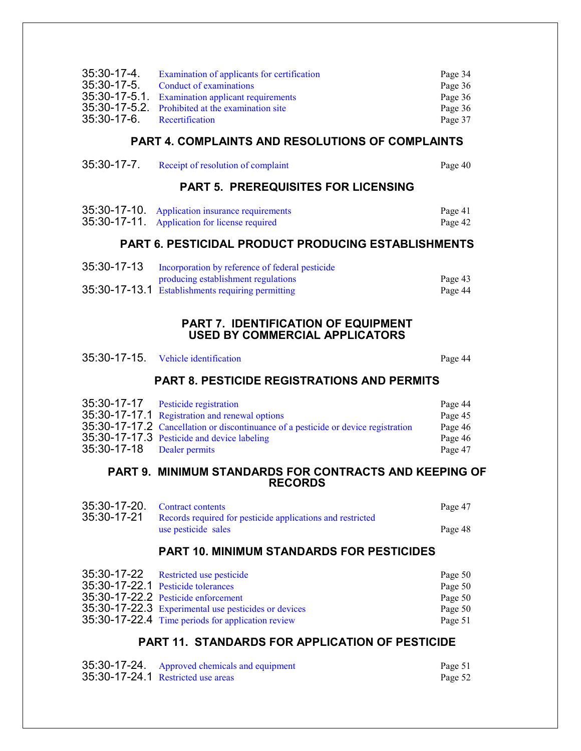| | | |
|---|---|---|
| 35:30-17-4. | Examination of applicants for certification | Page 34 |
| 35:30-17-5. | Conduct of examinations | Page 36 |
| 35:30-17-5.1. | Examination applicant requirements | Page 36 |
| 35:30-17-5.2. | Prohibited at the examination site | Page 36 |
| 35:30-17-6. | Recertification | Page 37 |

## PART 4. COMPLAINTS AND RESOLUTIONS OF COMPLAINTS

| | | |
|---|---|---|
| 35:30-17-7. | Receipt of resolution of complaint | Page 40 |

## PART 5. PREREQUISITES FOR LICENSING

| | | |
|---|---|---|
| 35:30-17-10. | Application insurance requirements | Page 41 |
| 35:30-17-11. | Application for license required | Page 42 |

## PART 6. PESTICIDAL PRODUCT PRODUCING ESTABLISHMENTS

| | | |
|---|---|---|
| 35:30-17-13 | Incorporation by reference of federal pesticide producing establishment regulations | Page 43 |
| 35:30-17-13.1 | Establishments requiring permitting | Page 44 |

## PART 7. IDENTIFICATION OF EQUIPMENT USED BY COMMERCIAL APPLICATORS

| | | |
|---|---|---|
| 35:30-17-15. | Vehicle identification | Page 44 |

## PART 8. PESTICIDE REGISTRATIONS AND PERMITS

| | | |
|---|---|---|
| 35:30-17-17 | Pesticide registration | Page 44 |
| 35:30-17-17.1 | Registration and renewal options | Page 45 |
| 35:30-17-17.2 | Cancellation or discontinuance of a pesticide or device registration | Page 46 |
| 35:30-17-17.3 | Pesticide and device labeling | Page 46 |
| 35:30-17-18 | Dealer permits | Page 47 |

## PART 9. MINIMUM STANDARDS FOR CONTRACTS AND KEEPING OF RECORDS

| | | |
|---|---|---|
| 35:30-17-20. | Contract contents | Page 47 |
| 35:30-17-21 | Records required for pesticide applications and restricted use pesticide sales | Page 48 |

## PART 10. MINIMUM STANDARDS FOR PESTICIDES

| | | |
|---|---|---|
| 35:30-17-22 | Restricted use pesticide | Page 50 |
| 35:30-17-22.1 | Pesticide tolerances | Page 50 |
| 35:30-17-22.2 | Pesticide enforcement | Page 50 |
| 35:30-17-22.3 | Experimental use pesticides or devices | Page 50 |
| 35:30-17-22.4 | Time periods for application review | Page 51 |

## PART 11. STANDARDS FOR APPLICATION OF PESTICIDE

| | | |
|---|---|---|
| 35:30-17-24. | Approved chemicals and equipment | Page 51 |
| 35:30-17-24.1 | Restricted use areas | Page 52 |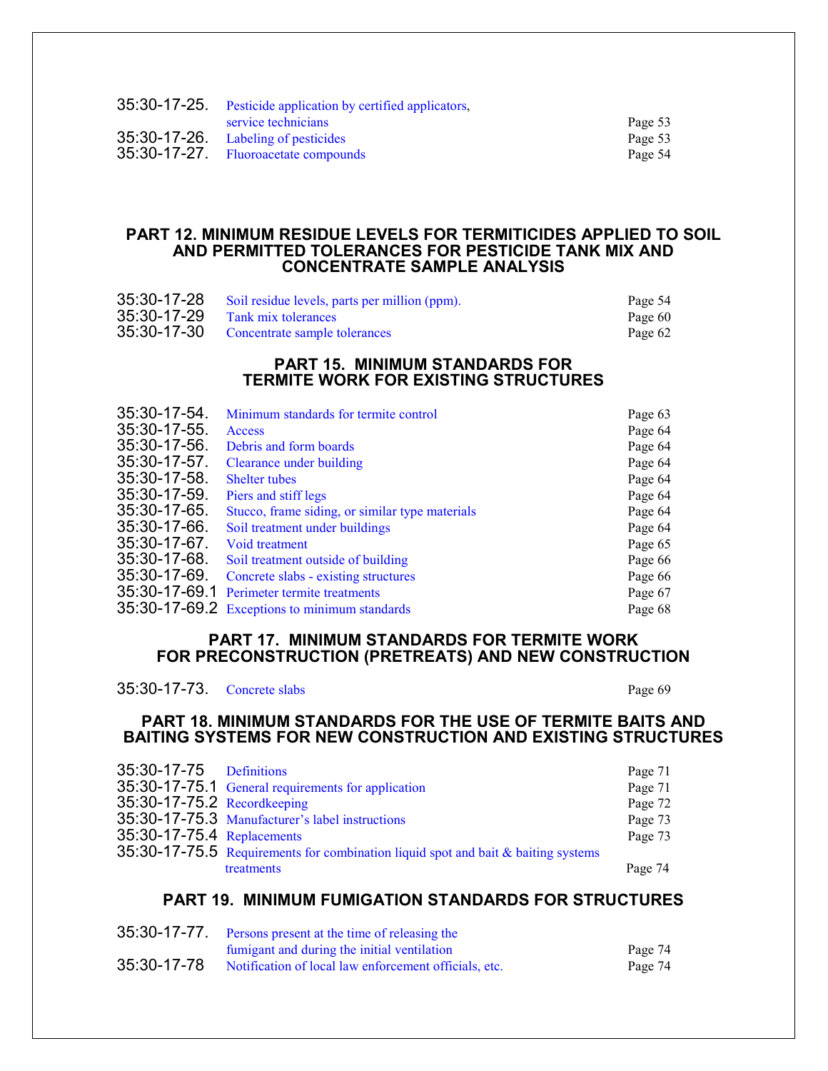| | | |
|---|---|---|
| 35:30-17-25. | Pesticide application by certified applicators, service technicians | Page 53 |
| 35:30-17-26. | Labeling of pesticides | Page 53 |
| 35:30-17-27. | Fluoroacetate compounds | Page 54 |

## PART 12. MINIMUM RESIDUE LEVELS FOR TERMITICIDES APPLIED TO SOIL AND PERMITTED TOLERANCES FOR PESTICIDE TANK MIX AND CONCENTRATE SAMPLE ANALYSIS

| | | |
|---|---|---|
| 35:30-17-28 | Soil residue levels, parts per million (ppm). | Page 54 |
| 35:30-17-29 | Tank mix tolerances | Page 60 |
| 35:30-17-30 | Concentrate sample tolerances | Page 62 |

## PART 15. MINIMUM STANDARDS FOR TERMITE WORK FOR EXISTING STRUCTURES

| | | |
|---|---|---|
| 35:30-17-54. | Minimum standards for termite control | Page 63 |
| 35:30-17-55. | Access | Page 64 |
| 35:30-17-56. | Debris and form boards | Page 64 |
| 35:30-17-57. | Clearance under building | Page 64 |
| 35:30-17-58. | Shelter tubes | Page 64 |
| 35:30-17-59. | Piers and stiff legs | Page 64 |
| 35:30-17-65. | Stucco, frame siding, or similar type materials | Page 64 |
| 35:30-17-66. | Soil treatment under buildings | Page 64 |
| 35:30-17-67. | Void treatment | Page 65 |
| 35:30-17-68. | Soil treatment outside of building | Page 66 |
| 35:30-17-69. | Concrete slabs - existing structures | Page 66 |
| 35:30-17-69.1 | Perimeter termite treatments | Page 67 |
| 35:30-17-69.2 | Exceptions to minimum standards | Page 68 |

## PART 17. MINIMUM STANDARDS FOR TERMITE WORK FOR PRECONSTRUCTION (PRETREATS) AND NEW CONSTRUCTION

| | | |
|---|---|---|
| 35:30-17-73. | Concrete slabs | Page 69 |

## PART 18. MINIMUM STANDARDS FOR THE USE OF TERMITE BAITS AND BAITING SYSTEMS FOR NEW CONSTRUCTION AND EXISTING STRUCTURES

| | | |
|---|---|---|
| 35:30-17-75 | Definitions | Page 71 |
| 35:30-17-75.1 | General requirements for application | Page 71 |
| 35:30-17-75.2 | Recordkeeping | Page 72 |
| 35:30-17-75.3 | Manufacturer's label instructions | Page 73 |
| 35:30-17-75.4 | Replacements | Page 73 |
| 35:30-17-75.5 | Requirements for combination liquid spot and bait & baiting systems treatments | Page 74 |

## PART 19. MINIMUM FUMIGATION STANDARDS FOR STRUCTURES

| | | |
|---|---|---|
| 35:30-17-77. | Persons present at the time of releasing the fumigant and during the initial ventilation | Page 74 |
| 35:30-17-78 | Notification of local law enforcement officials, etc. | Page 74 |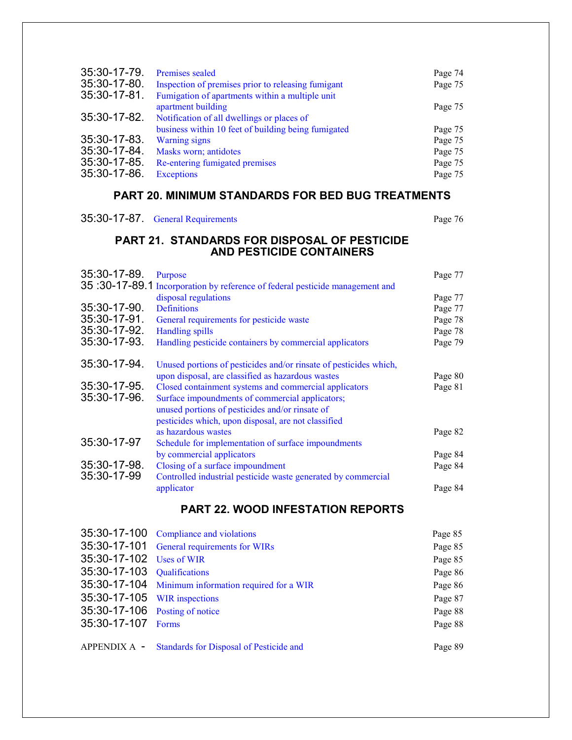| | | |
|---|---|---|
| 35:30-17-79. | Premises sealed | Page 74 |
| 35:30-17-80. | Inspection of premises prior to releasing fumigant | Page 75 |
| 35:30-17-81. | Fumigation of apartments within a multiple unit apartment building | Page 75 |
| 35:30-17-82. | Notification of all dwellings or places of business within 10 feet of building being fumigated | Page 75 |
| 35:30-17-83. | Warning signs | Page 75 |
| 35:30-17-84. | Masks worn; antidotes | Page 75 |
| 35:30-17-85. | Re-entering fumigated premises | Page 75 |
| 35:30-17-86. | Exceptions | Page 75 |

## PART 20. MINIMUM STANDARDS FOR BED BUG TREATMENTS

| | | |
|---|---|---|
| 35:30-17-87. | General Requirements | Page 76 |

## PART 21. STANDARDS FOR DISPOSAL OF PESTICIDE AND PESTICIDE CONTAINERS

| | | |
|---|---|---|
| 35:30-17-89. | Purpose | Page 77 |
| 35 :30-17-89.1 | Incorporation by reference of federal pesticide management and disposal regulations | Page 77 |
| 35:30-17-90. | Definitions | Page 77 |
| 35:30-17-91. | General requirements for pesticide waste | Page 78 |
| 35:30-17-92. | Handling spills | Page 78 |
| 35:30-17-93. | Handling pesticide containers by commercial applicators | Page 79 |
| 35:30-17-94. | Unused portions of pesticides and/or rinsate of pesticides which, upon disposal, are classified as hazardous wastes | Page 80 |
| 35:30-17-95. | Closed containment systems and commercial applicators | Page 81 |
| 35:30-17-96. | Surface impoundments of commercial applicators; unused portions of pesticides and/or rinsate of pesticides which, upon disposal, are not classified as hazardous wastes | Page 82 |
| 35:30-17-97 | Schedule for implementation of surface impoundments by commercial applicators | Page 84 |
| 35:30-17-98. | Closing of a surface impoundment | Page 84 |
| 35:30-17-99 | Controlled industrial pesticide waste generated by commercial applicator | Page 84 |

## PART 22. WOOD INFESTATION REPORTS

| | | |
|---|---|---|
| 35:30-17-100 | Compliance and violations | Page 85 |
| 35:30-17-101 | General requirements for WIRs | Page 85 |
| 35:30-17-102 | Uses of WIR | Page 85 |
| 35:30-17-103 | Qualifications | Page 86 |
| 35:30-17-104 | Minimum information required for a WIR | Page 86 |
| 35:30-17-105 | WIR inspections | Page 87 |
| 35:30-17-106 | Posting of notice | Page 88 |
| 35:30-17-107 | Forms | Page 88 |
| APPENDIX A - | Standards for Disposal of Pesticide and | Page 89 |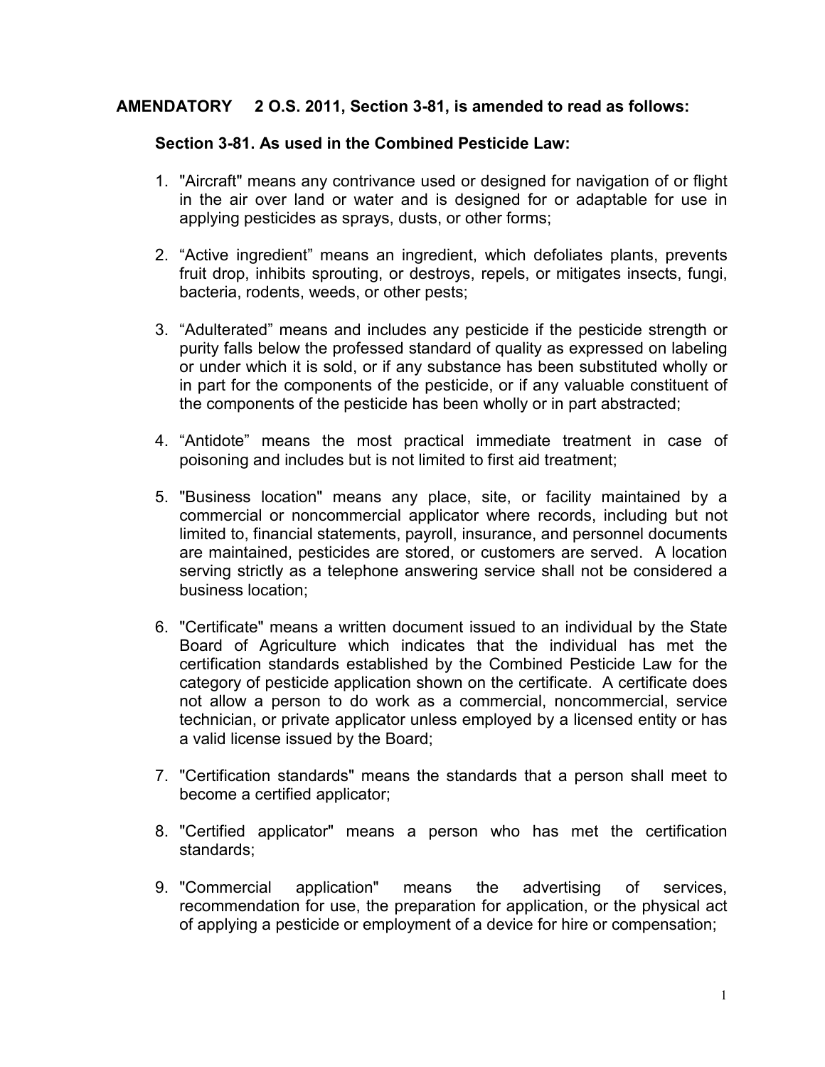**AMENDATORY 2 O.S. 2011, Section 3-81, is amended to read as follows:**

**Section 3-81. As used in the Combined Pesticide Law:**

1. "Aircraft" means any contrivance used or designed for navigation of or flight in the air over land or water and is designed for or adaptable for use in applying pesticides as sprays, dusts, or other forms;

2. "Active ingredient" means an ingredient, which defoliates plants, prevents fruit drop, inhibits sprouting, or destroys, repels, or mitigates insects, fungi, bacteria, rodents, weeds, or other pests;

3. "Adulterated" means and includes any pesticide if the pesticide strength or purity falls below the professed standard of quality as expressed on labeling or under which it is sold, or if any substance has been substituted wholly or in part for the components of the pesticide, or if any valuable constituent of the components of the pesticide has been wholly or in part abstracted;

4. "Antidote" means the most practical immediate treatment in case of poisoning and includes but is not limited to first aid treatment;

5. "Business location" means any place, site, or facility maintained by a commercial or noncommercial applicator where records, including but not limited to, financial statements, payroll, insurance, and personnel documents are maintained, pesticides are stored, or customers are served. A location serving strictly as a telephone answering service shall not be considered a business location;

6. "Certificate" means a written document issued to an individual by the State Board of Agriculture which indicates that the individual has met the certification standards established by the Combined Pesticide Law for the category of pesticide application shown on the certificate. A certificate does not allow a person to do work as a commercial, noncommercial, service technician, or private applicator unless employed by a licensed entity or has a valid license issued by the Board;

7. "Certification standards" means the standards that a person shall meet to become a certified applicator;

8. "Certified applicator" means a person who has met the certification standards;

9. "Commercial application" means the advertising of services, recommendation for use, the preparation for application, or the physical act of applying a pesticide or employment of a device for hire or compensation;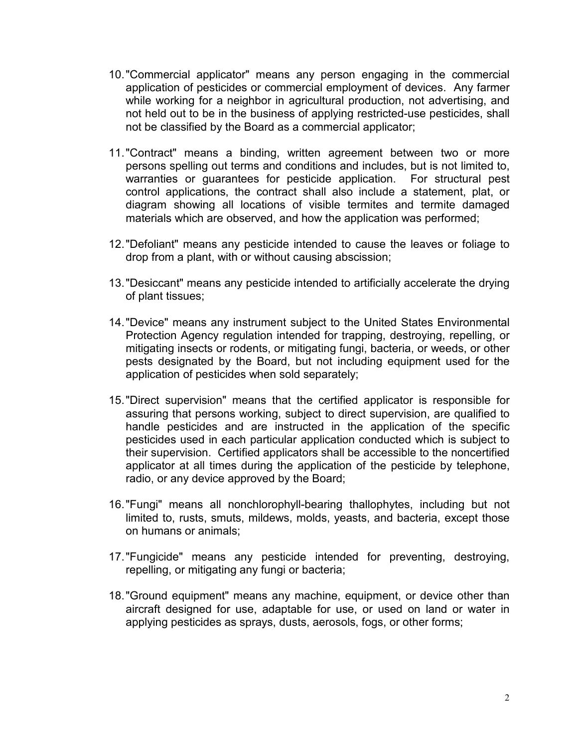10. "Commercial applicator" means any person engaging in the commercial application of pesticides or commercial employment of devices. Any farmer while working for a neighbor in agricultural production, not advertising, and not held out to be in the business of applying restricted-use pesticides, shall not be classified by the Board as a commercial applicator;

11. "Contract" means a binding, written agreement between two or more persons spelling out terms and conditions and includes, but is not limited to, warranties or guarantees for pesticide application. For structural pest control applications, the contract shall also include a statement, plat, or diagram showing all locations of visible termites and termite damaged materials which are observed, and how the application was performed;

12. "Defoliant" means any pesticide intended to cause the leaves or foliage to drop from a plant, with or without causing abscission;

13. "Desiccant" means any pesticide intended to artificially accelerate the drying of plant tissues;

14. "Device" means any instrument subject to the United States Environmental Protection Agency regulation intended for trapping, destroying, repelling, or mitigating insects or rodents, or mitigating fungi, bacteria, or weeds, or other pests designated by the Board, but not including equipment used for the application of pesticides when sold separately;

15. "Direct supervision" means that the certified applicator is responsible for assuring that persons working, subject to direct supervision, are qualified to handle pesticides and are instructed in the application of the specific pesticides used in each particular application conducted which is subject to their supervision. Certified applicators shall be accessible to the noncertified applicator at all times during the application of the pesticide by telephone, radio, or any device approved by the Board;

16. "Fungi" means all nonchlorophyll-bearing thallophytes, including but not limited to, rusts, smuts, mildews, molds, yeasts, and bacteria, except those on humans or animals;

17. "Fungicide" means any pesticide intended for preventing, destroying, repelling, or mitigating any fungi or bacteria;

18. "Ground equipment" means any machine, equipment, or device other than aircraft designed for use, adaptable for use, or used on land or water in applying pesticides as sprays, dusts, aerosols, fogs, or other forms;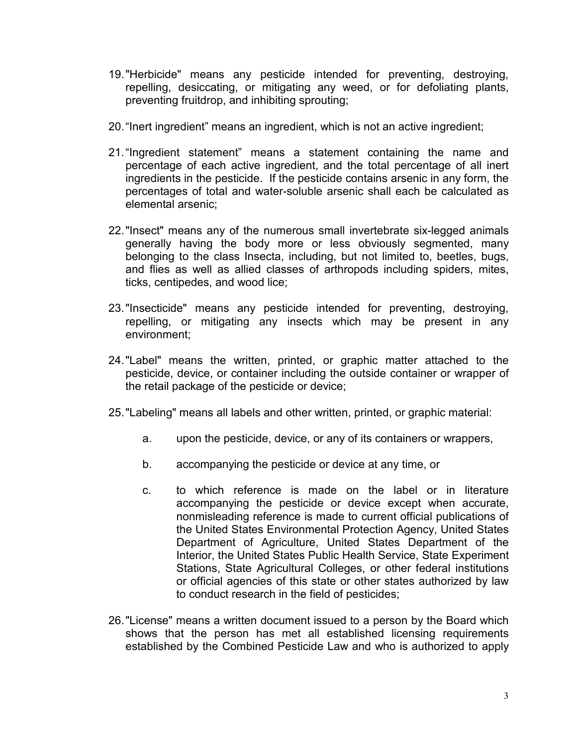19. "Herbicide" means any pesticide intended for preventing, destroying, repelling, desiccating, or mitigating any weed, or for defoliating plants, preventing fruitdrop, and inhibiting sprouting;

20. "Inert ingredient" means an ingredient, which is not an active ingredient;

21. "Ingredient statement" means a statement containing the name and percentage of each active ingredient, and the total percentage of all inert ingredients in the pesticide. If the pesticide contains arsenic in any form, the percentages of total and water-soluble arsenic shall each be calculated as elemental arsenic;

22. "Insect" means any of the numerous small invertebrate six-legged animals generally having the body more or less obviously segmented, many belonging to the class Insecta, including, but not limited to, beetles, bugs, and flies as well as allied classes of arthropods including spiders, mites, ticks, centipedes, and wood lice;

23. "Insecticide" means any pesticide intended for preventing, destroying, repelling, or mitigating any insects which may be present in any environment;

24. "Label" means the written, printed, or graphic matter attached to the pesticide, device, or container including the outside container or wrapper of the retail package of the pesticide or device;

25. "Labeling" means all labels and other written, printed, or graphic material:

    a. upon the pesticide, device, or any of its containers or wrappers,

    b. accompanying the pesticide or device at any time, or

    c. to which reference is made on the label or in literature accompanying the pesticide or device except when accurate, nonmisleading reference is made to current official publications of the United States Environmental Protection Agency, United States Department of Agriculture, United States Department of the Interior, the United States Public Health Service, State Experiment Stations, State Agricultural Colleges, or other federal institutions or official agencies of this state or other states authorized by law to conduct research in the field of pesticides;

26. "License" means a written document issued to a person by the Board which shows that the person has met all established licensing requirements established by the Combined Pesticide Law and who is authorized to apply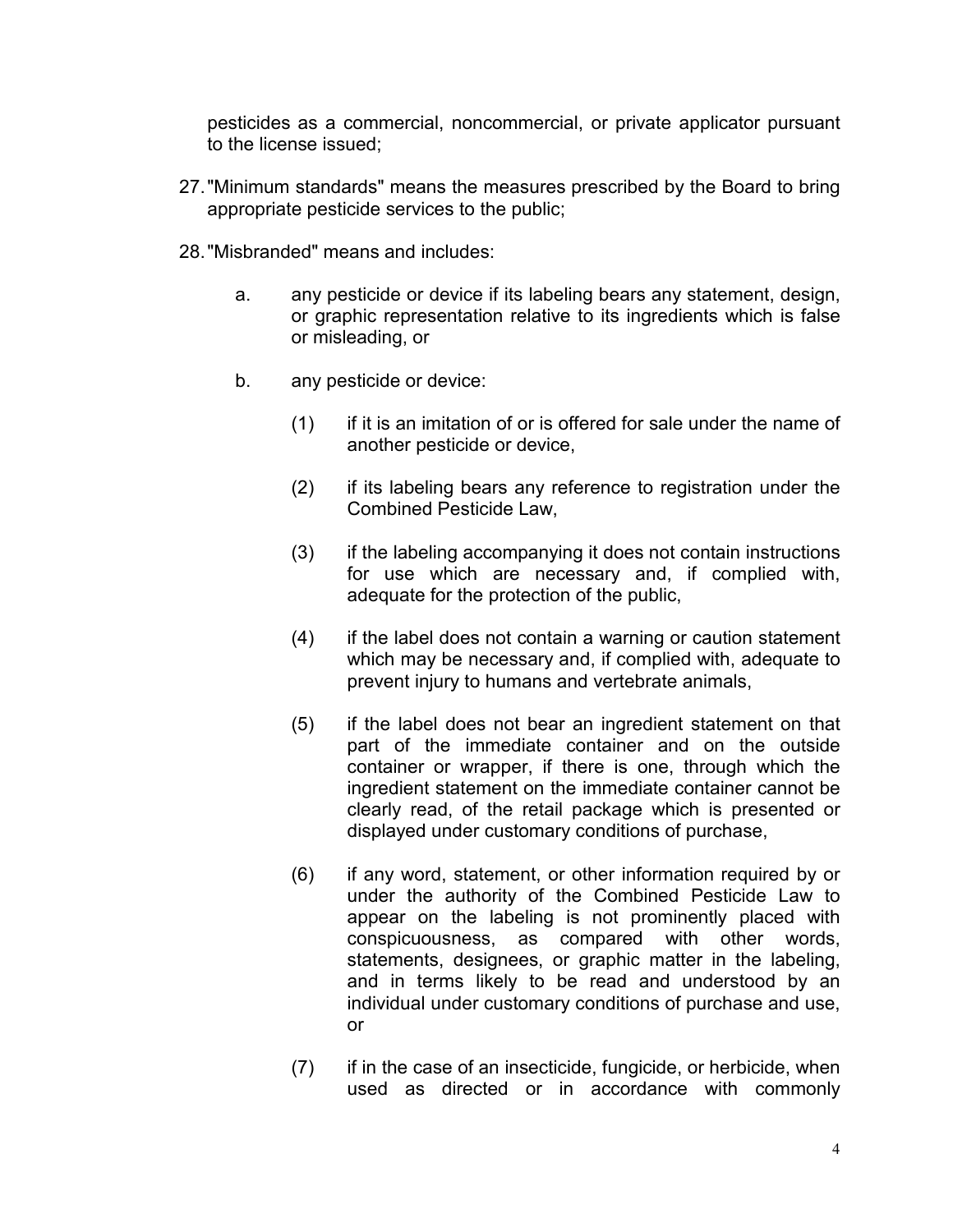pesticides as a commercial, noncommercial, or private applicator pursuant to the license issued;

27. "Minimum standards" means the measures prescribed by the Board to bring appropriate pesticide services to the public;

28. "Misbranded" means and includes:

    a. any pesticide or device if its labeling bears any statement, design, or graphic representation relative to its ingredients which is false or misleading, or

    b. any pesticide or device:

        (1) if it is an imitation of or is offered for sale under the name of another pesticide or device,

        (2) if its labeling bears any reference to registration under the Combined Pesticide Law,

        (3) if the labeling accompanying it does not contain instructions for use which are necessary and, if complied with, adequate for the protection of the public,

        (4) if the label does not contain a warning or caution statement which may be necessary and, if complied with, adequate to prevent injury to humans and vertebrate animals,

        (5) if the label does not bear an ingredient statement on that part of the immediate container and on the outside container or wrapper, if there is one, through which the ingredient statement on the immediate container cannot be clearly read, of the retail package which is presented or displayed under customary conditions of purchase,

        (6) if any word, statement, or other information required by or under the authority of the Combined Pesticide Law to appear on the labeling is not prominently placed with conspicuousness, as compared with other words, statements, designees, or graphic matter in the labeling, and in terms likely to be read and understood by an individual under customary conditions of purchase and use, or

        (7) if in the case of an insecticide, fungicide, or herbicide, when used as directed or in accordance with commonly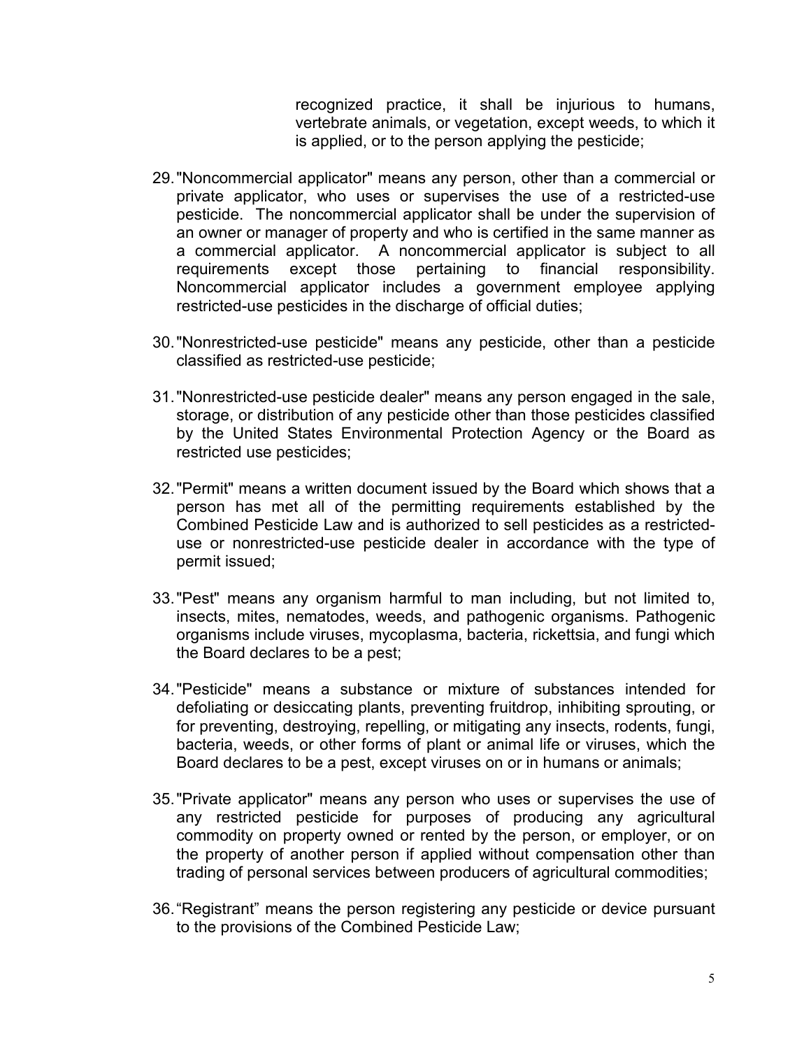recognized practice, it shall be injurious to humans, vertebrate animals, or vegetation, except weeds, to which it is applied, or to the person applying the pesticide;

29. "Noncommercial applicator" means any person, other than a commercial or private applicator, who uses or supervises the use of a restricted-use pesticide. The noncommercial applicator shall be under the supervision of an owner or manager of property and who is certified in the same manner as a commercial applicator. A noncommercial applicator is subject to all requirements except those pertaining to financial responsibility. Noncommercial applicator includes a government employee applying restricted-use pesticides in the discharge of official duties;

30. "Nonrestricted-use pesticide" means any pesticide, other than a pesticide classified as restricted-use pesticide;

31. "Nonrestricted-use pesticide dealer" means any person engaged in the sale, storage, or distribution of any pesticide other than those pesticides classified by the United States Environmental Protection Agency or the Board as restricted use pesticides;

32. "Permit" means a written document issued by the Board which shows that a person has met all of the permitting requirements established by the Combined Pesticide Law and is authorized to sell pesticides as a restricted-use or nonrestricted-use pesticide dealer in accordance with the type of permit issued;

33. "Pest" means any organism harmful to man including, but not limited to, insects, mites, nematodes, weeds, and pathogenic organisms. Pathogenic organisms include viruses, mycoplasma, bacteria, rickettsia, and fungi which the Board declares to be a pest;

34. "Pesticide" means a substance or mixture of substances intended for defoliating or desiccating plants, preventing fruitdrop, inhibiting sprouting, or for preventing, destroying, repelling, or mitigating any insects, rodents, fungi, bacteria, weeds, or other forms of plant or animal life or viruses, which the Board declares to be a pest, except viruses on or in humans or animals;

35. "Private applicator" means any person who uses or supervises the use of any restricted pesticide for purposes of producing any agricultural commodity on property owned or rented by the person, or employer, or on the property of another person if applied without compensation other than trading of personal services between producers of agricultural commodities;

36. "Registrant" means the person registering any pesticide or device pursuant to the provisions of the Combined Pesticide Law;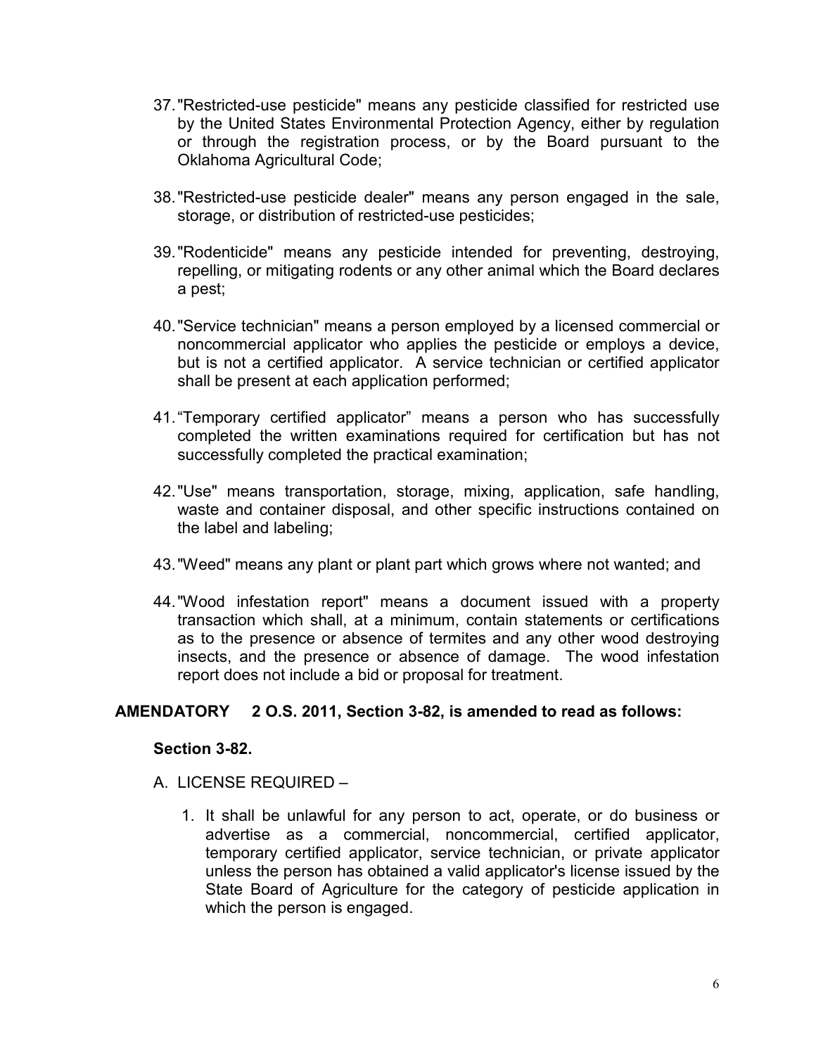37. "Restricted-use pesticide" means any pesticide classified for restricted use by the United States Environmental Protection Agency, either by regulation or through the registration process, or by the Board pursuant to the Oklahoma Agricultural Code;

38. "Restricted-use pesticide dealer" means any person engaged in the sale, storage, or distribution of restricted-use pesticides;

39. "Rodenticide" means any pesticide intended for preventing, destroying, repelling, or mitigating rodents or any other animal which the Board declares a pest;

40. "Service technician" means a person employed by a licensed commercial or noncommercial applicator who applies the pesticide or employs a device, but is not a certified applicator. A service technician or certified applicator shall be present at each application performed;

41. "Temporary certified applicator" means a person who has successfully completed the written examinations required for certification but has not successfully completed the practical examination;

42. "Use" means transportation, storage, mixing, application, safe handling, waste and container disposal, and other specific instructions contained on the label and labeling;

43. "Weed" means any plant or plant part which grows where not wanted; and

44. "Wood infestation report" means a document issued with a property transaction which shall, at a minimum, contain statements or certifications as to the presence or absence of termites and any other wood destroying insects, and the presence or absence of damage. The wood infestation report does not include a bid or proposal for treatment.

**AMENDATORY 2 O.S. 2011, Section 3-82, is amended to read as follows:**

**Section 3-82.**

A. LICENSE REQUIRED –

1. It shall be unlawful for any person to act, operate, or do business or advertise as a commercial, noncommercial, certified applicator, temporary certified applicator, service technician, or private applicator unless the person has obtained a valid applicator's license issued by the State Board of Agriculture for the category of pesticide application in which the person is engaged.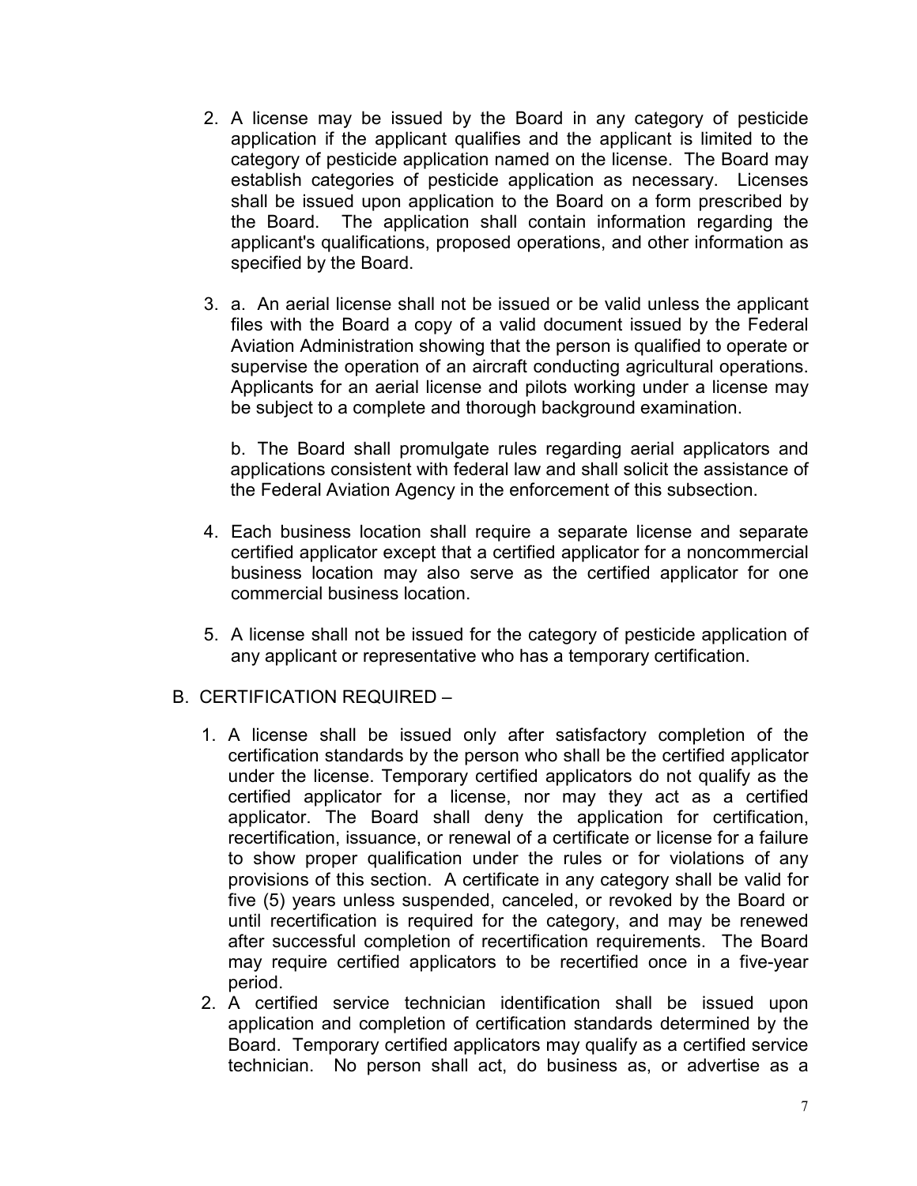2. A license may be issued by the Board in any category of pesticide application if the applicant qualifies and the applicant is limited to the category of pesticide application named on the license. The Board may establish categories of pesticide application as necessary. Licenses shall be issued upon application to the Board on a form prescribed by the Board. The application shall contain information regarding the applicant's qualifications, proposed operations, and other information as specified by the Board.

3. a. An aerial license shall not be issued or be valid unless the applicant files with the Board a copy of a valid document issued by the Federal Aviation Administration showing that the person is qualified to operate or supervise the operation of an aircraft conducting agricultural operations. Applicants for an aerial license and pilots working under a license may be subject to a complete and thorough background examination.

   b. The Board shall promulgate rules regarding aerial applicators and applications consistent with federal law and shall solicit the assistance of the Federal Aviation Agency in the enforcement of this subsection.

4. Each business location shall require a separate license and separate certified applicator except that a certified applicator for a noncommercial business location may also serve as the certified applicator for one commercial business location.

5. A license shall not be issued for the category of pesticide application of any applicant or representative who has a temporary certification.

B. CERTIFICATION REQUIRED –

1. A license shall be issued only after satisfactory completion of the certification standards by the person who shall be the certified applicator under the license. Temporary certified applicators do not qualify as the certified applicator for a license, nor may they act as a certified applicator. The Board shall deny the application for certification, recertification, issuance, or renewal of a certificate or license for a failure to show proper qualification under the rules or for violations of any provisions of this section. A certificate in any category shall be valid for five (5) years unless suspended, canceled, or revoked by the Board or until recertification is required for the category, and may be renewed after successful completion of recertification requirements. The Board may require certified applicators to be recertified once in a five-year period.
2. A certified service technician identification shall be issued upon application and completion of certification standards determined by the Board. Temporary certified applicators may qualify as a certified service technician. No person shall act, do business as, or advertise as a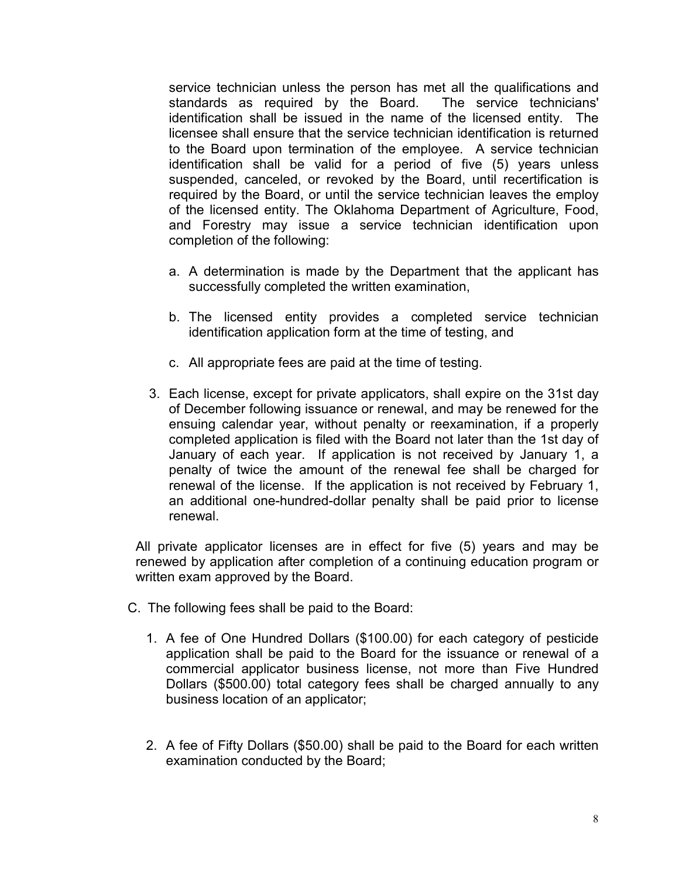service technician unless the person has met all the qualifications and standards as required by the Board. The service technicians' identification shall be issued in the name of the licensed entity. The licensee shall ensure that the service technician identification is returned to the Board upon termination of the employee. A service technician identification shall be valid for a period of five (5) years unless suspended, canceled, or revoked by the Board, until recertification is required by the Board, or until the service technician leaves the employ of the licensed entity. The Oklahoma Department of Agriculture, Food, and Forestry may issue a service technician identification upon completion of the following:

   a. A determination is made by the Department that the applicant has successfully completed the written examination,

   b. The licensed entity provides a completed service technician identification application form at the time of testing, and

   c. All appropriate fees are paid at the time of testing.

3. Each license, except for private applicators, shall expire on the 31st day of December following issuance or renewal, and may be renewed for the ensuing calendar year, without penalty or reexamination, if a properly completed application is filed with the Board not later than the 1st day of January of each year. If application is not received by January 1, a penalty of twice the amount of the renewal fee shall be charged for renewal of the license. If the application is not received by February 1, an additional one-hundred-dollar penalty shall be paid prior to license renewal.

All private applicator licenses are in effect for five (5) years and may be renewed by application after completion of a continuing education program or written exam approved by the Board.

C. The following fees shall be paid to the Board:

   1. A fee of One Hundred Dollars ($100.00) for each category of pesticide application shall be paid to the Board for the issuance or renewal of a commercial applicator business license, not more than Five Hundred Dollars ($500.00) total category fees shall be charged annually to any business location of an applicator;

   2. A fee of Fifty Dollars ($50.00) shall be paid to the Board for each written examination conducted by the Board;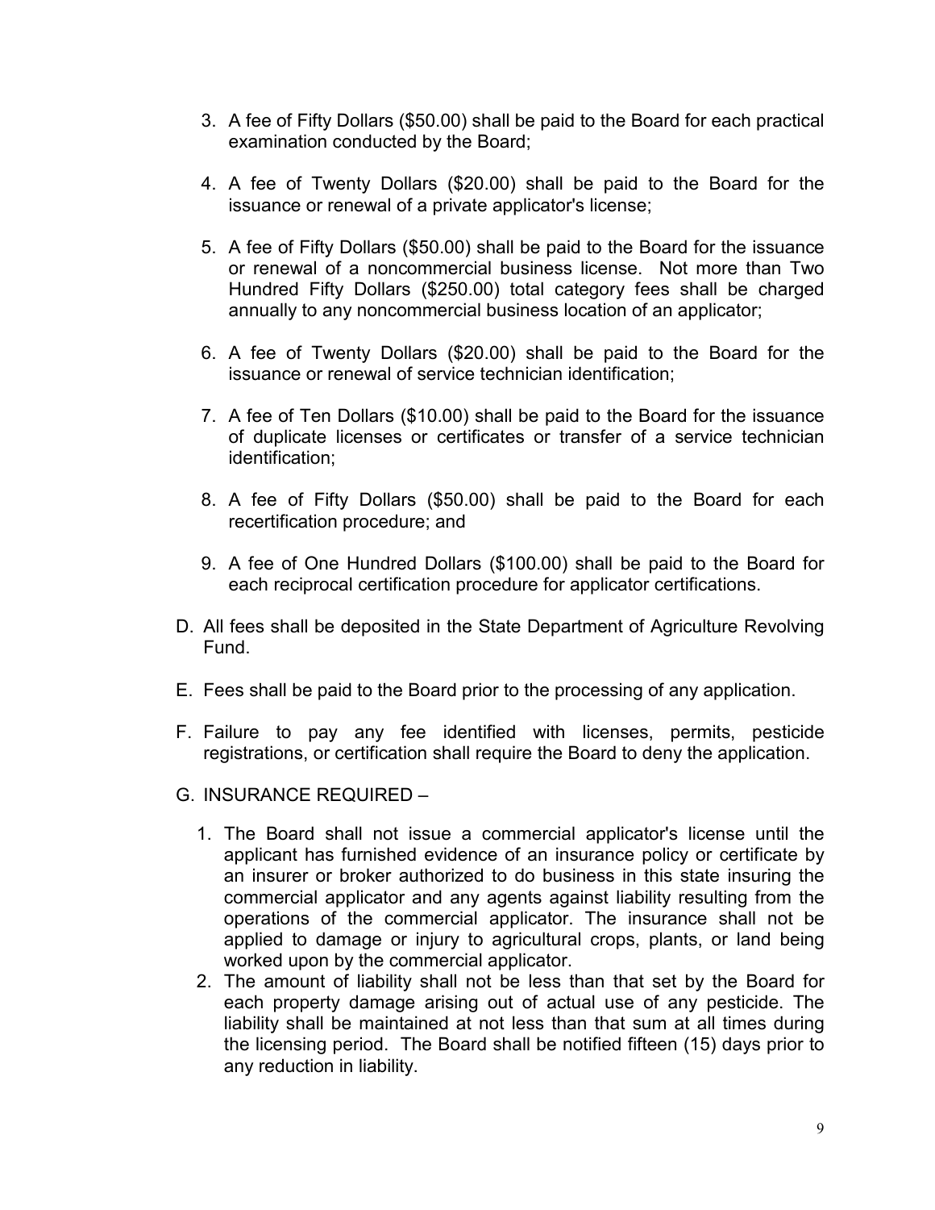3. A fee of Fifty Dollars ($50.00) shall be paid to the Board for each practical examination conducted by the Board;

4. A fee of Twenty Dollars ($20.00) shall be paid to the Board for the issuance or renewal of a private applicator's license;

5. A fee of Fifty Dollars ($50.00) shall be paid to the Board for the issuance or renewal of a noncommercial business license. Not more than Two Hundred Fifty Dollars ($250.00) total category fees shall be charged annually to any noncommercial business location of an applicator;

6. A fee of Twenty Dollars ($20.00) shall be paid to the Board for the issuance or renewal of service technician identification;

7. A fee of Ten Dollars ($10.00) shall be paid to the Board for the issuance of duplicate licenses or certificates or transfer of a service technician identification;

8. A fee of Fifty Dollars ($50.00) shall be paid to the Board for each recertification procedure; and

9. A fee of One Hundred Dollars ($100.00) shall be paid to the Board for each reciprocal certification procedure for applicator certifications.

D. All fees shall be deposited in the State Department of Agriculture Revolving Fund.

E. Fees shall be paid to the Board prior to the processing of any application.

F. Failure to pay any fee identified with licenses, permits, pesticide registrations, or certification shall require the Board to deny the application.

G. INSURANCE REQUIRED –

1. The Board shall not issue a commercial applicator's license until the applicant has furnished evidence of an insurance policy or certificate by an insurer or broker authorized to do business in this state insuring the commercial applicator and any agents against liability resulting from the operations of the commercial applicator. The insurance shall not be applied to damage or injury to agricultural crops, plants, or land being worked upon by the commercial applicator.
2. The amount of liability shall not be less than that set by the Board for each property damage arising out of actual use of any pesticide. The liability shall be maintained at not less than that sum at all times during the licensing period. The Board shall be notified fifteen (15) days prior to any reduction in liability.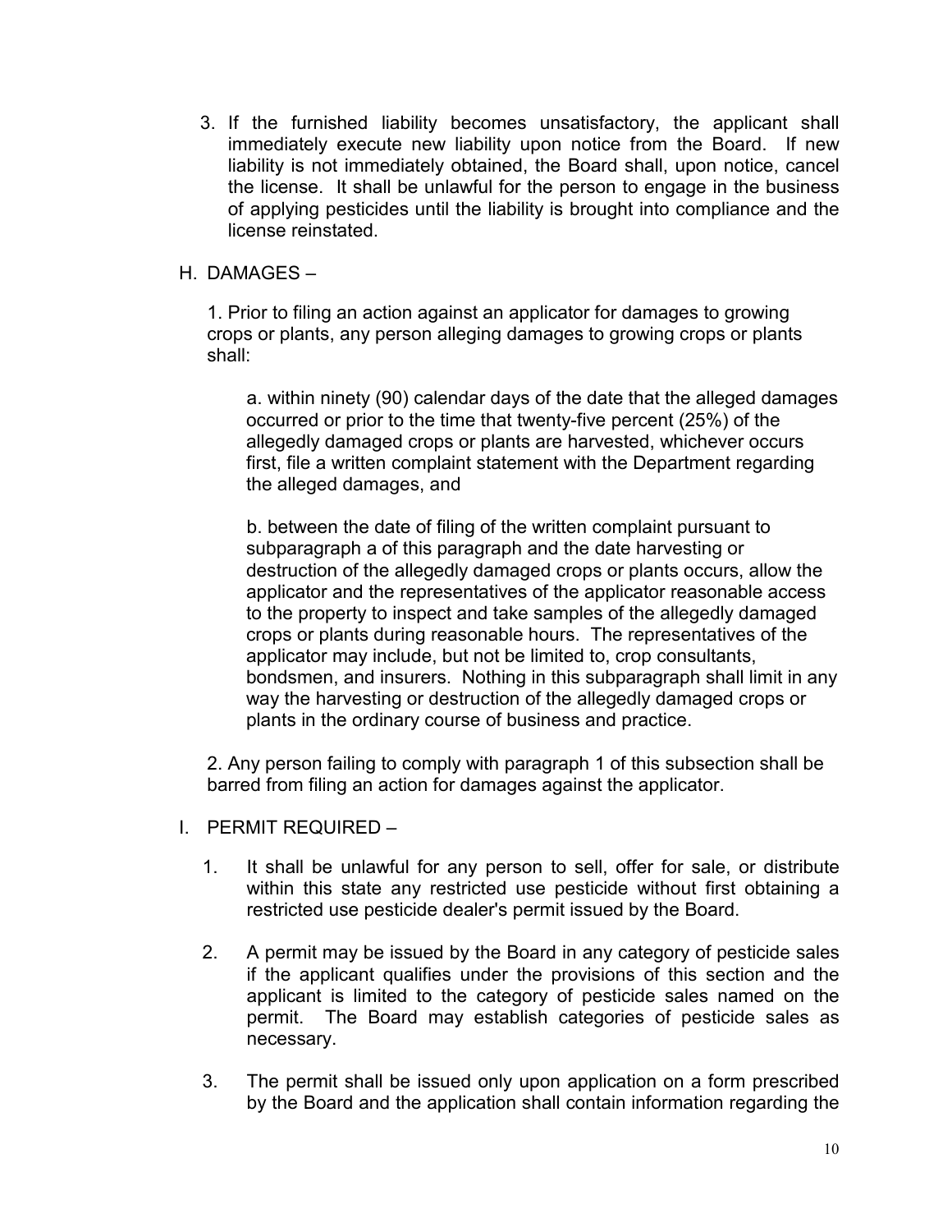3. If the furnished liability becomes unsatisfactory, the applicant shall immediately execute new liability upon notice from the Board. If new liability is not immediately obtained, the Board shall, upon notice, cancel the license. It shall be unlawful for the person to engage in the business of applying pesticides until the liability is brought into compliance and the license reinstated.

H. DAMAGES –

1. Prior to filing an action against an applicator for damages to growing crops or plants, any person alleging damages to growing crops or plants shall:

a. within ninety (90) calendar days of the date that the alleged damages occurred or prior to the time that twenty-five percent (25%) of the allegedly damaged crops or plants are harvested, whichever occurs first, file a written complaint statement with the Department regarding the alleged damages, and

b. between the date of filing of the written complaint pursuant to subparagraph a of this paragraph and the date harvesting or destruction of the allegedly damaged crops or plants occurs, allow the applicator and the representatives of the applicator reasonable access to the property to inspect and take samples of the allegedly damaged crops or plants during reasonable hours. The representatives of the applicator may include, but not be limited to, crop consultants, bondsmen, and insurers. Nothing in this subparagraph shall limit in any way the harvesting or destruction of the allegedly damaged crops or plants in the ordinary course of business and practice.

2. Any person failing to comply with paragraph 1 of this subsection shall be barred from filing an action for damages against the applicator.

I. PERMIT REQUIRED –

1. It shall be unlawful for any person to sell, offer for sale, or distribute within this state any restricted use pesticide without first obtaining a restricted use pesticide dealer's permit issued by the Board.

2. A permit may be issued by the Board in any category of pesticide sales if the applicant qualifies under the provisions of this section and the applicant is limited to the category of pesticide sales named on the permit. The Board may establish categories of pesticide sales as necessary.

3. The permit shall be issued only upon application on a form prescribed by the Board and the application shall contain information regarding the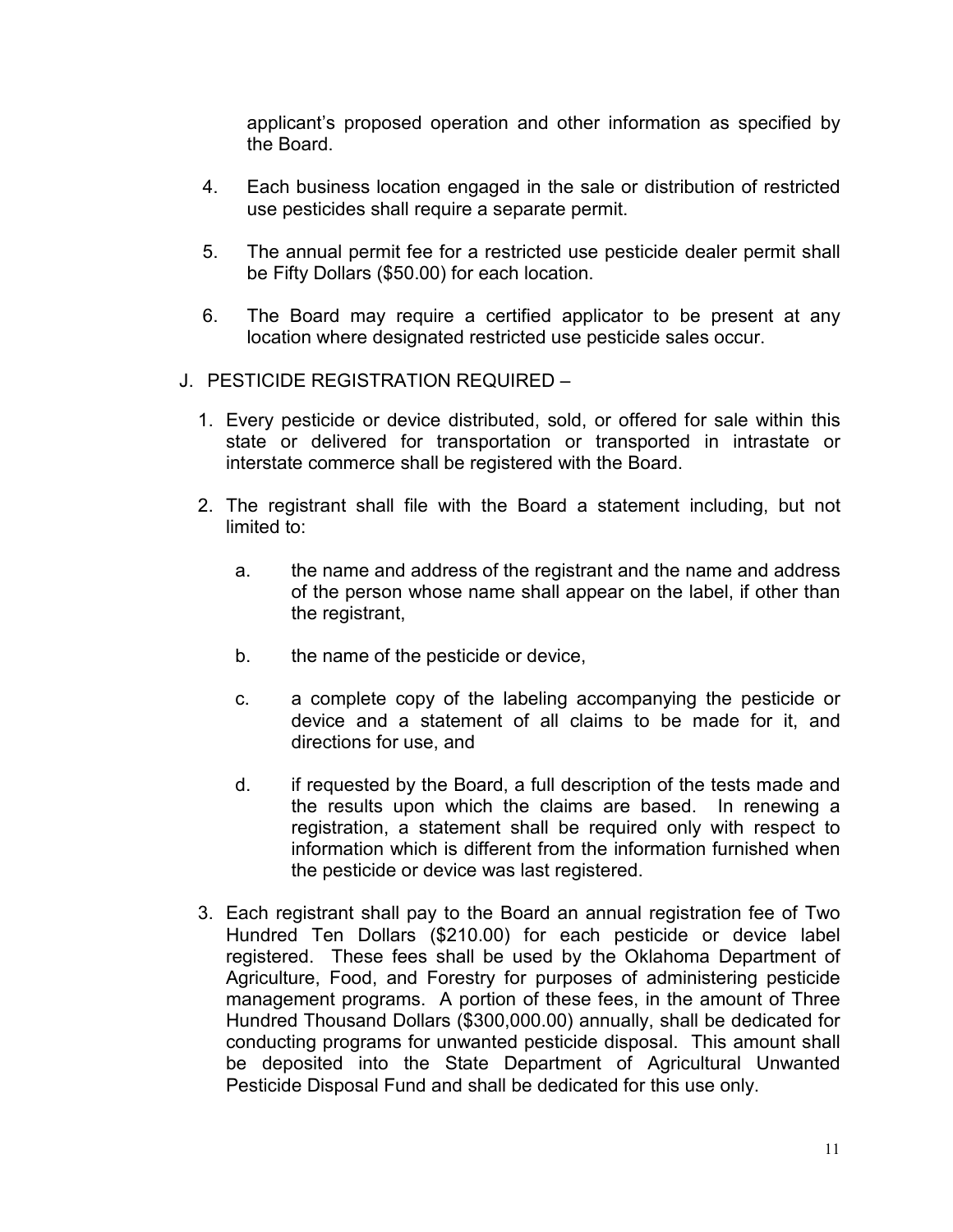applicant's proposed operation and other information as specified by the Board.

4. Each business location engaged in the sale or distribution of restricted use pesticides shall require a separate permit.

5. The annual permit fee for a restricted use pesticide dealer permit shall be Fifty Dollars ($50.00) for each location.

6. The Board may require a certified applicator to be present at any location where designated restricted use pesticide sales occur.

J. PESTICIDE REGISTRATION REQUIRED –

1. Every pesticide or device distributed, sold, or offered for sale within this state or delivered for transportation or transported in intrastate or interstate commerce shall be registered with the Board.

2. The registrant shall file with the Board a statement including, but not limited to:

   a. the name and address of the registrant and the name and address of the person whose name shall appear on the label, if other than the registrant,

   b. the name of the pesticide or device,

   c. a complete copy of the labeling accompanying the pesticide or device and a statement of all claims to be made for it, and directions for use, and

   d. if requested by the Board, a full description of the tests made and the results upon which the claims are based. In renewing a registration, a statement shall be required only with respect to information which is different from the information furnished when the pesticide or device was last registered.

3. Each registrant shall pay to the Board an annual registration fee of Two Hundred Ten Dollars ($210.00) for each pesticide or device label registered. These fees shall be used by the Oklahoma Department of Agriculture, Food, and Forestry for purposes of administering pesticide management programs. A portion of these fees, in the amount of Three Hundred Thousand Dollars ($300,000.00) annually, shall be dedicated for conducting programs for unwanted pesticide disposal. This amount shall be deposited into the State Department of Agricultural Unwanted Pesticide Disposal Fund and shall be dedicated for this use only.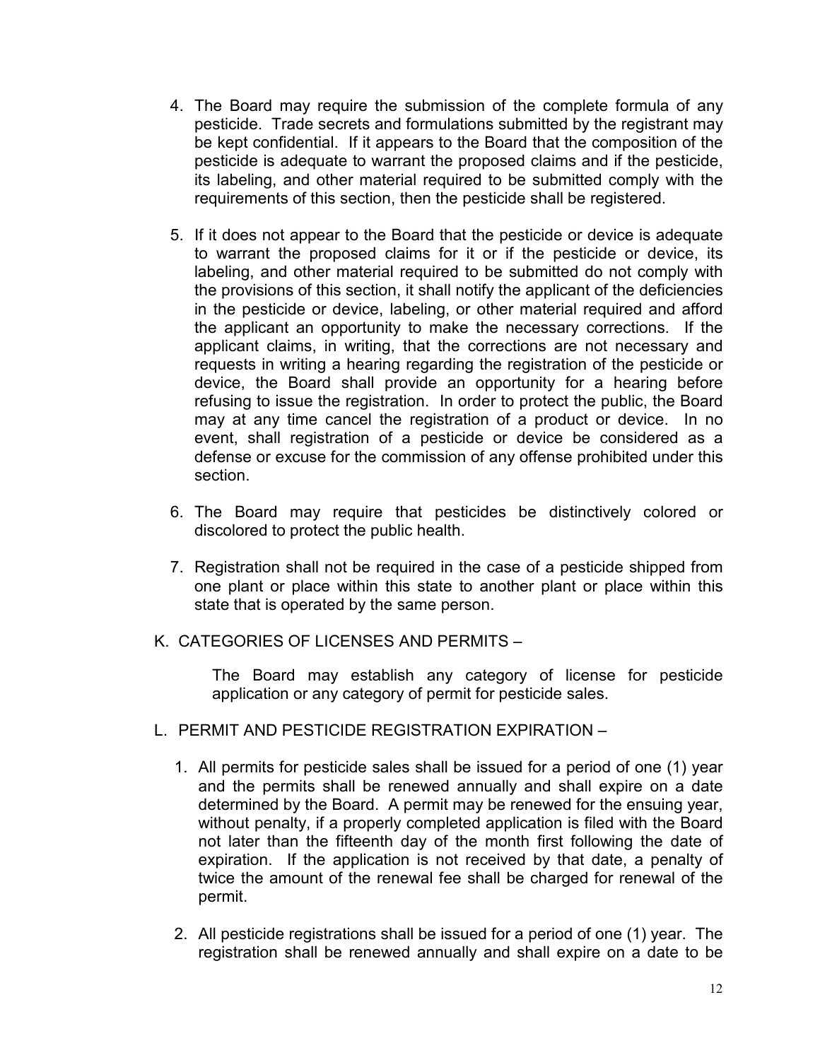4. The Board may require the submission of the complete formula of any pesticide. Trade secrets and formulations submitted by the registrant may be kept confidential. If it appears to the Board that the composition of the pesticide is adequate to warrant the proposed claims and if the pesticide, its labeling, and other material required to be submitted comply with the requirements of this section, then the pesticide shall be registered.

5. If it does not appear to the Board that the pesticide or device is adequate to warrant the proposed claims for it or if the pesticide or device, its labeling, and other material required to be submitted do not comply with the provisions of this section, it shall notify the applicant of the deficiencies in the pesticide or device, labeling, or other material required and afford the applicant an opportunity to make the necessary corrections. If the applicant claims, in writing, that the corrections are not necessary and requests in writing a hearing regarding the registration of the pesticide or device, the Board shall provide an opportunity for a hearing before refusing to issue the registration. In order to protect the public, the Board may at any time cancel the registration of a product or device. In no event, shall registration of a pesticide or device be considered as a defense or excuse for the commission of any offense prohibited under this section.

6. The Board may require that pesticides be distinctively colored or discolored to protect the public health.

7. Registration shall not be required in the case of a pesticide shipped from one plant or place within this state to another plant or place within this state that is operated by the same person.

K. CATEGORIES OF LICENSES AND PERMITS –

The Board may establish any category of license for pesticide application or any category of permit for pesticide sales.

L. PERMIT AND PESTICIDE REGISTRATION EXPIRATION –

1. All permits for pesticide sales shall be issued for a period of one (1) year and the permits shall be renewed annually and shall expire on a date determined by the Board. A permit may be renewed for the ensuing year, without penalty, if a properly completed application is filed with the Board not later than the fifteenth day of the month first following the date of expiration. If the application is not received by that date, a penalty of twice the amount of the renewal fee shall be charged for renewal of the permit.

2. All pesticide registrations shall be issued for a period of one (1) year. The registration shall be renewed annually and shall expire on a date to be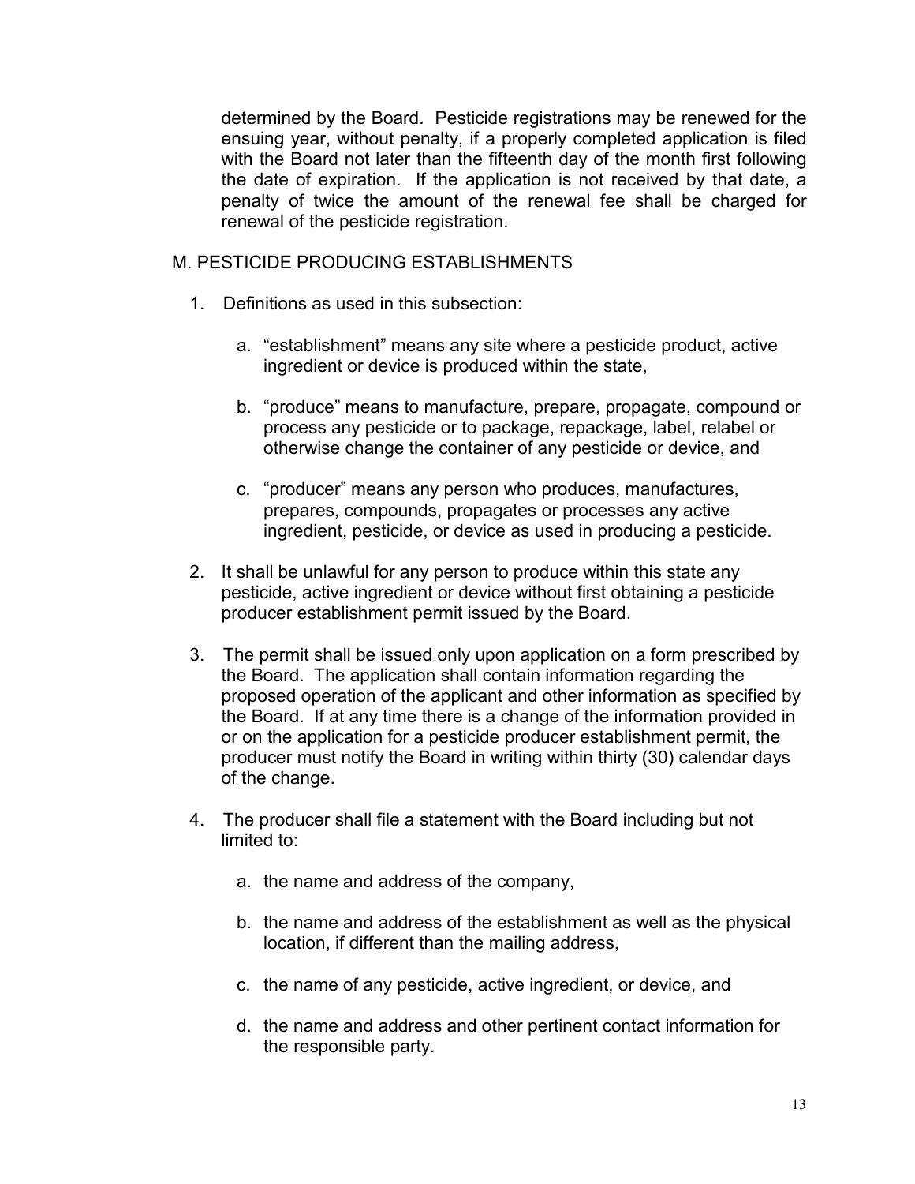determined by the Board. Pesticide registrations may be renewed for the ensuing year, without penalty, if a properly completed application is filed with the Board not later than the fifteenth day of the month first following the date of expiration. If the application is not received by that date, a penalty of twice the amount of the renewal fee shall be charged for renewal of the pesticide registration.

## M. PESTICIDE PRODUCING ESTABLISHMENTS

1. Definitions as used in this subsection:

    a. "establishment" means any site where a pesticide product, active ingredient or device is produced within the state,

    b. "produce" means to manufacture, prepare, propagate, compound or process any pesticide or to package, repackage, label, relabel or otherwise change the container of any pesticide or device, and

    c. "producer" means any person who produces, manufactures, prepares, compounds, propagates or processes any active ingredient, pesticide, or device as used in producing a pesticide.

2. It shall be unlawful for any person to produce within this state any pesticide, active ingredient or device without first obtaining a pesticide producer establishment permit issued by the Board.

3. The permit shall be issued only upon application on a form prescribed by the Board. The application shall contain information regarding the proposed operation of the applicant and other information as specified by the Board. If at any time there is a change of the information provided in or on the application for a pesticide producer establishment permit, the producer must notify the Board in writing within thirty (30) calendar days of the change.

4. The producer shall file a statement with the Board including but not limited to:

    a. the name and address of the company,

    b. the name and address of the establishment as well as the physical location, if different than the mailing address,

    c. the name of any pesticide, active ingredient, or device, and

    d. the name and address and other pertinent contact information for the responsible party.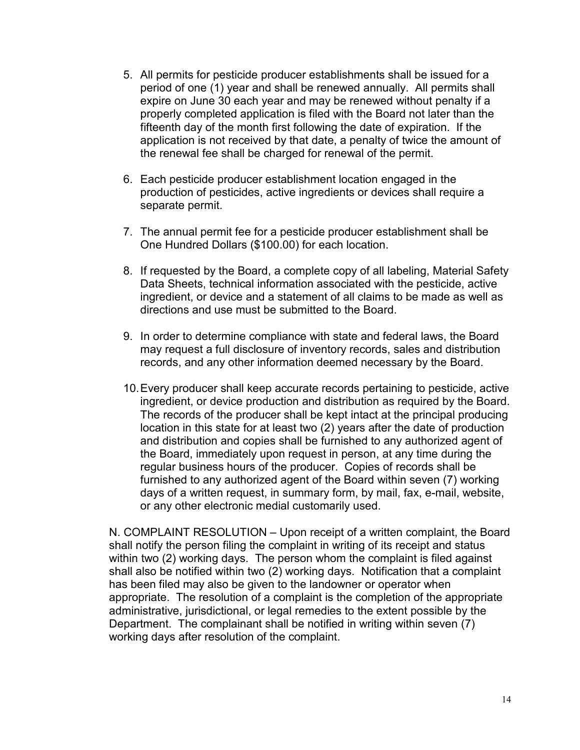5. All permits for pesticide producer establishments shall be issued for a period of one (1) year and shall be renewed annually. All permits shall expire on June 30 each year and may be renewed without penalty if a properly completed application is filed with the Board not later than the fifteenth day of the month first following the date of expiration. If the application is not received by that date, a penalty of twice the amount of the renewal fee shall be charged for renewal of the permit.

6. Each pesticide producer establishment location engaged in the production of pesticides, active ingredients or devices shall require a separate permit.

7. The annual permit fee for a pesticide producer establishment shall be One Hundred Dollars ($100.00) for each location.

8. If requested by the Board, a complete copy of all labeling, Material Safety Data Sheets, technical information associated with the pesticide, active ingredient, or device and a statement of all claims to be made as well as directions and use must be submitted to the Board.

9. In order to determine compliance with state and federal laws, the Board may request a full disclosure of inventory records, sales and distribution records, and any other information deemed necessary by the Board.

10. Every producer shall keep accurate records pertaining to pesticide, active ingredient, or device production and distribution as required by the Board. The records of the producer shall be kept intact at the principal producing location in this state for at least two (2) years after the date of production and distribution and copies shall be furnished to any authorized agent of the Board, immediately upon request in person, at any time during the regular business hours of the producer. Copies of records shall be furnished to any authorized agent of the Board within seven (7) working days of a written request, in summary form, by mail, fax, e-mail, website, or any other electronic medial customarily used.

N. COMPLAINT RESOLUTION – Upon receipt of a written complaint, the Board shall notify the person filing the complaint in writing of its receipt and status within two (2) working days. The person whom the complaint is filed against shall also be notified within two (2) working days. Notification that a complaint has been filed may also be given to the landowner or operator when appropriate. The resolution of a complaint is the completion of the appropriate administrative, jurisdictional, or legal remedies to the extent possible by the Department. The complainant shall be notified in writing within seven (7) working days after resolution of the complaint.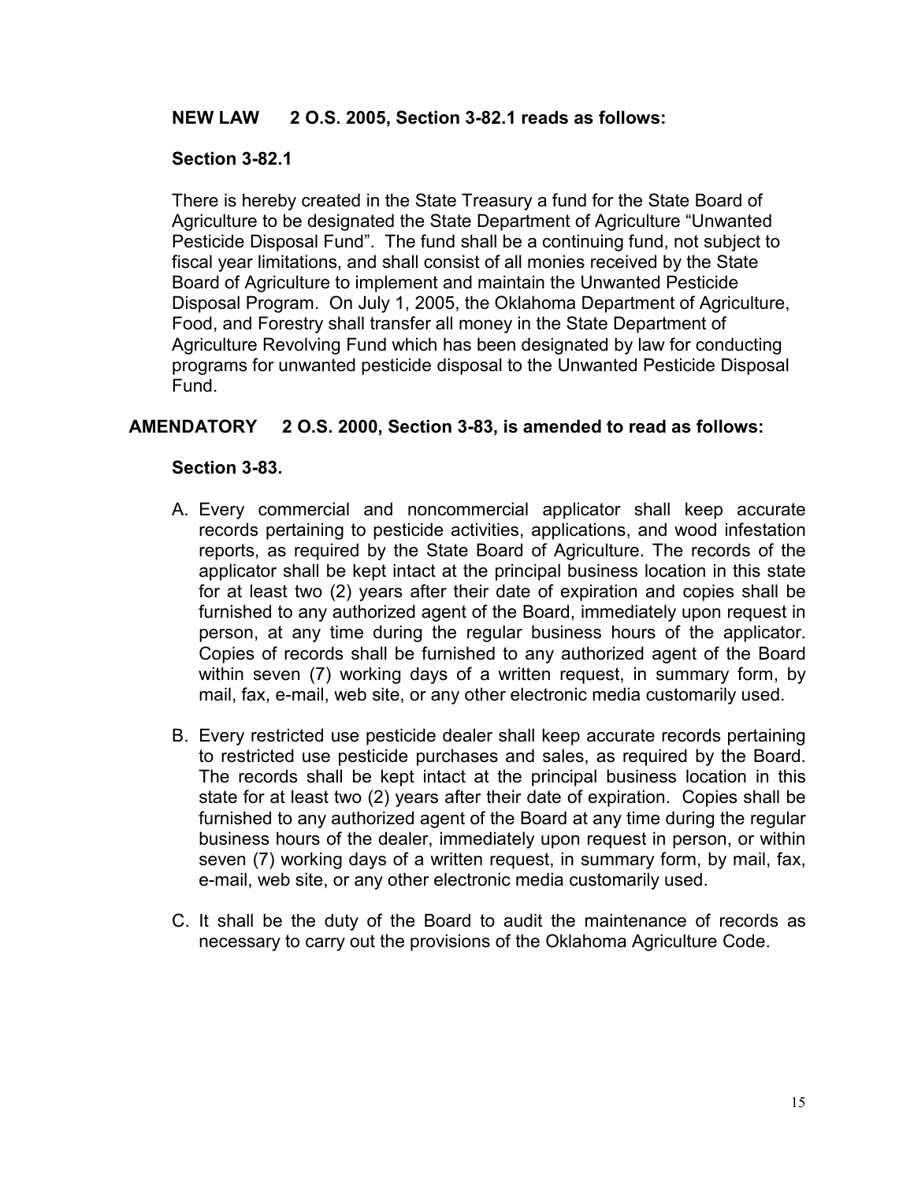**NEW LAW 2 O.S. 2005, Section 3-82.1 reads as follows:**

**Section 3-82.1**

There is hereby created in the State Treasury a fund for the State Board of Agriculture to be designated the State Department of Agriculture "Unwanted Pesticide Disposal Fund". The fund shall be a continuing fund, not subject to fiscal year limitations, and shall consist of all monies received by the State Board of Agriculture to implement and maintain the Unwanted Pesticide Disposal Program. On July 1, 2005, the Oklahoma Department of Agriculture, Food, and Forestry shall transfer all money in the State Department of Agriculture Revolving Fund which has been designated by law for conducting programs for unwanted pesticide disposal to the Unwanted Pesticide Disposal Fund.

**AMENDATORY 2 O.S. 2000, Section 3-83, is amended to read as follows:**

**Section 3-83.**

A. Every commercial and noncommercial applicator shall keep accurate records pertaining to pesticide activities, applications, and wood infestation reports, as required by the State Board of Agriculture. The records of the applicator shall be kept intact at the principal business location in this state for at least two (2) years after their date of expiration and copies shall be furnished to any authorized agent of the Board, immediately upon request in person, at any time during the regular business hours of the applicator. Copies of records shall be furnished to any authorized agent of the Board within seven (7) working days of a written request, in summary form, by mail, fax, e-mail, web site, or any other electronic media customarily used.

B. Every restricted use pesticide dealer shall keep accurate records pertaining to restricted use pesticide purchases and sales, as required by the Board. The records shall be kept intact at the principal business location in this state for at least two (2) years after their date of expiration. Copies shall be furnished to any authorized agent of the Board at any time during the regular business hours of the dealer, immediately upon request in person, or within seven (7) working days of a written request, in summary form, by mail, fax, e-mail, web site, or any other electronic media customarily used.

C. It shall be the duty of the Board to audit the maintenance of records as necessary to carry out the provisions of the Oklahoma Agriculture Code.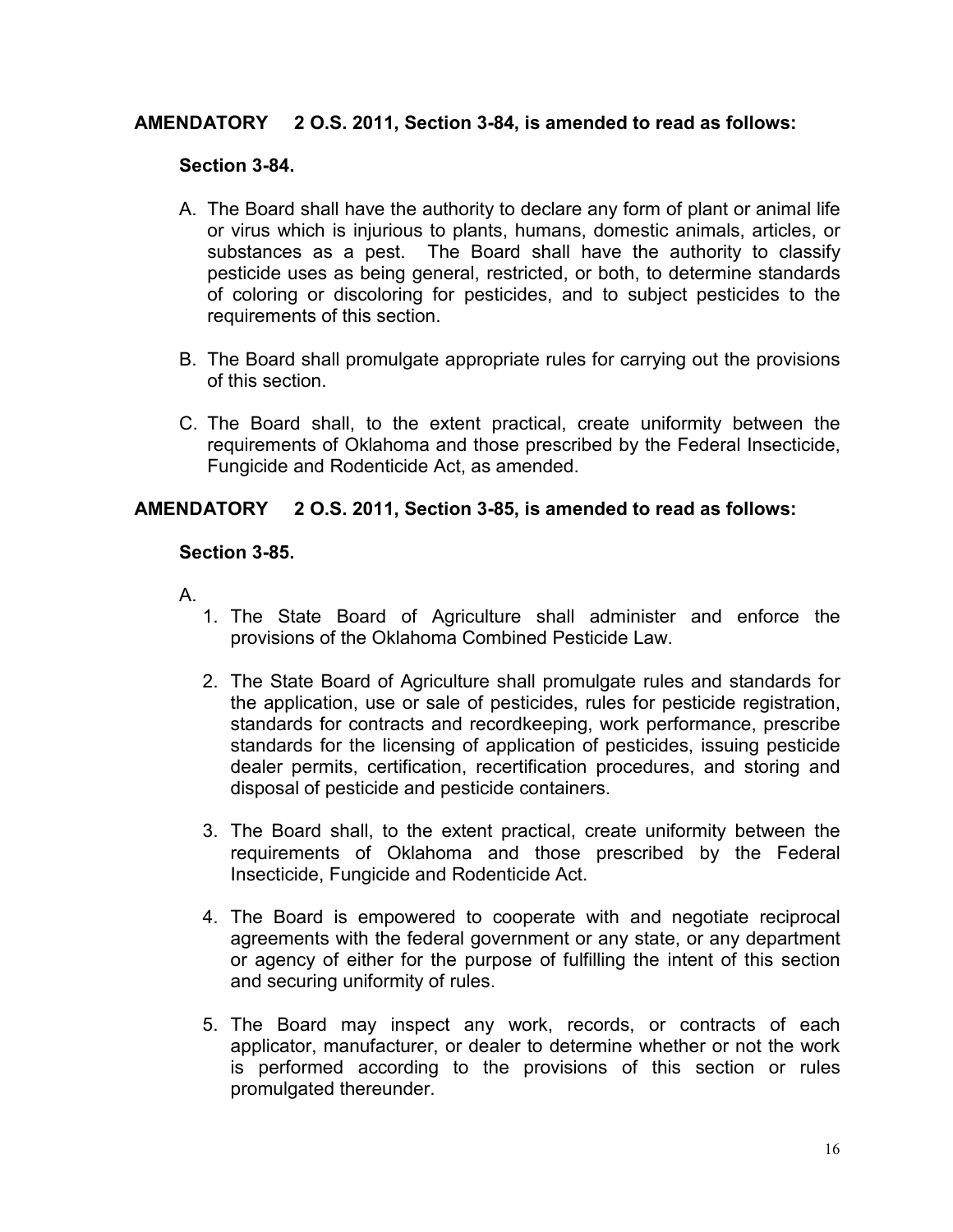**AMENDATORY 2 O.S. 2011, Section 3-84, is amended to read as follows:**

**Section 3-84.**

A. The Board shall have the authority to declare any form of plant or animal life or virus which is injurious to plants, humans, domestic animals, articles, or substances as a pest. The Board shall have the authority to classify pesticide uses as being general, restricted, or both, to determine standards of coloring or discoloring for pesticides, and to subject pesticides to the requirements of this section.

B. The Board shall promulgate appropriate rules for carrying out the provisions of this section.

C. The Board shall, to the extent practical, create uniformity between the requirements of Oklahoma and those prescribed by the Federal Insecticide, Fungicide and Rodenticide Act, as amended.

**AMENDATORY 2 O.S. 2011, Section 3-85, is amended to read as follows:**

**Section 3-85.**

A.

1. The State Board of Agriculture shall administer and enforce the provisions of the Oklahoma Combined Pesticide Law.

2. The State Board of Agriculture shall promulgate rules and standards for the application, use or sale of pesticides, rules for pesticide registration, standards for contracts and recordkeeping, work performance, prescribe standards for the licensing of application of pesticides, issuing pesticide dealer permits, certification, recertification procedures, and storing and disposal of pesticide and pesticide containers.

3. The Board shall, to the extent practical, create uniformity between the requirements of Oklahoma and those prescribed by the Federal Insecticide, Fungicide and Rodenticide Act.

4. The Board is empowered to cooperate with and negotiate reciprocal agreements with the federal government or any state, or any department or agency of either for the purpose of fulfilling the intent of this section and securing uniformity of rules.

5. The Board may inspect any work, records, or contracts of each applicator, manufacturer, or dealer to determine whether or not the work is performed according to the provisions of this section or rules promulgated thereunder.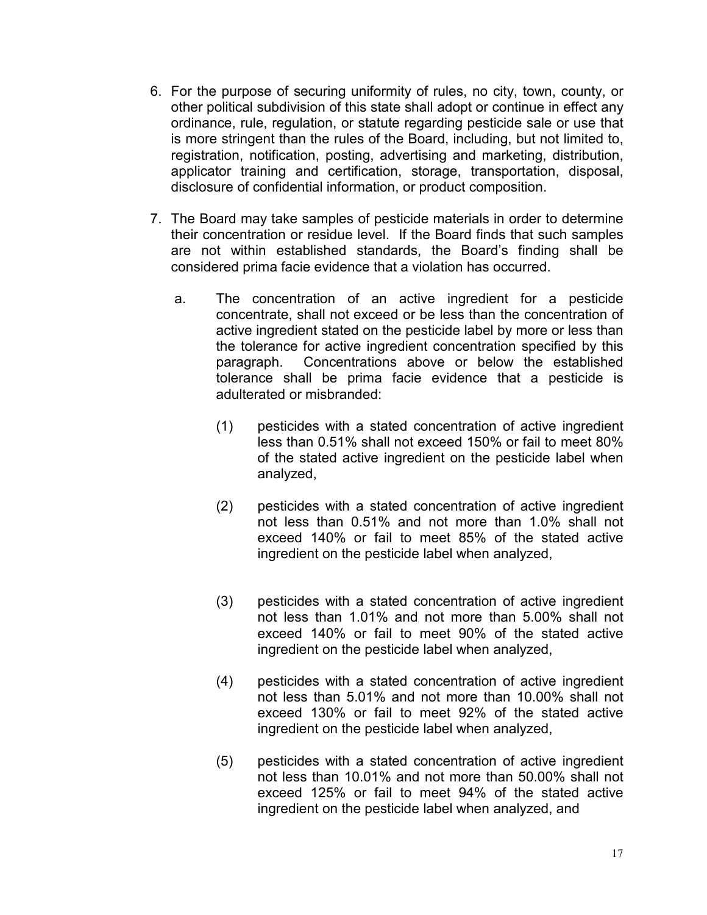6. For the purpose of securing uniformity of rules, no city, town, county, or other political subdivision of this state shall adopt or continue in effect any ordinance, rule, regulation, or statute regarding pesticide sale or use that is more stringent than the rules of the Board, including, but not limited to, registration, notification, posting, advertising and marketing, distribution, applicator training and certification, storage, transportation, disposal, disclosure of confidential information, or product composition.

7. The Board may take samples of pesticide materials in order to determine their concentration or residue level. If the Board finds that such samples are not within established standards, the Board's finding shall be considered prima facie evidence that a violation has occurred.

   a. The concentration of an active ingredient for a pesticide concentrate, shall not exceed or be less than the concentration of active ingredient stated on the pesticide label by more or less than the tolerance for active ingredient concentration specified by this paragraph. Concentrations above or below the established tolerance shall be prima facie evidence that a pesticide is adulterated or misbranded:

      (1) pesticides with a stated concentration of active ingredient less than 0.51% shall not exceed 150% or fail to meet 80% of the stated active ingredient on the pesticide label when analyzed,

      (2) pesticides with a stated concentration of active ingredient not less than 0.51% and not more than 1.0% shall not exceed 140% or fail to meet 85% of the stated active ingredient on the pesticide label when analyzed,

      (3) pesticides with a stated concentration of active ingredient not less than 1.01% and not more than 5.00% shall not exceed 140% or fail to meet 90% of the stated active ingredient on the pesticide label when analyzed,

      (4) pesticides with a stated concentration of active ingredient not less than 5.01% and not more than 10.00% shall not exceed 130% or fail to meet 92% of the stated active ingredient on the pesticide label when analyzed,

      (5) pesticides with a stated concentration of active ingredient not less than 10.01% and not more than 50.00% shall not exceed 125% or fail to meet 94% of the stated active ingredient on the pesticide label when analyzed, and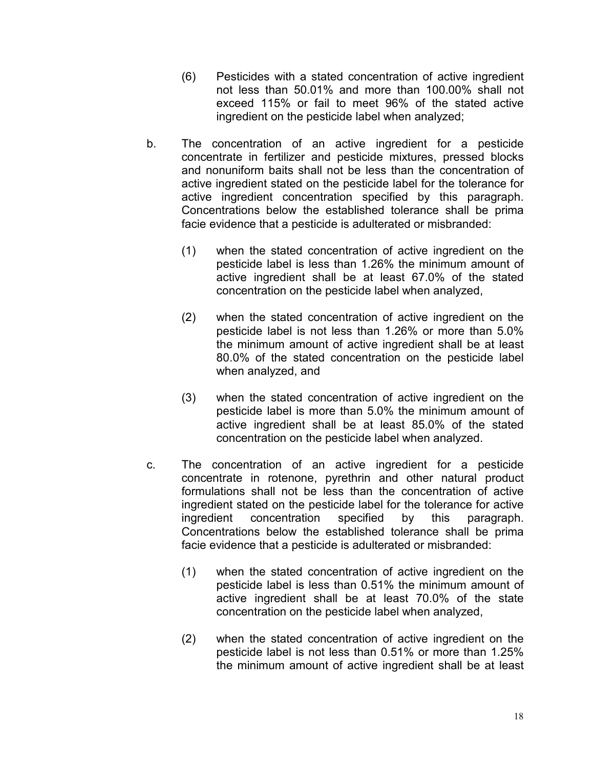(6) Pesticides with a stated concentration of active ingredient not less than 50.01% and more than 100.00% shall not exceed 115% or fail to meet 96% of the stated active ingredient on the pesticide label when analyzed;

b. The concentration of an active ingredient for a pesticide concentrate in fertilizer and pesticide mixtures, pressed blocks and nonuniform baits shall not be less than the concentration of active ingredient stated on the pesticide label for the tolerance for active ingredient concentration specified by this paragraph. Concentrations below the established tolerance shall be prima facie evidence that a pesticide is adulterated or misbranded:

   (1) when the stated concentration of active ingredient on the pesticide label is less than 1.26% the minimum amount of active ingredient shall be at least 67.0% of the stated concentration on the pesticide label when analyzed,

   (2) when the stated concentration of active ingredient on the pesticide label is not less than 1.26% or more than 5.0% the minimum amount of active ingredient shall be at least 80.0% of the stated concentration on the pesticide label when analyzed, and

   (3) when the stated concentration of active ingredient on the pesticide label is more than 5.0% the minimum amount of active ingredient shall be at least 85.0% of the stated concentration on the pesticide label when analyzed.

c. The concentration of an active ingredient for a pesticide concentrate in rotenone, pyrethrin and other natural product formulations shall not be less than the concentration of active ingredient stated on the pesticide label for the tolerance for active ingredient concentration specified by this paragraph. Concentrations below the established tolerance shall be prima facie evidence that a pesticide is adulterated or misbranded:

   (1) when the stated concentration of active ingredient on the pesticide label is less than 0.51% the minimum amount of active ingredient shall be at least 70.0% of the state concentration on the pesticide label when analyzed,

   (2) when the stated concentration of active ingredient on the pesticide label is not less than 0.51% or more than 1.25% the minimum amount of active ingredient shall be at least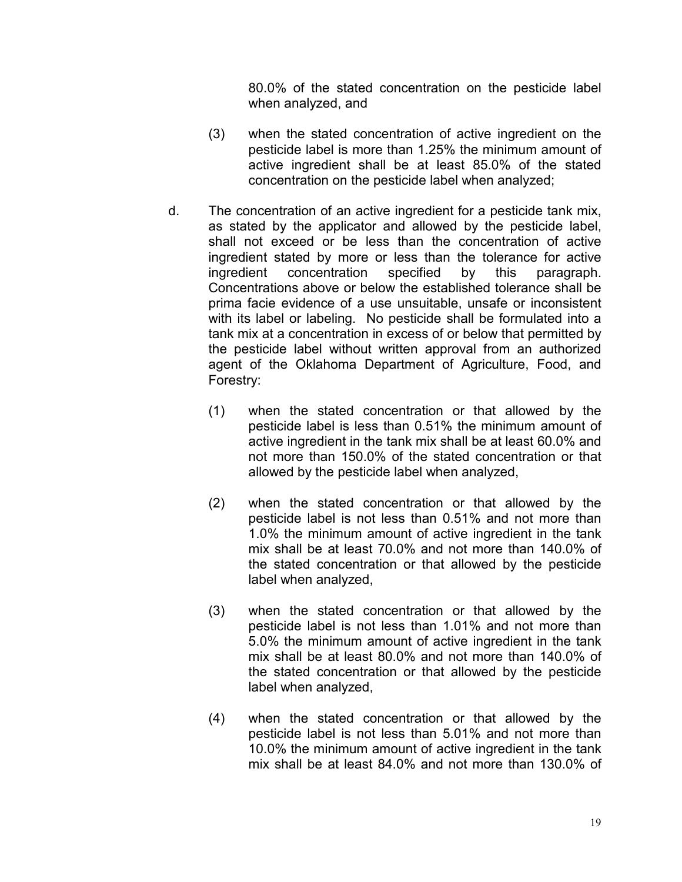80.0% of the stated concentration on the pesticide label when analyzed, and

(3) when the stated concentration of active ingredient on the pesticide label is more than 1.25% the minimum amount of active ingredient shall be at least 85.0% of the stated concentration on the pesticide label when analyzed;

d. The concentration of an active ingredient for a pesticide tank mix, as stated by the applicator and allowed by the pesticide label, shall not exceed or be less than the concentration of active ingredient stated by more or less than the tolerance for active ingredient concentration specified by this paragraph. Concentrations above or below the established tolerance shall be prima facie evidence of a use unsuitable, unsafe or inconsistent with its label or labeling. No pesticide shall be formulated into a tank mix at a concentration in excess of or below that permitted by the pesticide label without written approval from an authorized agent of the Oklahoma Department of Agriculture, Food, and Forestry:

(1) when the stated concentration or that allowed by the pesticide label is less than 0.51% the minimum amount of active ingredient in the tank mix shall be at least 60.0% and not more than 150.0% of the stated concentration or that allowed by the pesticide label when analyzed,

(2) when the stated concentration or that allowed by the pesticide label is not less than 0.51% and not more than 1.0% the minimum amount of active ingredient in the tank mix shall be at least 70.0% and not more than 140.0% of the stated concentration or that allowed by the pesticide label when analyzed,

(3) when the stated concentration or that allowed by the pesticide label is not less than 1.01% and not more than 5.0% the minimum amount of active ingredient in the tank mix shall be at least 80.0% and not more than 140.0% of the stated concentration or that allowed by the pesticide label when analyzed,

(4) when the stated concentration or that allowed by the pesticide label is not less than 5.01% and not more than 10.0% the minimum amount of active ingredient in the tank mix shall be at least 84.0% and not more than 130.0% of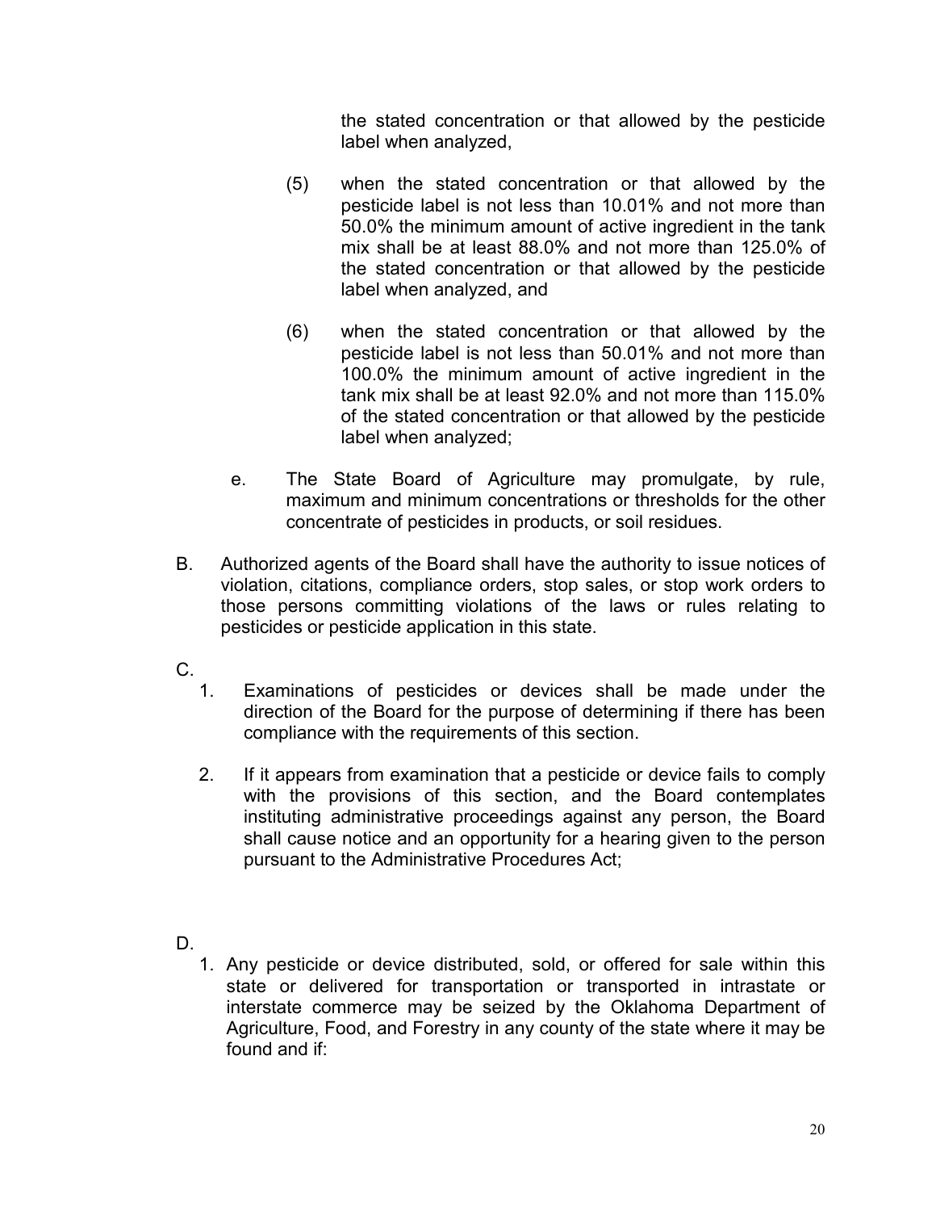the stated concentration or that allowed by the pesticide label when analyzed,

(5) when the stated concentration or that allowed by the pesticide label is not less than 10.01% and not more than 50.0% the minimum amount of active ingredient in the tank mix shall be at least 88.0% and not more than 125.0% of the stated concentration or that allowed by the pesticide label when analyzed, and

(6) when the stated concentration or that allowed by the pesticide label is not less than 50.01% and not more than 100.0% the minimum amount of active ingredient in the tank mix shall be at least 92.0% and not more than 115.0% of the stated concentration or that allowed by the pesticide label when analyzed;

e. The State Board of Agriculture may promulgate, by rule, maximum and minimum concentrations or thresholds for the other concentrate of pesticides in products, or soil residues.

B. Authorized agents of the Board shall have the authority to issue notices of violation, citations, compliance orders, stop sales, or stop work orders to those persons committing violations of the laws or rules relating to pesticides or pesticide application in this state.

C.

1. Examinations of pesticides or devices shall be made under the direction of the Board for the purpose of determining if there has been compliance with the requirements of this section.

2. If it appears from examination that a pesticide or device fails to comply with the provisions of this section, and the Board contemplates instituting administrative proceedings against any person, the Board shall cause notice and an opportunity for a hearing given to the person pursuant to the Administrative Procedures Act;

D.

1. Any pesticide or device distributed, sold, or offered for sale within this state or delivered for transportation or transported in intrastate or interstate commerce may be seized by the Oklahoma Department of Agriculture, Food, and Forestry in any county of the state where it may be found and if: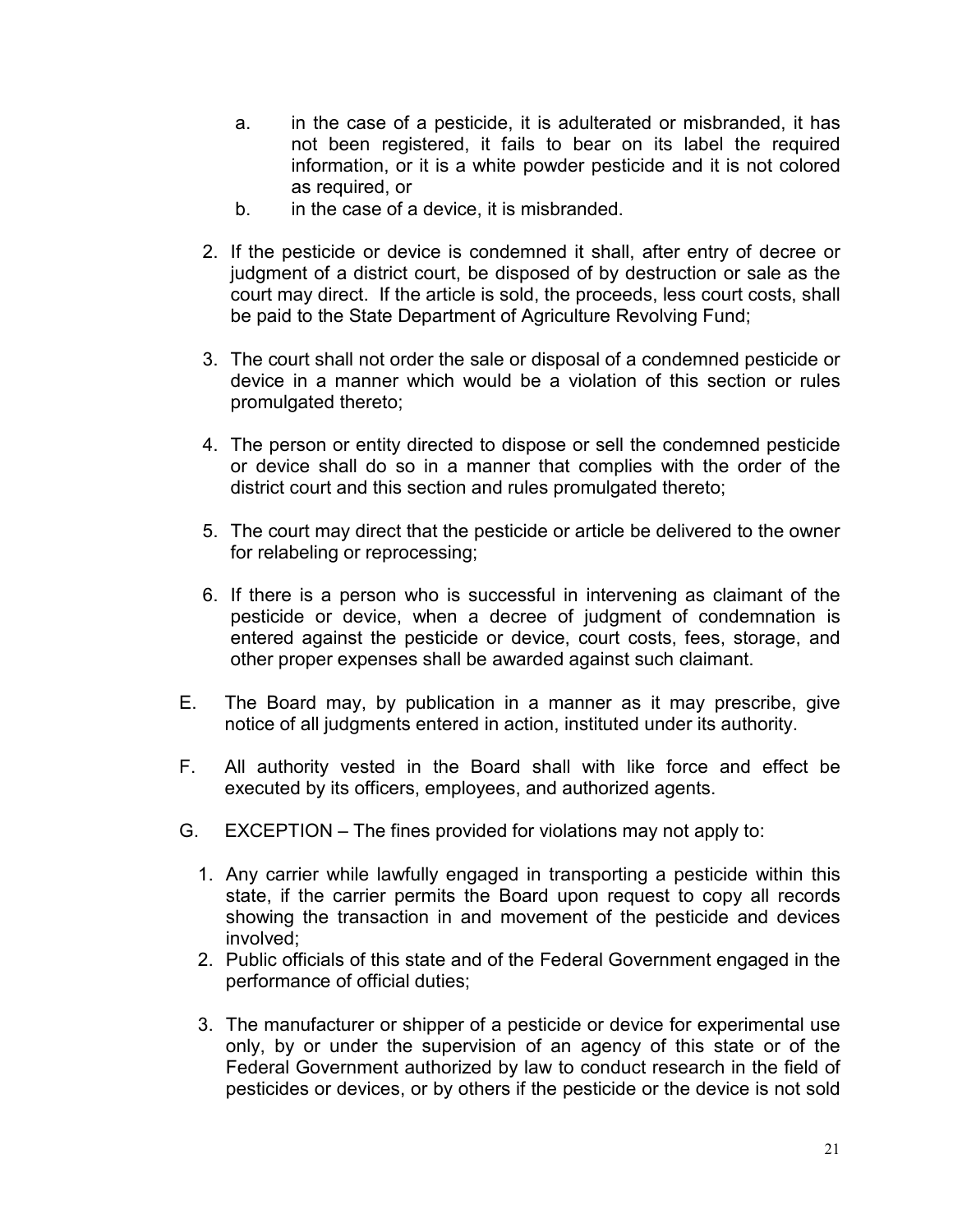a. in the case of a pesticide, it is adulterated or misbranded, it has not been registered, it fails to bear on its label the required information, or it is a white powder pesticide and it is not colored as required, or

b. in the case of a device, it is misbranded.

2. If the pesticide or device is condemned it shall, after entry of decree or judgment of a district court, be disposed of by destruction or sale as the court may direct. If the article is sold, the proceeds, less court costs, shall be paid to the State Department of Agriculture Revolving Fund;

3. The court shall not order the sale or disposal of a condemned pesticide or device in a manner which would be a violation of this section or rules promulgated thereto;

4. The person or entity directed to dispose or sell the condemned pesticide or device shall do so in a manner that complies with the order of the district court and this section and rules promulgated thereto;

5. The court may direct that the pesticide or article be delivered to the owner for relabeling or reprocessing;

6. If there is a person who is successful in intervening as claimant of the pesticide or device, when a decree of judgment of condemnation is entered against the pesticide or device, court costs, fees, storage, and other proper expenses shall be awarded against such claimant.

E. The Board may, by publication in a manner as it may prescribe, give notice of all judgments entered in action, instituted under its authority.

F. All authority vested in the Board shall with like force and effect be executed by its officers, employees, and authorized agents.

G. EXCEPTION – The fines provided for violations may not apply to:

1. Any carrier while lawfully engaged in transporting a pesticide within this state, if the carrier permits the Board upon request to copy all records showing the transaction in and movement of the pesticide and devices involved;
2. Public officials of this state and of the Federal Government engaged in the performance of official duties;

3. The manufacturer or shipper of a pesticide or device for experimental use only, by or under the supervision of an agency of this state or of the Federal Government authorized by law to conduct research in the field of pesticides or devices, or by others if the pesticide or the device is not sold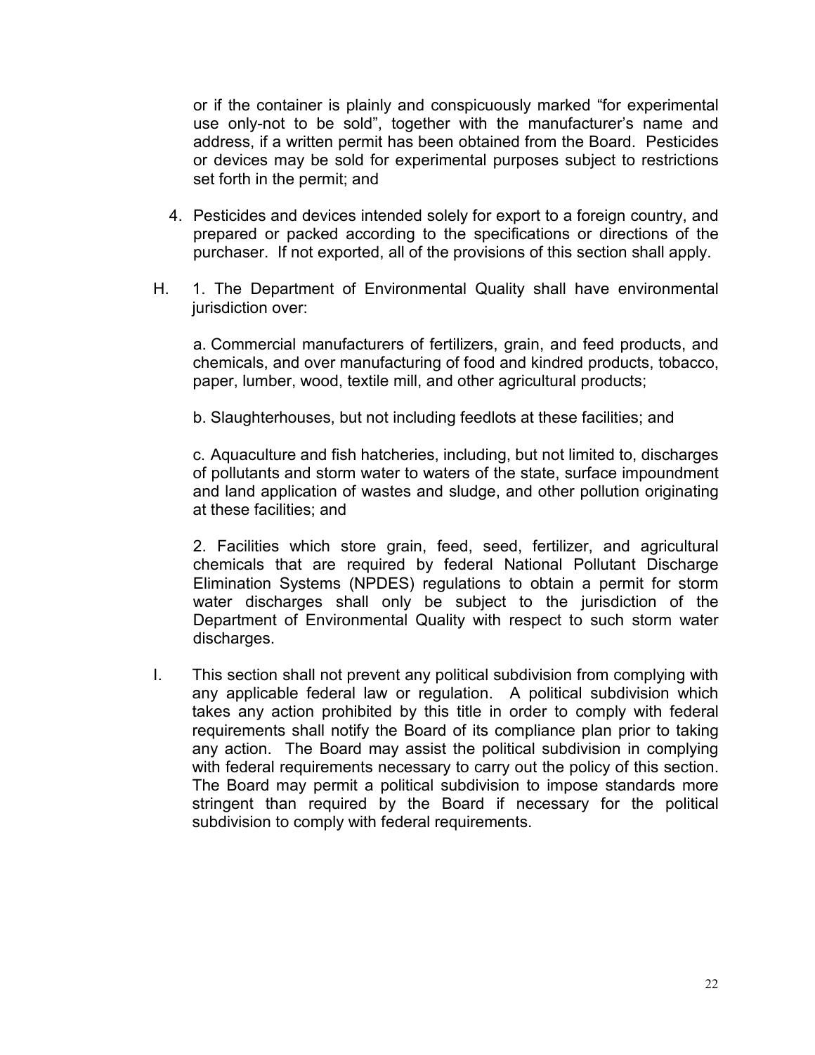or if the container is plainly and conspicuously marked “for experimental use only-not to be sold”, together with the manufacturer’s name and address, if a written permit has been obtained from the Board. Pesticides or devices may be sold for experimental purposes subject to restrictions set forth in the permit; and

4. Pesticides and devices intended solely for export to a foreign country, and prepared or packed according to the specifications or directions of the purchaser. If not exported, all of the provisions of this section shall apply.

H. 1. The Department of Environmental Quality shall have environmental jurisdiction over:

a. Commercial manufacturers of fertilizers, grain, and feed products, and chemicals, and over manufacturing of food and kindred products, tobacco, paper, lumber, wood, textile mill, and other agricultural products;

b. Slaughterhouses, but not including feedlots at these facilities; and

c. Aquaculture and fish hatcheries, including, but not limited to, discharges of pollutants and storm water to waters of the state, surface impoundment and land application of wastes and sludge, and other pollution originating at these facilities; and

2. Facilities which store grain, feed, seed, fertilizer, and agricultural chemicals that are required by federal National Pollutant Discharge Elimination Systems (NPDES) regulations to obtain a permit for storm water discharges shall only be subject to the jurisdiction of the Department of Environmental Quality with respect to such storm water discharges.

I. This section shall not prevent any political subdivision from complying with any applicable federal law or regulation. A political subdivision which takes any action prohibited by this title in order to comply with federal requirements shall notify the Board of its compliance plan prior to taking any action. The Board may assist the political subdivision in complying with federal requirements necessary to carry out the policy of this section. The Board may permit a political subdivision to impose standards more stringent than required by the Board if necessary for the political subdivision to comply with federal requirements.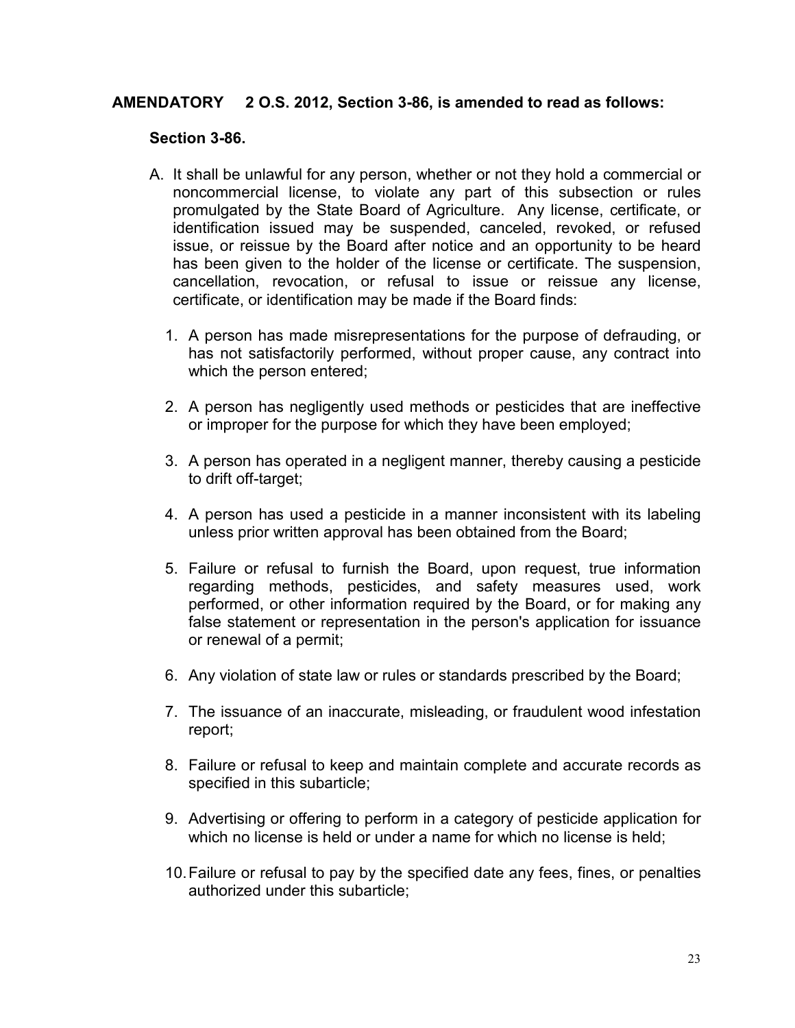**AMENDATORY 2 O.S. 2012, Section 3-86, is amended to read as follows:**

**Section 3-86.**

A. It shall be unlawful for any person, whether or not they hold a commercial or noncommercial license, to violate any part of this subsection or rules promulgated by the State Board of Agriculture. Any license, certificate, or identification issued may be suspended, canceled, revoked, or refused issue, or reissue by the Board after notice and an opportunity to be heard has been given to the holder of the license or certificate. The suspension, cancellation, revocation, or refusal to issue or reissue any license, certificate, or identification may be made if the Board finds:

1. A person has made misrepresentations for the purpose of defrauding, or has not satisfactorily performed, without proper cause, any contract into which the person entered;

2. A person has negligently used methods or pesticides that are ineffective or improper for the purpose for which they have been employed;

3. A person has operated in a negligent manner, thereby causing a pesticide to drift off-target;

4. A person has used a pesticide in a manner inconsistent with its labeling unless prior written approval has been obtained from the Board;

5. Failure or refusal to furnish the Board, upon request, true information regarding methods, pesticides, and safety measures used, work performed, or other information required by the Board, or for making any false statement or representation in the person's application for issuance or renewal of a permit;

6. Any violation of state law or rules or standards prescribed by the Board;

7. The issuance of an inaccurate, misleading, or fraudulent wood infestation report;

8. Failure or refusal to keep and maintain complete and accurate records as specified in this subarticle;

9. Advertising or offering to perform in a category of pesticide application for which no license is held or under a name for which no license is held;

10. Failure or refusal to pay by the specified date any fees, fines, or penalties authorized under this subarticle;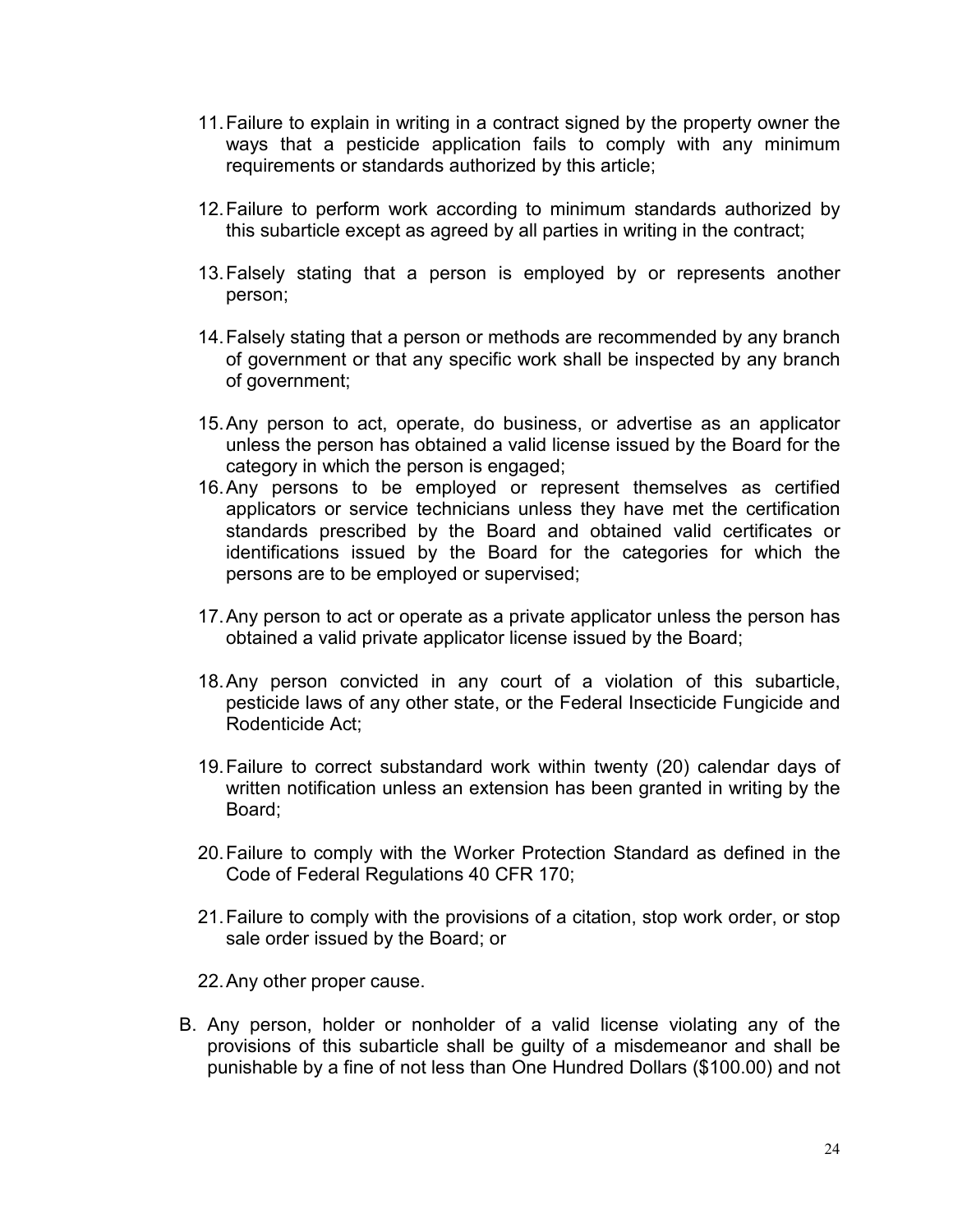11. Failure to explain in writing in a contract signed by the property owner the ways that a pesticide application fails to comply with any minimum requirements or standards authorized by this article;

12. Failure to perform work according to minimum standards authorized by this subarticle except as agreed by all parties in writing in the contract;

13. Falsely stating that a person is employed by or represents another person;

14. Falsely stating that a person or methods are recommended by any branch of government or that any specific work shall be inspected by any branch of government;

15. Any person to act, operate, do business, or advertise as an applicator unless the person has obtained a valid license issued by the Board for the category in which the person is engaged;

16. Any persons to be employed or represent themselves as certified applicators or service technicians unless they have met the certification standards prescribed by the Board and obtained valid certificates or identifications issued by the Board for the categories for which the persons are to be employed or supervised;

17. Any person to act or operate as a private applicator unless the person has obtained a valid private applicator license issued by the Board;

18. Any person convicted in any court of a violation of this subarticle, pesticide laws of any other state, or the Federal Insecticide Fungicide and Rodenticide Act;

19. Failure to correct substandard work within twenty (20) calendar days of written notification unless an extension has been granted in writing by the Board;

20. Failure to comply with the Worker Protection Standard as defined in the Code of Federal Regulations 40 CFR 170;

21. Failure to comply with the provisions of a citation, stop work order, or stop sale order issued by the Board; or

22. Any other proper cause.

B. Any person, holder or nonholder of a valid license violating any of the provisions of this subarticle shall be guilty of a misdemeanor and shall be punishable by a fine of not less than One Hundred Dollars ($100.00) and not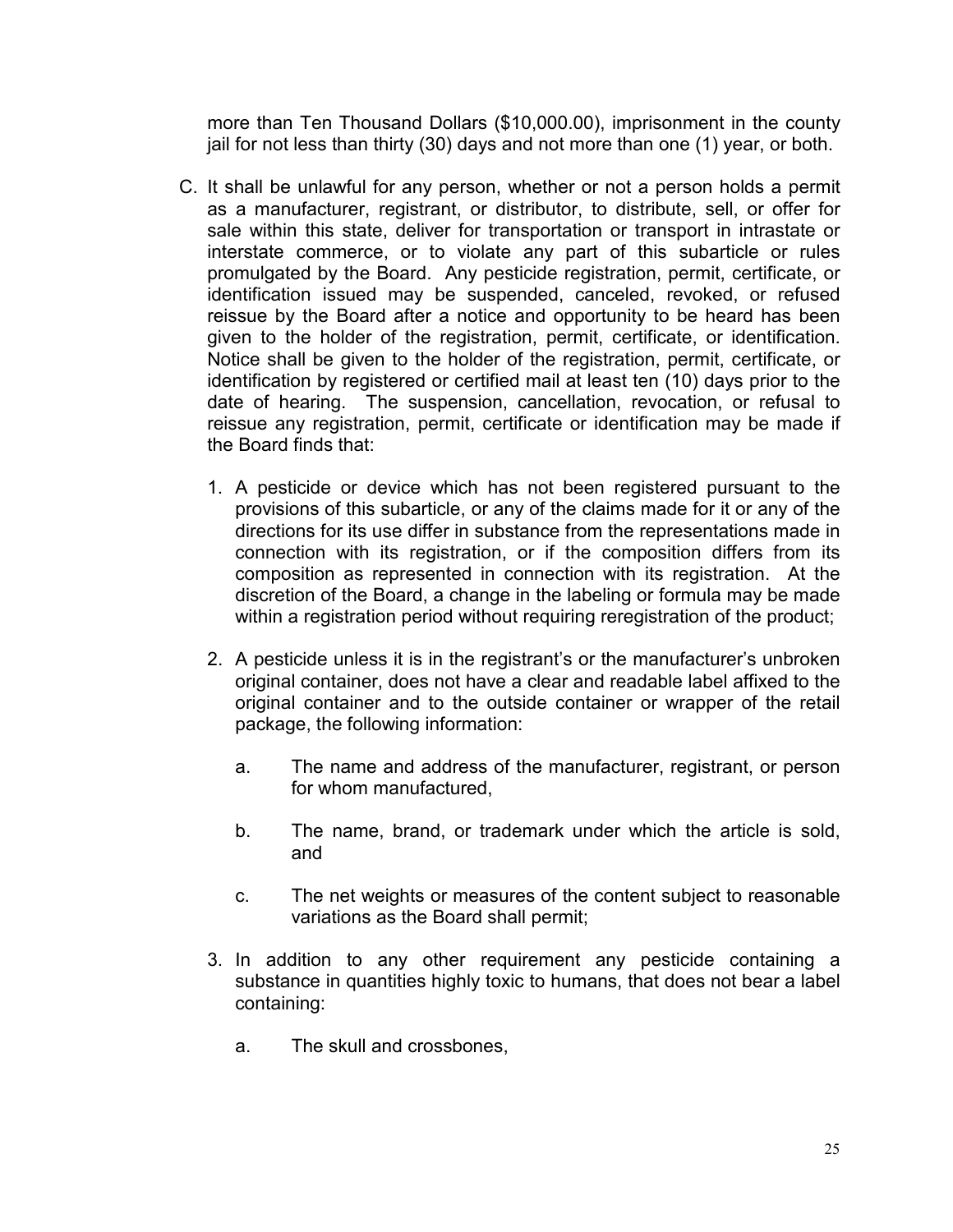more than Ten Thousand Dollars ($10,000.00), imprisonment in the county jail for not less than thirty (30) days and not more than one (1) year, or both.

C. It shall be unlawful for any person, whether or not a person holds a permit as a manufacturer, registrant, or distributor, to distribute, sell, or offer for sale within this state, deliver for transportation or transport in intrastate or interstate commerce, or to violate any part of this subarticle or rules promulgated by the Board. Any pesticide registration, permit, certificate, or identification issued may be suspended, canceled, revoked, or refused reissue by the Board after a notice and opportunity to be heard has been given to the holder of the registration, permit, certificate, or identification. Notice shall be given to the holder of the registration, permit, certificate, or identification by registered or certified mail at least ten (10) days prior to the date of hearing. The suspension, cancellation, revocation, or refusal to reissue any registration, permit, certificate or identification may be made if the Board finds that:

   1. A pesticide or device which has not been registered pursuant to the provisions of this subarticle, or any of the claims made for it or any of the directions for its use differ in substance from the representations made in connection with its registration, or if the composition differs from its composition as represented in connection with its registration. At the discretion of the Board, a change in the labeling or formula may be made within a registration period without requiring reregistration of the product;

   2. A pesticide unless it is in the registrant's or the manufacturer's unbroken original container, does not have a clear and readable label affixed to the original container and to the outside container or wrapper of the retail package, the following information:

      a. The name and address of the manufacturer, registrant, or person for whom manufactured,

      b. The name, brand, or trademark under which the article is sold, and

      c. The net weights or measures of the content subject to reasonable variations as the Board shall permit;

   3. In addition to any other requirement any pesticide containing a substance in quantities highly toxic to humans, that does not bear a label containing:

      a. The skull and crossbones,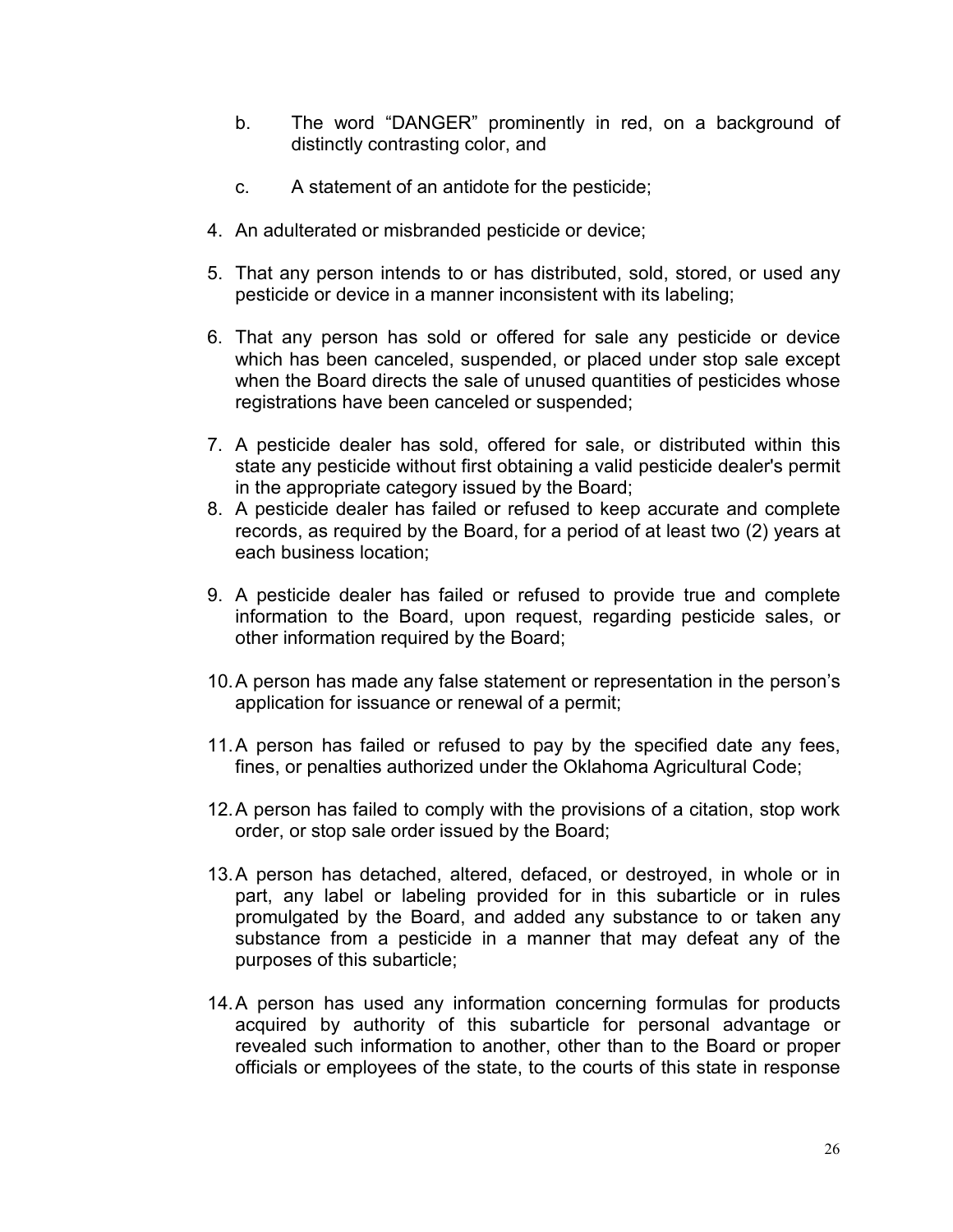b. The word “DANGER” prominently in red, on a background of distinctly contrasting color, and

c. A statement of an antidote for the pesticide;

4. An adulterated or misbranded pesticide or device;

5. That any person intends to or has distributed, sold, stored, or used any pesticide or device in a manner inconsistent with its labeling;

6. That any person has sold or offered for sale any pesticide or device which has been canceled, suspended, or placed under stop sale except when the Board directs the sale of unused quantities of pesticides whose registrations have been canceled or suspended;

7. A pesticide dealer has sold, offered for sale, or distributed within this state any pesticide without first obtaining a valid pesticide dealer's permit in the appropriate category issued by the Board;

8. A pesticide dealer has failed or refused to keep accurate and complete records, as required by the Board, for a period of at least two (2) years at each business location;

9. A pesticide dealer has failed or refused to provide true and complete information to the Board, upon request, regarding pesticide sales, or other information required by the Board;

10. A person has made any false statement or representation in the person’s application for issuance or renewal of a permit;

11. A person has failed or refused to pay by the specified date any fees, fines, or penalties authorized under the Oklahoma Agricultural Code;

12. A person has failed to comply with the provisions of a citation, stop work order, or stop sale order issued by the Board;

13. A person has detached, altered, defaced, or destroyed, in whole or in part, any label or labeling provided for in this subarticle or in rules promulgated by the Board, and added any substance to or taken any substance from a pesticide in a manner that may defeat any of the purposes of this subarticle;

14. A person has used any information concerning formulas for products acquired by authority of this subarticle for personal advantage or revealed such information to another, other than to the Board or proper officials or employees of the state, to the courts of this state in response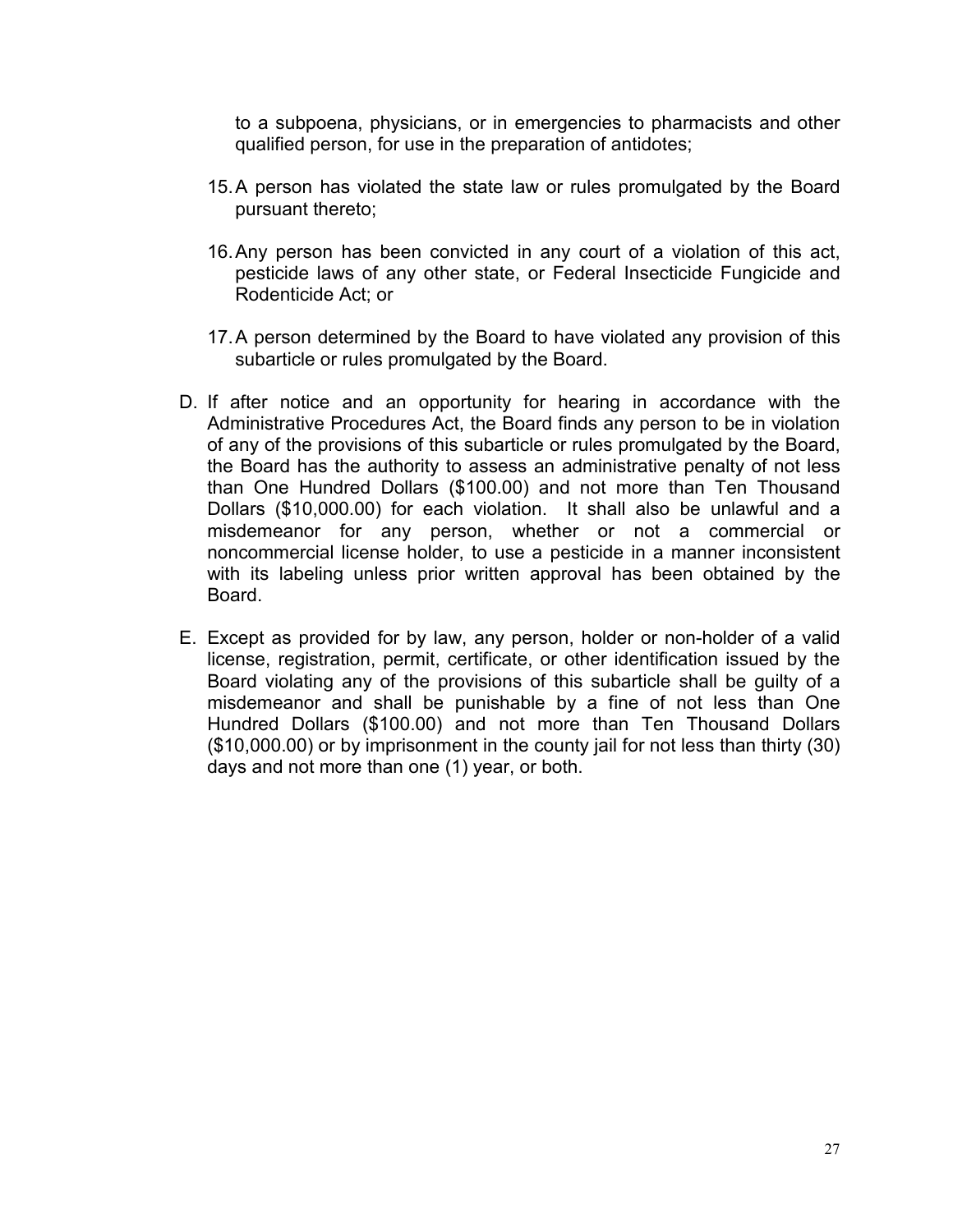to a subpoena, physicians, or in emergencies to pharmacists and other qualified person, for use in the preparation of antidotes;

15. A person has violated the state law or rules promulgated by the Board pursuant thereto;

16. Any person has been convicted in any court of a violation of this act, pesticide laws of any other state, or Federal Insecticide Fungicide and Rodenticide Act; or

17. A person determined by the Board to have violated any provision of this subarticle or rules promulgated by the Board.

D. If after notice and an opportunity for hearing in accordance with the Administrative Procedures Act, the Board finds any person to be in violation of any of the provisions of this subarticle or rules promulgated by the Board, the Board has the authority to assess an administrative penalty of not less than One Hundred Dollars ($100.00) and not more than Ten Thousand Dollars ($10,000.00) for each violation. It shall also be unlawful and a misdemeanor for any person, whether or not a commercial or noncommercial license holder, to use a pesticide in a manner inconsistent with its labeling unless prior written approval has been obtained by the Board.

E. Except as provided for by law, any person, holder or non-holder of a valid license, registration, permit, certificate, or other identification issued by the Board violating any of the provisions of this subarticle shall be guilty of a misdemeanor and shall be punishable by a fine of not less than One Hundred Dollars ($100.00) and not more than Ten Thousand Dollars ($10,000.00) or by imprisonment in the county jail for not less than thirty (30) days and not more than one (1) year, or both.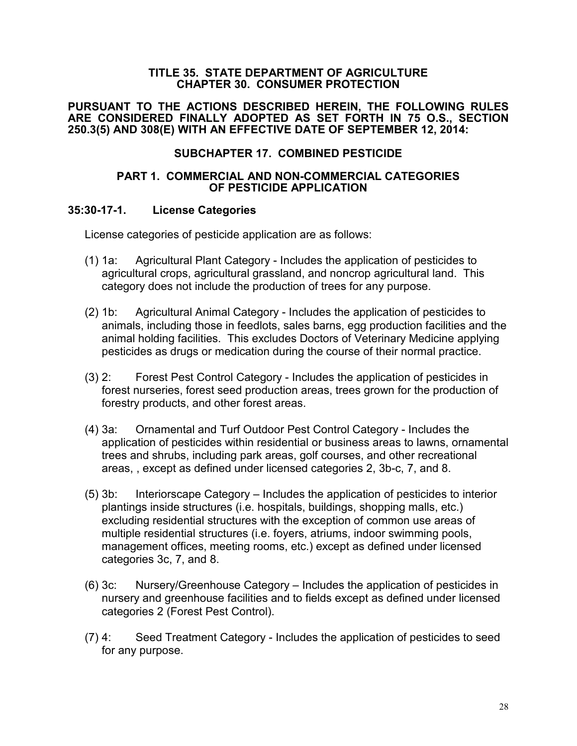**TITLE 35. STATE DEPARTMENT OF AGRICULTURE**
**CHAPTER 30. CONSUMER PROTECTION**

**PURSUANT TO THE ACTIONS DESCRIBED HEREIN, THE FOLLOWING RULES ARE CONSIDERED FINALLY ADOPTED AS SET FORTH IN 75 O.S., SECTION 250.3(5) AND 308(E) WITH AN EFFECTIVE DATE OF SEPTEMBER 12, 2014:**

## SUBCHAPTER 17. COMBINED PESTICIDE

### PART 1. COMMERCIAL AND NON-COMMERCIAL CATEGORIES OF PESTICIDE APPLICATION

### 35:30-17-1. License Categories

License categories of pesticide application are as follows:

(1) 1a: Agricultural Plant Category - Includes the application of pesticides to agricultural crops, agricultural grassland, and noncrop agricultural land. This category does not include the production of trees for any purpose.

(2) 1b: Agricultural Animal Category - Includes the application of pesticides to animals, including those in feedlots, sales barns, egg production facilities and the animal holding facilities. This excludes Doctors of Veterinary Medicine applying pesticides as drugs or medication during the course of their normal practice.

(3) 2: Forest Pest Control Category - Includes the application of pesticides in forest nurseries, forest seed production areas, trees grown for the production of forestry products, and other forest areas.

(4) 3a: Ornamental and Turf Outdoor Pest Control Category - Includes the application of pesticides within residential or business areas to lawns, ornamental trees and shrubs, including park areas, golf courses, and other recreational areas, , except as defined under licensed categories 2, 3b-c, 7, and 8.

(5) 3b: Interiorscape Category – Includes the application of pesticides to interior plantings inside structures (i.e. hospitals, buildings, shopping malls, etc.) excluding residential structures with the exception of common use areas of multiple residential structures (i.e. foyers, atriums, indoor swimming pools, management offices, meeting rooms, etc.) except as defined under licensed categories 3c, 7, and 8.

(6) 3c: Nursery/Greenhouse Category – Includes the application of pesticides in nursery and greenhouse facilities and to fields except as defined under licensed categories 2 (Forest Pest Control).

(7) 4: Seed Treatment Category - Includes the application of pesticides to seed for any purpose.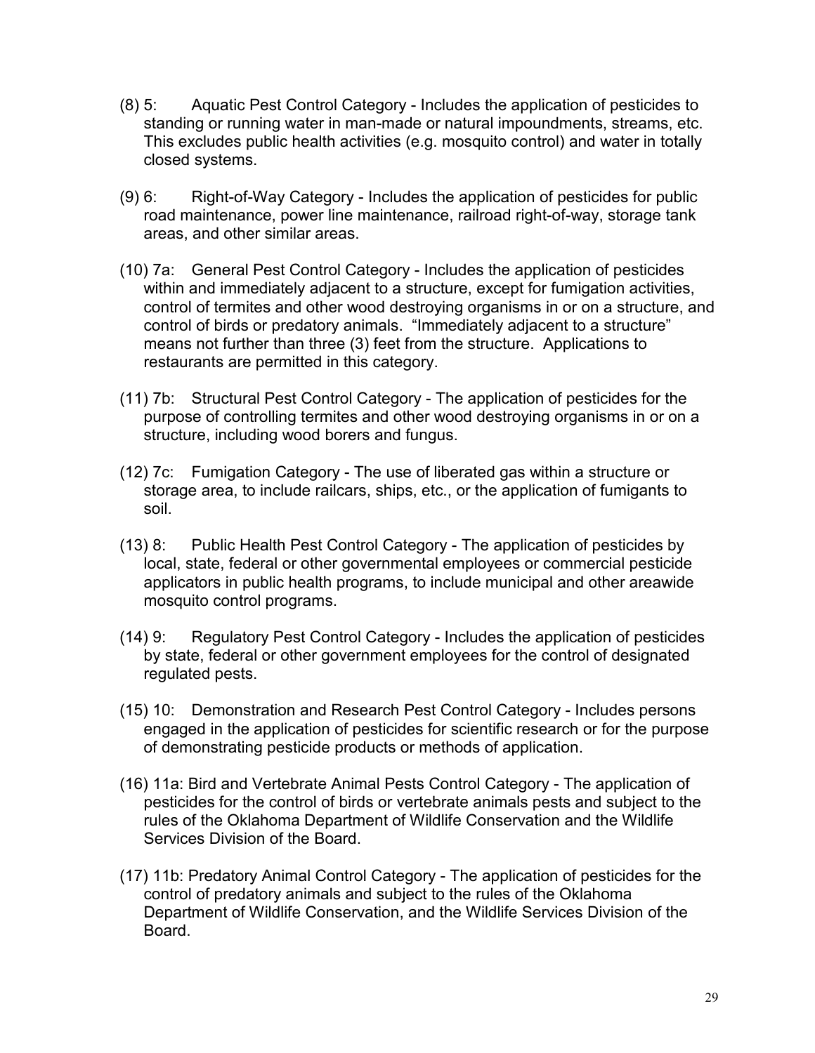(8) 5: Aquatic Pest Control Category - Includes the application of pesticides to standing or running water in man-made or natural impoundments, streams, etc. This excludes public health activities (e.g. mosquito control) and water in totally closed systems.

(9) 6: Right-of-Way Category - Includes the application of pesticides for public road maintenance, power line maintenance, railroad right-of-way, storage tank areas, and other similar areas.

(10) 7a: General Pest Control Category - Includes the application of pesticides within and immediately adjacent to a structure, except for fumigation activities, control of termites and other wood destroying organisms in or on a structure, and control of birds or predatory animals. "Immediately adjacent to a structure" means not further than three (3) feet from the structure. Applications to restaurants are permitted in this category.

(11) 7b: Structural Pest Control Category - The application of pesticides for the purpose of controlling termites and other wood destroying organisms in or on a structure, including wood borers and fungus.

(12) 7c: Fumigation Category - The use of liberated gas within a structure or storage area, to include railcars, ships, etc., or the application of fumigants to soil.

(13) 8: Public Health Pest Control Category - The application of pesticides by local, state, federal or other governmental employees or commercial pesticide applicators in public health programs, to include municipal and other areawide mosquito control programs.

(14) 9: Regulatory Pest Control Category - Includes the application of pesticides by state, federal or other government employees for the control of designated regulated pests.

(15) 10: Demonstration and Research Pest Control Category - Includes persons engaged in the application of pesticides for scientific research or for the purpose of demonstrating pesticide products or methods of application.

(16) 11a: Bird and Vertebrate Animal Pests Control Category - The application of pesticides for the control of birds or vertebrate animals pests and subject to the rules of the Oklahoma Department of Wildlife Conservation and the Wildlife Services Division of the Board.

(17) 11b: Predatory Animal Control Category - The application of pesticides for the control of predatory animals and subject to the rules of the Oklahoma Department of Wildlife Conservation, and the Wildlife Services Division of the Board.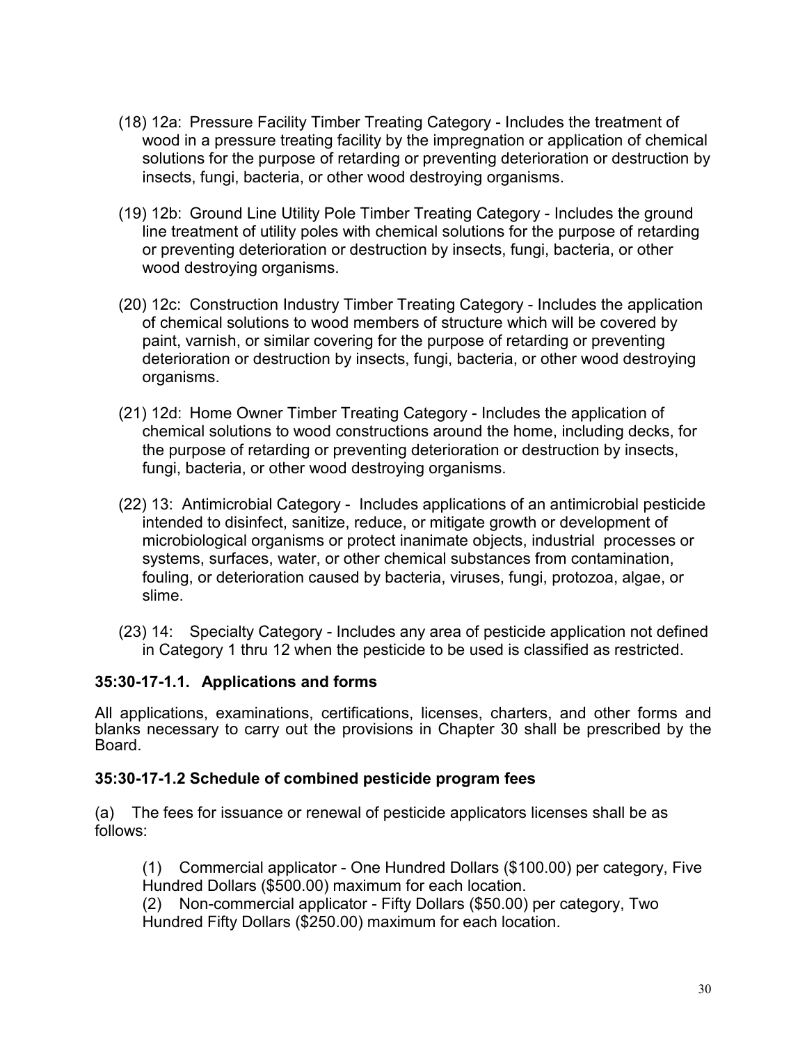(18) 12a: Pressure Facility Timber Treating Category - Includes the treatment of wood in a pressure treating facility by the impregnation or application of chemical solutions for the purpose of retarding or preventing deterioration or destruction by insects, fungi, bacteria, or other wood destroying organisms.

(19) 12b: Ground Line Utility Pole Timber Treating Category - Includes the ground line treatment of utility poles with chemical solutions for the purpose of retarding or preventing deterioration or destruction by insects, fungi, bacteria, or other wood destroying organisms.

(20) 12c: Construction Industry Timber Treating Category - Includes the application of chemical solutions to wood members of structure which will be covered by paint, varnish, or similar covering for the purpose of retarding or preventing deterioration or destruction by insects, fungi, bacteria, or other wood destroying organisms.

(21) 12d: Home Owner Timber Treating Category - Includes the application of chemical solutions to wood constructions around the home, including decks, for the purpose of retarding or preventing deterioration or destruction by insects, fungi, bacteria, or other wood destroying organisms.

(22) 13: Antimicrobial Category - Includes applications of an antimicrobial pesticide intended to disinfect, sanitize, reduce, or mitigate growth or development of microbiological organisms or protect inanimate objects, industrial processes or systems, surfaces, water, or other chemical substances from contamination, fouling, or deterioration caused by bacteria, viruses, fungi, protozoa, algae, or slime.

(23) 14: Specialty Category - Includes any area of pesticide application not defined in Category 1 thru 12 when the pesticide to be used is classified as restricted.

**35:30-17-1.1. Applications and forms**

All applications, examinations, certifications, licenses, charters, and other forms and blanks necessary to carry out the provisions in Chapter 30 shall be prescribed by the Board.

**35:30-17-1.2 Schedule of combined pesticide program fees**

(a) The fees for issuance or renewal of pesticide applicators licenses shall be as follows:

(1) Commercial applicator - One Hundred Dollars ($100.00) per category, Five Hundred Dollars ($500.00) maximum for each location.
(2) Non-commercial applicator - Fifty Dollars ($50.00) per category, Two Hundred Fifty Dollars ($250.00) maximum for each location.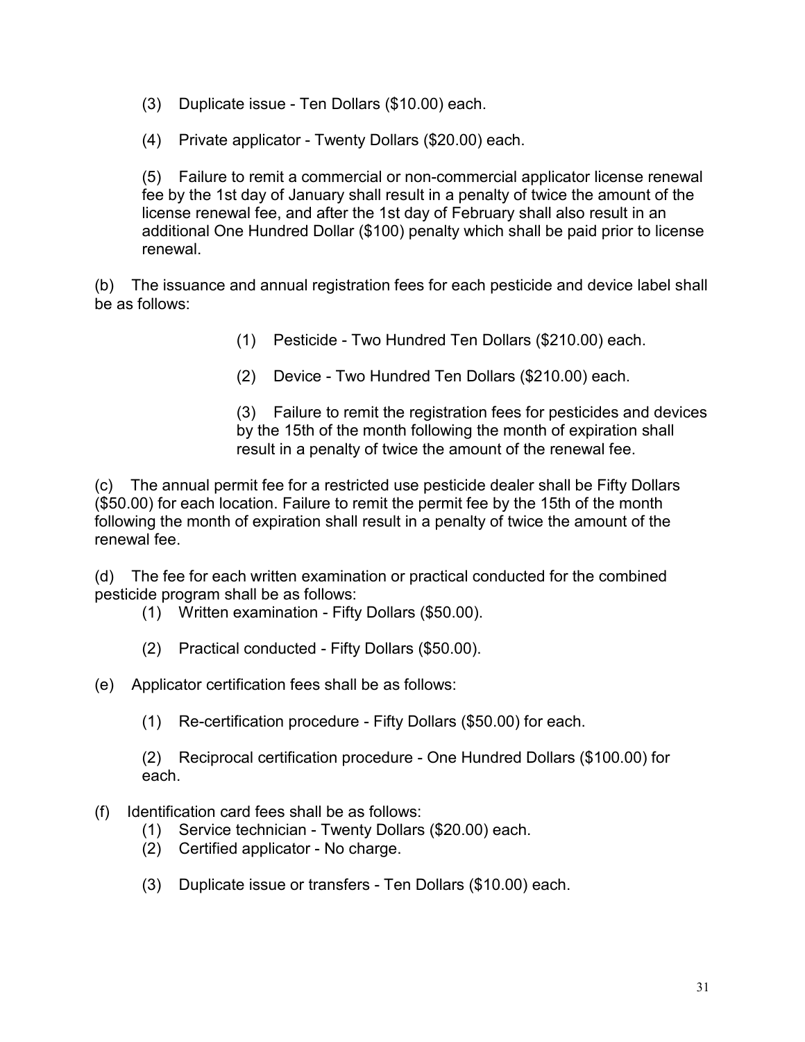(3) Duplicate issue - Ten Dollars ($10.00) each.

(4) Private applicator - Twenty Dollars ($20.00) each.

(5) Failure to remit a commercial or non-commercial applicator license renewal fee by the 1st day of January shall result in a penalty of twice the amount of the license renewal fee, and after the 1st day of February shall also result in an additional One Hundred Dollar ($100) penalty which shall be paid prior to license renewal.

(b) The issuance and annual registration fees for each pesticide and device label shall be as follows:

(1) Pesticide - Two Hundred Ten Dollars ($210.00) each.

(2) Device - Two Hundred Ten Dollars ($210.00) each.

(3) Failure to remit the registration fees for pesticides and devices by the 15th of the month following the month of expiration shall result in a penalty of twice the amount of the renewal fee.

(c) The annual permit fee for a restricted use pesticide dealer shall be Fifty Dollars ($50.00) for each location. Failure to remit the permit fee by the 15th of the month following the month of expiration shall result in a penalty of twice the amount of the renewal fee.

(d) The fee for each written examination or practical conducted for the combined pesticide program shall be as follows:

(1) Written examination - Fifty Dollars ($50.00).

(2) Practical conducted - Fifty Dollars ($50.00).

(e) Applicator certification fees shall be as follows:

(1) Re-certification procedure - Fifty Dollars ($50.00) for each.

(2) Reciprocal certification procedure - One Hundred Dollars ($100.00) for each.

(f) Identification card fees shall be as follows:

(1) Service technician - Twenty Dollars ($20.00) each.

(2) Certified applicator - No charge.

(3) Duplicate issue or transfers - Ten Dollars ($10.00) each.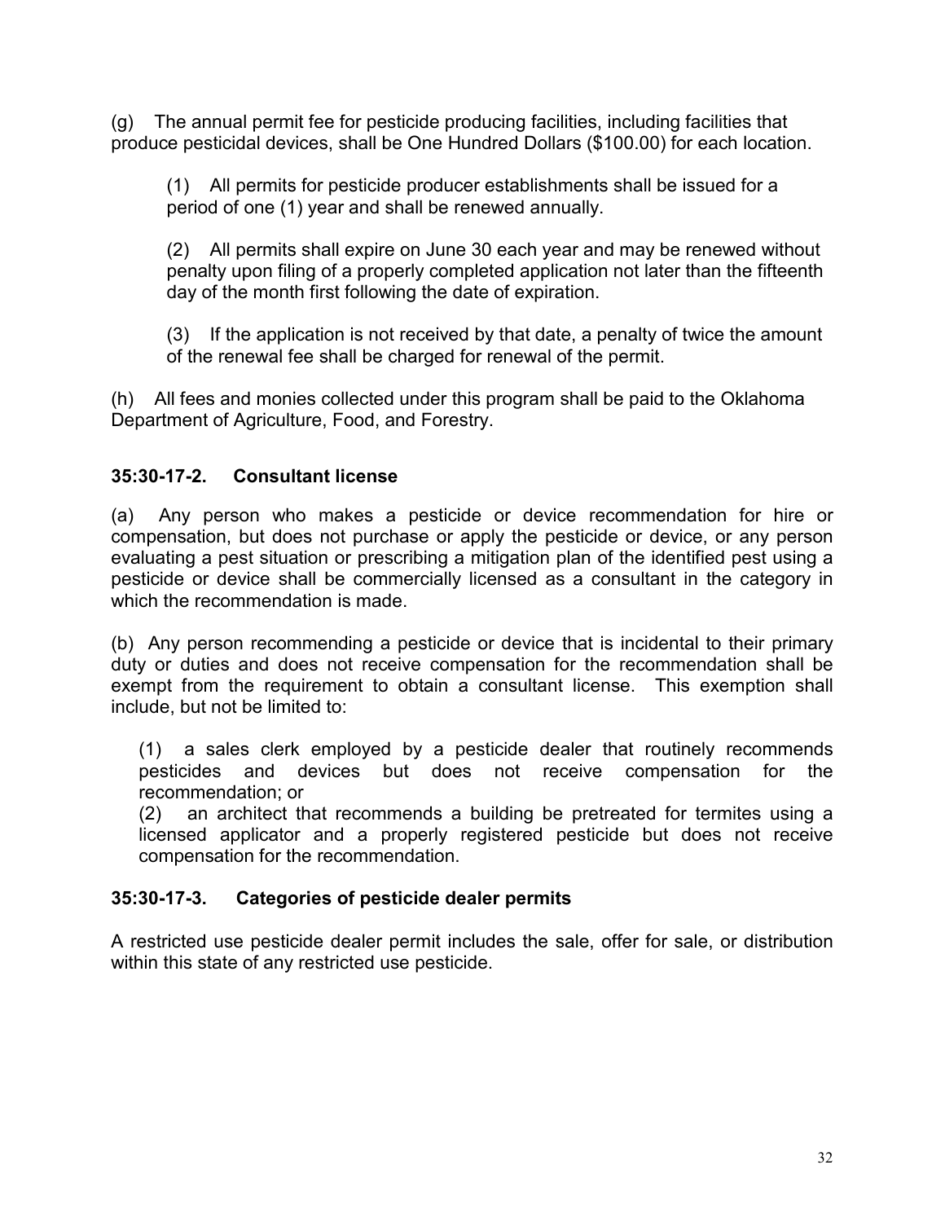(g) The annual permit fee for pesticide producing facilities, including facilities that produce pesticidal devices, shall be One Hundred Dollars ($100.00) for each location.

(1) All permits for pesticide producer establishments shall be issued for a period of one (1) year and shall be renewed annually.

(2) All permits shall expire on June 30 each year and may be renewed without penalty upon filing of a properly completed application not later than the fifteenth day of the month first following the date of expiration.

(3) If the application is not received by that date, a penalty of twice the amount of the renewal fee shall be charged for renewal of the permit.

(h) All fees and monies collected under this program shall be paid to the Oklahoma Department of Agriculture, Food, and Forestry.

**35:30-17-2. Consultant license**

(a) Any person who makes a pesticide or device recommendation for hire or compensation, but does not purchase or apply the pesticide or device, or any person evaluating a pest situation or prescribing a mitigation plan of the identified pest using a pesticide or device shall be commercially licensed as a consultant in the category in which the recommendation is made.

(b) Any person recommending a pesticide or device that is incidental to their primary duty or duties and does not receive compensation for the recommendation shall be exempt from the requirement to obtain a consultant license. This exemption shall include, but not be limited to:

(1) a sales clerk employed by a pesticide dealer that routinely recommends pesticides and devices but does not receive compensation for the recommendation; or
(2) an architect that recommends a building be pretreated for termites using a licensed applicator and a properly registered pesticide but does not receive compensation for the recommendation.

**35:30-17-3. Categories of pesticide dealer permits**

A restricted use pesticide dealer permit includes the sale, offer for sale, or distribution within this state of any restricted use pesticide.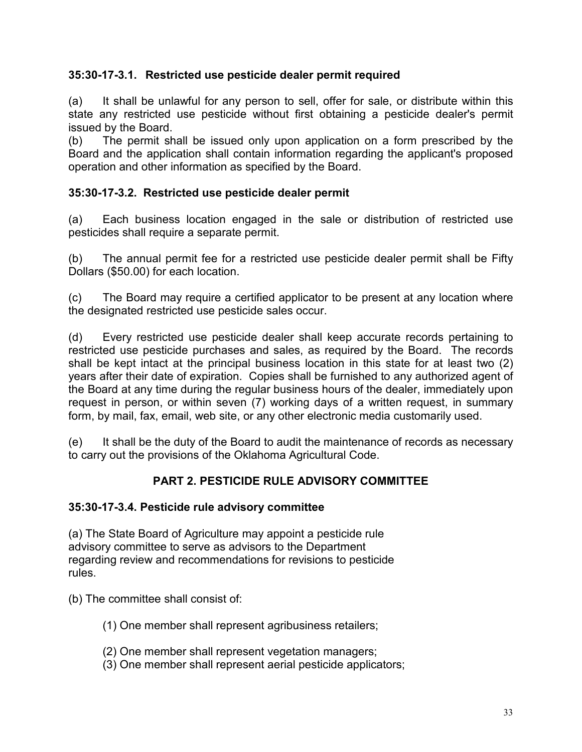### 35:30-17-3.1. Restricted use pesticide dealer permit required

(a) It shall be unlawful for any person to sell, offer for sale, or distribute within this state any restricted use pesticide without first obtaining a pesticide dealer's permit issued by the Board.
(b) The permit shall be issued only upon application on a form prescribed by the Board and the application shall contain information regarding the applicant's proposed operation and other information as specified by the Board.

### 35:30-17-3.2. Restricted use pesticide dealer permit

(a) Each business location engaged in the sale or distribution of restricted use pesticides shall require a separate permit.

(b) The annual permit fee for a restricted use pesticide dealer permit shall be Fifty Dollars ($50.00) for each location.

(c) The Board may require a certified applicator to be present at any location where the designated restricted use pesticide sales occur.

(d) Every restricted use pesticide dealer shall keep accurate records pertaining to restricted use pesticide purchases and sales, as required by the Board. The records shall be kept intact at the principal business location in this state for at least two (2) years after their date of expiration. Copies shall be furnished to any authorized agent of the Board at any time during the regular business hours of the dealer, immediately upon request in person, or within seven (7) working days of a written request, in summary form, by mail, fax, email, web site, or any other electronic media customarily used.

(e) It shall be the duty of the Board to audit the maintenance of records as necessary to carry out the provisions of the Oklahoma Agricultural Code.

## PART 2. PESTICIDE RULE ADVISORY COMMITTEE

### 35:30-17-3.4. Pesticide rule advisory committee

(a) The State Board of Agriculture may appoint a pesticide rule advisory committee to serve as advisors to the Department regarding review and recommendations for revisions to pesticide rules.

(b) The committee shall consist of:

(1) One member shall represent agribusiness retailers;

(2) One member shall represent vegetation managers;
(3) One member shall represent aerial pesticide applicators;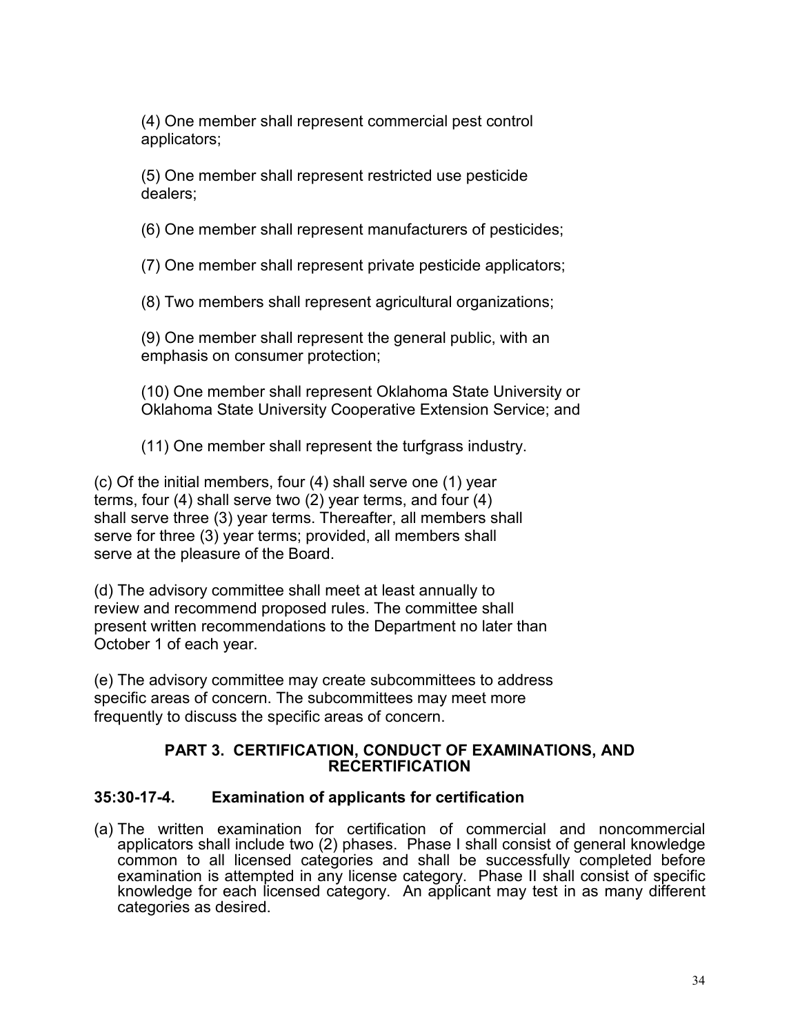(4) One member shall represent commercial pest control applicators;

(5) One member shall represent restricted use pesticide dealers;

(6) One member shall represent manufacturers of pesticides;

(7) One member shall represent private pesticide applicators;

(8) Two members shall represent agricultural organizations;

(9) One member shall represent the general public, with an emphasis on consumer protection;

(10) One member shall represent Oklahoma State University or Oklahoma State University Cooperative Extension Service; and

(11) One member shall represent the turfgrass industry.

(c) Of the initial members, four (4) shall serve one (1) year terms, four (4) shall serve two (2) year terms, and four (4) shall serve three (3) year terms. Thereafter, all members shall serve for three (3) year terms; provided, all members shall serve at the pleasure of the Board.

(d) The advisory committee shall meet at least annually to review and recommend proposed rules. The committee shall present written recommendations to the Department no later than October 1 of each year.

(e) The advisory committee may create subcommittees to address specific areas of concern. The subcommittees may meet more frequently to discuss the specific areas of concern.

## PART 3. CERTIFICATION, CONDUCT OF EXAMINATIONS, AND RECERTIFICATION

### 35:30-17-4. Examination of applicants for certification

(a) The written examination for certification of commercial and noncommercial applicators shall include two (2) phases. Phase I shall consist of general knowledge common to all licensed categories and shall be successfully completed before examination is attempted in any license category. Phase II shall consist of specific knowledge for each licensed category. An applicant may test in as many different categories as desired.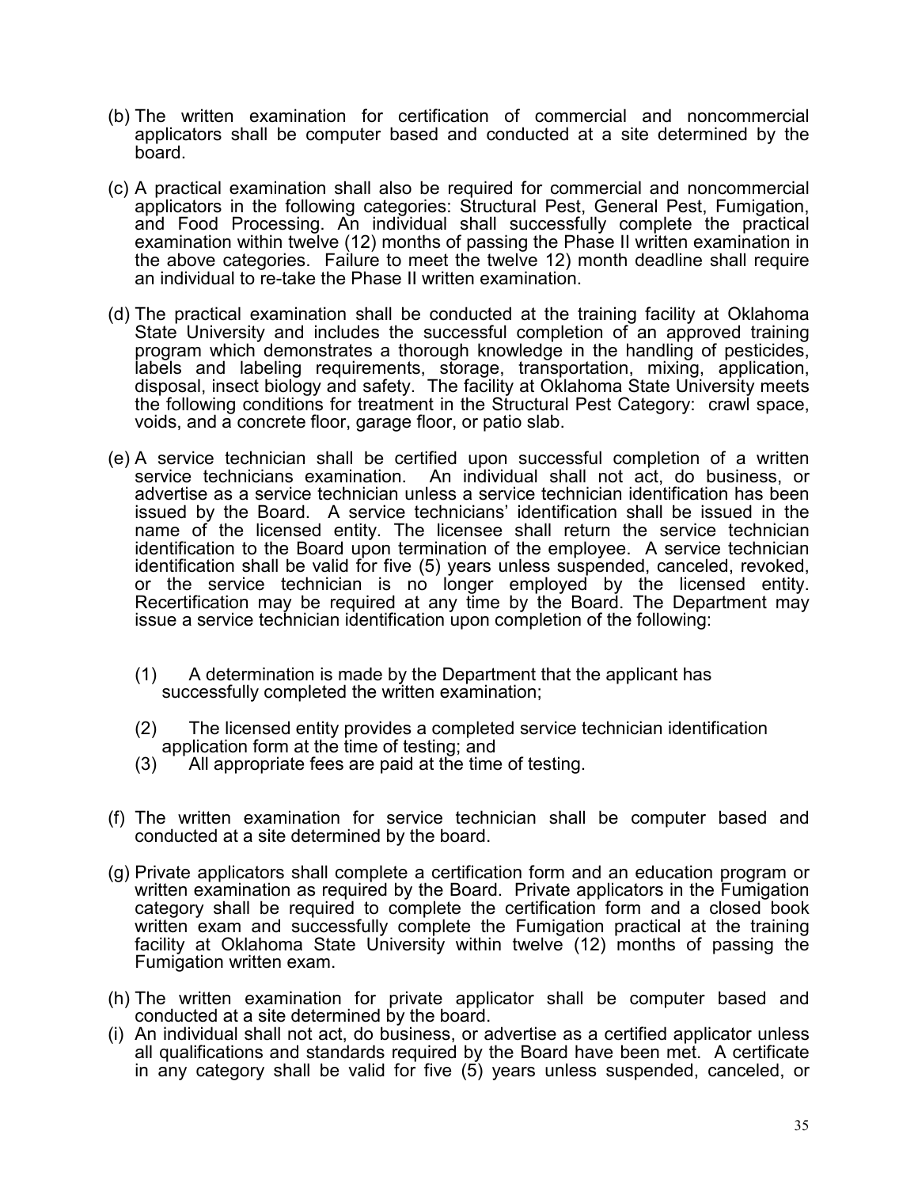(b) The written examination for certification of commercial and noncommercial applicators shall be computer based and conducted at a site determined by the board.

(c) A practical examination shall also be required for commercial and noncommercial applicators in the following categories: Structural Pest, General Pest, Fumigation, and Food Processing. An individual shall successfully complete the practical examination within twelve (12) months of passing the Phase II written examination in the above categories. Failure to meet the twelve 12) month deadline shall require an individual to re-take the Phase II written examination.

(d) The practical examination shall be conducted at the training facility at Oklahoma State University and includes the successful completion of an approved training program which demonstrates a thorough knowledge in the handling of pesticides, labels and labeling requirements, storage, transportation, mixing, application, disposal, insect biology and safety. The facility at Oklahoma State University meets the following conditions for treatment in the Structural Pest Category: crawl space, voids, and a concrete floor, garage floor, or patio slab.

(e) A service technician shall be certified upon successful completion of a written service technicians examination. An individual shall not act, do business, or advertise as a service technician unless a service technician identification has been issued by the Board. A service technicians' identification shall be issued in the name of the licensed entity. The licensee shall return the service technician identification to the Board upon termination of the employee. A service technician identification shall be valid for five (5) years unless suspended, canceled, revoked, or the service technician is no longer employed by the licensed entity. Recertification may be required at any time by the Board. The Department may issue a service technician identification upon completion of the following:

  (1) A determination is made by the Department that the applicant has successfully completed the written examination;

  (2) The licensed entity provides a completed service technician identification application form at the time of testing; and

  (3) All appropriate fees are paid at the time of testing.

(f) The written examination for service technician shall be computer based and conducted at a site determined by the board.

(g) Private applicators shall complete a certification form and an education program or written examination as required by the Board. Private applicators in the Fumigation category shall be required to complete the certification form and a closed book written exam and successfully complete the Fumigation practical at the training facility at Oklahoma State University within twelve (12) months of passing the Fumigation written exam.

(h) The written examination for private applicator shall be computer based and conducted at a site determined by the board.

(i) An individual shall not act, do business, or advertise as a certified applicator unless all qualifications and standards required by the Board have been met. A certificate in any category shall be valid for five (5) years unless suspended, canceled, or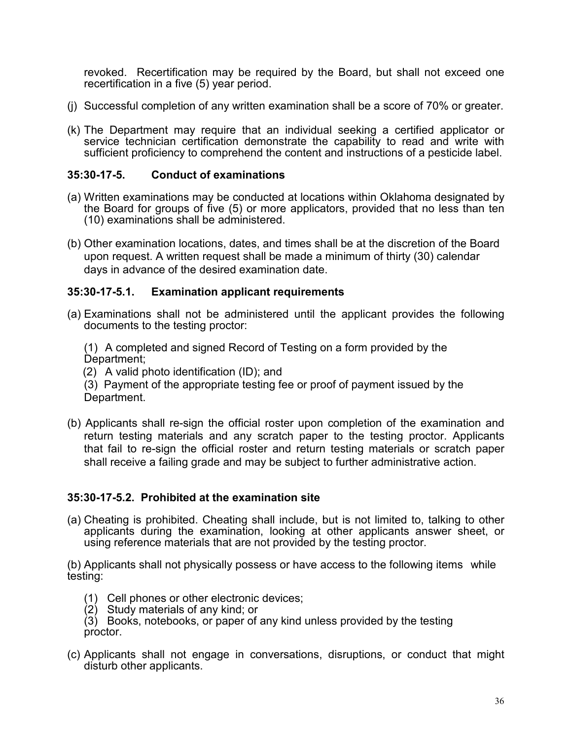revoked. Recertification may be required by the Board, but shall not exceed one recertification in a five (5) year period.

(j) Successful completion of any written examination shall be a score of 70% or greater.

(k) The Department may require that an individual seeking a certified applicator or service technician certification demonstrate the capability to read and write with sufficient proficiency to comprehend the content and instructions of a pesticide label.

### 35:30-17-5. Conduct of examinations

(a) Written examinations may be conducted at locations within Oklahoma designated by the Board for groups of five (5) or more applicators, provided that no less than ten (10) examinations shall be administered.

(b) Other examination locations, dates, and times shall be at the discretion of the Board upon request. A written request shall be made a minimum of thirty (30) calendar days in advance of the desired examination date.

### 35:30-17-5.1. Examination applicant requirements

(a) Examinations shall not be administered until the applicant provides the following documents to the testing proctor:

(1) A completed and signed Record of Testing on a form provided by the Department;
(2) A valid photo identification (ID); and
(3) Payment of the appropriate testing fee or proof of payment issued by the Department.

(b) Applicants shall re-sign the official roster upon completion of the examination and return testing materials and any scratch paper to the testing proctor. Applicants that fail to re-sign the official roster and return testing materials or scratch paper shall receive a failing grade and may be subject to further administrative action.

### 35:30-17-5.2. Prohibited at the examination site

(a) Cheating is prohibited. Cheating shall include, but is not limited to, talking to other applicants during the examination, looking at other applicants answer sheet, or using reference materials that are not provided by the testing proctor.

(b) Applicants shall not physically possess or have access to the following items while testing:

(1) Cell phones or other electronic devices;
(2) Study materials of any kind; or
(3) Books, notebooks, or paper of any kind unless provided by the testing proctor.

(c) Applicants shall not engage in conversations, disruptions, or conduct that might disturb other applicants.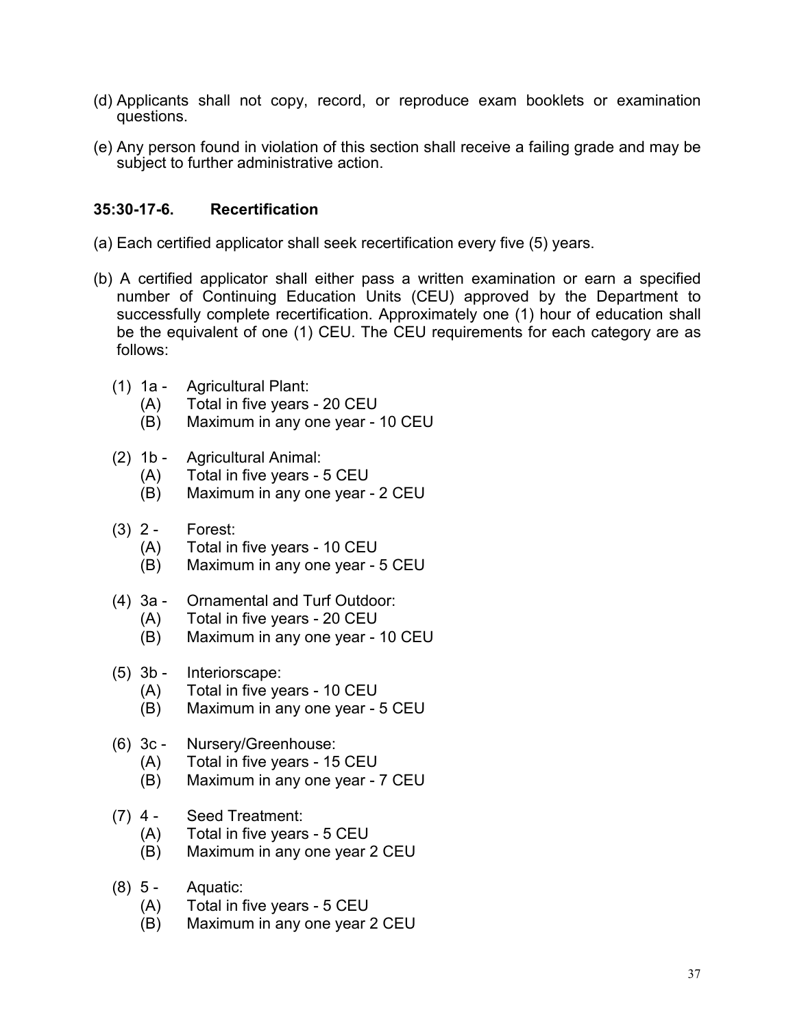(d) Applicants shall not copy, record, or reproduce exam booklets or examination questions.

(e) Any person found in violation of this section shall receive a failing grade and may be subject to further administrative action.

### 35:30-17-6. Recertification

(a) Each certified applicator shall seek recertification every five (5) years.

(b) A certified applicator shall either pass a written examination or earn a specified number of Continuing Education Units (CEU) approved by the Department to successfully complete recertification. Approximately one (1) hour of education shall be the equivalent of one (1) CEU. The CEU requirements for each category are as follows:

(1) 1a - Agricultural Plant:
  - (A) Total in five years - 20 CEU
  - (B) Maximum in any one year - 10 CEU

(2) 1b - Agricultural Animal:
  - (A) Total in five years - 5 CEU
  - (B) Maximum in any one year - 2 CEU

(3) 2 - Forest:
  - (A) Total in five years - 10 CEU
  - (B) Maximum in any one year - 5 CEU

(4) 3a - Ornamental and Turf Outdoor:
  - (A) Total in five years - 20 CEU
  - (B) Maximum in any one year - 10 CEU

(5) 3b - Interiorscape:
  - (A) Total in five years - 10 CEU
  - (B) Maximum in any one year - 5 CEU

(6) 3c - Nursery/Greenhouse:
  - (A) Total in five years - 15 CEU
  - (B) Maximum in any one year - 7 CEU

(7) 4 - Seed Treatment:
  - (A) Total in five years - 5 CEU
  - (B) Maximum in any one year 2 CEU

(8) 5 - Aquatic:
  - (A) Total in five years - 5 CEU
  - (B) Maximum in any one year 2 CEU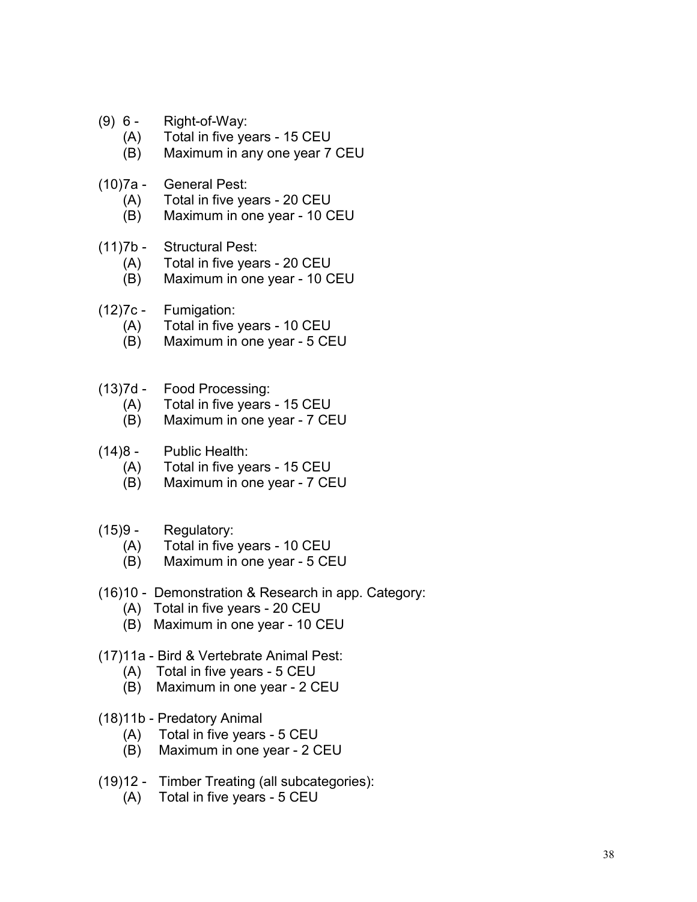(9) 6 - Right-of-Way:

- (A) Total in five years - 15 CEU
- (B) Maximum in any one year 7 CEU

(10)7a - General Pest:

- (A) Total in five years - 20 CEU
- (B) Maximum in one year - 10 CEU

(11)7b - Structural Pest:

- (A) Total in five years - 20 CEU
- (B) Maximum in one year - 10 CEU

(12)7c - Fumigation:

- (A) Total in five years - 10 CEU
- (B) Maximum in one year - 5 CEU

(13)7d - Food Processing:

- (A) Total in five years - 15 CEU
- (B) Maximum in one year - 7 CEU

(14)8 - Public Health:

- (A) Total in five years - 15 CEU
- (B) Maximum in one year - 7 CEU

(15)9 - Regulatory:

- (A) Total in five years - 10 CEU
- (B) Maximum in one year - 5 CEU

(16)10 - Demonstration & Research in app. Category:

- (A) Total in five years - 20 CEU
- (B) Maximum in one year - 10 CEU

(17)11a - Bird & Vertebrate Animal Pest:

- (A) Total in five years - 5 CEU
- (B) Maximum in one year - 2 CEU

(18)11b - Predatory Animal

- (A) Total in five years - 5 CEU
- (B) Maximum in one year - 2 CEU

(19)12 - Timber Treating (all subcategories):

- (A) Total in five years - 5 CEU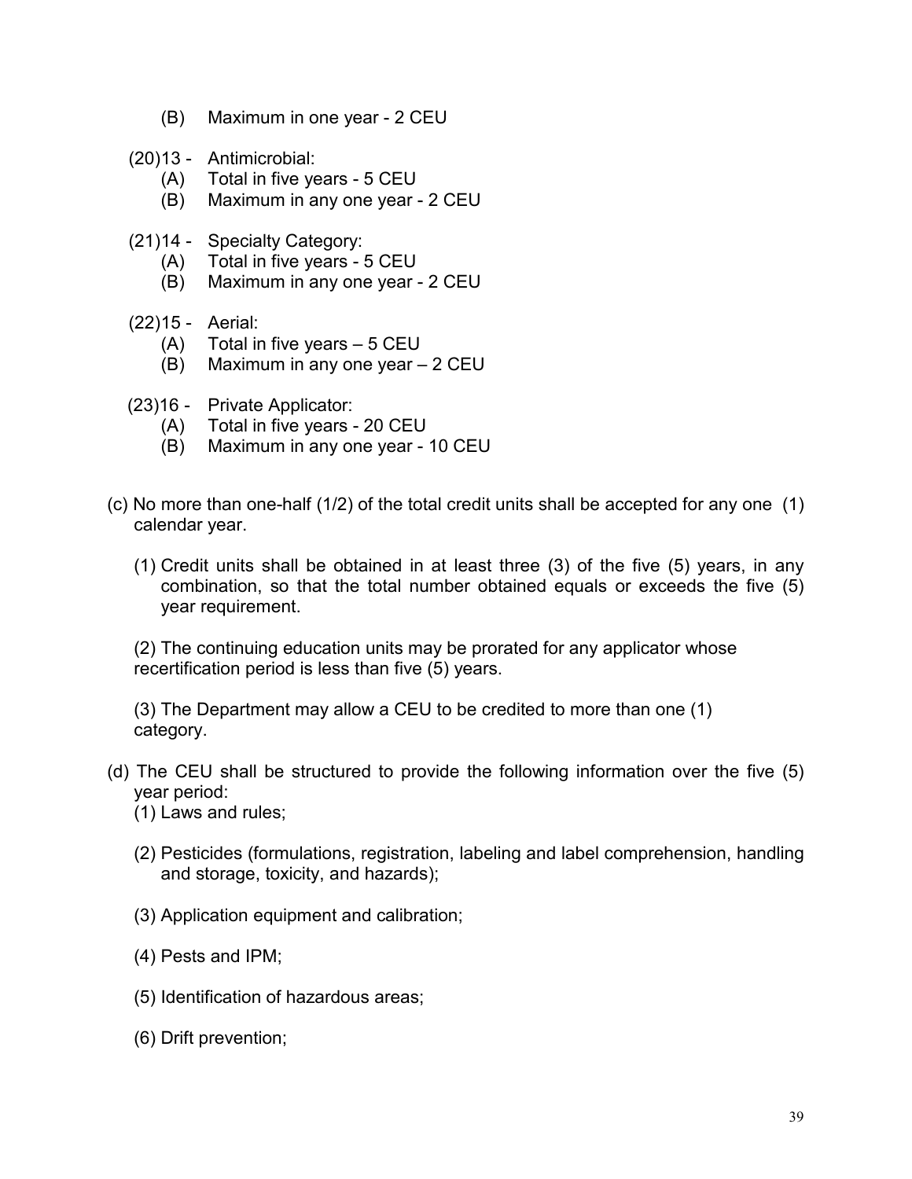(B) Maximum in one year - 2 CEU

(20)13 - Antimicrobial:
  (A) Total in five years - 5 CEU
  (B) Maximum in any one year - 2 CEU

(21)14 - Specialty Category:
  (A) Total in five years - 5 CEU
  (B) Maximum in any one year - 2 CEU

(22)15 - Aerial:
  (A) Total in five years – 5 CEU
  (B) Maximum in any one year – 2 CEU

(23)16 - Private Applicator:
  (A) Total in five years - 20 CEU
  (B) Maximum in any one year - 10 CEU

(c) No more than one-half (1/2) of the total credit units shall be accepted for any one (1) calendar year.

(1) Credit units shall be obtained in at least three (3) of the five (5) years, in any combination, so that the total number obtained equals or exceeds the five (5) year requirement.

(2) The continuing education units may be prorated for any applicator whose recertification period is less than five (5) years.

(3) The Department may allow a CEU to be credited to more than one (1) category.

(d) The CEU shall be structured to provide the following information over the five (5) year period:

(1) Laws and rules;

(2) Pesticides (formulations, registration, labeling and label comprehension, handling and storage, toxicity, and hazards);

(3) Application equipment and calibration;

(4) Pests and IPM;

(5) Identification of hazardous areas;

(6) Drift prevention;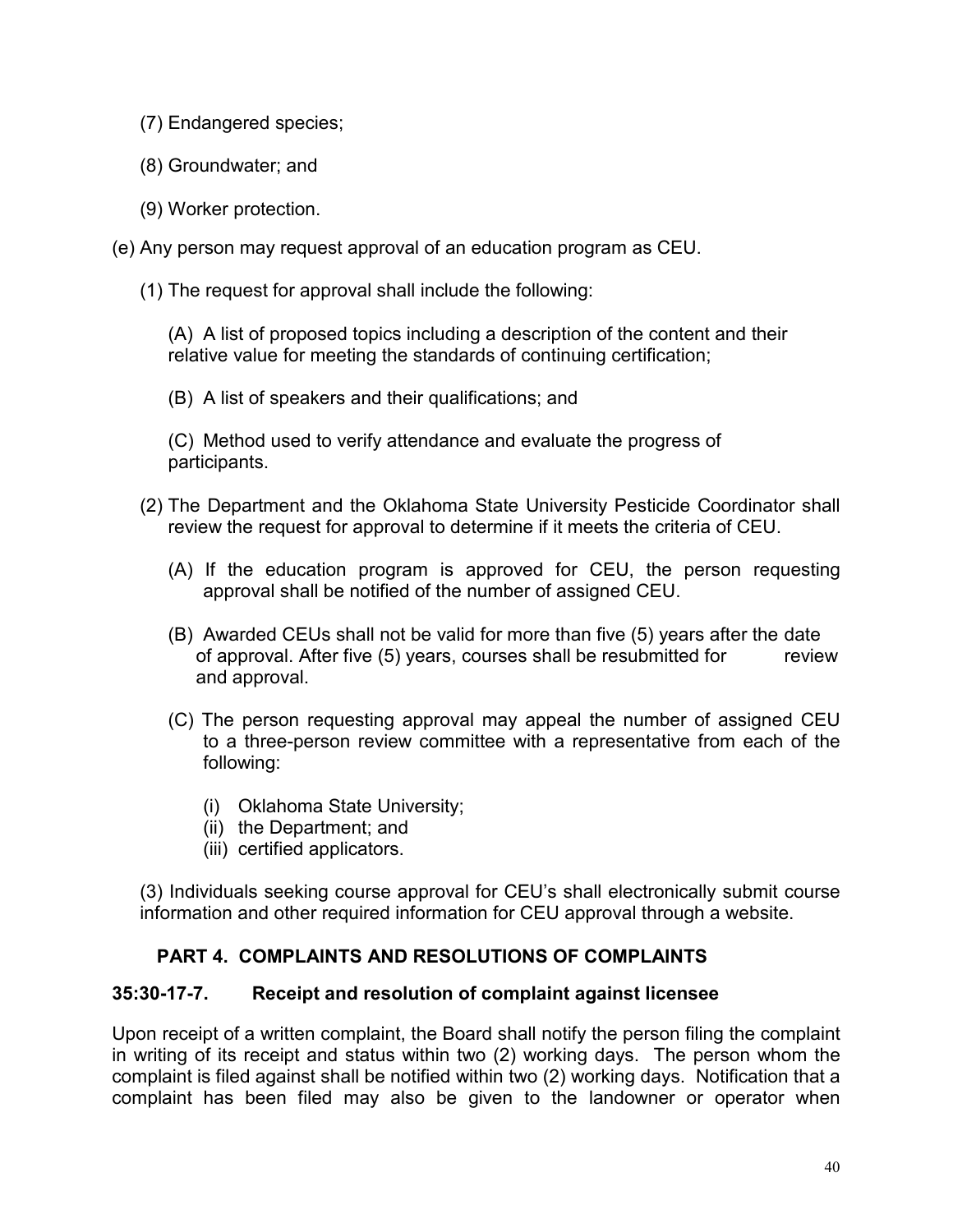(7) Endangered species;

(8) Groundwater; and

(9) Worker protection.

(e) Any person may request approval of an education program as CEU.

(1) The request for approval shall include the following:

(A) A list of proposed topics including a description of the content and their relative value for meeting the standards of continuing certification;

(B) A list of speakers and their qualifications; and

(C) Method used to verify attendance and evaluate the progress of participants.

(2) The Department and the Oklahoma State University Pesticide Coordinator shall review the request for approval to determine if it meets the criteria of CEU.

(A) If the education program is approved for CEU, the person requesting approval shall be notified of the number of assigned CEU.

(B) Awarded CEUs shall not be valid for more than five (5) years after the date of approval. After five (5) years, courses shall be resubmitted for review and approval.

(C) The person requesting approval may appeal the number of assigned CEU to a three-person review committee with a representative from each of the following:

(i) Oklahoma State University;
(ii) the Department; and
(iii) certified applicators.

(3) Individuals seeking course approval for CEU's shall electronically submit course information and other required information for CEU approval through a website.

## PART 4. COMPLAINTS AND RESOLUTIONS OF COMPLAINTS

### 35:30-17-7. Receipt and resolution of complaint against licensee

Upon receipt of a written complaint, the Board shall notify the person filing the complaint in writing of its receipt and status within two (2) working days. The person whom the complaint is filed against shall be notified within two (2) working days. Notification that a complaint has been filed may also be given to the landowner or operator when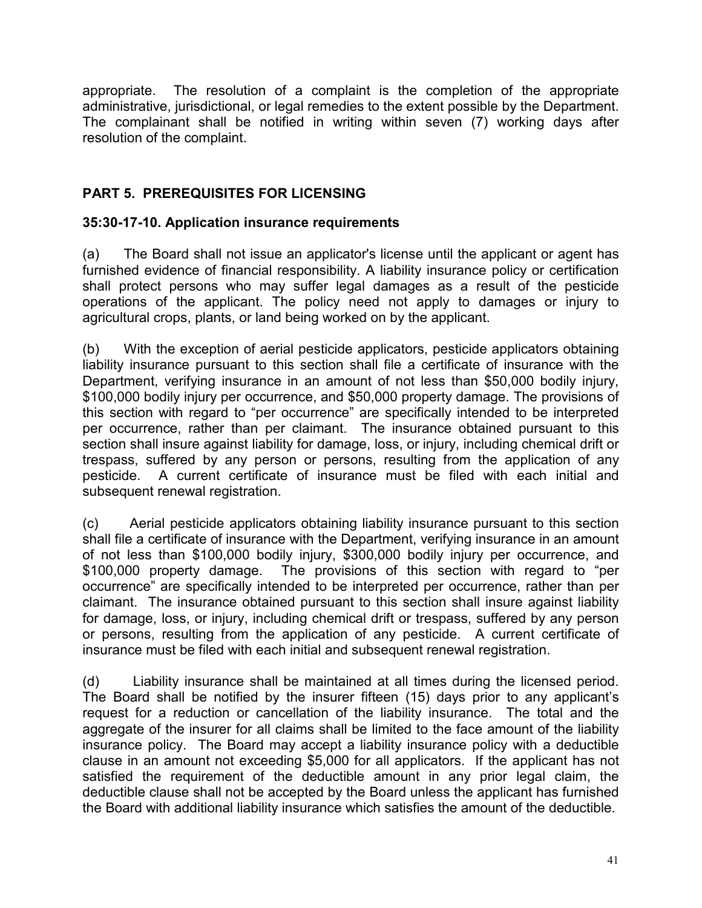appropriate. The resolution of a complaint is the completion of the appropriate administrative, jurisdictional, or legal remedies to the extent possible by the Department. The complainant shall be notified in writing within seven (7) working days after resolution of the complaint.

## PART 5. PREREQUISITES FOR LICENSING

### 35:30-17-10. Application insurance requirements

(a) The Board shall not issue an applicator's license until the applicant or agent has furnished evidence of financial responsibility. A liability insurance policy or certification shall protect persons who may suffer legal damages as a result of the pesticide operations of the applicant. The policy need not apply to damages or injury to agricultural crops, plants, or land being worked on by the applicant.

(b) With the exception of aerial pesticide applicators, pesticide applicators obtaining liability insurance pursuant to this section shall file a certificate of insurance with the Department, verifying insurance in an amount of not less than $50,000 bodily injury, $100,000 bodily injury per occurrence, and $50,000 property damage. The provisions of this section with regard to "per occurrence" are specifically intended to be interpreted per occurrence, rather than per claimant. The insurance obtained pursuant to this section shall insure against liability for damage, loss, or injury, including chemical drift or trespass, suffered by any person or persons, resulting from the application of any pesticide. A current certificate of insurance must be filed with each initial and subsequent renewal registration.

(c) Aerial pesticide applicators obtaining liability insurance pursuant to this section shall file a certificate of insurance with the Department, verifying insurance in an amount of not less than $100,000 bodily injury, $300,000 bodily injury per occurrence, and $100,000 property damage. The provisions of this section with regard to "per occurrence" are specifically intended to be interpreted per occurrence, rather than per claimant. The insurance obtained pursuant to this section shall insure against liability for damage, loss, or injury, including chemical drift or trespass, suffered by any person or persons, resulting from the application of any pesticide. A current certificate of insurance must be filed with each initial and subsequent renewal registration.

(d) Liability insurance shall be maintained at all times during the licensed period. The Board shall be notified by the insurer fifteen (15) days prior to any applicant's request for a reduction or cancellation of the liability insurance. The total and the aggregate of the insurer for all claims shall be limited to the face amount of the liability insurance policy. The Board may accept a liability insurance policy with a deductible clause in an amount not exceeding $5,000 for all applicators. If the applicant has not satisfied the requirement of the deductible amount in any prior legal claim, the deductible clause shall not be accepted by the Board unless the applicant has furnished the Board with additional liability insurance which satisfies the amount of the deductible.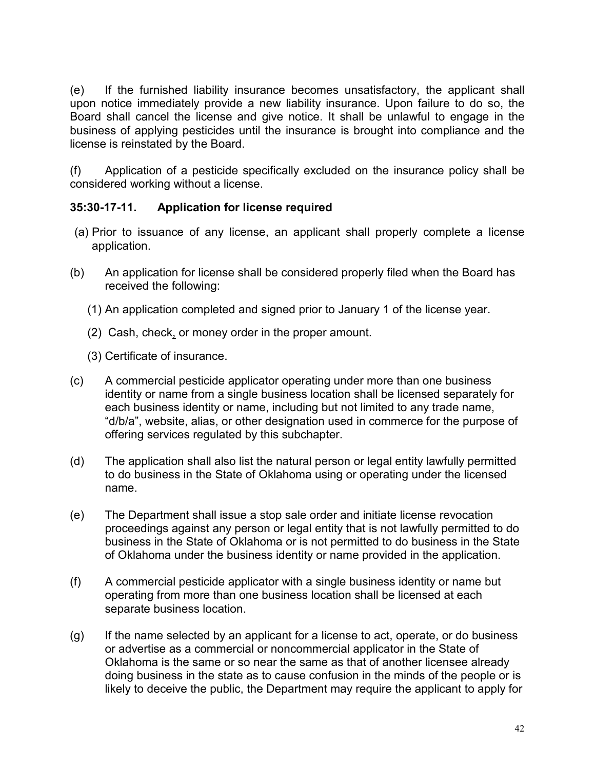(e) If the furnished liability insurance becomes unsatisfactory, the applicant shall upon notice immediately provide a new liability insurance. Upon failure to do so, the Board shall cancel the license and give notice. It shall be unlawful to engage in the business of applying pesticides until the insurance is brought into compliance and the license is reinstated by the Board.

(f) Application of a pesticide specifically excluded on the insurance policy shall be considered working without a license.

### 35:30-17-11. Application for license required

(a) Prior to issuance of any license, an applicant shall properly complete a license application.

(b) An application for license shall be considered properly filed when the Board has received the following:

(1) An application completed and signed prior to January 1 of the license year.

(2) Cash, check, or money order in the proper amount.

(3) Certificate of insurance.

(c) A commercial pesticide applicator operating under more than one business identity or name from a single business location shall be licensed separately for each business identity or name, including but not limited to any trade name, "d/b/a", website, alias, or other designation used in commerce for the purpose of offering services regulated by this subchapter.

(d) The application shall also list the natural person or legal entity lawfully permitted to do business in the State of Oklahoma using or operating under the licensed name.

(e) The Department shall issue a stop sale order and initiate license revocation proceedings against any person or legal entity that is not lawfully permitted to do business in the State of Oklahoma or is not permitted to do business in the State of Oklahoma under the business identity or name provided in the application.

(f) A commercial pesticide applicator with a single business identity or name but operating from more than one business location shall be licensed at each separate business location.

(g) If the name selected by an applicant for a license to act, operate, or do business or advertise as a commercial or noncommercial applicator in the State of Oklahoma is the same or so near the same as that of another licensee already doing business in the state as to cause confusion in the minds of the people or is likely to deceive the public, the Department may require the applicant to apply for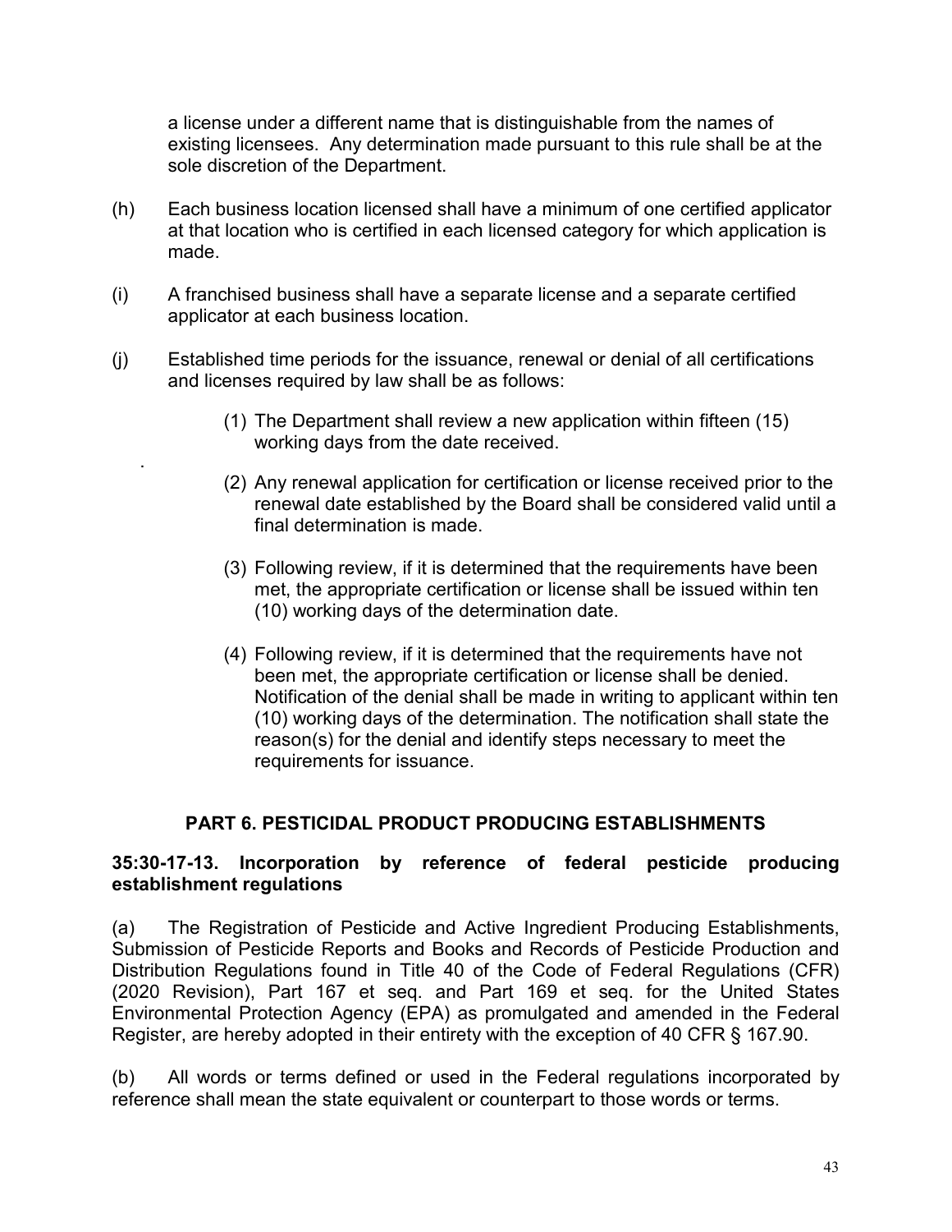a license under a different name that is distinguishable from the names of existing licensees. Any determination made pursuant to this rule shall be at the sole discretion of the Department.

(h) Each business location licensed shall have a minimum of one certified applicator at that location who is certified in each licensed category for which application is made.

(i) A franchised business shall have a separate license and a separate certified applicator at each business location.

(j) Established time periods for the issuance, renewal or denial of all certifications and licenses required by law shall be as follows:

(1) The Department shall review a new application within fifteen (15) working days from the date received.

(2) Any renewal application for certification or license received prior to the renewal date established by the Board shall be considered valid until a final determination is made.

(3) Following review, if it is determined that the requirements have been met, the appropriate certification or license shall be issued within ten (10) working days of the determination date.

(4) Following review, if it is determined that the requirements have not been met, the appropriate certification or license shall be denied. Notification of the denial shall be made in writing to applicant within ten (10) working days of the determination. The notification shall state the reason(s) for the denial and identify steps necessary to meet the requirements for issuance.

## PART 6. PESTICIDAL PRODUCT PRODUCING ESTABLISHMENTS

### 35:30-17-13. Incorporation by reference of federal pesticide producing establishment regulations

(a) The Registration of Pesticide and Active Ingredient Producing Establishments, Submission of Pesticide Reports and Books and Records of Pesticide Production and Distribution Regulations found in Title 40 of the Code of Federal Regulations (CFR) (2020 Revision), Part 167 et seq. and Part 169 et seq. for the United States Environmental Protection Agency (EPA) as promulgated and amended in the Federal Register, are hereby adopted in their entirety with the exception of 40 CFR § 167.90.

(b) All words or terms defined or used in the Federal regulations incorporated by reference shall mean the state equivalent or counterpart to those words or terms.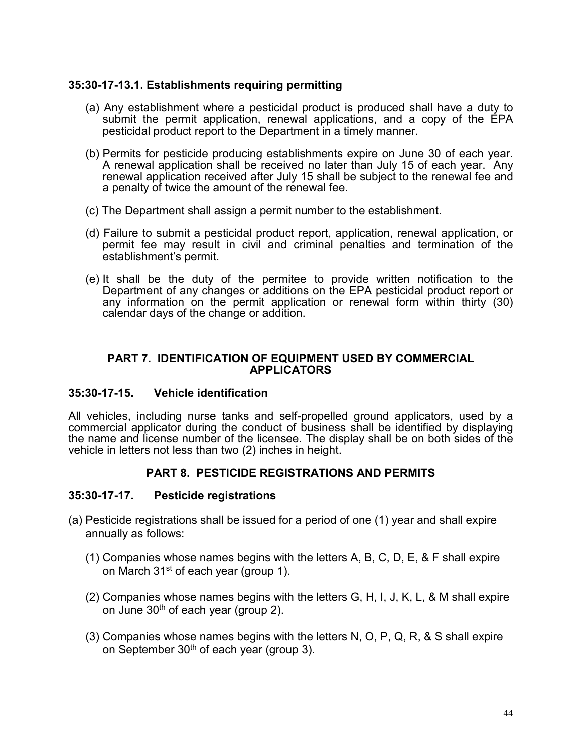### 35:30-17-13.1. Establishments requiring permitting

(a) Any establishment where a pesticidal product is produced shall have a duty to submit the permit application, renewal applications, and a copy of the EPA pesticidal product report to the Department in a timely manner.

(b) Permits for pesticide producing establishments expire on June 30 of each year. A renewal application shall be received no later than July 15 of each year. Any renewal application received after July 15 shall be subject to the renewal fee and a penalty of twice the amount of the renewal fee.

(c) The Department shall assign a permit number to the establishment.

(d) Failure to submit a pesticidal product report, application, renewal application, or permit fee may result in civil and criminal penalties and termination of the establishment's permit.

(e) It shall be the duty of the permitee to provide written notification to the Department of any changes or additions on the EPA pesticidal product report or any information on the permit application or renewal form within thirty (30) calendar days of the change or addition.

## PART 7. IDENTIFICATION OF EQUIPMENT USED BY COMMERCIAL APPLICATORS

### 35:30-17-15. Vehicle identification

All vehicles, including nurse tanks and self-propelled ground applicators, used by a commercial applicator during the conduct of business shall be identified by displaying the name and license number of the licensee. The display shall be on both sides of the vehicle in letters not less than two (2) inches in height.

## PART 8. PESTICIDE REGISTRATIONS AND PERMITS

### 35:30-17-17. Pesticide registrations

(a) Pesticide registrations shall be issued for a period of one (1) year and shall expire annually as follows:

(1) Companies whose names begins with the letters A, B, C, D, E, & F shall expire on March 31st of each year (group 1).

(2) Companies whose names begins with the letters G, H, I, J, K, L, & M shall expire on June 30th of each year (group 2).

(3) Companies whose names begins with the letters N, O, P, Q, R, & S shall expire on September 30th of each year (group 3).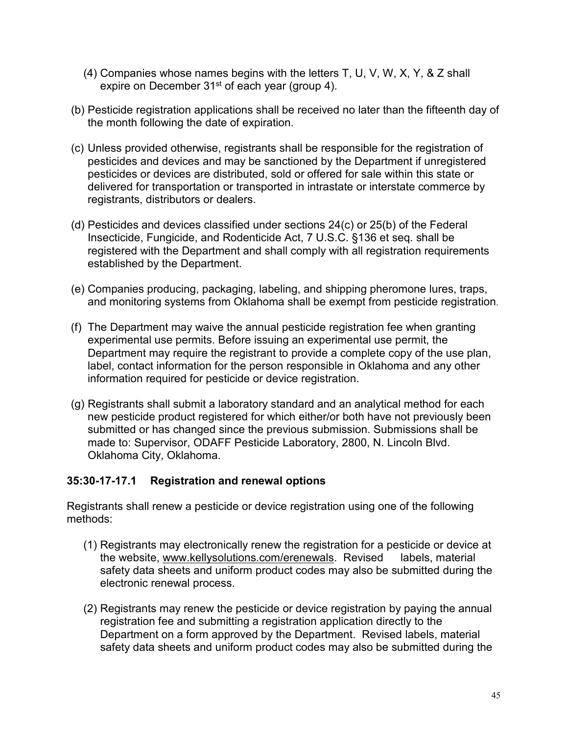(4) Companies whose names begins with the letters T, U, V, W, X, Y, & Z shall expire on December 31st of each year (group 4).

(b) Pesticide registration applications shall be received no later than the fifteenth day of the month following the date of expiration.

(c) Unless provided otherwise, registrants shall be responsible for the registration of pesticides and devices and may be sanctioned by the Department if unregistered pesticides or devices are distributed, sold or offered for sale within this state or delivered for transportation or transported in intrastate or interstate commerce by registrants, distributors or dealers.

(d) Pesticides and devices classified under sections 24(c) or 25(b) of the Federal Insecticide, Fungicide, and Rodenticide Act, 7 U.S.C. §136 et seq. shall be registered with the Department and shall comply with all registration requirements established by the Department.

(e) Companies producing, packaging, labeling, and shipping pheromone lures, traps, and monitoring systems from Oklahoma shall be exempt from pesticide registration.

(f) The Department may waive the annual pesticide registration fee when granting experimental use permits. Before issuing an experimental use permit, the Department may require the registrant to provide a complete copy of the use plan, label, contact information for the person responsible in Oklahoma and any other information required for pesticide or device registration.

(g) Registrants shall submit a laboratory standard and an analytical method for each new pesticide product registered for which either/or both have not previously been submitted or has changed since the previous submission. Submissions shall be made to: Supervisor, ODAFF Pesticide Laboratory, 2800, N. Lincoln Blvd. Oklahoma City, Oklahoma.

**35:30-17-17.1 Registration and renewal options**

Registrants shall renew a pesticide or device registration using one of the following methods:

(1) Registrants may electronically renew the registration for a pesticide or device at the website, www.kellysolutions.com/erenewals. Revised labels, material safety data sheets and uniform product codes may also be submitted during the electronic renewal process.

(2) Registrants may renew the pesticide or device registration by paying the annual registration fee and submitting a registration application directly to the Department on a form approved by the Department. Revised labels, material safety data sheets and uniform product codes may also be submitted during the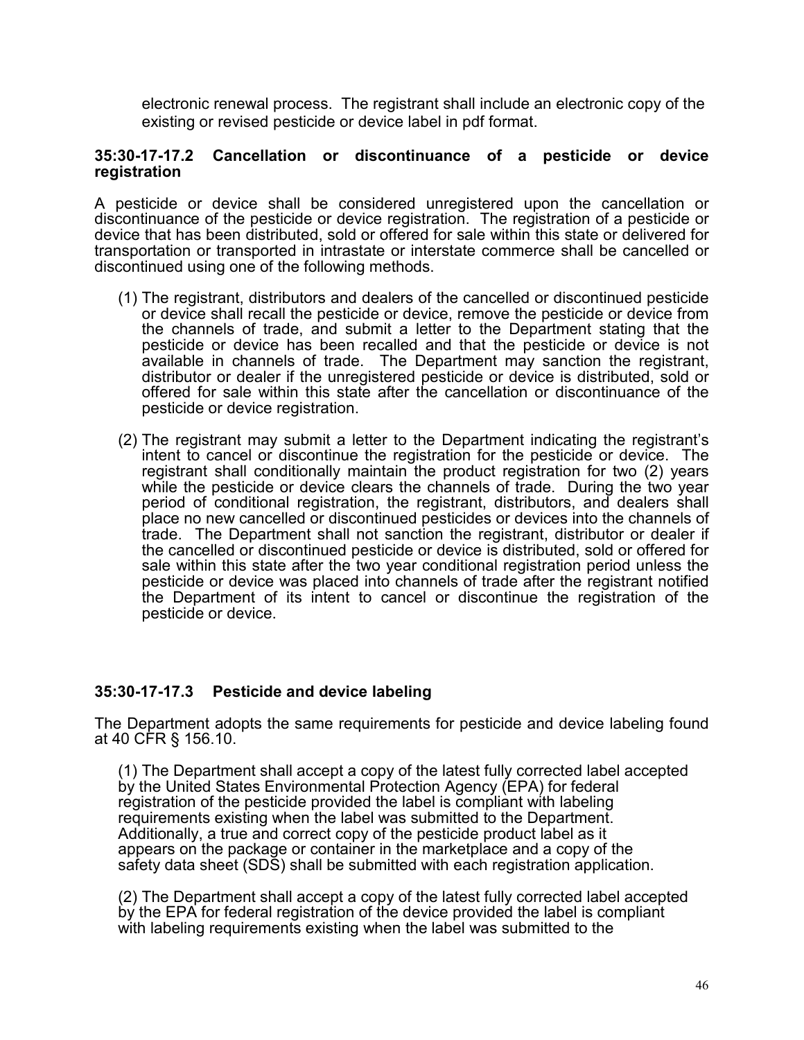electronic renewal process. The registrant shall include an electronic copy of the existing or revised pesticide or device label in pdf format.

### 35:30-17-17.2 Cancellation or discontinuance of a pesticide or device registration

A pesticide or device shall be considered unregistered upon the cancellation or discontinuance of the pesticide or device registration. The registration of a pesticide or device that has been distributed, sold or offered for sale within this state or delivered for transportation or transported in intrastate or interstate commerce shall be cancelled or discontinued using one of the following methods.

(1) The registrant, distributors and dealers of the cancelled or discontinued pesticide or device shall recall the pesticide or device, remove the pesticide or device from the channels of trade, and submit a letter to the Department stating that the pesticide or device has been recalled and that the pesticide or device is not available in channels of trade. The Department may sanction the registrant, distributor or dealer if the unregistered pesticide or device is distributed, sold or offered for sale within this state after the cancellation or discontinuance of the pesticide or device registration.

(2) The registrant may submit a letter to the Department indicating the registrant's intent to cancel or discontinue the registration for the pesticide or device. The registrant shall conditionally maintain the product registration for two (2) years while the pesticide or device clears the channels of trade. During the two year period of conditional registration, the registrant, distributors, and dealers shall place no new cancelled or discontinued pesticides or devices into the channels of trade. The Department shall not sanction the registrant, distributor or dealer if the cancelled or discontinued pesticide or device is distributed, sold or offered for sale within this state after the two year conditional registration period unless the pesticide or device was placed into channels of trade after the registrant notified the Department of its intent to cancel or discontinue the registration of the pesticide or device.

### 35:30-17-17.3 Pesticide and device labeling

The Department adopts the same requirements for pesticide and device labeling found at 40 CFR § 156.10.

(1) The Department shall accept a copy of the latest fully corrected label accepted by the United States Environmental Protection Agency (EPA) for federal registration of the pesticide provided the label is compliant with labeling requirements existing when the label was submitted to the Department. Additionally, a true and correct copy of the pesticide product label as it appears on the package or container in the marketplace and a copy of the safety data sheet (SDS) shall be submitted with each registration application.

(2) The Department shall accept a copy of the latest fully corrected label accepted by the EPA for federal registration of the device provided the label is compliant with labeling requirements existing when the label was submitted to the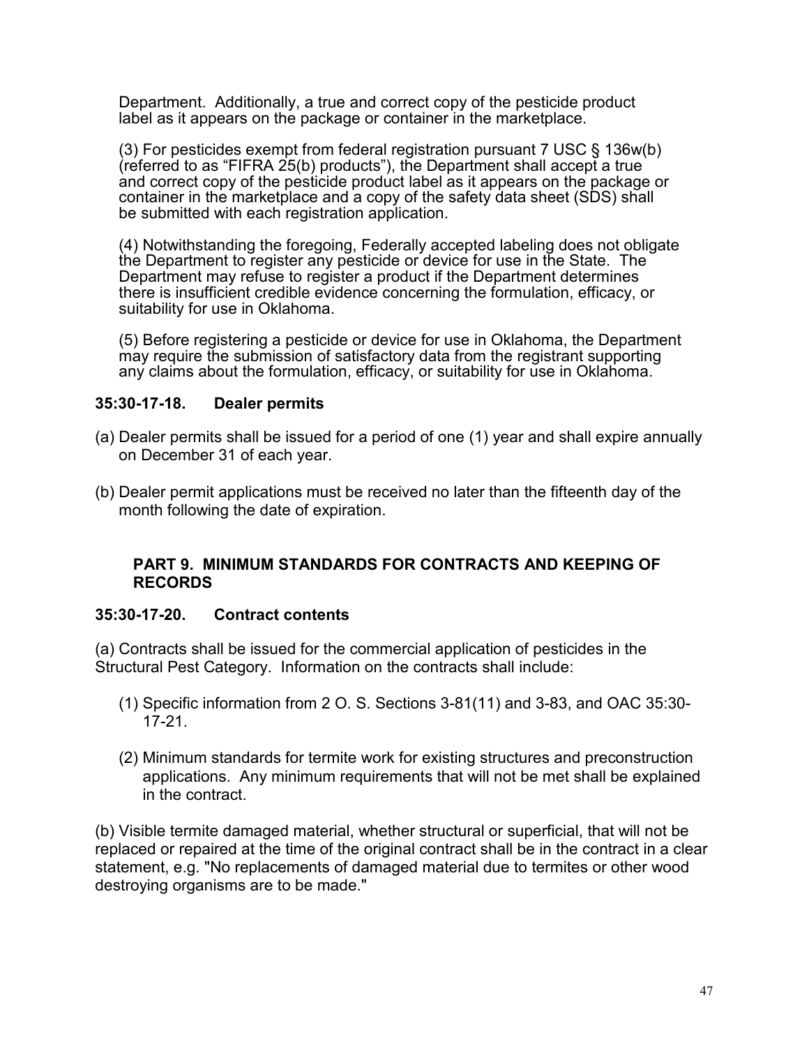Department. Additionally, a true and correct copy of the pesticide product label as it appears on the package or container in the marketplace.

(3) For pesticides exempt from federal registration pursuant 7 USC § 136w(b) (referred to as "FIFRA 25(b) products"), the Department shall accept a true and correct copy of the pesticide product label as it appears on the package or container in the marketplace and a copy of the safety data sheet (SDS) shall be submitted with each registration application.

(4) Notwithstanding the foregoing, Federally accepted labeling does not obligate the Department to register any pesticide or device for use in the State. The Department may refuse to register a product if the Department determines there is insufficient credible evidence concerning the formulation, efficacy, or suitability for use in Oklahoma.

(5) Before registering a pesticide or device for use in Oklahoma, the Department may require the submission of satisfactory data from the registrant supporting any claims about the formulation, efficacy, or suitability for use in Oklahoma.

### 35:30-17-18. Dealer permits

(a) Dealer permits shall be issued for a period of one (1) year and shall expire annually on December 31 of each year.

(b) Dealer permit applications must be received no later than the fifteenth day of the month following the date of expiration.

## PART 9. MINIMUM STANDARDS FOR CONTRACTS AND KEEPING OF RECORDS

### 35:30-17-20. Contract contents

(a) Contracts shall be issued for the commercial application of pesticides in the Structural Pest Category. Information on the contracts shall include:

(1) Specific information from 2 O. S. Sections 3-81(11) and 3-83, and OAC 35:30-17-21.

(2) Minimum standards for termite work for existing structures and preconstruction applications. Any minimum requirements that will not be met shall be explained in the contract.

(b) Visible termite damaged material, whether structural or superficial, that will not be replaced or repaired at the time of the original contract shall be in the contract in a clear statement, e.g. "No replacements of damaged material due to termites or other wood destroying organisms are to be made."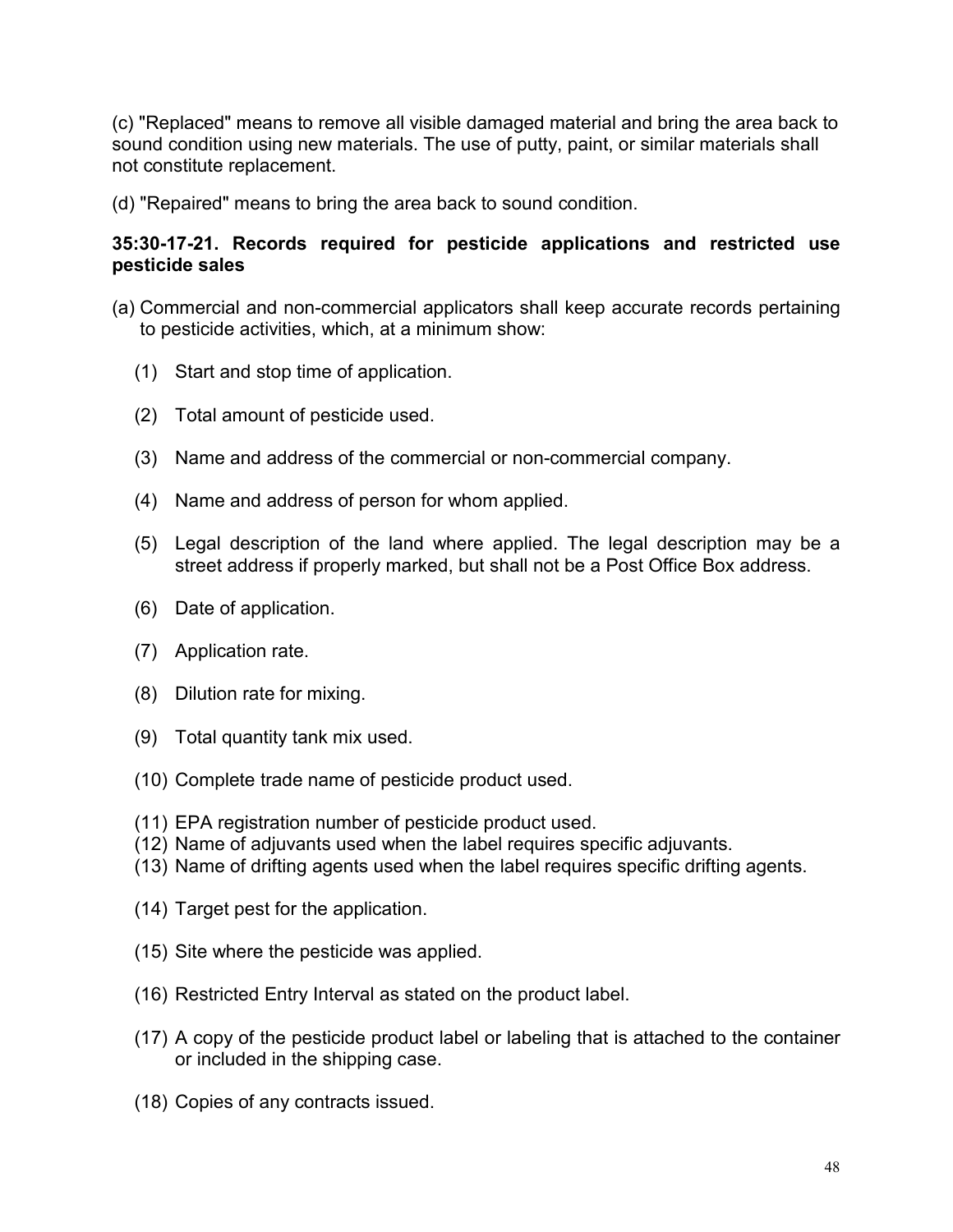(c) "Replaced" means to remove all visible damaged material and bring the area back to sound condition using new materials. The use of putty, paint, or similar materials shall not constitute replacement.

(d) "Repaired" means to bring the area back to sound condition.

**35:30-17-21. Records required for pesticide applications and restricted use pesticide sales**

(a) Commercial and non-commercial applicators shall keep accurate records pertaining to pesticide activities, which, at a minimum show:

(1) Start and stop time of application.

(2) Total amount of pesticide used.

(3) Name and address of the commercial or non-commercial company.

(4) Name and address of person for whom applied.

(5) Legal description of the land where applied. The legal description may be a street address if properly marked, but shall not be a Post Office Box address.

(6) Date of application.

(7) Application rate.

(8) Dilution rate for mixing.

(9) Total quantity tank mix used.

(10) Complete trade name of pesticide product used.

(11) EPA registration number of pesticide product used.

(12) Name of adjuvants used when the label requires specific adjuvants.

(13) Name of drifting agents used when the label requires specific drifting agents.

(14) Target pest for the application.

(15) Site where the pesticide was applied.

(16) Restricted Entry Interval as stated on the product label.

(17) A copy of the pesticide product label or labeling that is attached to the container or included in the shipping case.

(18) Copies of any contracts issued.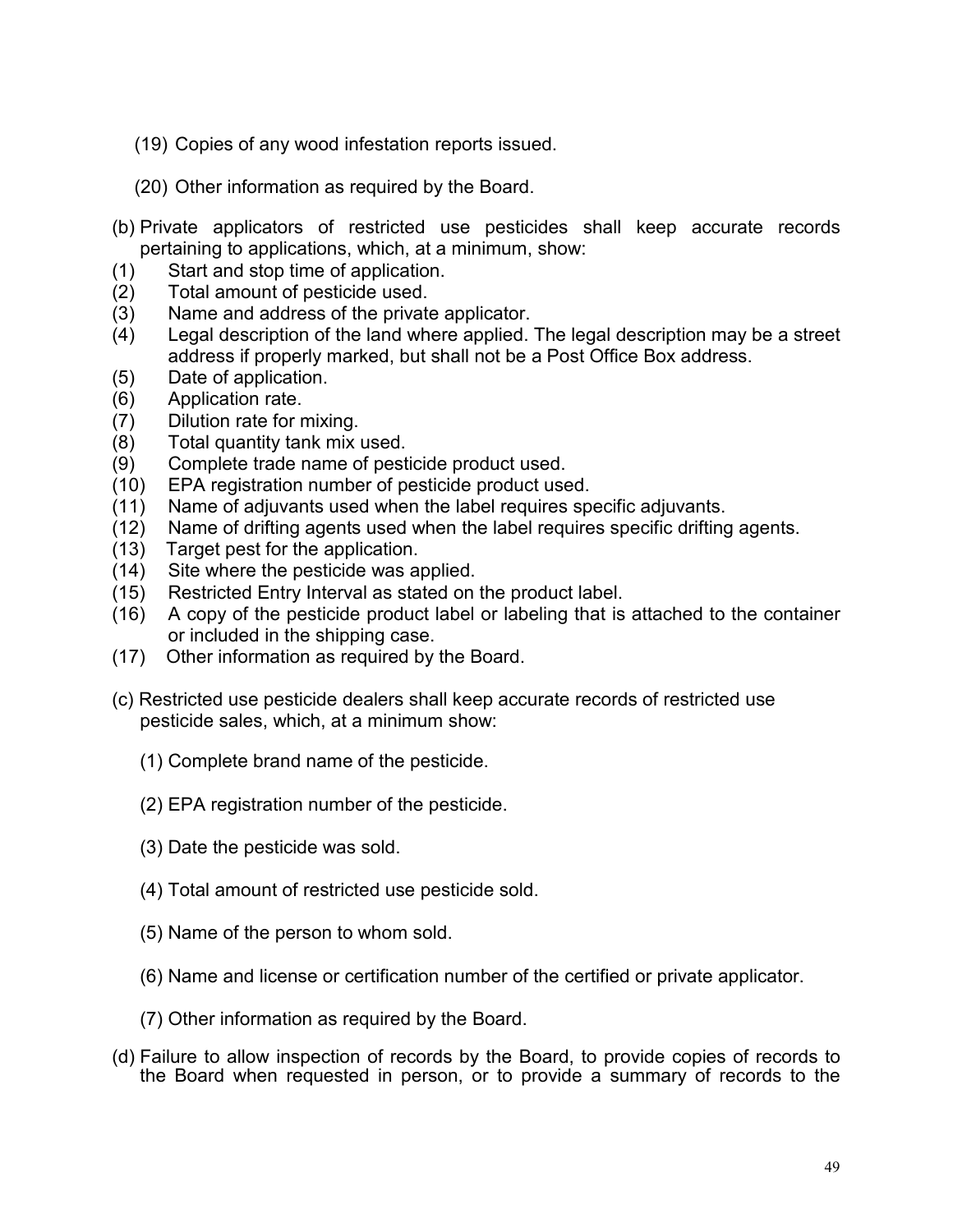(19) Copies of any wood infestation reports issued.

(20) Other information as required by the Board.

(b) Private applicators of restricted use pesticides shall keep accurate records pertaining to applications, which, at a minimum, show:

(1) Start and stop time of application.
(2) Total amount of pesticide used.
(3) Name and address of the private applicator.
(4) Legal description of the land where applied. The legal description may be a street address if properly marked, but shall not be a Post Office Box address.
(5) Date of application.
(6) Application rate.
(7) Dilution rate for mixing.
(8) Total quantity tank mix used.
(9) Complete trade name of pesticide product used.
(10) EPA registration number of pesticide product used.
(11) Name of adjuvants used when the label requires specific adjuvants.
(12) Name of drifting agents used when the label requires specific drifting agents.
(13) Target pest for the application.
(14) Site where the pesticide was applied.
(15) Restricted Entry Interval as stated on the product label.
(16) A copy of the pesticide product label or labeling that is attached to the container or included in the shipping case.
(17) Other information as required by the Board.

(c) Restricted use pesticide dealers shall keep accurate records of restricted use pesticide sales, which, at a minimum show:

(1) Complete brand name of the pesticide.

(2) EPA registration number of the pesticide.

(3) Date the pesticide was sold.

(4) Total amount of restricted use pesticide sold.

(5) Name of the person to whom sold.

(6) Name and license or certification number of the certified or private applicator.

(7) Other information as required by the Board.

(d) Failure to allow inspection of records by the Board, to provide copies of records to the Board when requested in person, or to provide a summary of records to the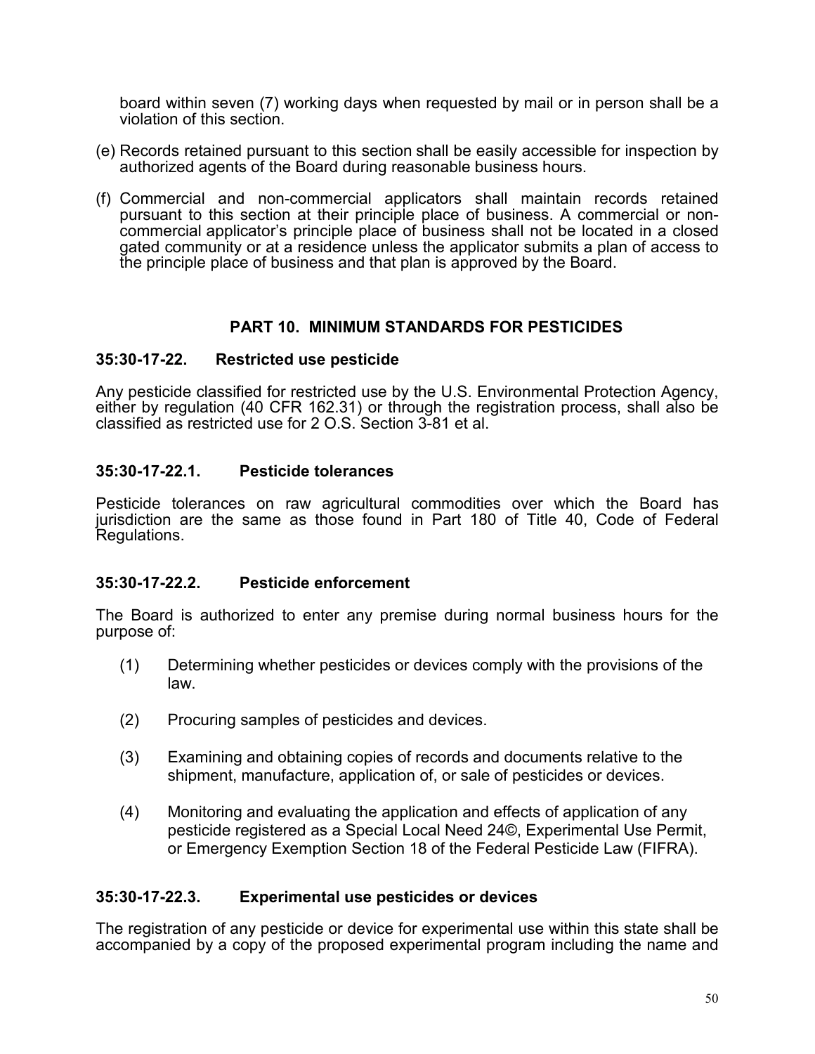board within seven (7) working days when requested by mail or in person shall be a violation of this section.

(e) Records retained pursuant to this section shall be easily accessible for inspection by authorized agents of the Board during reasonable business hours.

(f) Commercial and non-commercial applicators shall maintain records retained pursuant to this section at their principle place of business. A commercial or non-commercial applicator's principle place of business shall not be located in a closed gated community or at a residence unless the applicator submits a plan of access to the principle place of business and that plan is approved by the Board.

## PART 10. MINIMUM STANDARDS FOR PESTICIDES

### 35:30-17-22. Restricted use pesticide

Any pesticide classified for restricted use by the U.S. Environmental Protection Agency, either by regulation (40 CFR 162.31) or through the registration process, shall also be classified as restricted use for 2 O.S. Section 3-81 et al.

### 35:30-17-22.1. Pesticide tolerances

Pesticide tolerances on raw agricultural commodities over which the Board has jurisdiction are the same as those found in Part 180 of Title 40, Code of Federal Regulations.

### 35:30-17-22.2. Pesticide enforcement

The Board is authorized to enter any premise during normal business hours for the purpose of:

(1) Determining whether pesticides or devices comply with the provisions of the law.

(2) Procuring samples of pesticides and devices.

(3) Examining and obtaining copies of records and documents relative to the shipment, manufacture, application of, or sale of pesticides or devices.

(4) Monitoring and evaluating the application and effects of application of any pesticide registered as a Special Local Need 24©, Experimental Use Permit, or Emergency Exemption Section 18 of the Federal Pesticide Law (FIFRA).

### 35:30-17-22.3. Experimental use pesticides or devices

The registration of any pesticide or device for experimental use within this state shall be accompanied by a copy of the proposed experimental program including the name and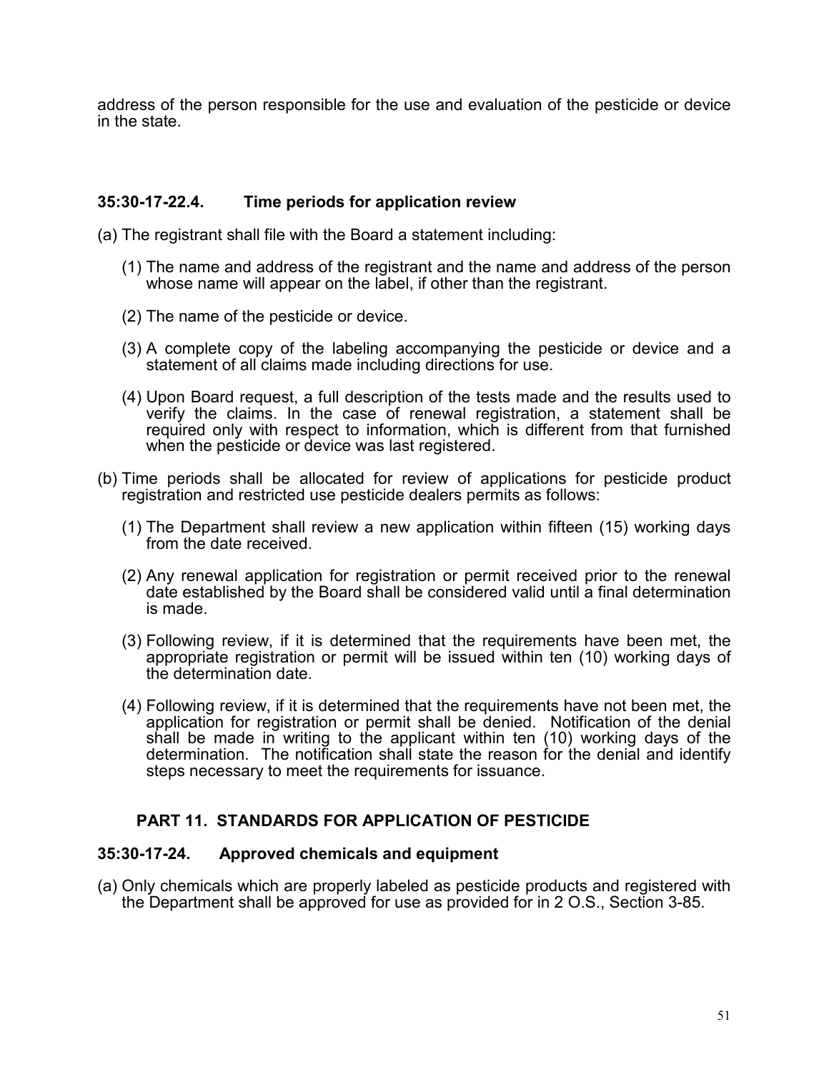address of the person responsible for the use and evaluation of the pesticide or device in the state.

### 35:30-17-22.4. Time periods for application review

(a) The registrant shall file with the Board a statement including:

(1) The name and address of the registrant and the name and address of the person whose name will appear on the label, if other than the registrant.

(2) The name of the pesticide or device.

(3) A complete copy of the labeling accompanying the pesticide or device and a statement of all claims made including directions for use.

(4) Upon Board request, a full description of the tests made and the results used to verify the claims. In the case of renewal registration, a statement shall be required only with respect to information, which is different from that furnished when the pesticide or device was last registered.

(b) Time periods shall be allocated for review of applications for pesticide product registration and restricted use pesticide dealers permits as follows:

(1) The Department shall review a new application within fifteen (15) working days from the date received.

(2) Any renewal application for registration or permit received prior to the renewal date established by the Board shall be considered valid until a final determination is made.

(3) Following review, if it is determined that the requirements have been met, the appropriate registration or permit will be issued within ten (10) working days of the determination date.

(4) Following review, if it is determined that the requirements have not been met, the application for registration or permit shall be denied. Notification of the denial shall be made in writing to the applicant within ten (10) working days of the determination. The notification shall state the reason for the denial and identify steps necessary to meet the requirements for issuance.

## PART 11. STANDARDS FOR APPLICATION OF PESTICIDE

### 35:30-17-24. Approved chemicals and equipment

(a) Only chemicals which are properly labeled as pesticide products and registered with the Department shall be approved for use as provided for in 2 O.S., Section 3-85.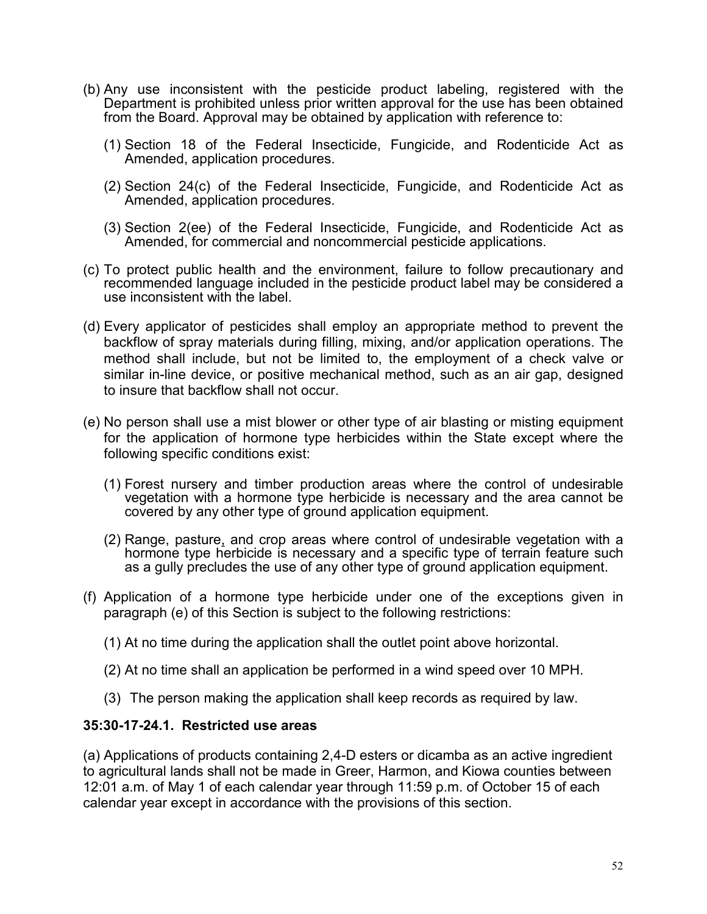(b) Any use inconsistent with the pesticide product labeling, registered with the Department is prohibited unless prior written approval for the use has been obtained from the Board. Approval may be obtained by application with reference to:

  (1) Section 18 of the Federal Insecticide, Fungicide, and Rodenticide Act as Amended, application procedures.

  (2) Section 24(c) of the Federal Insecticide, Fungicide, and Rodenticide Act as Amended, application procedures.

  (3) Section 2(ee) of the Federal Insecticide, Fungicide, and Rodenticide Act as Amended, for commercial and noncommercial pesticide applications.

(c) To protect public health and the environment, failure to follow precautionary and recommended language included in the pesticide product label may be considered a use inconsistent with the label.

(d) Every applicator of pesticides shall employ an appropriate method to prevent the backflow of spray materials during filling, mixing, and/or application operations. The method shall include, but not be limited to, the employment of a check valve or similar in-line device, or positive mechanical method, such as an air gap, designed to insure that backflow shall not occur.

(e) No person shall use a mist blower or other type of air blasting or misting equipment for the application of hormone type herbicides within the State except where the following specific conditions exist:

  (1) Forest nursery and timber production areas where the control of undesirable vegetation with a hormone type herbicide is necessary and the area cannot be covered by any other type of ground application equipment.

  (2) Range, pasture, and crop areas where control of undesirable vegetation with a hormone type herbicide is necessary and a specific type of terrain feature such as a gully precludes the use of any other type of ground application equipment.

(f) Application of a hormone type herbicide under one of the exceptions given in paragraph (e) of this Section is subject to the following restrictions:

  (1) At no time during the application shall the outlet point above horizontal.

  (2) At no time shall an application be performed in a wind speed over 10 MPH.

  (3) The person making the application shall keep records as required by law.

**35:30-17-24.1. Restricted use areas**

(a) Applications of products containing 2,4-D esters or dicamba as an active ingredient to agricultural lands shall not be made in Greer, Harmon, and Kiowa counties between 12:01 a.m. of May 1 of each calendar year through 11:59 p.m. of October 15 of each calendar year except in accordance with the provisions of this section.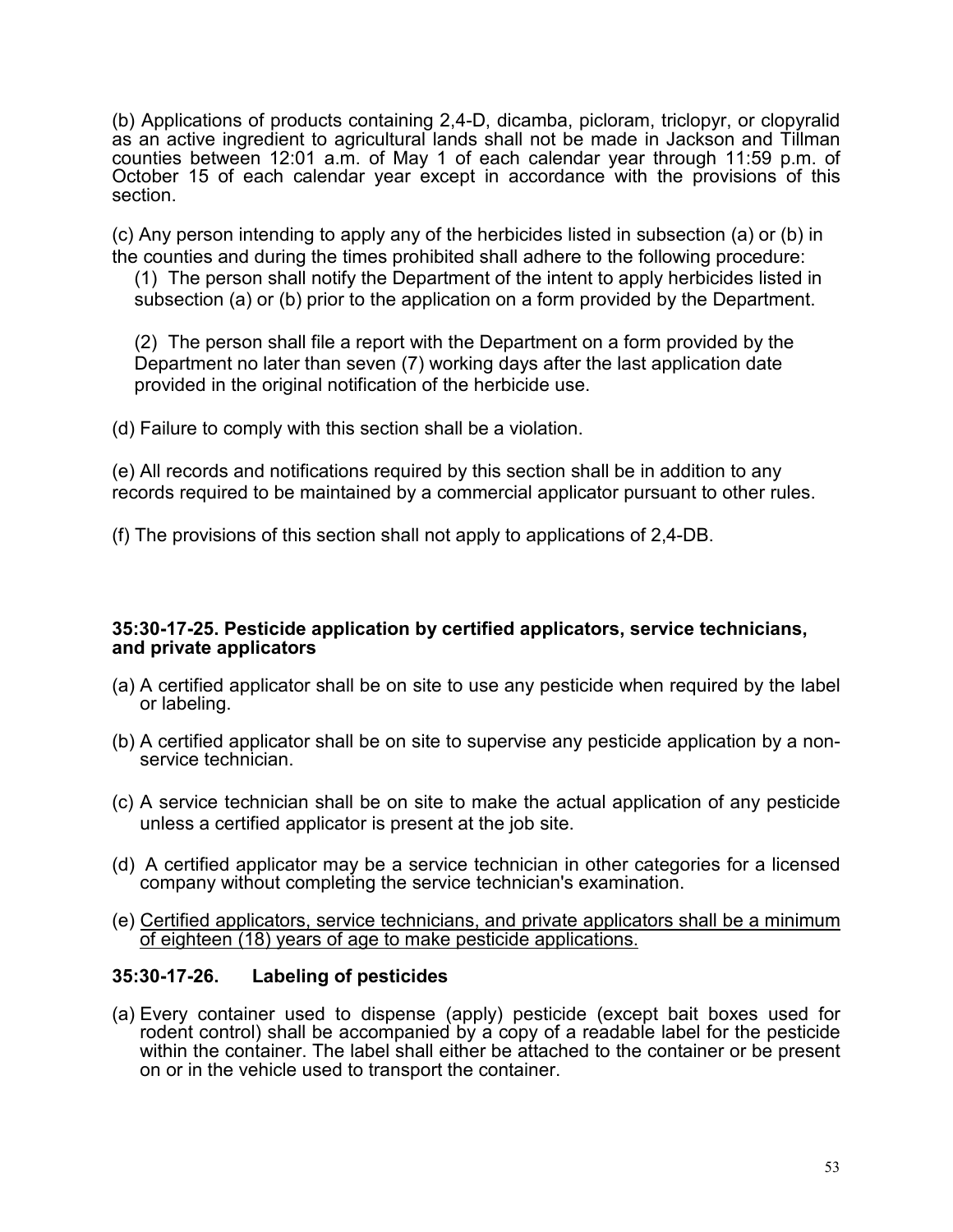(b) Applications of products containing 2,4-D, dicamba, picloram, triclopyr, or clopyralid as an active ingredient to agricultural lands shall not be made in Jackson and Tillman counties between 12:01 a.m. of May 1 of each calendar year through 11:59 p.m. of October 15 of each calendar year except in accordance with the provisions of this section.

(c) Any person intending to apply any of the herbicides listed in subsection (a) or (b) in the counties and during the times prohibited shall adhere to the following procedure:

(1) The person shall notify the Department of the intent to apply herbicides listed in subsection (a) or (b) prior to the application on a form provided by the Department.

(2) The person shall file a report with the Department on a form provided by the Department no later than seven (7) working days after the last application date provided in the original notification of the herbicide use.

(d) Failure to comply with this section shall be a violation.

(e) All records and notifications required by this section shall be in addition to any records required to be maintained by a commercial applicator pursuant to other rules.

(f) The provisions of this section shall not apply to applications of 2,4-DB.

### 35:30-17-25. Pesticide application by certified applicators, service technicians, and private applicators

(a) A certified applicator shall be on site to use any pesticide when required by the label or labeling.

(b) A certified applicator shall be on site to supervise any pesticide application by a non-service technician.

(c) A service technician shall be on site to make the actual application of any pesticide unless a certified applicator is present at the job site.

(d) A certified applicator may be a service technician in other categories for a licensed company without completing the service technician's examination.

(e) <u>Certified applicators, service technicians, and private applicators shall be a minimum of eighteen (18) years of age to make pesticide applications.</u>

### 35:30-17-26. Labeling of pesticides

(a) Every container used to dispense (apply) pesticide (except bait boxes used for rodent control) shall be accompanied by a copy of a readable label for the pesticide within the container. The label shall either be attached to the container or be present on or in the vehicle used to transport the container.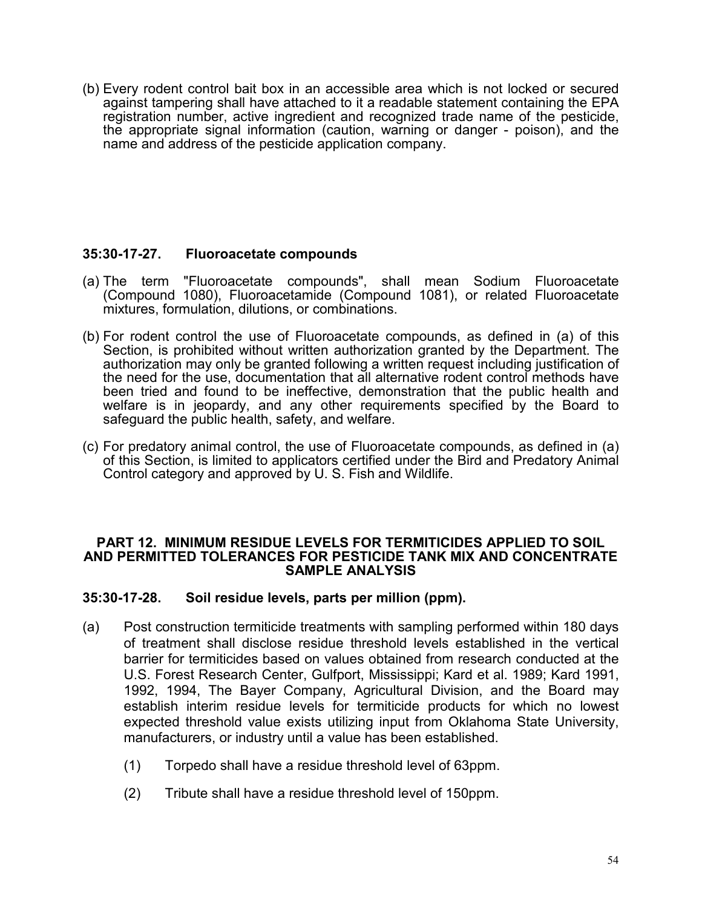(b) Every rodent control bait box in an accessible area which is not locked or secured against tampering shall have attached to it a readable statement containing the EPA registration number, active ingredient and recognized trade name of the pesticide, the appropriate signal information (caution, warning or danger - poison), and the name and address of the pesticide application company.

### 35:30-17-27. Fluoroacetate compounds

(a) The term "Fluoroacetate compounds", shall mean Sodium Fluoroacetate (Compound 1080), Fluoroacetamide (Compound 1081), or related Fluoroacetate mixtures, formulation, dilutions, or combinations.

(b) For rodent control the use of Fluoroacetate compounds, as defined in (a) of this Section, is prohibited without written authorization granted by the Department. The authorization may only be granted following a written request including justification of the need for the use, documentation that all alternative rodent control methods have been tried and found to be ineffective, demonstration that the public health and welfare is in jeopardy, and any other requirements specified by the Board to safeguard the public health, safety, and welfare.

(c) For predatory animal control, the use of Fluoroacetate compounds, as defined in (a) of this Section, is limited to applicators certified under the Bird and Predatory Animal Control category and approved by U. S. Fish and Wildlife.

## PART 12. MINIMUM RESIDUE LEVELS FOR TERMITICIDES APPLIED TO SOIL AND PERMITTED TOLERANCES FOR PESTICIDE TANK MIX AND CONCENTRATE SAMPLE ANALYSIS

### 35:30-17-28. Soil residue levels, parts per million (ppm).

(a) Post construction termiticide treatments with sampling performed within 180 days of treatment shall disclose residue threshold levels established in the vertical barrier for termiticides based on values obtained from research conducted at the U.S. Forest Research Center, Gulfport, Mississippi; Kard et al. 1989; Kard 1991, 1992, 1994, The Bayer Company, Agricultural Division, and the Board may establish interim residue levels for termiticide products for which no lowest expected threshold value exists utilizing input from Oklahoma State University, manufacturers, or industry until a value has been established.

(1) Torpedo shall have a residue threshold level of 63ppm.

(2) Tribute shall have a residue threshold level of 150ppm.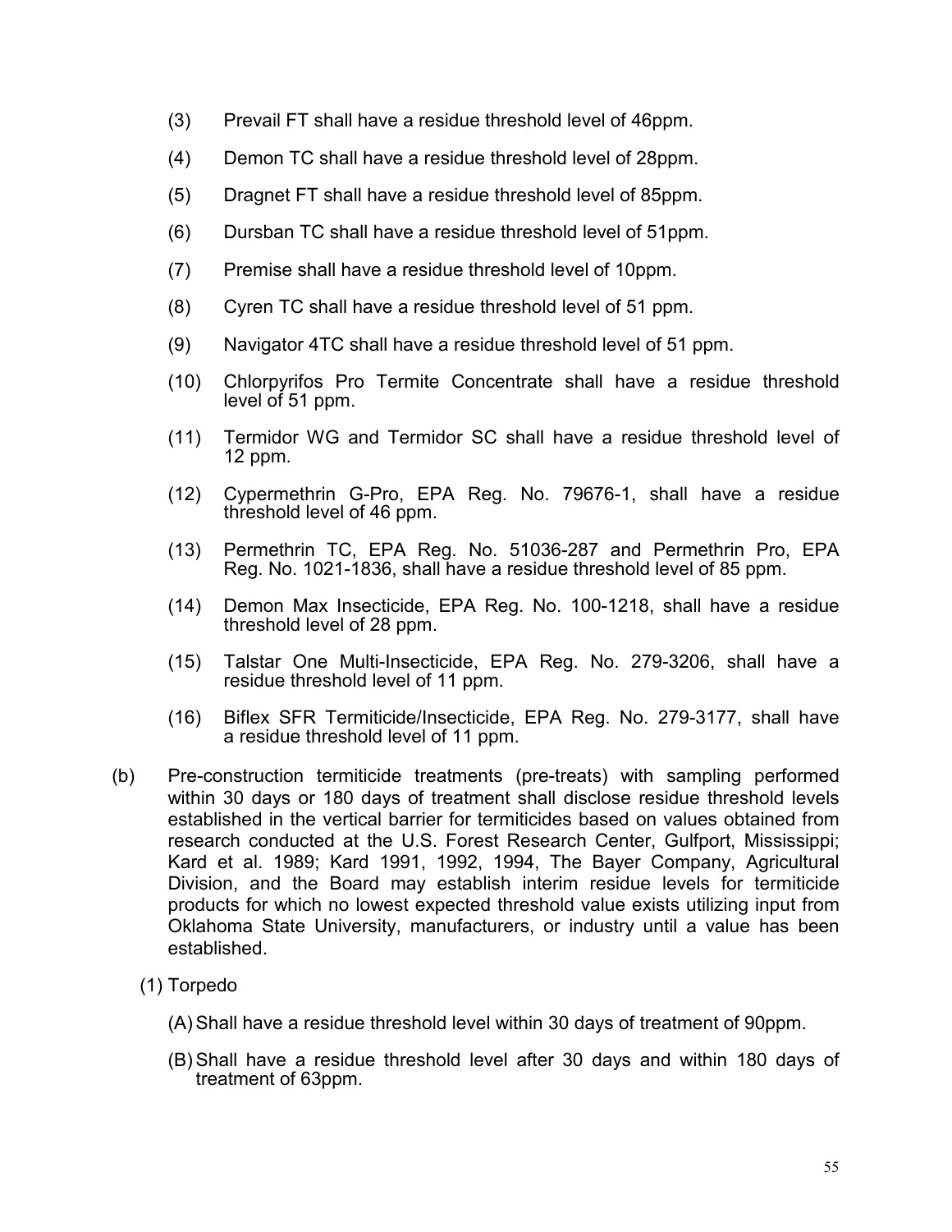(3) Prevail FT shall have a residue threshold level of 46ppm.

(4) Demon TC shall have a residue threshold level of 28ppm.

(5) Dragnet FT shall have a residue threshold level of 85ppm.

(6) Dursban TC shall have a residue threshold level of 51ppm.

(7) Premise shall have a residue threshold level of 10ppm.

(8) Cyren TC shall have a residue threshold level of 51 ppm.

(9) Navigator 4TC shall have a residue threshold level of 51 ppm.

(10) Chlorpyrifos Pro Termite Concentrate shall have a residue threshold level of 51 ppm.

(11) Termidor WG and Termidor SC shall have a residue threshold level of 12 ppm.

(12) Cypermethrin G-Pro, EPA Reg. No. 79676-1, shall have a residue threshold level of 46 ppm.

(13) Permethrin TC, EPA Reg. No. 51036-287 and Permethrin Pro, EPA Reg. No. 1021-1836, shall have a residue threshold level of 85 ppm.

(14) Demon Max Insecticide, EPA Reg. No. 100-1218, shall have a residue threshold level of 28 ppm.

(15) Talstar One Multi-Insecticide, EPA Reg. No. 279-3206, shall have a residue threshold level of 11 ppm.

(16) Biflex SFR Termiticide/Insecticide, EPA Reg. No. 279-3177, shall have a residue threshold level of 11 ppm.

(b) Pre-construction termiticide treatments (pre-treats) with sampling performed within 30 days or 180 days of treatment shall disclose residue threshold levels established in the vertical barrier for termiticides based on values obtained from research conducted at the U.S. Forest Research Center, Gulfport, Mississippi; Kard et al. 1989; Kard 1991, 1992, 1994, The Bayer Company, Agricultural Division, and the Board may establish interim residue levels for termiticide products for which no lowest expected threshold value exists utilizing input from Oklahoma State University, manufacturers, or industry until a value has been established.

(1) Torpedo

(A) Shall have a residue threshold level within 30 days of treatment of 90ppm.

(B) Shall have a residue threshold level after 30 days and within 180 days of treatment of 63ppm.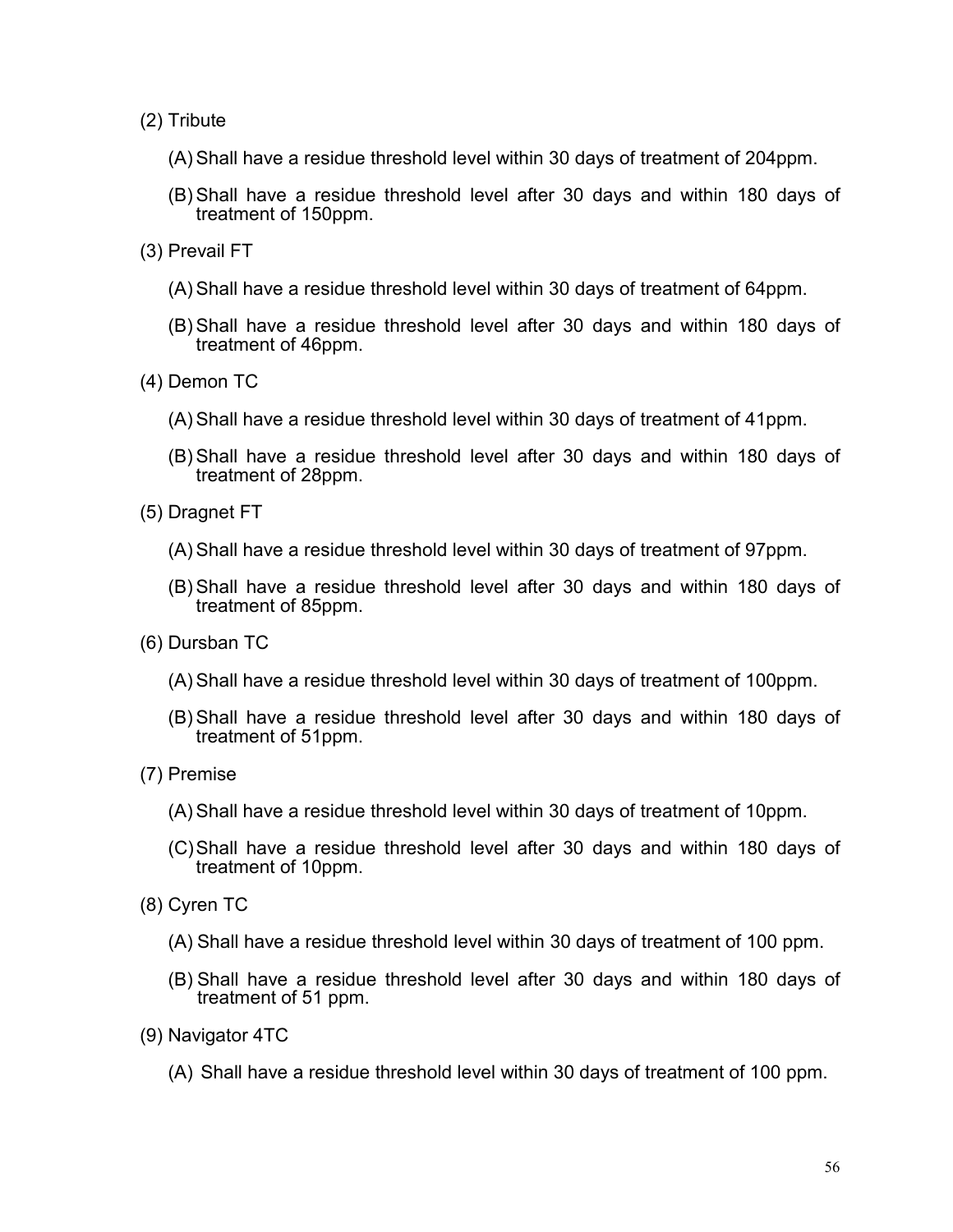(2) Tribute

(A) Shall have a residue threshold level within 30 days of treatment of 204ppm.

(B) Shall have a residue threshold level after 30 days and within 180 days of treatment of 150ppm.

(3) Prevail FT

(A) Shall have a residue threshold level within 30 days of treatment of 64ppm.

(B) Shall have a residue threshold level after 30 days and within 180 days of treatment of 46ppm.

(4) Demon TC

(A) Shall have a residue threshold level within 30 days of treatment of 41ppm.

(B) Shall have a residue threshold level after 30 days and within 180 days of treatment of 28ppm.

(5) Dragnet FT

(A) Shall have a residue threshold level within 30 days of treatment of 97ppm.

(B) Shall have a residue threshold level after 30 days and within 180 days of treatment of 85ppm.

(6) Dursban TC

(A) Shall have a residue threshold level within 30 days of treatment of 100ppm.

(B) Shall have a residue threshold level after 30 days and within 180 days of treatment of 51ppm.

(7) Premise

(A) Shall have a residue threshold level within 30 days of treatment of 10ppm.

(C) Shall have a residue threshold level after 30 days and within 180 days of treatment of 10ppm.

(8) Cyren TC

(A) Shall have a residue threshold level within 30 days of treatment of 100 ppm.

(B) Shall have a residue threshold level after 30 days and within 180 days of treatment of 51 ppm.

(9) Navigator 4TC

(A) Shall have a residue threshold level within 30 days of treatment of 100 ppm.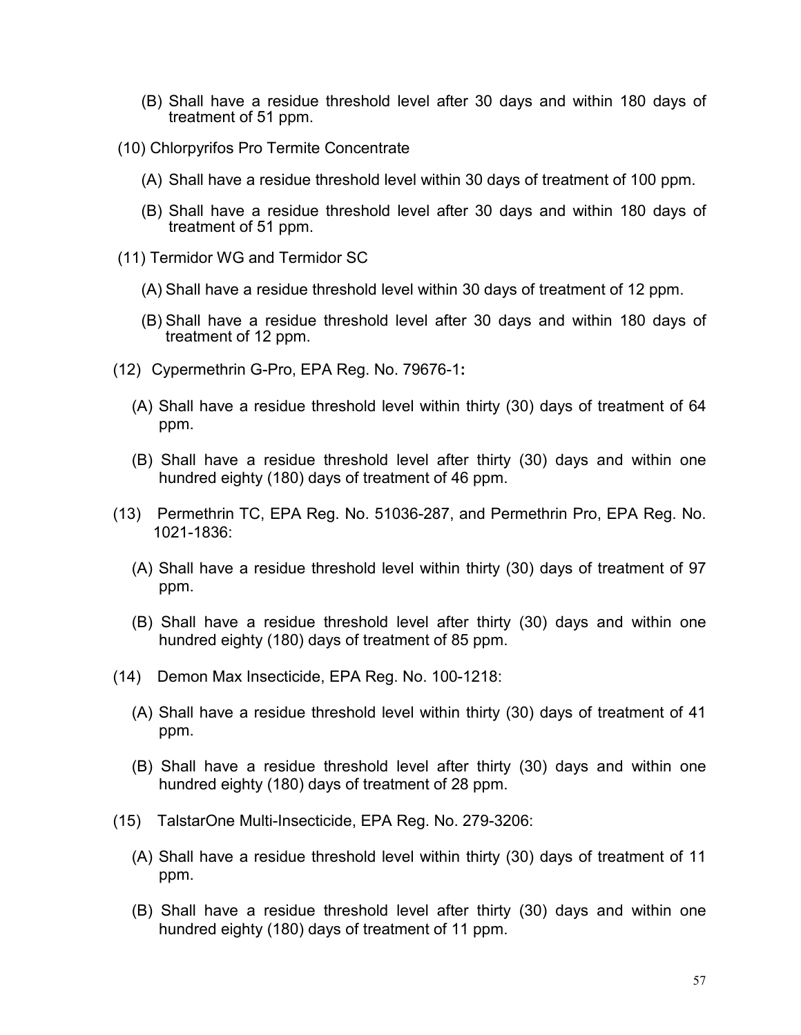(B) Shall have a residue threshold level after 30 days and within 180 days of treatment of 51 ppm.

(10) Chlorpyrifos Pro Termite Concentrate

(A) Shall have a residue threshold level within 30 days of treatment of 100 ppm.

(B) Shall have a residue threshold level after 30 days and within 180 days of treatment of 51 ppm.

(11) Termidor WG and Termidor SC

(A) Shall have a residue threshold level within 30 days of treatment of 12 ppm.

(B) Shall have a residue threshold level after 30 days and within 180 days of treatment of 12 ppm.

(12) Cypermethrin G-Pro, EPA Reg. No. 79676-1**:**

(A) Shall have a residue threshold level within thirty (30) days of treatment of 64 ppm.

(B) Shall have a residue threshold level after thirty (30) days and within one hundred eighty (180) days of treatment of 46 ppm.

(13) Permethrin TC, EPA Reg. No. 51036-287, and Permethrin Pro, EPA Reg. No. 1021-1836:

(A) Shall have a residue threshold level within thirty (30) days of treatment of 97 ppm.

(B) Shall have a residue threshold level after thirty (30) days and within one hundred eighty (180) days of treatment of 85 ppm.

(14) Demon Max Insecticide, EPA Reg. No. 100-1218:

(A) Shall have a residue threshold level within thirty (30) days of treatment of 41 ppm.

(B) Shall have a residue threshold level after thirty (30) days and within one hundred eighty (180) days of treatment of 28 ppm.

(15) TalstarOne Multi-Insecticide, EPA Reg. No. 279-3206:

(A) Shall have a residue threshold level within thirty (30) days of treatment of 11 ppm.

(B) Shall have a residue threshold level after thirty (30) days and within one hundred eighty (180) days of treatment of 11 ppm.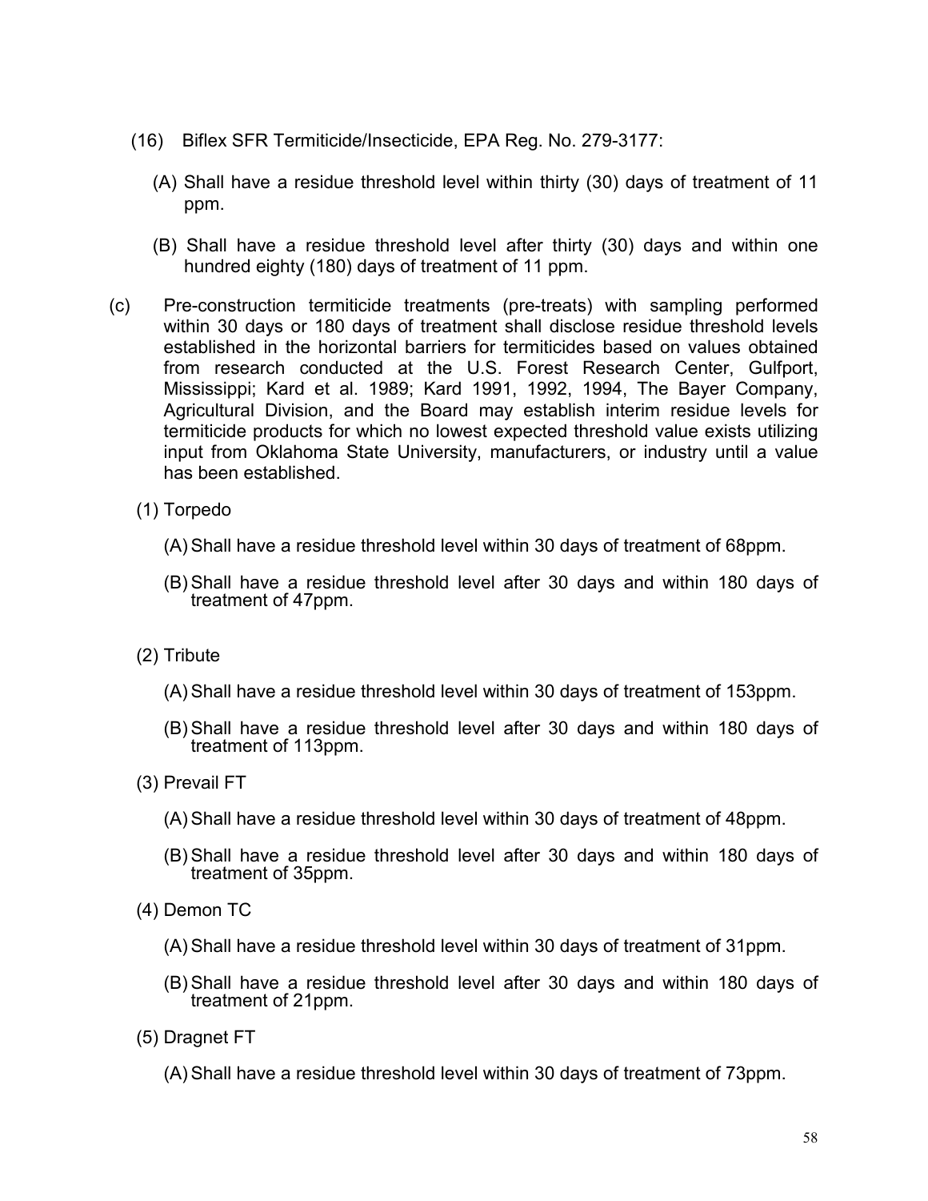(16) Biflex SFR Termiticide/Insecticide, EPA Reg. No. 279-3177:

(A) Shall have a residue threshold level within thirty (30) days of treatment of 11 ppm.

(B) Shall have a residue threshold level after thirty (30) days and within one hundred eighty (180) days of treatment of 11 ppm.

(c) Pre-construction termiticide treatments (pre-treats) with sampling performed within 30 days or 180 days of treatment shall disclose residue threshold levels established in the horizontal barriers for termiticides based on values obtained from research conducted at the U.S. Forest Research Center, Gulfport, Mississippi; Kard et al. 1989; Kard 1991, 1992, 1994, The Bayer Company, Agricultural Division, and the Board may establish interim residue levels for termiticide products for which no lowest expected threshold value exists utilizing input from Oklahoma State University, manufacturers, or industry until a value has been established.

(1) Torpedo

(A) Shall have a residue threshold level within 30 days of treatment of 68ppm.

(B) Shall have a residue threshold level after 30 days and within 180 days of treatment of 47ppm.

(2) Tribute

(A) Shall have a residue threshold level within 30 days of treatment of 153ppm.

(B) Shall have a residue threshold level after 30 days and within 180 days of treatment of 113ppm.

(3) Prevail FT

(A) Shall have a residue threshold level within 30 days of treatment of 48ppm.

(B) Shall have a residue threshold level after 30 days and within 180 days of treatment of 35ppm.

(4) Demon TC

(A) Shall have a residue threshold level within 30 days of treatment of 31ppm.

(B) Shall have a residue threshold level after 30 days and within 180 days of treatment of 21ppm.

(5) Dragnet FT

(A) Shall have a residue threshold level within 30 days of treatment of 73ppm.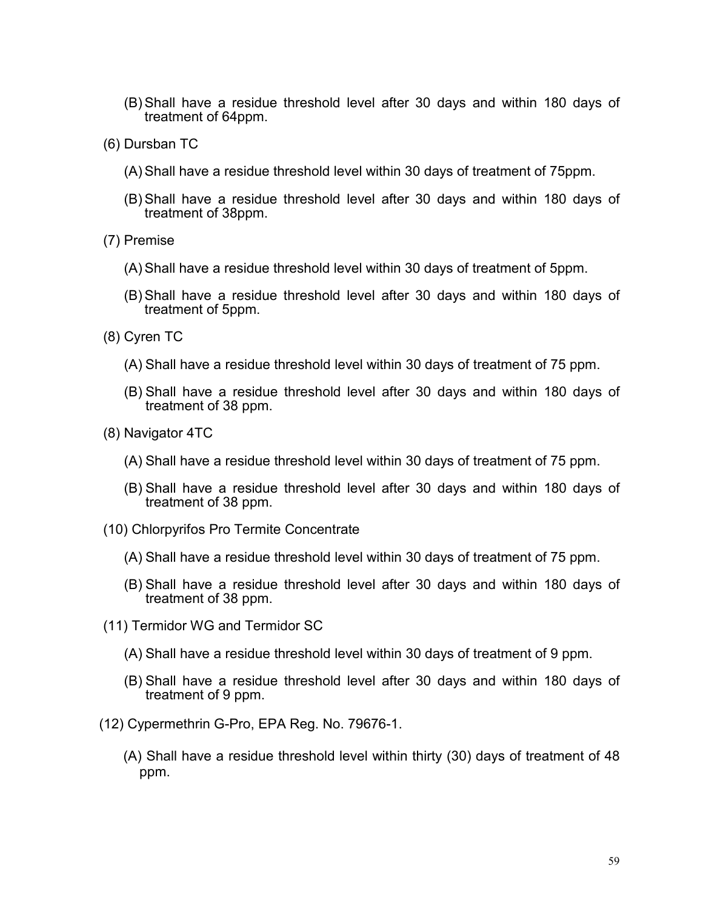(B) Shall have a residue threshold level after 30 days and within 180 days of treatment of 64ppm.

(6) Dursban TC

(A) Shall have a residue threshold level within 30 days of treatment of 75ppm.

(B) Shall have a residue threshold level after 30 days and within 180 days of treatment of 38ppm.

(7) Premise

(A) Shall have a residue threshold level within 30 days of treatment of 5ppm.

(B) Shall have a residue threshold level after 30 days and within 180 days of treatment of 5ppm.

(8) Cyren TC

(A) Shall have a residue threshold level within 30 days of treatment of 75 ppm.

(B) Shall have a residue threshold level after 30 days and within 180 days of treatment of 38 ppm.

(8) Navigator 4TC

(A) Shall have a residue threshold level within 30 days of treatment of 75 ppm.

(B) Shall have a residue threshold level after 30 days and within 180 days of treatment of 38 ppm.

(10) Chlorpyrifos Pro Termite Concentrate

(A) Shall have a residue threshold level within 30 days of treatment of 75 ppm.

(B) Shall have a residue threshold level after 30 days and within 180 days of treatment of 38 ppm.

(11) Termidor WG and Termidor SC

(A) Shall have a residue threshold level within 30 days of treatment of 9 ppm.

(B) Shall have a residue threshold level after 30 days and within 180 days of treatment of 9 ppm.

(12) Cypermethrin G-Pro, EPA Reg. No. 79676-1.

(A) Shall have a residue threshold level within thirty (30) days of treatment of 48 ppm.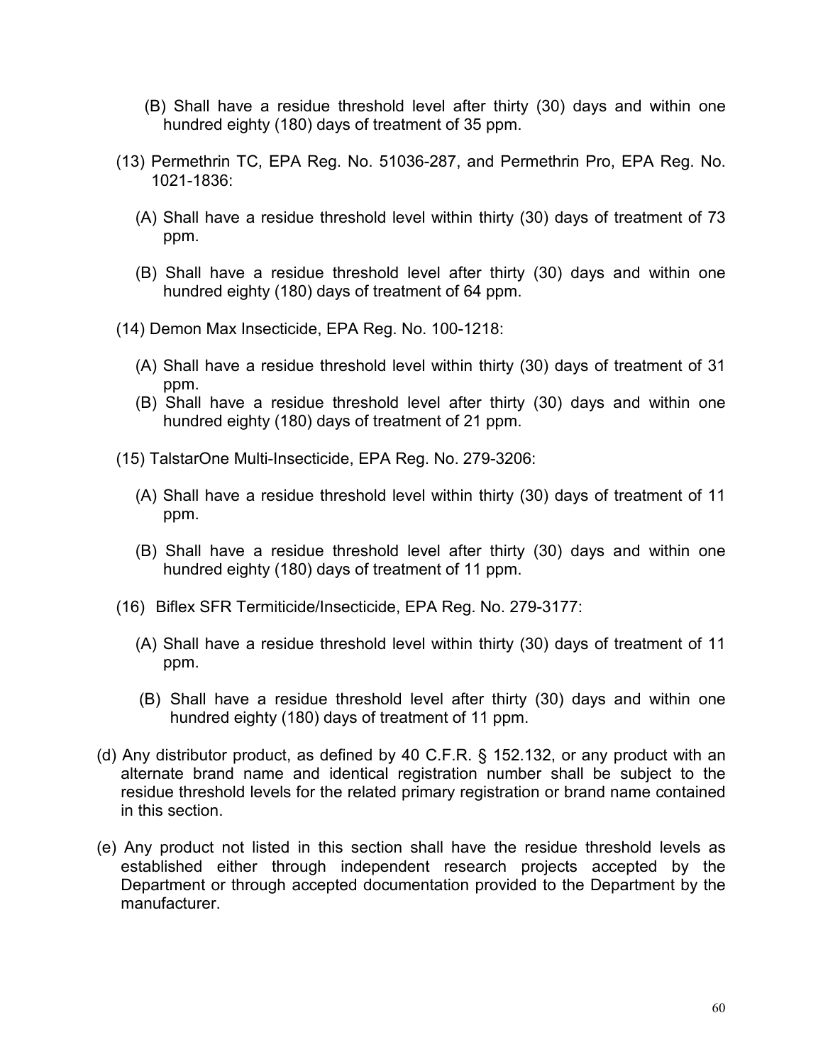(B) Shall have a residue threshold level after thirty (30) days and within one hundred eighty (180) days of treatment of 35 ppm.

(13) Permethrin TC, EPA Reg. No. 51036-287, and Permethrin Pro, EPA Reg. No. 1021-1836:

(A) Shall have a residue threshold level within thirty (30) days of treatment of 73 ppm.

(B) Shall have a residue threshold level after thirty (30) days and within one hundred eighty (180) days of treatment of 64 ppm.

(14) Demon Max Insecticide, EPA Reg. No. 100-1218:

(A) Shall have a residue threshold level within thirty (30) days of treatment of 31 ppm.

(B) Shall have a residue threshold level after thirty (30) days and within one hundred eighty (180) days of treatment of 21 ppm.

(15) TalstarOne Multi-Insecticide, EPA Reg. No. 279-3206:

(A) Shall have a residue threshold level within thirty (30) days of treatment of 11 ppm.

(B) Shall have a residue threshold level after thirty (30) days and within one hundred eighty (180) days of treatment of 11 ppm.

(16) Biflex SFR Termiticide/Insecticide, EPA Reg. No. 279-3177:

(A) Shall have a residue threshold level within thirty (30) days of treatment of 11 ppm.

(B) Shall have a residue threshold level after thirty (30) days and within one hundred eighty (180) days of treatment of 11 ppm.

(d) Any distributor product, as defined by 40 C.F.R. § 152.132, or any product with an alternate brand name and identical registration number shall be subject to the residue threshold levels for the related primary registration or brand name contained in this section.

(e) Any product not listed in this section shall have the residue threshold levels as established either through independent research projects accepted by the Department or through accepted documentation provided to the Department by the manufacturer.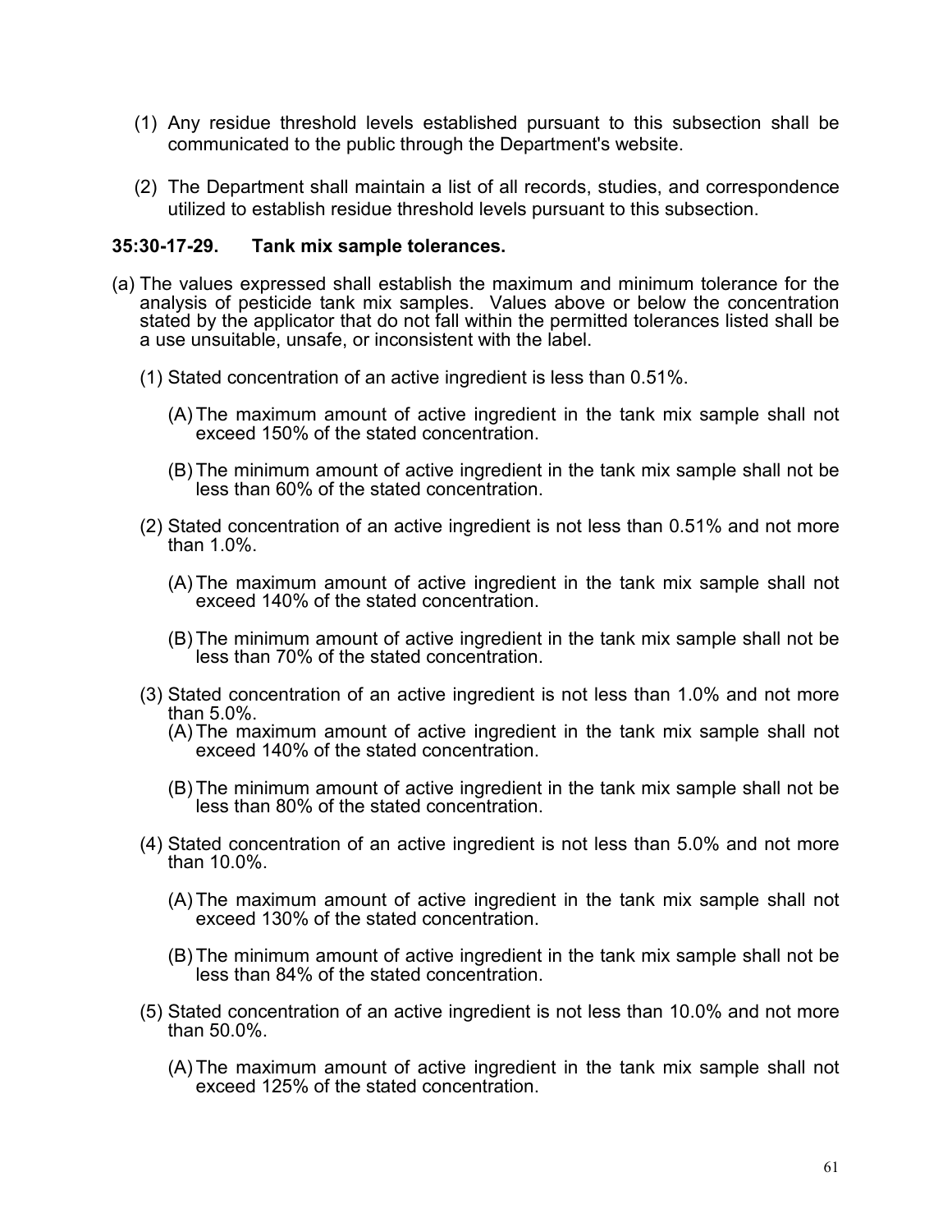(1) Any residue threshold levels established pursuant to this subsection shall be communicated to the public through the Department's website.

(2) The Department shall maintain a list of all records, studies, and correspondence utilized to establish residue threshold levels pursuant to this subsection.

**35:30-17-29. Tank mix sample tolerances.**

(a) The values expressed shall establish the maximum and minimum tolerance for the analysis of pesticide tank mix samples. Values above or below the concentration stated by the applicator that do not fall within the permitted tolerances listed shall be a use unsuitable, unsafe, or inconsistent with the label.

(1) Stated concentration of an active ingredient is less than 0.51%.

(A) The maximum amount of active ingredient in the tank mix sample shall not exceed 150% of the stated concentration.

(B) The minimum amount of active ingredient in the tank mix sample shall not be less than 60% of the stated concentration.

(2) Stated concentration of an active ingredient is not less than 0.51% and not more than 1.0%.

(A) The maximum amount of active ingredient in the tank mix sample shall not exceed 140% of the stated concentration.

(B) The minimum amount of active ingredient in the tank mix sample shall not be less than 70% of the stated concentration.

(3) Stated concentration of an active ingredient is not less than 1.0% and not more than 5.0%.

(A) The maximum amount of active ingredient in the tank mix sample shall not exceed 140% of the stated concentration.

(B) The minimum amount of active ingredient in the tank mix sample shall not be less than 80% of the stated concentration.

(4) Stated concentration of an active ingredient is not less than 5.0% and not more than 10.0%.

(A) The maximum amount of active ingredient in the tank mix sample shall not exceed 130% of the stated concentration.

(B) The minimum amount of active ingredient in the tank mix sample shall not be less than 84% of the stated concentration.

(5) Stated concentration of an active ingredient is not less than 10.0% and not more than 50.0%.

(A) The maximum amount of active ingredient in the tank mix sample shall not exceed 125% of the stated concentration.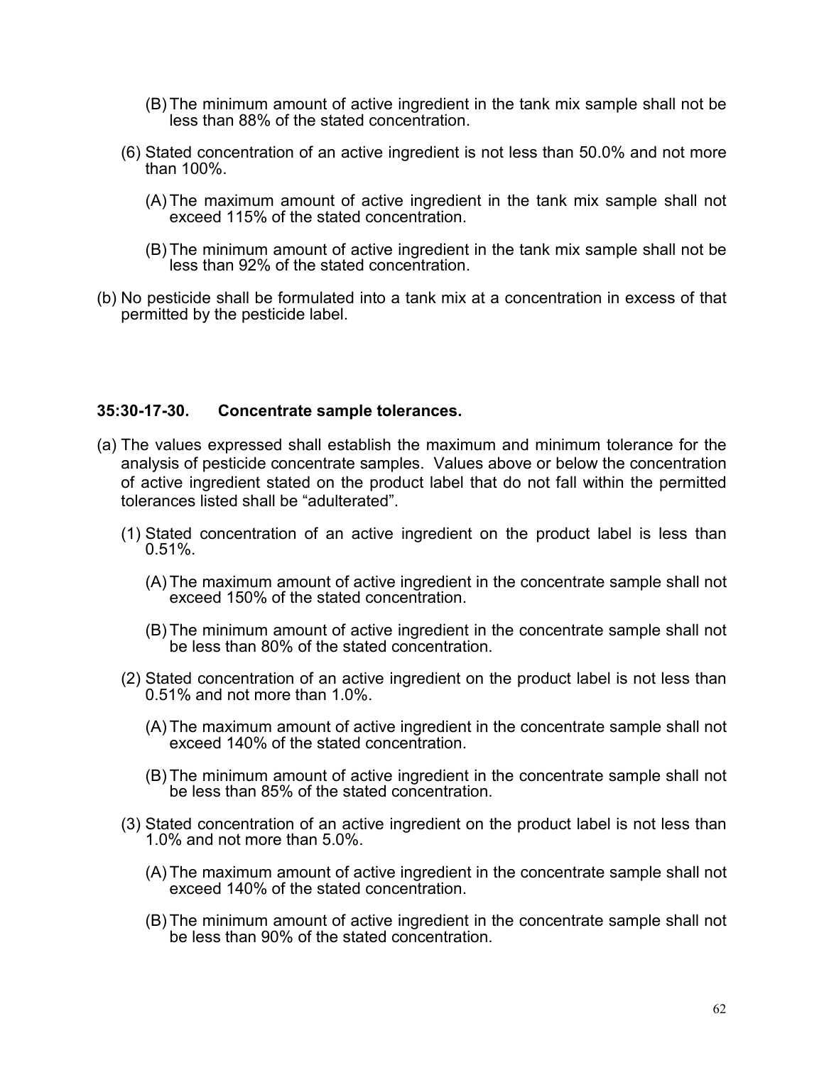(B) The minimum amount of active ingredient in the tank mix sample shall not be less than 88% of the stated concentration.

(6) Stated concentration of an active ingredient is not less than 50.0% and not more than 100%.

(A) The maximum amount of active ingredient in the tank mix sample shall not exceed 115% of the stated concentration.

(B) The minimum amount of active ingredient in the tank mix sample shall not be less than 92% of the stated concentration.

(b) No pesticide shall be formulated into a tank mix at a concentration in excess of that permitted by the pesticide label.

**35:30-17-30. Concentrate sample tolerances.**

(a) The values expressed shall establish the maximum and minimum tolerance for the analysis of pesticide concentrate samples. Values above or below the concentration of active ingredient stated on the product label that do not fall within the permitted tolerances listed shall be "adulterated".

(1) Stated concentration of an active ingredient on the product label is less than 0.51%.

(A) The maximum amount of active ingredient in the concentrate sample shall not exceed 150% of the stated concentration.

(B) The minimum amount of active ingredient in the concentrate sample shall not be less than 80% of the stated concentration.

(2) Stated concentration of an active ingredient on the product label is not less than 0.51% and not more than 1.0%.

(A) The maximum amount of active ingredient in the concentrate sample shall not exceed 140% of the stated concentration.

(B) The minimum amount of active ingredient in the concentrate sample shall not be less than 85% of the stated concentration.

(3) Stated concentration of an active ingredient on the product label is not less than 1.0% and not more than 5.0%.

(A) The maximum amount of active ingredient in the concentrate sample shall not exceed 140% of the stated concentration.

(B) The minimum amount of active ingredient in the concentrate sample shall not be less than 90% of the stated concentration.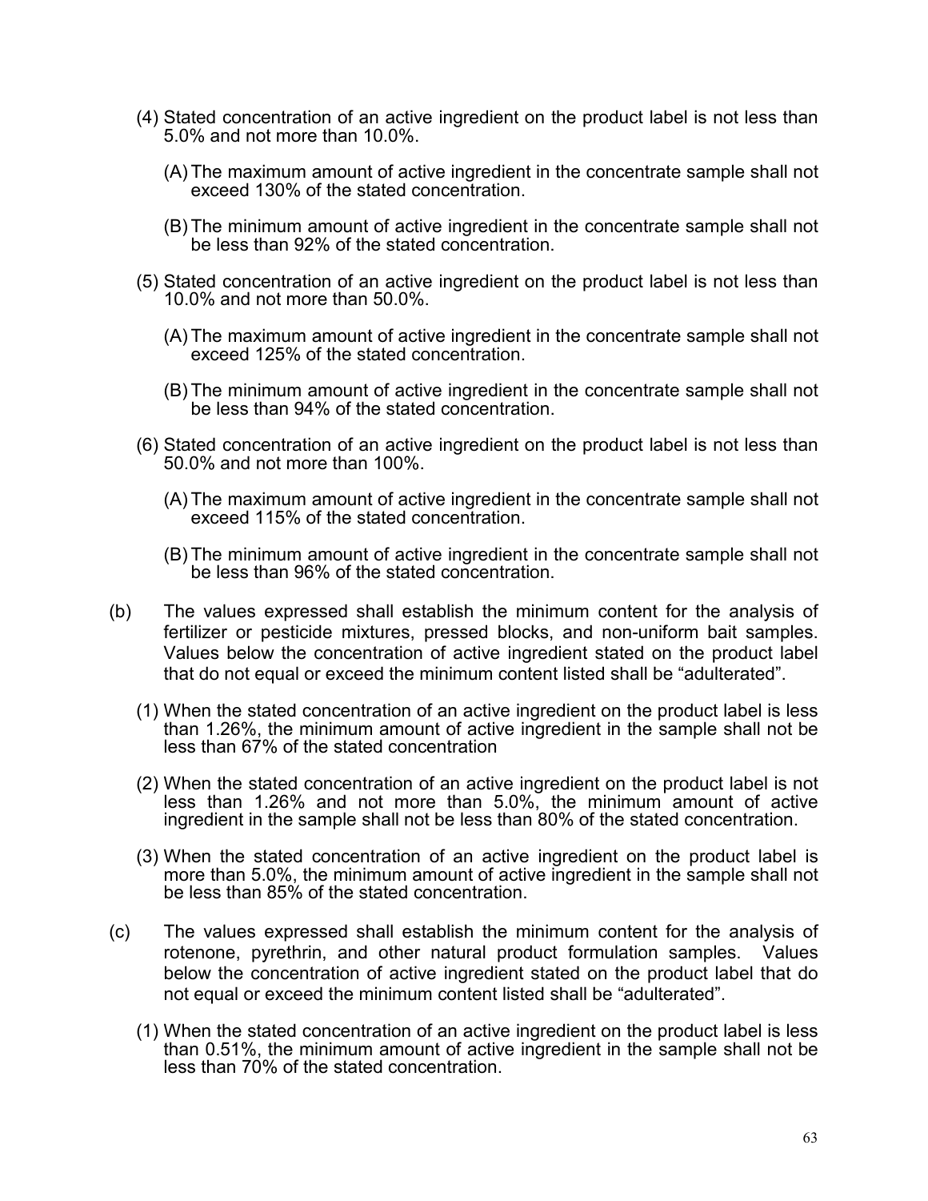(4) Stated concentration of an active ingredient on the product label is not less than 5.0% and not more than 10.0%.

(A) The maximum amount of active ingredient in the concentrate sample shall not exceed 130% of the stated concentration.

(B) The minimum amount of active ingredient in the concentrate sample shall not be less than 92% of the stated concentration.

(5) Stated concentration of an active ingredient on the product label is not less than 10.0% and not more than 50.0%.

(A) The maximum amount of active ingredient in the concentrate sample shall not exceed 125% of the stated concentration.

(B) The minimum amount of active ingredient in the concentrate sample shall not be less than 94% of the stated concentration.

(6) Stated concentration of an active ingredient on the product label is not less than 50.0% and not more than 100%.

(A) The maximum amount of active ingredient in the concentrate sample shall not exceed 115% of the stated concentration.

(B) The minimum amount of active ingredient in the concentrate sample shall not be less than 96% of the stated concentration.

(b) The values expressed shall establish the minimum content for the analysis of fertilizer or pesticide mixtures, pressed blocks, and non-uniform bait samples. Values below the concentration of active ingredient stated on the product label that do not equal or exceed the minimum content listed shall be "adulterated".

(1) When the stated concentration of an active ingredient on the product label is less than 1.26%, the minimum amount of active ingredient in the sample shall not be less than 67% of the stated concentration

(2) When the stated concentration of an active ingredient on the product label is not less than 1.26% and not more than 5.0%, the minimum amount of active ingredient in the sample shall not be less than 80% of the stated concentration.

(3) When the stated concentration of an active ingredient on the product label is more than 5.0%, the minimum amount of active ingredient in the sample shall not be less than 85% of the stated concentration.

(c) The values expressed shall establish the minimum content for the analysis of rotenone, pyrethrin, and other natural product formulation samples. Values below the concentration of active ingredient stated on the product label that do not equal or exceed the minimum content listed shall be "adulterated".

(1) When the stated concentration of an active ingredient on the product label is less than 0.51%, the minimum amount of active ingredient in the sample shall not be less than 70% of the stated concentration.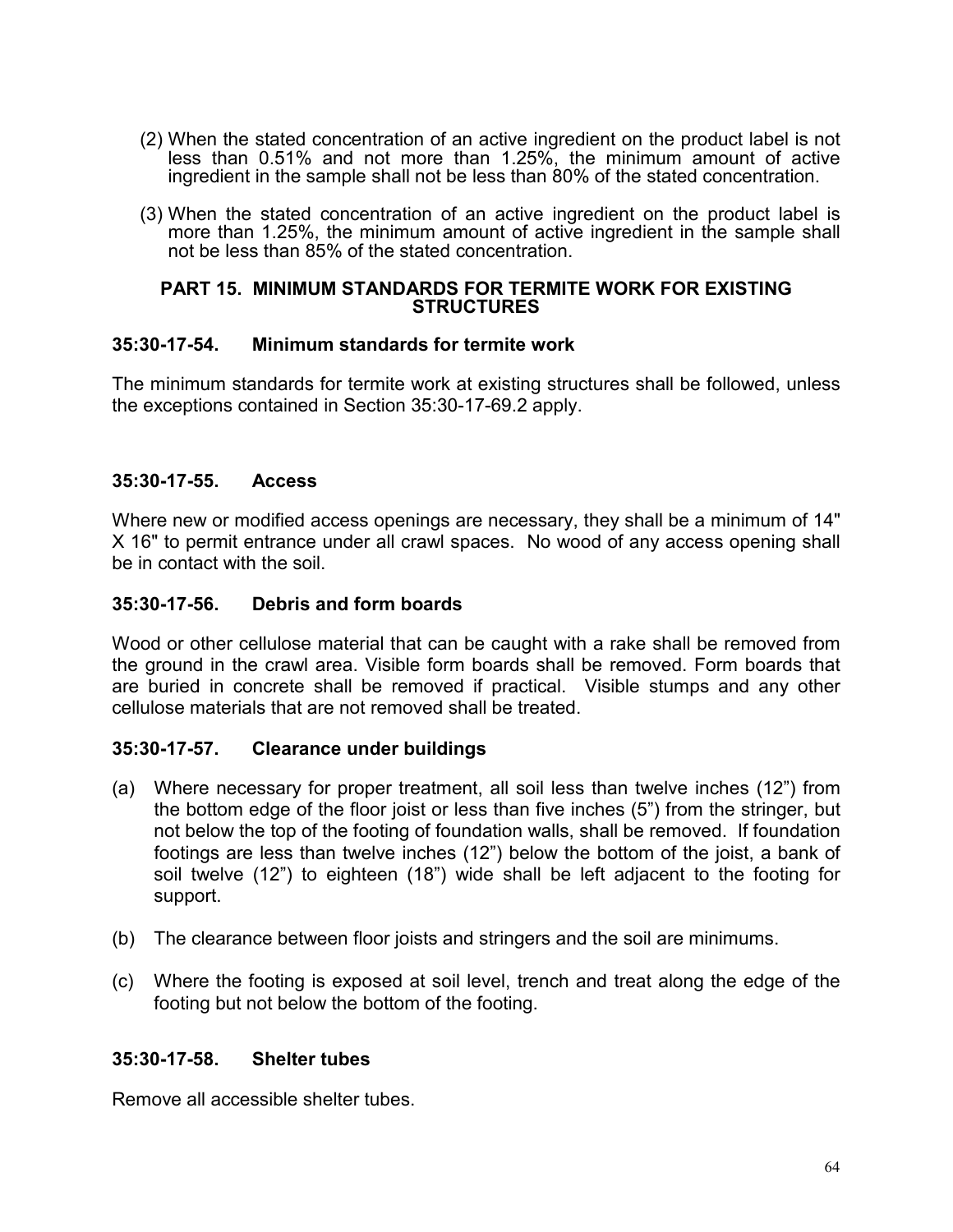(2) When the stated concentration of an active ingredient on the product label is not less than 0.51% and not more than 1.25%, the minimum amount of active ingredient in the sample shall not be less than 80% of the stated concentration.

(3) When the stated concentration of an active ingredient on the product label is more than 1.25%, the minimum amount of active ingredient in the sample shall not be less than 85% of the stated concentration.

## PART 15. MINIMUM STANDARDS FOR TERMITE WORK FOR EXISTING STRUCTURES

### 35:30-17-54. Minimum standards for termite work

The minimum standards for termite work at existing structures shall be followed, unless the exceptions contained in Section 35:30-17-69.2 apply.

### 35:30-17-55. Access

Where new or modified access openings are necessary, they shall be a minimum of 14" X 16" to permit entrance under all crawl spaces. No wood of any access opening shall be in contact with the soil.

### 35:30-17-56. Debris and form boards

Wood or other cellulose material that can be caught with a rake shall be removed from the ground in the crawl area. Visible form boards shall be removed. Form boards that are buried in concrete shall be removed if practical. Visible stumps and any other cellulose materials that are not removed shall be treated.

### 35:30-17-57. Clearance under buildings

(a) Where necessary for proper treatment, all soil less than twelve inches (12") from the bottom edge of the floor joist or less than five inches (5") from the stringer, but not below the top of the footing of foundation walls, shall be removed. If foundation footings are less than twelve inches (12") below the bottom of the joist, a bank of soil twelve (12") to eighteen (18") wide shall be left adjacent to the footing for support.

(b) The clearance between floor joists and stringers and the soil are minimums.

(c) Where the footing is exposed at soil level, trench and treat along the edge of the footing but not below the bottom of the footing.

### 35:30-17-58. Shelter tubes

Remove all accessible shelter tubes.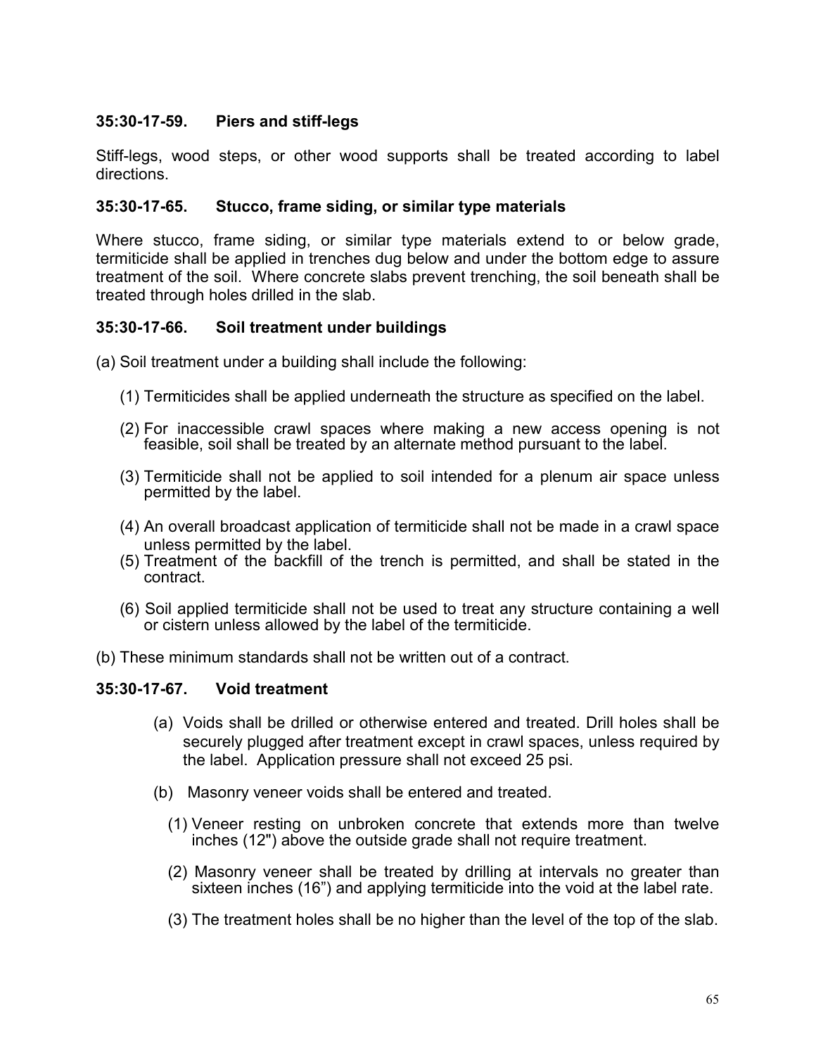### 35:30-17-59. Piers and stiff-legs

Stiff-legs, wood steps, or other wood supports shall be treated according to label directions.

### 35:30-17-65. Stucco, frame siding, or similar type materials

Where stucco, frame siding, or similar type materials extend to or below grade, termiticide shall be applied in trenches dug below and under the bottom edge to assure treatment of the soil. Where concrete slabs prevent trenching, the soil beneath shall be treated through holes drilled in the slab.

### 35:30-17-66. Soil treatment under buildings

(a) Soil treatment under a building shall include the following:

(1) Termiticides shall be applied underneath the structure as specified on the label.

(2) For inaccessible crawl spaces where making a new access opening is not feasible, soil shall be treated by an alternate method pursuant to the label.

(3) Termiticide shall not be applied to soil intended for a plenum air space unless permitted by the label.

(4) An overall broadcast application of termiticide shall not be made in a crawl space unless permitted by the label.

(5) Treatment of the backfill of the trench is permitted, and shall be stated in the contract.

(6) Soil applied termiticide shall not be used to treat any structure containing a well or cistern unless allowed by the label of the termiticide.

(b) These minimum standards shall not be written out of a contract.

### 35:30-17-67. Void treatment

(a) Voids shall be drilled or otherwise entered and treated. Drill holes shall be securely plugged after treatment except in crawl spaces, unless required by the label. Application pressure shall not exceed 25 psi.

(b) Masonry veneer voids shall be entered and treated.

(1) Veneer resting on unbroken concrete that extends more than twelve inches (12") above the outside grade shall not require treatment.

(2) Masonry veneer shall be treated by drilling at intervals no greater than sixteen inches (16") and applying termiticide into the void at the label rate.

(3) The treatment holes shall be no higher than the level of the top of the slab.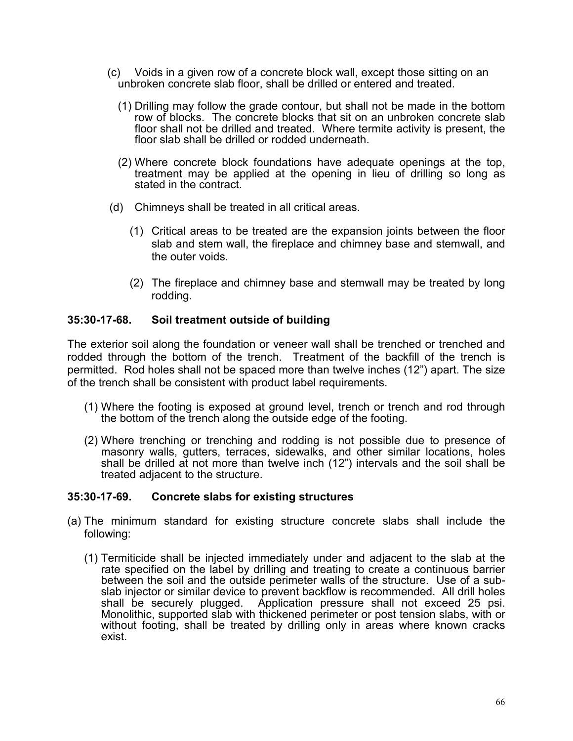(c) Voids in a given row of a concrete block wall, except those sitting on an unbroken concrete slab floor, shall be drilled or entered and treated.

(1) Drilling may follow the grade contour, but shall not be made in the bottom row of blocks. The concrete blocks that sit on an unbroken concrete slab floor shall not be drilled and treated. Where termite activity is present, the floor slab shall be drilled or rodded underneath.

(2) Where concrete block foundations have adequate openings at the top, treatment may be applied at the opening in lieu of drilling so long as stated in the contract.

(d) Chimneys shall be treated in all critical areas.

(1) Critical areas to be treated are the expansion joints between the floor slab and stem wall, the fireplace and chimney base and stemwall, and the outer voids.

(2) The fireplace and chimney base and stemwall may be treated by long rodding.

**35:30-17-68. Soil treatment outside of building**

The exterior soil along the foundation or veneer wall shall be trenched or trenched and rodded through the bottom of the trench. Treatment of the backfill of the trench is permitted. Rod holes shall not be spaced more than twelve inches (12") apart. The size of the trench shall be consistent with product label requirements.

(1) Where the footing is exposed at ground level, trench or trench and rod through the bottom of the trench along the outside edge of the footing.

(2) Where trenching or trenching and rodding is not possible due to presence of masonry walls, gutters, terraces, sidewalks, and other similar locations, holes shall be drilled at not more than twelve inch (12") intervals and the soil shall be treated adjacent to the structure.

**35:30-17-69. Concrete slabs for existing structures**

(a) The minimum standard for existing structure concrete slabs shall include the following:

(1) Termiticide shall be injected immediately under and adjacent to the slab at the rate specified on the label by drilling and treating to create a continuous barrier between the soil and the outside perimeter walls of the structure. Use of a sub-slab injector or similar device to prevent backflow is recommended. All drill holes shall be securely plugged. Application pressure shall not exceed 25 psi. Monolithic, supported slab with thickened perimeter or post tension slabs, with or without footing, shall be treated by drilling only in areas where known cracks exist.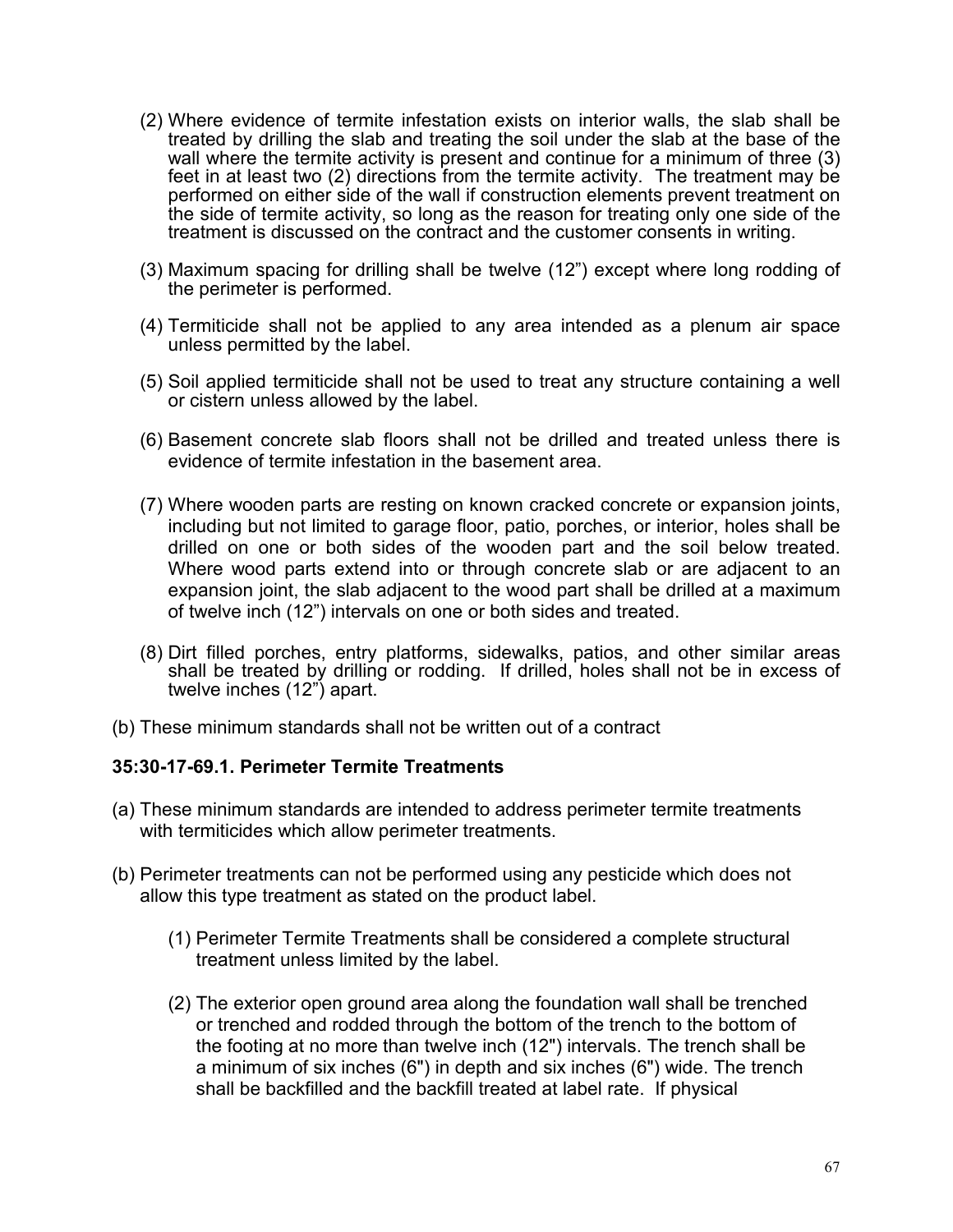(2) Where evidence of termite infestation exists on interior walls, the slab shall be treated by drilling the slab and treating the soil under the slab at the base of the wall where the termite activity is present and continue for a minimum of three (3) feet in at least two (2) directions from the termite activity. The treatment may be performed on either side of the wall if construction elements prevent treatment on the side of termite activity, so long as the reason for treating only one side of the treatment is discussed on the contract and the customer consents in writing.

(3) Maximum spacing for drilling shall be twelve (12") except where long rodding of the perimeter is performed.

(4) Termiticide shall not be applied to any area intended as a plenum air space unless permitted by the label.

(5) Soil applied termiticide shall not be used to treat any structure containing a well or cistern unless allowed by the label.

(6) Basement concrete slab floors shall not be drilled and treated unless there is evidence of termite infestation in the basement area.

(7) Where wooden parts are resting on known cracked concrete or expansion joints, including but not limited to garage floor, patio, porches, or interior, holes shall be drilled on one or both sides of the wooden part and the soil below treated. Where wood parts extend into or through concrete slab or are adjacent to an expansion joint, the slab adjacent to the wood part shall be drilled at a maximum of twelve inch (12") intervals on one or both sides and treated.

(8) Dirt filled porches, entry platforms, sidewalks, patios, and other similar areas shall be treated by drilling or rodding. If drilled, holes shall not be in excess of twelve inches (12") apart.

(b) These minimum standards shall not be written out of a contract

### 35:30-17-69.1. Perimeter Termite Treatments

(a) These minimum standards are intended to address perimeter termite treatments with termiticides which allow perimeter treatments.

(b) Perimeter treatments can not be performed using any pesticide which does not allow this type treatment as stated on the product label.

(1) Perimeter Termite Treatments shall be considered a complete structural treatment unless limited by the label.

(2) The exterior open ground area along the foundation wall shall be trenched or trenched and rodded through the bottom of the trench to the bottom of the footing at no more than twelve inch (12") intervals. The trench shall be a minimum of six inches (6") in depth and six inches (6") wide. The trench shall be backfilled and the backfill treated at label rate. If physical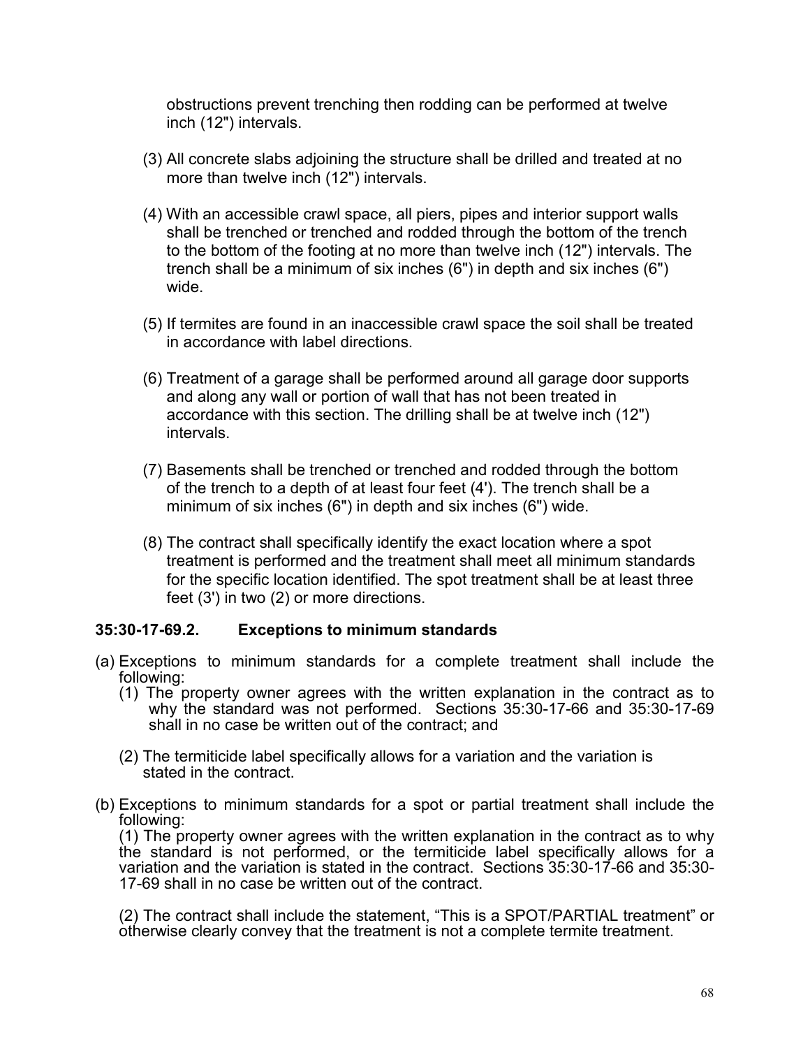obstructions prevent trenching then rodding can be performed at twelve inch (12") intervals.

(3) All concrete slabs adjoining the structure shall be drilled and treated at no more than twelve inch (12") intervals.

(4) With an accessible crawl space, all piers, pipes and interior support walls shall be trenched or trenched and rodded through the bottom of the trench to the bottom of the footing at no more than twelve inch (12") intervals. The trench shall be a minimum of six inches (6") in depth and six inches (6") wide.

(5) If termites are found in an inaccessible crawl space the soil shall be treated in accordance with label directions.

(6) Treatment of a garage shall be performed around all garage door supports and along any wall or portion of wall that has not been treated in accordance with this section. The drilling shall be at twelve inch (12") intervals.

(7) Basements shall be trenched or trenched and rodded through the bottom of the trench to a depth of at least four feet (4'). The trench shall be a minimum of six inches (6") in depth and six inches (6") wide.

(8) The contract shall specifically identify the exact location where a spot treatment is performed and the treatment shall meet all minimum standards for the specific location identified. The spot treatment shall be at least three feet (3') in two (2) or more directions.

**35:30-17-69.2. Exceptions to minimum standards**

(a) Exceptions to minimum standards for a complete treatment shall include the following:

(1) The property owner agrees with the written explanation in the contract as to why the standard was not performed. Sections 35:30-17-66 and 35:30-17-69 shall in no case be written out of the contract; and

(2) The termiticide label specifically allows for a variation and the variation is stated in the contract.

(b) Exceptions to minimum standards for a spot or partial treatment shall include the following:

(1) The property owner agrees with the written explanation in the contract as to why the standard is not performed, or the termiticide label specifically allows for a variation and the variation is stated in the contract. Sections 35:30-17-66 and 35:30-17-69 shall in no case be written out of the contract.

(2) The contract shall include the statement, "This is a SPOT/PARTIAL treatment" or otherwise clearly convey that the treatment is not a complete termite treatment.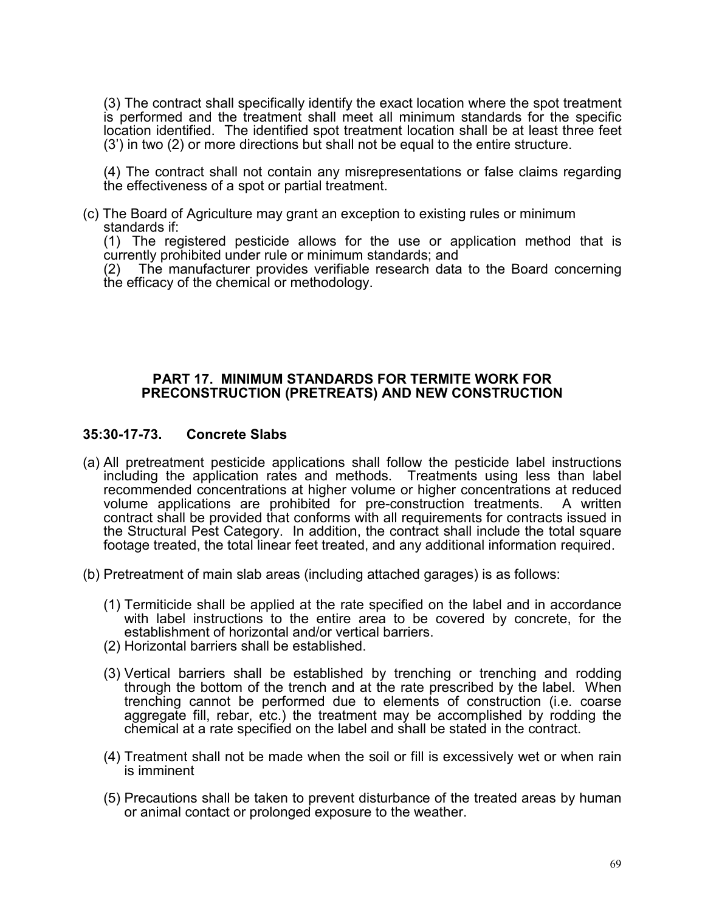(3) The contract shall specifically identify the exact location where the spot treatment is performed and the treatment shall meet all minimum standards for the specific location identified. The identified spot treatment location shall be at least three feet (3') in two (2) or more directions but shall not be equal to the entire structure.

(4) The contract shall not contain any misrepresentations or false claims regarding the effectiveness of a spot or partial treatment.

(c) The Board of Agriculture may grant an exception to existing rules or minimum standards if:
(1) The registered pesticide allows for the use or application method that is currently prohibited under rule or minimum standards; and
(2) The manufacturer provides verifiable research data to the Board concerning the efficacy of the chemical or methodology.

## PART 17. MINIMUM STANDARDS FOR TERMITE WORK FOR PRECONSTRUCTION (PRETREATS) AND NEW CONSTRUCTION

### 35:30-17-73. Concrete Slabs

(a) All pretreatment pesticide applications shall follow the pesticide label instructions including the application rates and methods. Treatments using less than label recommended concentrations at higher volume or higher concentrations at reduced volume applications are prohibited for pre-construction treatments. A written contract shall be provided that conforms with all requirements for contracts issued in the Structural Pest Category. In addition, the contract shall include the total square footage treated, the total linear feet treated, and any additional information required.

(b) Pretreatment of main slab areas (including attached garages) is as follows:

(1) Termiticide shall be applied at the rate specified on the label and in accordance with label instructions to the entire area to be covered by concrete, for the establishment of horizontal and/or vertical barriers.

(2) Horizontal barriers shall be established.

(3) Vertical barriers shall be established by trenching or trenching and rodding through the bottom of the trench and at the rate prescribed by the label. When trenching cannot be performed due to elements of construction (i.e. coarse aggregate fill, rebar, etc.) the treatment may be accomplished by rodding the chemical at a rate specified on the label and shall be stated in the contract.

(4) Treatment shall not be made when the soil or fill is excessively wet or when rain is imminent

(5) Precautions shall be taken to prevent disturbance of the treated areas by human or animal contact or prolonged exposure to the weather.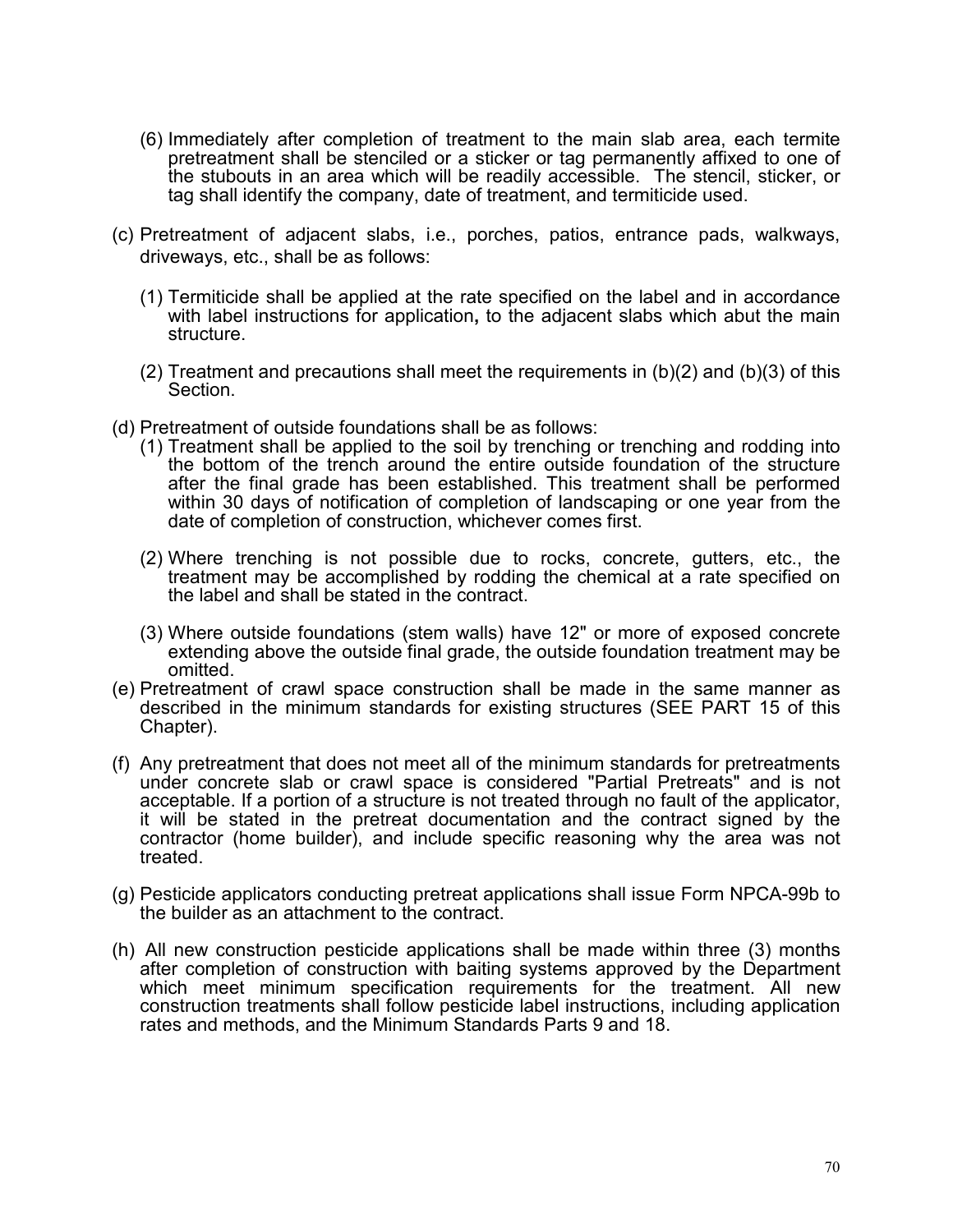(6) Immediately after completion of treatment to the main slab area, each termite pretreatment shall be stenciled or a sticker or tag permanently affixed to one of the stubouts in an area which will be readily accessible. The stencil, sticker, or tag shall identify the company, date of treatment, and termiticide used.

(c) Pretreatment of adjacent slabs, i.e., porches, patios, entrance pads, walkways, driveways, etc., shall be as follows:

   (1) Termiticide shall be applied at the rate specified on the label and in accordance with label instructions for application**,** to the adjacent slabs which abut the main structure.

   (2) Treatment and precautions shall meet the requirements in (b)(2) and (b)(3) of this Section.

(d) Pretreatment of outside foundations shall be as follows:

   (1) Treatment shall be applied to the soil by trenching or trenching and rodding into the bottom of the trench around the entire outside foundation of the structure after the final grade has been established. This treatment shall be performed within 30 days of notification of completion of landscaping or one year from the date of completion of construction, whichever comes first.

   (2) Where trenching is not possible due to rocks, concrete, gutters, etc., the treatment may be accomplished by rodding the chemical at a rate specified on the label and shall be stated in the contract.

   (3) Where outside foundations (stem walls) have 12" or more of exposed concrete extending above the outside final grade, the outside foundation treatment may be omitted.

(e) Pretreatment of crawl space construction shall be made in the same manner as described in the minimum standards for existing structures (SEE PART 15 of this Chapter).

(f) Any pretreatment that does not meet all of the minimum standards for pretreatments under concrete slab or crawl space is considered "Partial Pretreats" and is not acceptable. If a portion of a structure is not treated through no fault of the applicator, it will be stated in the pretreat documentation and the contract signed by the contractor (home builder), and include specific reasoning why the area was not treated.

(g) Pesticide applicators conducting pretreat applications shall issue Form NPCA-99b to the builder as an attachment to the contract.

(h) All new construction pesticide applications shall be made within three (3) months after completion of construction with baiting systems approved by the Department which meet minimum specification requirements for the treatment. All new construction treatments shall follow pesticide label instructions, including application rates and methods, and the Minimum Standards Parts 9 and 18.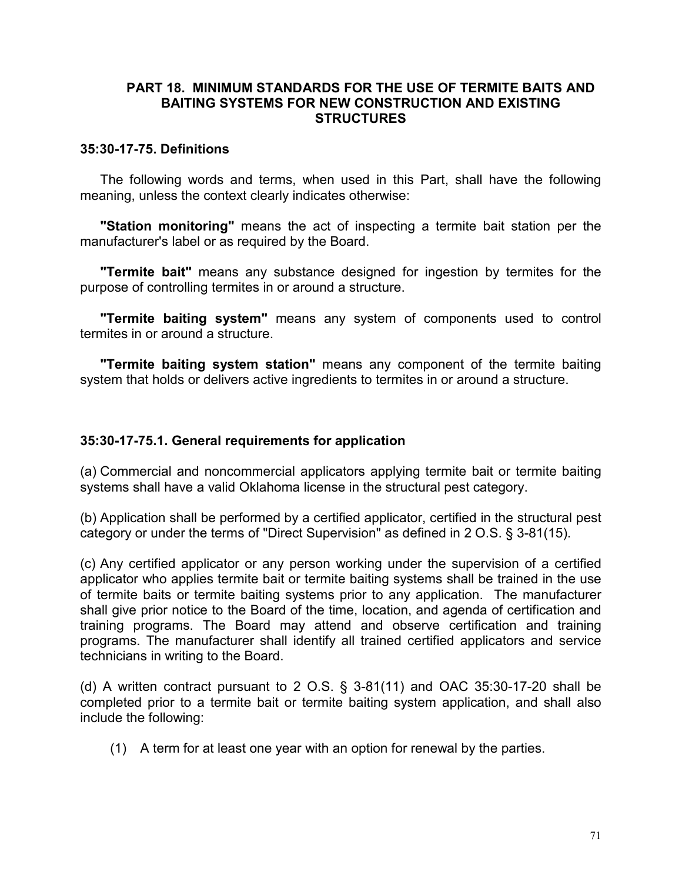## PART 18. MINIMUM STANDARDS FOR THE USE OF TERMITE BAITS AND BAITING SYSTEMS FOR NEW CONSTRUCTION AND EXISTING STRUCTURES

### 35:30-17-75. Definitions

The following words and terms, when used in this Part, shall have the following meaning, unless the context clearly indicates otherwise:

**"Station monitoring"** means the act of inspecting a termite bait station per the manufacturer's label or as required by the Board.

**"Termite bait"** means any substance designed for ingestion by termites for the purpose of controlling termites in or around a structure.

**"Termite baiting system"** means any system of components used to control termites in or around a structure.

**"Termite baiting system station"** means any component of the termite baiting system that holds or delivers active ingredients to termites in or around a structure.

### 35:30-17-75.1. General requirements for application

(a) Commercial and noncommercial applicators applying termite bait or termite baiting systems shall have a valid Oklahoma license in the structural pest category.

(b) Application shall be performed by a certified applicator, certified in the structural pest category or under the terms of "Direct Supervision" as defined in 2 O.S. § 3-81(15).

(c) Any certified applicator or any person working under the supervision of a certified applicator who applies termite bait or termite baiting systems shall be trained in the use of termite baits or termite baiting systems prior to any application. The manufacturer shall give prior notice to the Board of the time, location, and agenda of certification and training programs. The Board may attend and observe certification and training programs. The manufacturer shall identify all trained certified applicators and service technicians in writing to the Board.

(d) A written contract pursuant to 2 O.S. § 3-81(11) and OAC 35:30-17-20 shall be completed prior to a termite bait or termite baiting system application, and shall also include the following:

(1) A term for at least one year with an option for renewal by the parties.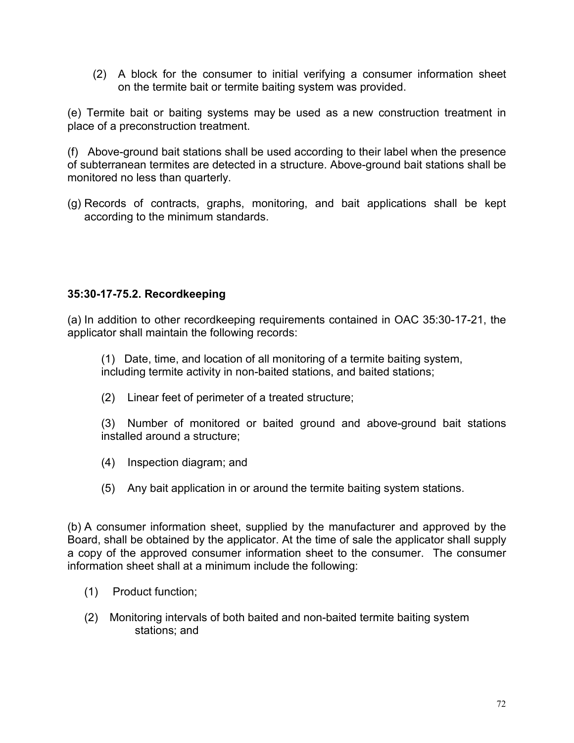(2) A block for the consumer to initial verifying a consumer information sheet on the termite bait or termite baiting system was provided.

(e) Termite bait or baiting systems may be used as a new construction treatment in place of a preconstruction treatment.

(f) Above-ground bait stations shall be used according to their label when the presence of subterranean termites are detected in a structure. Above-ground bait stations shall be monitored no less than quarterly.

(g) Records of contracts, graphs, monitoring, and bait applications shall be kept according to the minimum standards.

**35:30-17-75.2. Recordkeeping**

(a) In addition to other recordkeeping requirements contained in OAC 35:30-17-21, the applicator shall maintain the following records:

(1) Date, time, and location of all monitoring of a termite baiting system, including termite activity in non-baited stations, and baited stations;

(2) Linear feet of perimeter of a treated structure;

(3) Number of monitored or baited ground and above-ground bait stations installed around a structure;

(4) Inspection diagram; and

(5) Any bait application in or around the termite baiting system stations.

(b) A consumer information sheet, supplied by the manufacturer and approved by the Board, shall be obtained by the applicator. At the time of sale the applicator shall supply a copy of the approved consumer information sheet to the consumer. The consumer information sheet shall at a minimum include the following:

(1) Product function;

(2) Monitoring intervals of both baited and non-baited termite baiting system stations; and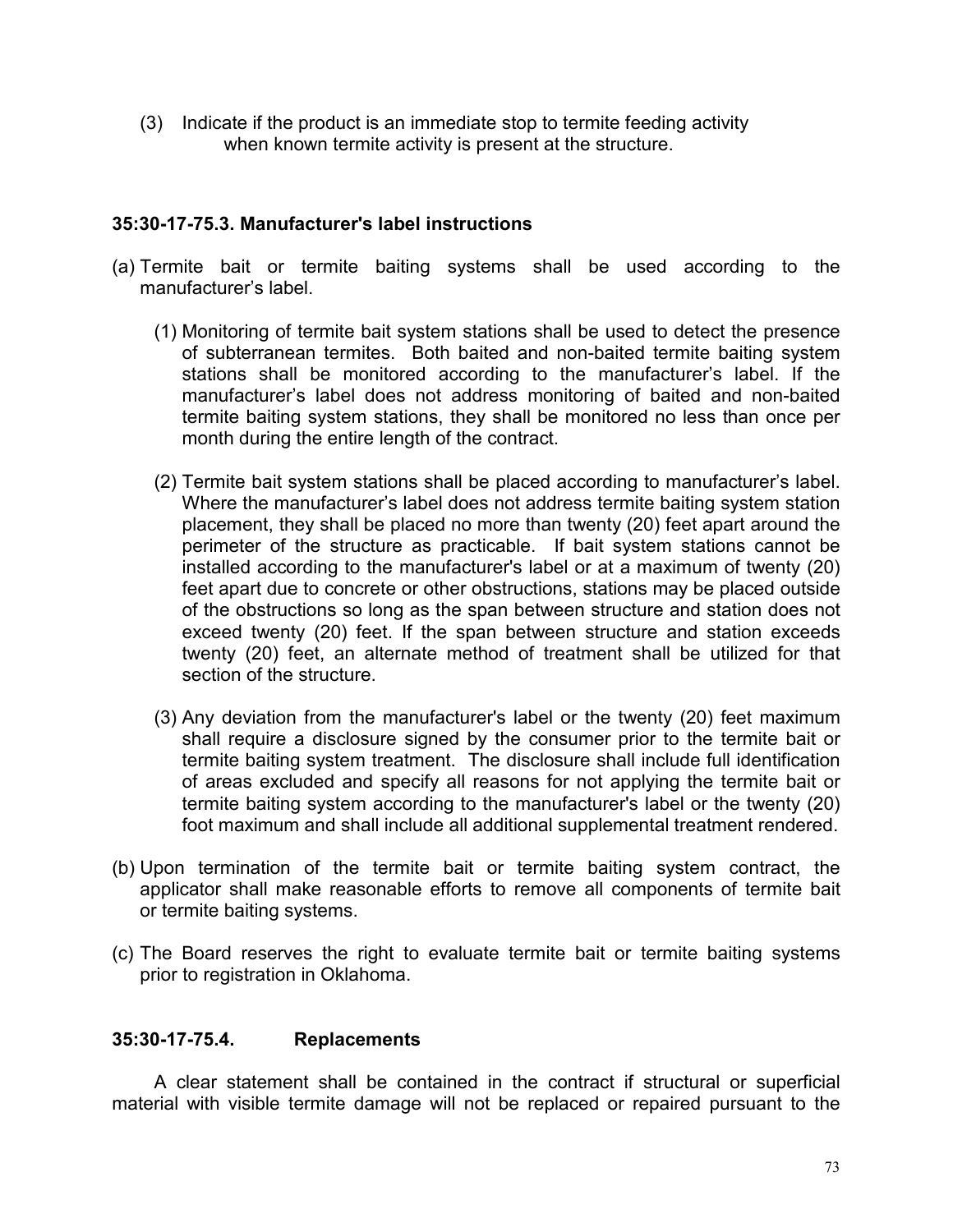(3) Indicate if the product is an immediate stop to termite feeding activity when known termite activity is present at the structure.

**35:30-17-75.3. Manufacturer's label instructions**

(a) Termite bait or termite baiting systems shall be used according to the manufacturer's label.

(1) Monitoring of termite bait system stations shall be used to detect the presence of subterranean termites. Both baited and non-baited termite baiting system stations shall be monitored according to the manufacturer's label. If the manufacturer's label does not address monitoring of baited and non-baited termite baiting system stations, they shall be monitored no less than once per month during the entire length of the contract.

(2) Termite bait system stations shall be placed according to manufacturer's label. Where the manufacturer's label does not address termite baiting system station placement, they shall be placed no more than twenty (20) feet apart around the perimeter of the structure as practicable. If bait system stations cannot be installed according to the manufacturer's label or at a maximum of twenty (20) feet apart due to concrete or other obstructions, stations may be placed outside of the obstructions so long as the span between structure and station does not exceed twenty (20) feet. If the span between structure and station exceeds twenty (20) feet, an alternate method of treatment shall be utilized for that section of the structure.

(3) Any deviation from the manufacturer's label or the twenty (20) feet maximum shall require a disclosure signed by the consumer prior to the termite bait or termite baiting system treatment. The disclosure shall include full identification of areas excluded and specify all reasons for not applying the termite bait or termite baiting system according to the manufacturer's label or the twenty (20) foot maximum and shall include all additional supplemental treatment rendered.

(b) Upon termination of the termite bait or termite baiting system contract, the applicator shall make reasonable efforts to remove all components of termite bait or termite baiting systems.

(c) The Board reserves the right to evaluate termite bait or termite baiting systems prior to registration in Oklahoma.

**35:30-17-75.4. Replacements**

A clear statement shall be contained in the contract if structural or superficial material with visible termite damage will not be replaced or repaired pursuant to the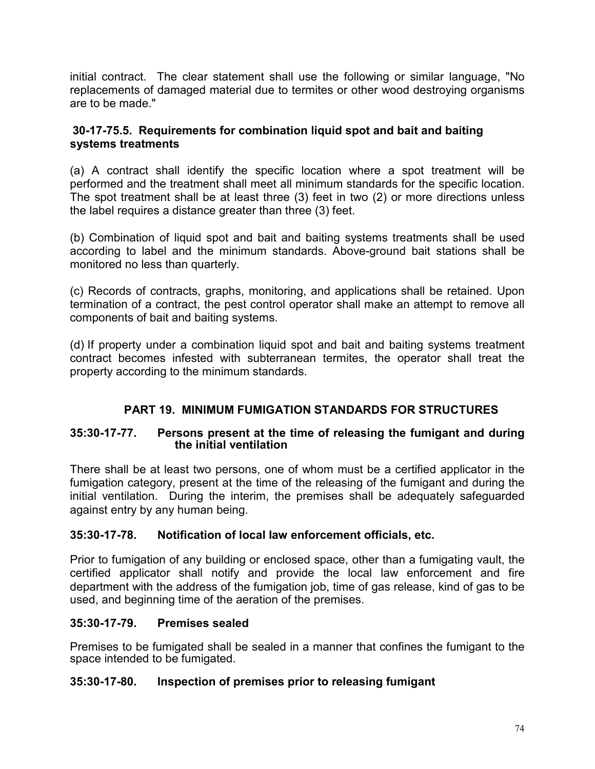initial contract. The clear statement shall use the following or similar language, "No replacements of damaged material due to termites or other wood destroying organisms are to be made."

### 30-17-75.5. Requirements for combination liquid spot and bait and baiting systems treatments

(a) A contract shall identify the specific location where a spot treatment will be performed and the treatment shall meet all minimum standards for the specific location. The spot treatment shall be at least three (3) feet in two (2) or more directions unless the label requires a distance greater than three (3) feet.

(b) Combination of liquid spot and bait and baiting systems treatments shall be used according to label and the minimum standards. Above-ground bait stations shall be monitored no less than quarterly.

(c) Records of contracts, graphs, monitoring, and applications shall be retained. Upon termination of a contract, the pest control operator shall make an attempt to remove all components of bait and baiting systems.

(d) If property under a combination liquid spot and bait and baiting systems treatment contract becomes infested with subterranean termites, the operator shall treat the property according to the minimum standards.

## PART 19. MINIMUM FUMIGATION STANDARDS FOR STRUCTURES

### 35:30-17-77. Persons present at the time of releasing the fumigant and during the initial ventilation

There shall be at least two persons, one of whom must be a certified applicator in the fumigation category, present at the time of the releasing of the fumigant and during the initial ventilation. During the interim, the premises shall be adequately safeguarded against entry by any human being.

### 35:30-17-78. Notification of local law enforcement officials, etc.

Prior to fumigation of any building or enclosed space, other than a fumigating vault, the certified applicator shall notify and provide the local law enforcement and fire department with the address of the fumigation job, time of gas release, kind of gas to be used, and beginning time of the aeration of the premises.

### 35:30-17-79. Premises sealed

Premises to be fumigated shall be sealed in a manner that confines the fumigant to the space intended to be fumigated.

### 35:30-17-80. Inspection of premises prior to releasing fumigant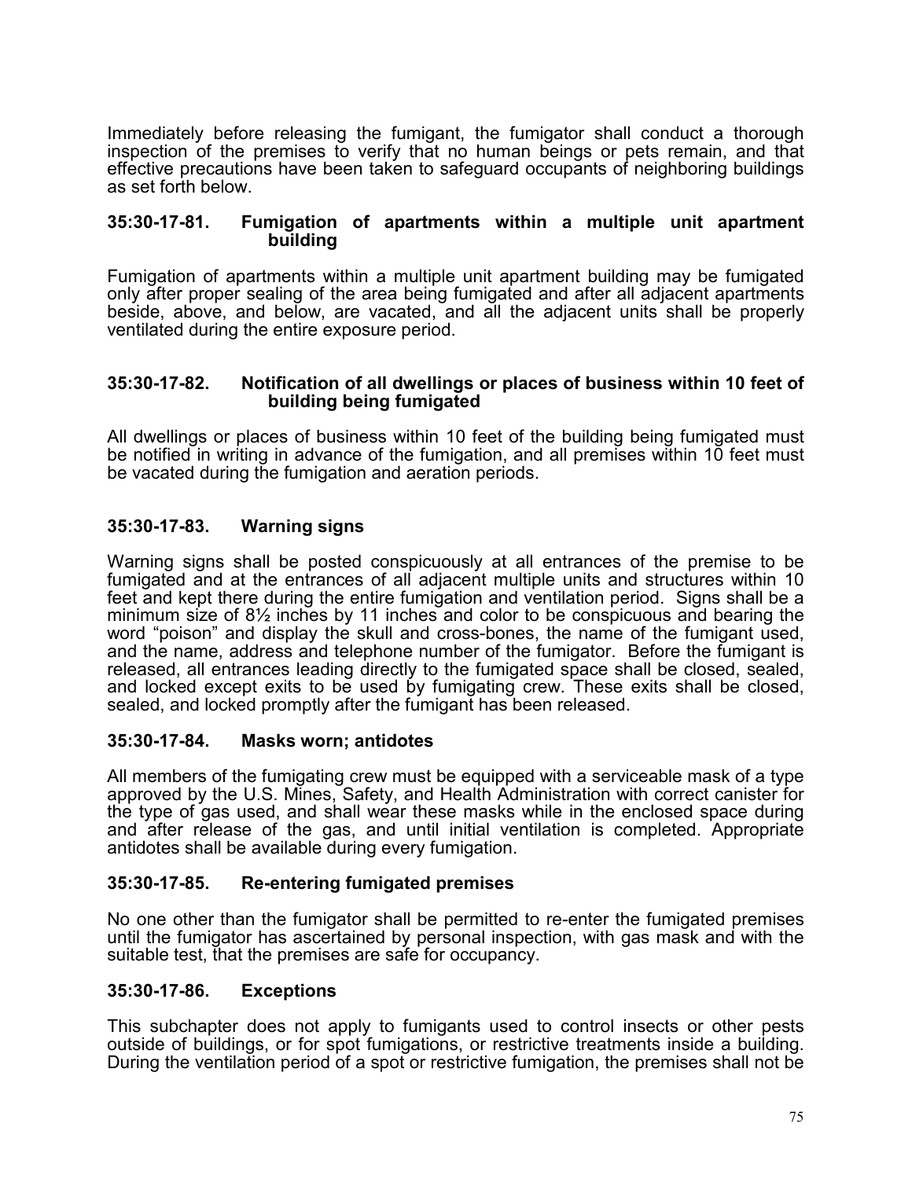Immediately before releasing the fumigant, the fumigator shall conduct a thorough inspection of the premises to verify that no human beings or pets remain, and that effective precautions have been taken to safeguard occupants of neighboring buildings as set forth below.

### 35:30-17-81. Fumigation of apartments within a multiple unit apartment building

Fumigation of apartments within a multiple unit apartment building may be fumigated only after proper sealing of the area being fumigated and after all adjacent apartments beside, above, and below, are vacated, and all the adjacent units shall be properly ventilated during the entire exposure period.

### 35:30-17-82. Notification of all dwellings or places of business within 10 feet of building being fumigated

All dwellings or places of business within 10 feet of the building being fumigated must be notified in writing in advance of the fumigation, and all premises within 10 feet must be vacated during the fumigation and aeration periods.

### 35:30-17-83. Warning signs

Warning signs shall be posted conspicuously at all entrances of the premise to be fumigated and at the entrances of all adjacent multiple units and structures within 10 feet and kept there during the entire fumigation and ventilation period. Signs shall be a minimum size of 8½ inches by 11 inches and color to be conspicuous and bearing the word "poison" and display the skull and cross-bones, the name of the fumigant used, and the name, address and telephone number of the fumigator. Before the fumigant is released, all entrances leading directly to the fumigated space shall be closed, sealed, and locked except exits to be used by fumigating crew. These exits shall be closed, sealed, and locked promptly after the fumigant has been released.

### 35:30-17-84. Masks worn; antidotes

All members of the fumigating crew must be equipped with a serviceable mask of a type approved by the U.S. Mines, Safety, and Health Administration with correct canister for the type of gas used, and shall wear these masks while in the enclosed space during and after release of the gas, and until initial ventilation is completed. Appropriate antidotes shall be available during every fumigation.

### 35:30-17-85. Re-entering fumigated premises

No one other than the fumigator shall be permitted to re-enter the fumigated premises until the fumigator has ascertained by personal inspection, with gas mask and with the suitable test, that the premises are safe for occupancy.

### 35:30-17-86. Exceptions

This subchapter does not apply to fumigants used to control insects or other pests outside of buildings, or for spot fumigations, or restrictive treatments inside a building. During the ventilation period of a spot or restrictive fumigation, the premises shall not be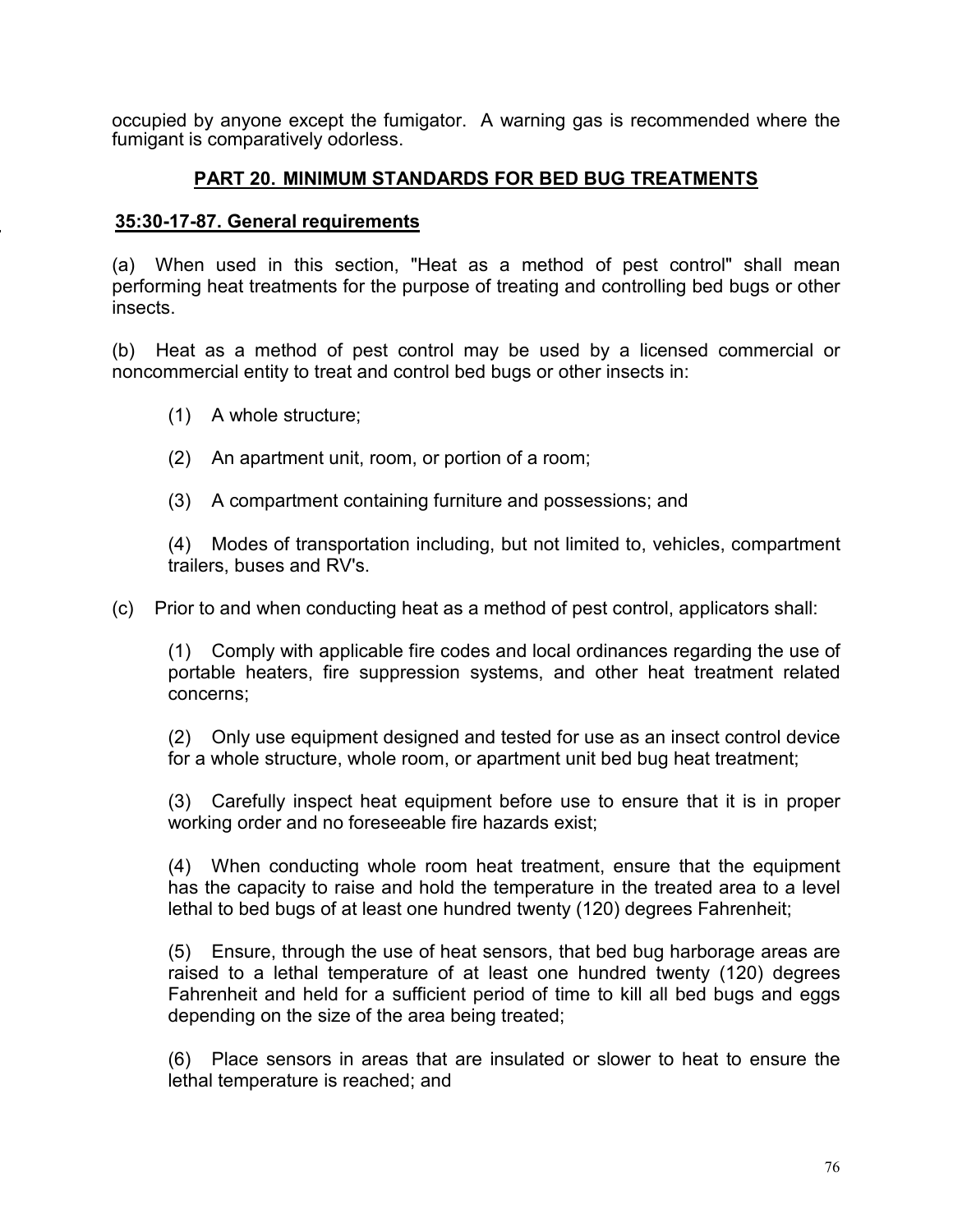occupied by anyone except the fumigator. A warning gas is recommended where the fumigant is comparatively odorless.

## PART 20. MINIMUM STANDARDS FOR BED BUG TREATMENTS

### 35:30-17-87. General requirements

(a) When used in this section, "Heat as a method of pest control" shall mean performing heat treatments for the purpose of treating and controlling bed bugs or other insects.

(b) Heat as a method of pest control may be used by a licensed commercial or noncommercial entity to treat and control bed bugs or other insects in:

(1) A whole structure;

(2) An apartment unit, room, or portion of a room;

(3) A compartment containing furniture and possessions; and

(4) Modes of transportation including, but not limited to, vehicles, compartment trailers, buses and RV's.

(c) Prior to and when conducting heat as a method of pest control, applicators shall:

(1) Comply with applicable fire codes and local ordinances regarding the use of portable heaters, fire suppression systems, and other heat treatment related concerns;

(2) Only use equipment designed and tested for use as an insect control device for a whole structure, whole room, or apartment unit bed bug heat treatment;

(3) Carefully inspect heat equipment before use to ensure that it is in proper working order and no foreseeable fire hazards exist;

(4) When conducting whole room heat treatment, ensure that the equipment has the capacity to raise and hold the temperature in the treated area to a level lethal to bed bugs of at least one hundred twenty (120) degrees Fahrenheit;

(5) Ensure, through the use of heat sensors, that bed bug harborage areas are raised to a lethal temperature of at least one hundred twenty (120) degrees Fahrenheit and held for a sufficient period of time to kill all bed bugs and eggs depending on the size of the area being treated;

(6) Place sensors in areas that are insulated or slower to heat to ensure the lethal temperature is reached; and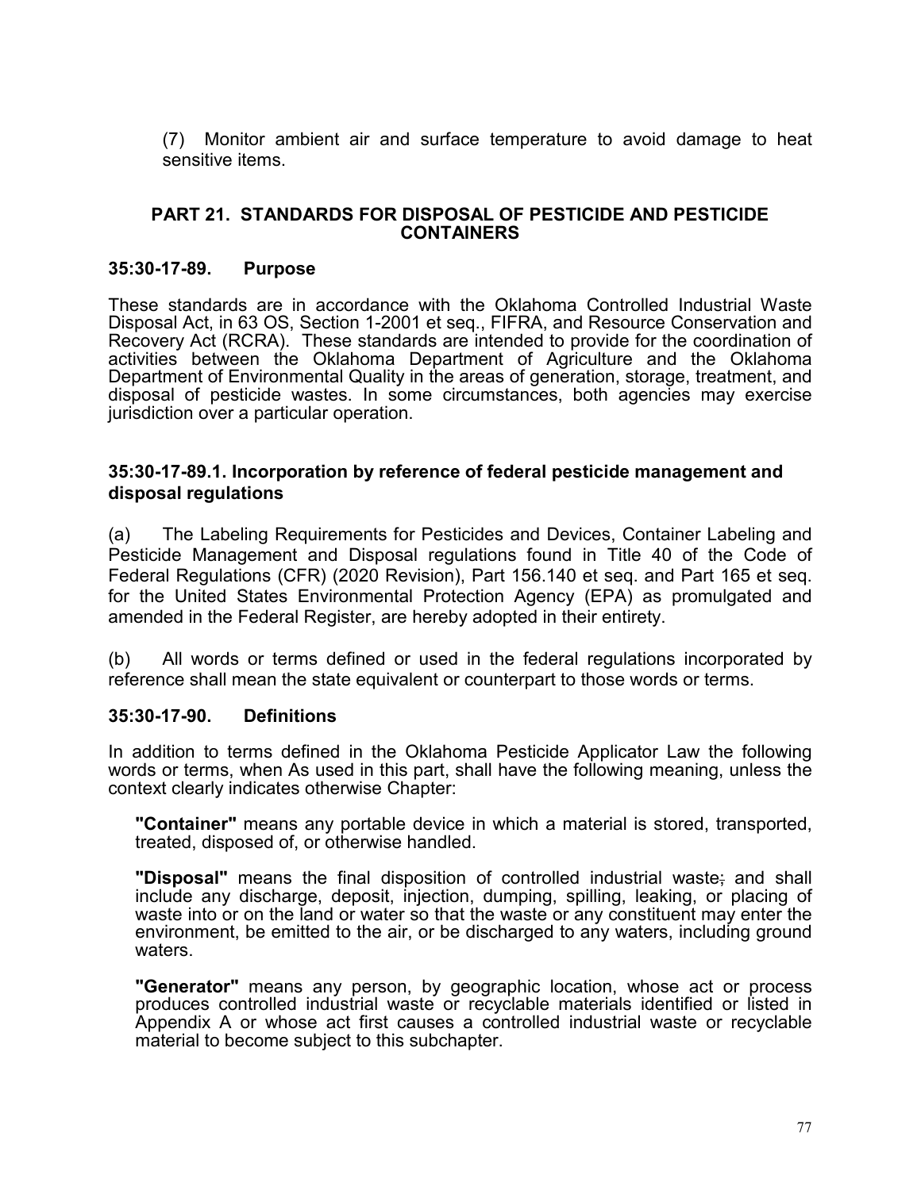(7) Monitor ambient air and surface temperature to avoid damage to heat sensitive items.

## PART 21. STANDARDS FOR DISPOSAL OF PESTICIDE AND PESTICIDE CONTAINERS

### 35:30-17-89. Purpose

These standards are in accordance with the Oklahoma Controlled Industrial Waste Disposal Act, in 63 OS, Section 1-2001 et seq., FIFRA, and Resource Conservation and Recovery Act (RCRA). These standards are intended to provide for the coordination of activities between the Oklahoma Department of Agriculture and the Oklahoma Department of Environmental Quality in the areas of generation, storage, treatment, and disposal of pesticide wastes. In some circumstances, both agencies may exercise jurisdiction over a particular operation.

### 35:30-17-89.1. Incorporation by reference of federal pesticide management and disposal regulations

(a) The Labeling Requirements for Pesticides and Devices, Container Labeling and Pesticide Management and Disposal regulations found in Title 40 of the Code of Federal Regulations (CFR) (2020 Revision), Part 156.140 et seq. and Part 165 et seq. for the United States Environmental Protection Agency (EPA) as promulgated and amended in the Federal Register, are hereby adopted in their entirety.

(b) All words or terms defined or used in the federal regulations incorporated by reference shall mean the state equivalent or counterpart to those words or terms.

### 35:30-17-90. Definitions

In addition to terms defined in the Oklahoma Pesticide Applicator Law the following words or terms, when As used in this part, shall have the following meaning, unless the context clearly indicates otherwise Chapter:

**"Container"** means any portable device in which a material is stored, transported, treated, disposed of, or otherwise handled.

**"Disposal"** means the final disposition of controlled industrial waste, and shall include any discharge, deposit, injection, dumping, spilling, leaking, or placing of waste into or on the land or water so that the waste or any constituent may enter the environment, be emitted to the air, or be discharged to any waters, including ground waters.

**"Generator"** means any person, by geographic location, whose act or process produces controlled industrial waste or recyclable materials identified or listed in Appendix A or whose act first causes a controlled industrial waste or recyclable material to become subject to this subchapter.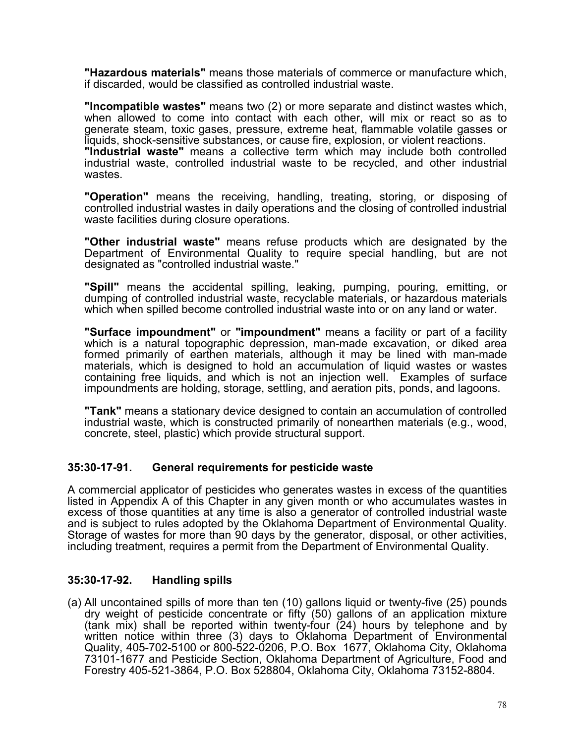**"Hazardous materials"** means those materials of commerce or manufacture which, if discarded, would be classified as controlled industrial waste.

**"Incompatible wastes"** means two (2) or more separate and distinct wastes which, when allowed to come into contact with each other, will mix or react so as to generate steam, toxic gases, pressure, extreme heat, flammable volatile gasses or liquids, shock-sensitive substances, or cause fire, explosion, or violent reactions.
**"Industrial waste"** means a collective term which may include both controlled industrial waste, controlled industrial waste to be recycled, and other industrial wastes.

**"Operation"** means the receiving, handling, treating, storing, or disposing of controlled industrial wastes in daily operations and the closing of controlled industrial waste facilities during closure operations.

**"Other industrial waste"** means refuse products which are designated by the Department of Environmental Quality to require special handling, but are not designated as "controlled industrial waste."

**"Spill"** means the accidental spilling, leaking, pumping, pouring, emitting, or dumping of controlled industrial waste, recyclable materials, or hazardous materials which when spilled become controlled industrial waste into or on any land or water.

**"Surface impoundment"** or **"impoundment"** means a facility or part of a facility which is a natural topographic depression, man-made excavation, or diked area formed primarily of earthen materials, although it may be lined with man-made materials, which is designed to hold an accumulation of liquid wastes or wastes containing free liquids, and which is not an injection well. Examples of surface impoundments are holding, storage, settling, and aeration pits, ponds, and lagoons.

**"Tank"** means a stationary device designed to contain an accumulation of controlled industrial waste, which is constructed primarily of nonearthen materials (e.g., wood, concrete, steel, plastic) which provide structural support.

### 35:30-17-91. General requirements for pesticide waste

A commercial applicator of pesticides who generates wastes in excess of the quantities listed in Appendix A of this Chapter in any given month or who accumulates wastes in excess of those quantities at any time is also a generator of controlled industrial waste and is subject to rules adopted by the Oklahoma Department of Environmental Quality. Storage of wastes for more than 90 days by the generator, disposal, or other activities, including treatment, requires a permit from the Department of Environmental Quality.

### 35:30-17-92. Handling spills

(a) All uncontained spills of more than ten (10) gallons liquid or twenty-five (25) pounds dry weight of pesticide concentrate or fifty (50) gallons of an application mixture (tank mix) shall be reported within twenty-four (24) hours by telephone and by written notice within three (3) days to Oklahoma Department of Environmental Quality, 405-702-5100 or 800-522-0206, P.O. Box 1677, Oklahoma City, Oklahoma 73101-1677 and Pesticide Section, Oklahoma Department of Agriculture, Food and Forestry 405-521-3864, P.O. Box 528804, Oklahoma City, Oklahoma 73152-8804.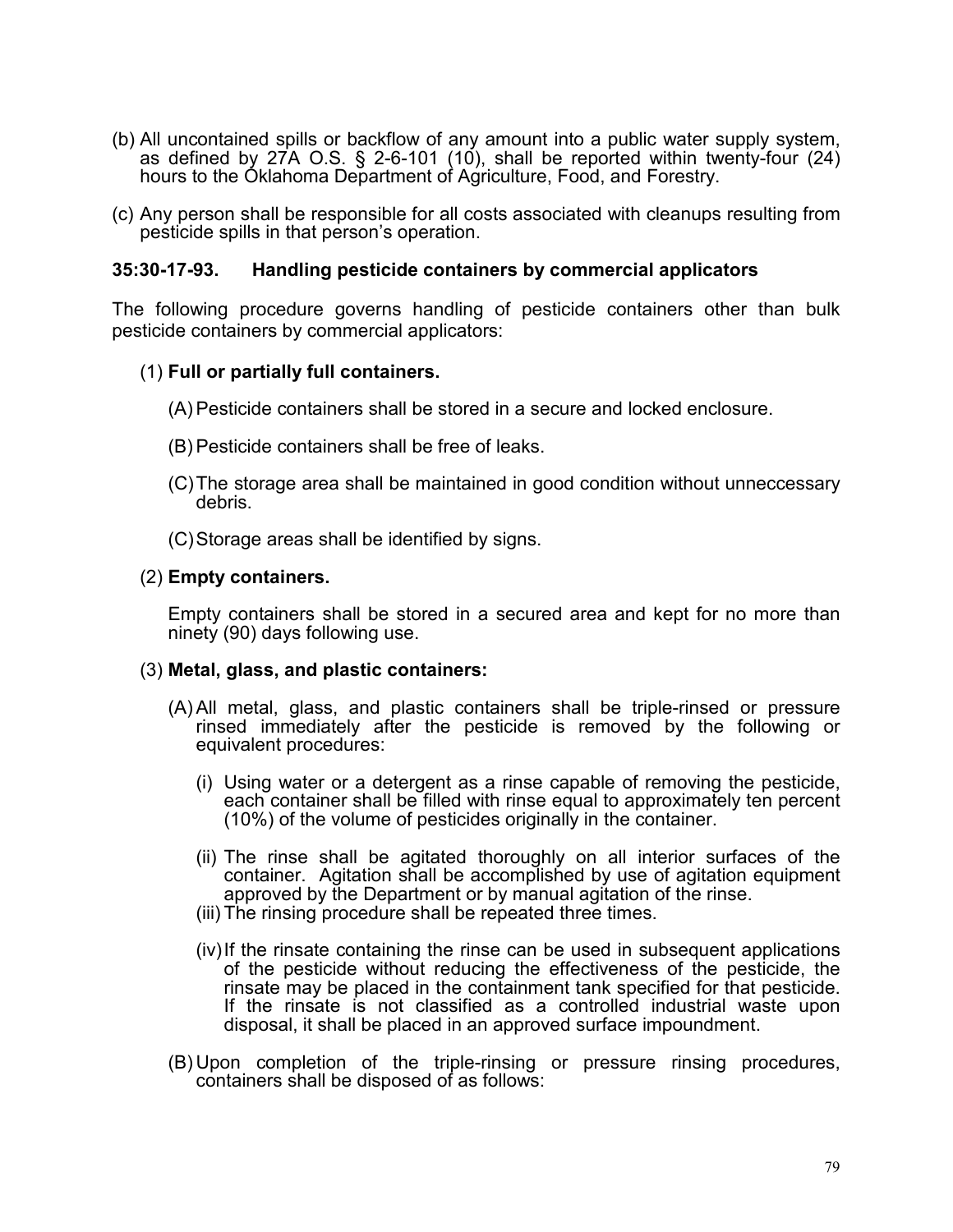(b) All uncontained spills or backflow of any amount into a public water supply system, as defined by 27A O.S. § 2-6-101 (10), shall be reported within twenty-four (24) hours to the Oklahoma Department of Agriculture, Food, and Forestry.

(c) Any person shall be responsible for all costs associated with cleanups resulting from pesticide spills in that person's operation.

**35:30-17-93. Handling pesticide containers by commercial applicators**

The following procedure governs handling of pesticide containers other than bulk pesticide containers by commercial applicators:

(1) **Full or partially full containers.**

(A) Pesticide containers shall be stored in a secure and locked enclosure.

(B) Pesticide containers shall be free of leaks.

(C) The storage area shall be maintained in good condition without unneccessary debris.

(C) Storage areas shall be identified by signs.

(2) **Empty containers.**

Empty containers shall be stored in a secured area and kept for no more than ninety (90) days following use.

(3) **Metal, glass, and plastic containers:**

(A) All metal, glass, and plastic containers shall be triple-rinsed or pressure rinsed immediately after the pesticide is removed by the following or equivalent procedures:

(i) Using water or a detergent as a rinse capable of removing the pesticide, each container shall be filled with rinse equal to approximately ten percent (10%) of the volume of pesticides originally in the container.

(ii) The rinse shall be agitated thoroughly on all interior surfaces of the container. Agitation shall be accomplished by use of agitation equipment approved by the Department or by manual agitation of the rinse.

(iii) The rinsing procedure shall be repeated three times.

(iv) If the rinsate containing the rinse can be used in subsequent applications of the pesticide without reducing the effectiveness of the pesticide, the rinsate may be placed in the containment tank specified for that pesticide. If the rinsate is not classified as a controlled industrial waste upon disposal, it shall be placed in an approved surface impoundment.

(B) Upon completion of the triple-rinsing or pressure rinsing procedures, containers shall be disposed of as follows: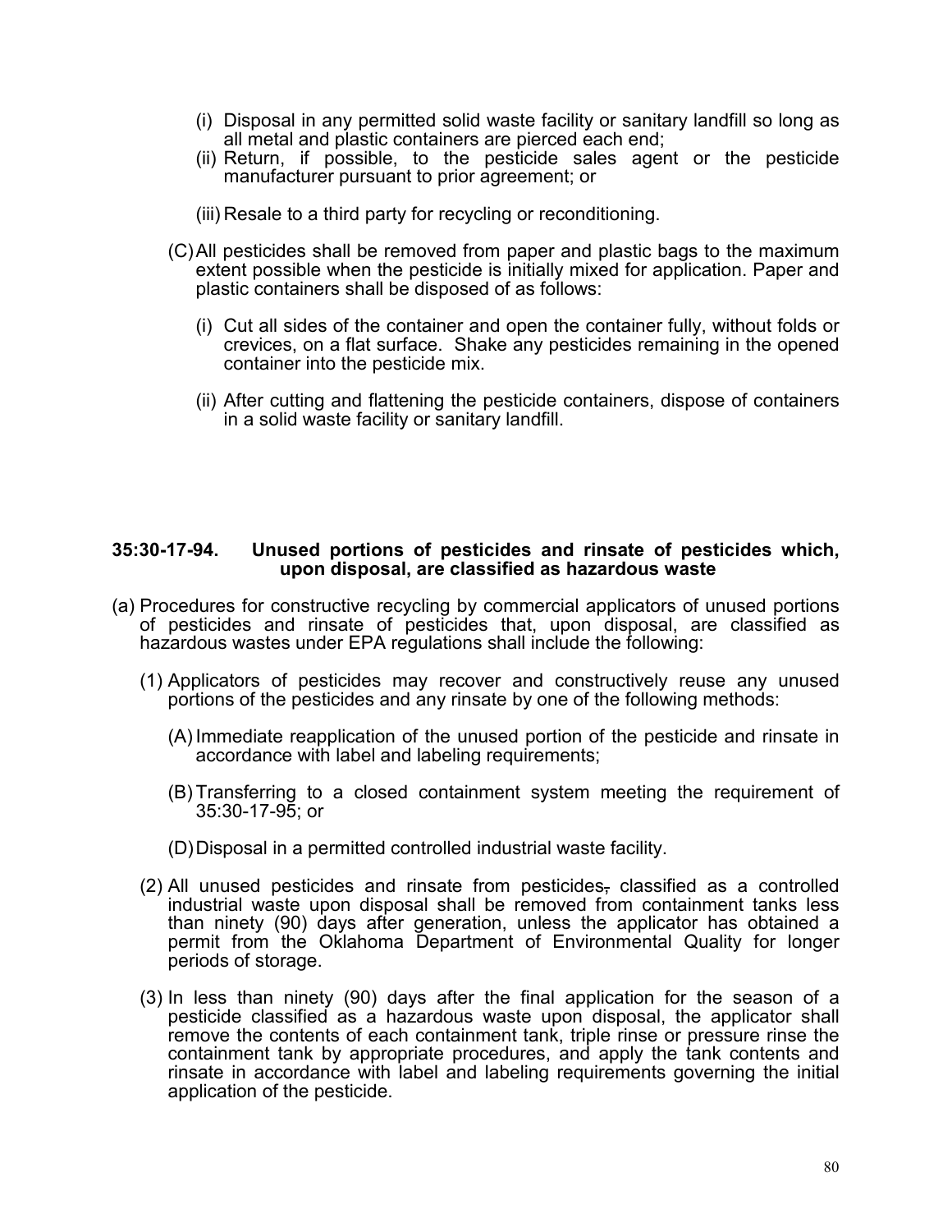(i) Disposal in any permitted solid waste facility or sanitary landfill so long as all metal and plastic containers are pierced each end;

(ii) Return, if possible, to the pesticide sales agent or the pesticide manufacturer pursuant to prior agreement; or

(iii) Resale to a third party for recycling or reconditioning.

(C) All pesticides shall be removed from paper and plastic bags to the maximum extent possible when the pesticide is initially mixed for application. Paper and plastic containers shall be disposed of as follows:

(i) Cut all sides of the container and open the container fully, without folds or crevices, on a flat surface. Shake any pesticides remaining in the opened container into the pesticide mix.

(ii) After cutting and flattening the pesticide containers, dispose of containers in a solid waste facility or sanitary landfill.

**35:30-17-94. Unused portions of pesticides and rinsate of pesticides which, upon disposal, are classified as hazardous waste**

(a) Procedures for constructive recycling by commercial applicators of unused portions of pesticides and rinsate of pesticides that, upon disposal, are classified as hazardous wastes under EPA regulations shall include the following:

(1) Applicators of pesticides may recover and constructively reuse any unused portions of the pesticides and any rinsate by one of the following methods:

(A) Immediate reapplication of the unused portion of the pesticide and rinsate in accordance with label and labeling requirements;

(B) Transferring to a closed containment system meeting the requirement of 35:30-17-95; or

(D) Disposal in a permitted controlled industrial waste facility.

(2) All unused pesticides and rinsate from pesticides~~,~~ classified as a controlled industrial waste upon disposal shall be removed from containment tanks less than ninety (90) days after generation, unless the applicator has obtained a permit from the Oklahoma Department of Environmental Quality for longer periods of storage.

(3) In less than ninety (90) days after the final application for the season of a pesticide classified as a hazardous waste upon disposal, the applicator shall remove the contents of each containment tank, triple rinse or pressure rinse the containment tank by appropriate procedures, and apply the tank contents and rinsate in accordance with label and labeling requirements governing the initial application of the pesticide.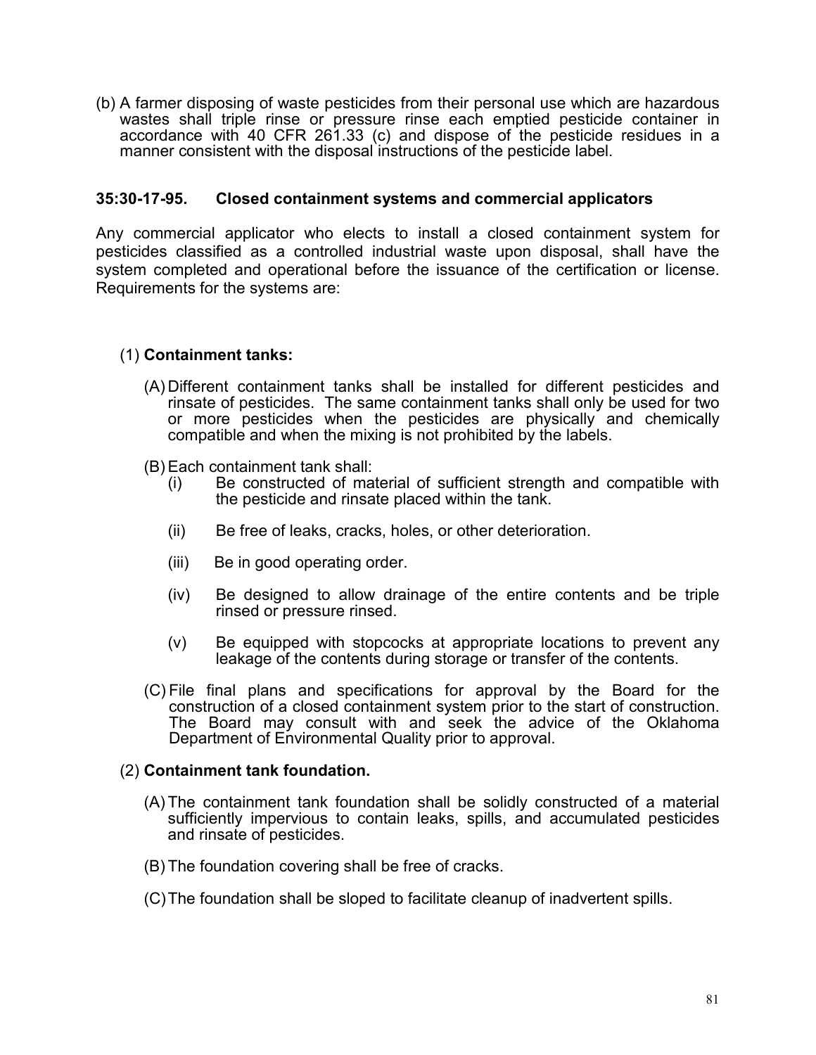(b) A farmer disposing of waste pesticides from their personal use which are hazardous wastes shall triple rinse or pressure rinse each emptied pesticide container in accordance with 40 CFR 261.33 (c) and dispose of the pesticide residues in a manner consistent with the disposal instructions of the pesticide label.

### 35:30-17-95. Closed containment systems and commercial applicators

Any commercial applicator who elects to install a closed containment system for pesticides classified as a controlled industrial waste upon disposal, shall have the system completed and operational before the issuance of the certification or license. Requirements for the systems are:

(1) **Containment tanks:**

(A) Different containment tanks shall be installed for different pesticides and rinsate of pesticides. The same containment tanks shall only be used for two or more pesticides when the pesticides are physically and chemically compatible and when the mixing is not prohibited by the labels.

(B) Each containment tank shall:

(i) Be constructed of material of sufficient strength and compatible with the pesticide and rinsate placed within the tank.

(ii) Be free of leaks, cracks, holes, or other deterioration.

(iii) Be in good operating order.

(iv) Be designed to allow drainage of the entire contents and be triple rinsed or pressure rinsed.

(v) Be equipped with stopcocks at appropriate locations to prevent any leakage of the contents during storage or transfer of the contents.

(C) File final plans and specifications for approval by the Board for the construction of a closed containment system prior to the start of construction. The Board may consult with and seek the advice of the Oklahoma Department of Environmental Quality prior to approval.

(2) **Containment tank foundation.**

(A) The containment tank foundation shall be solidly constructed of a material sufficiently impervious to contain leaks, spills, and accumulated pesticides and rinsate of pesticides.

(B) The foundation covering shall be free of cracks.

(C) The foundation shall be sloped to facilitate cleanup of inadvertent spills.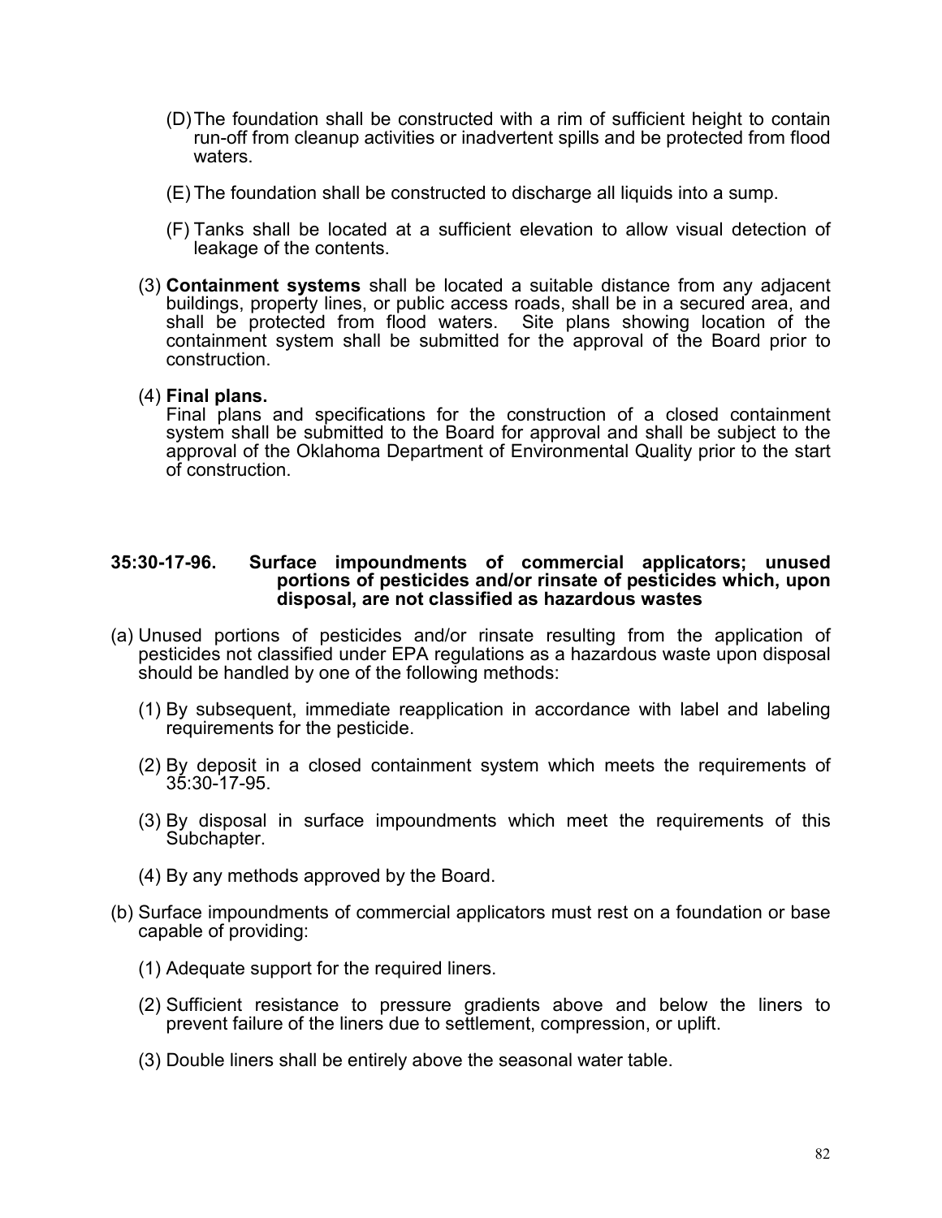(D) The foundation shall be constructed with a rim of sufficient height to contain run-off from cleanup activities or inadvertent spills and be protected from flood waters.

(E) The foundation shall be constructed to discharge all liquids into a sump.

(F) Tanks shall be located at a sufficient elevation to allow visual detection of leakage of the contents.

(3) **Containment systems** shall be located a suitable distance from any adjacent buildings, property lines, or public access roads, shall be in a secured area, and shall be protected from flood waters. Site plans showing location of the containment system shall be submitted for the approval of the Board prior to construction.

(4) **Final plans.**
Final plans and specifications for the construction of a closed containment system shall be submitted to the Board for approval and shall be subject to the approval of the Oklahoma Department of Environmental Quality prior to the start of construction.

**35:30-17-96. Surface impoundments of commercial applicators; unused portions of pesticides and/or rinsate of pesticides which, upon disposal, are not classified as hazardous wastes**

(a) Unused portions of pesticides and/or rinsate resulting from the application of pesticides not classified under EPA regulations as a hazardous waste upon disposal should be handled by one of the following methods:

(1) By subsequent, immediate reapplication in accordance with label and labeling requirements for the pesticide.

(2) By deposit in a closed containment system which meets the requirements of 35:30-17-95.

(3) By disposal in surface impoundments which meet the requirements of this Subchapter.

(4) By any methods approved by the Board.

(b) Surface impoundments of commercial applicators must rest on a foundation or base capable of providing:

(1) Adequate support for the required liners.

(2) Sufficient resistance to pressure gradients above and below the liners to prevent failure of the liners due to settlement, compression, or uplift.

(3) Double liners shall be entirely above the seasonal water table.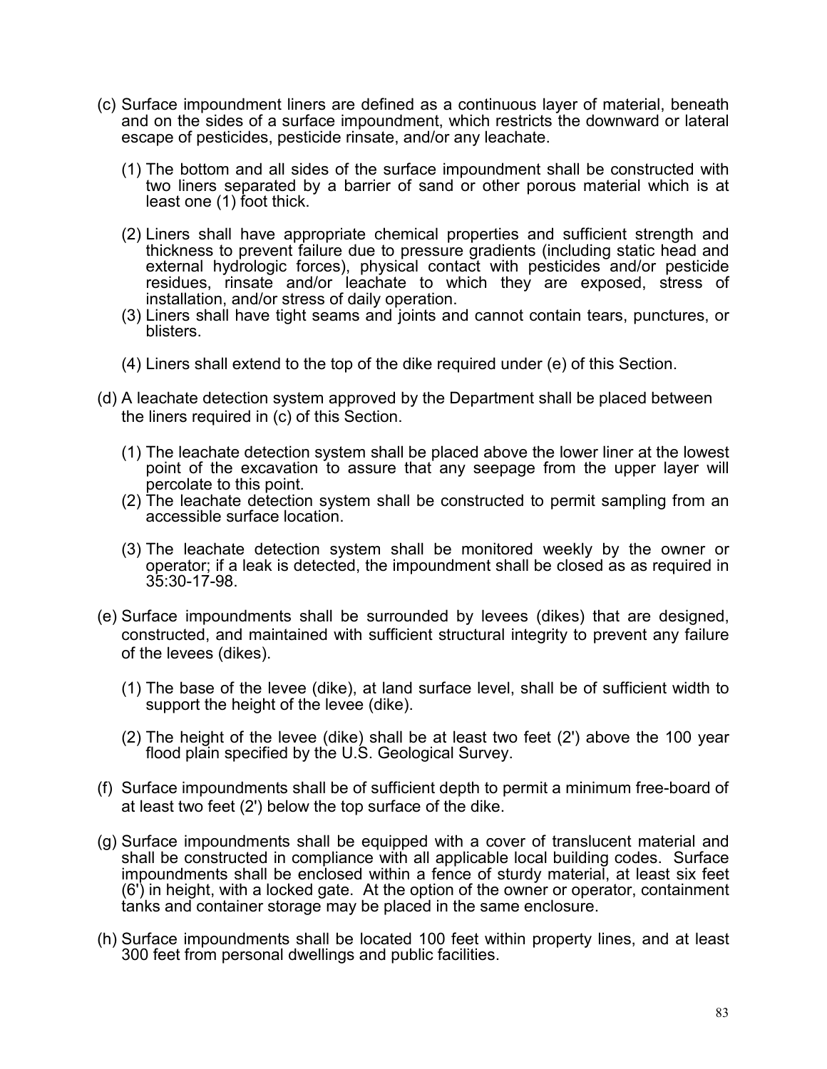(c) Surface impoundment liners are defined as a continuous layer of material, beneath and on the sides of a surface impoundment, which restricts the downward or lateral escape of pesticides, pesticide rinsate, and/or any leachate.

(1) The bottom and all sides of the surface impoundment shall be constructed with two liners separated by a barrier of sand or other porous material which is at least one (1) foot thick.

(2) Liners shall have appropriate chemical properties and sufficient strength and thickness to prevent failure due to pressure gradients (including static head and external hydrologic forces), physical contact with pesticides and/or pesticide residues, rinsate and/or leachate to which they are exposed, stress of installation, and/or stress of daily operation.

(3) Liners shall have tight seams and joints and cannot contain tears, punctures, or blisters.

(4) Liners shall extend to the top of the dike required under (e) of this Section.

(d) A leachate detection system approved by the Department shall be placed between the liners required in (c) of this Section.

(1) The leachate detection system shall be placed above the lower liner at the lowest point of the excavation to assure that any seepage from the upper layer will percolate to this point.

(2) The leachate detection system shall be constructed to permit sampling from an accessible surface location.

(3) The leachate detection system shall be monitored weekly by the owner or operator; if a leak is detected, the impoundment shall be closed as as required in 35:30-17-98.

(e) Surface impoundments shall be surrounded by levees (dikes) that are designed, constructed, and maintained with sufficient structural integrity to prevent any failure of the levees (dikes).

(1) The base of the levee (dike), at land surface level, shall be of sufficient width to support the height of the levee (dike).

(2) The height of the levee (dike) shall be at least two feet (2') above the 100 year flood plain specified by the U.S. Geological Survey.

(f) Surface impoundments shall be of sufficient depth to permit a minimum free-board of at least two feet (2') below the top surface of the dike.

(g) Surface impoundments shall be equipped with a cover of translucent material and shall be constructed in compliance with all applicable local building codes. Surface impoundments shall be enclosed within a fence of sturdy material, at least six feet (6') in height, with a locked gate. At the option of the owner or operator, containment tanks and container storage may be placed in the same enclosure.

(h) Surface impoundments shall be located 100 feet within property lines, and at least 300 feet from personal dwellings and public facilities.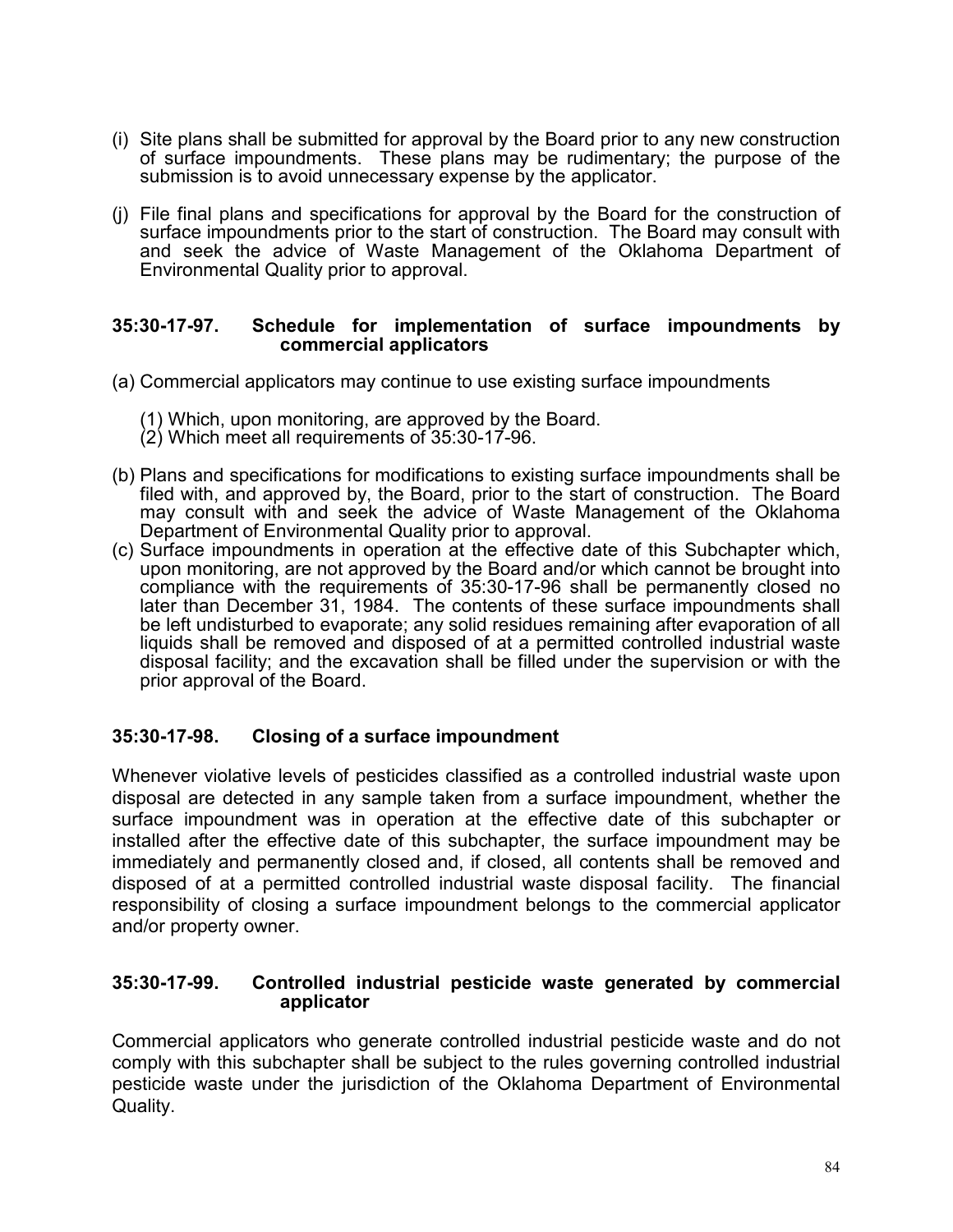(i) Site plans shall be submitted for approval by the Board prior to any new construction of surface impoundments. These plans may be rudimentary; the purpose of the submission is to avoid unnecessary expense by the applicator.

(j) File final plans and specifications for approval by the Board for the construction of surface impoundments prior to the start of construction. The Board may consult with and seek the advice of Waste Management of the Oklahoma Department of Environmental Quality prior to approval.

### 35:30-17-97. Schedule for implementation of surface impoundments by commercial applicators

(a) Commercial applicators may continue to use existing surface impoundments

(1) Which, upon monitoring, are approved by the Board.
(2) Which meet all requirements of 35:30-17-96.

(b) Plans and specifications for modifications to existing surface impoundments shall be filed with, and approved by, the Board, prior to the start of construction. The Board may consult with and seek the advice of Waste Management of the Oklahoma Department of Environmental Quality prior to approval.

(c) Surface impoundments in operation at the effective date of this Subchapter which, upon monitoring, are not approved by the Board and/or which cannot be brought into compliance with the requirements of 35:30-17-96 shall be permanently closed no later than December 31, 1984. The contents of these surface impoundments shall be left undisturbed to evaporate; any solid residues remaining after evaporation of all liquids shall be removed and disposed of at a permitted controlled industrial waste disposal facility; and the excavation shall be filled under the supervision or with the prior approval of the Board.

### 35:30-17-98. Closing of a surface impoundment

Whenever violative levels of pesticides classified as a controlled industrial waste upon disposal are detected in any sample taken from a surface impoundment, whether the surface impoundment was in operation at the effective date of this subchapter or installed after the effective date of this subchapter, the surface impoundment may be immediately and permanently closed and, if closed, all contents shall be removed and disposed of at a permitted controlled industrial waste disposal facility. The financial responsibility of closing a surface impoundment belongs to the commercial applicator and/or property owner.

### 35:30-17-99. Controlled industrial pesticide waste generated by commercial applicator

Commercial applicators who generate controlled industrial pesticide waste and do not comply with this subchapter shall be subject to the rules governing controlled industrial pesticide waste under the jurisdiction of the Oklahoma Department of Environmental Quality.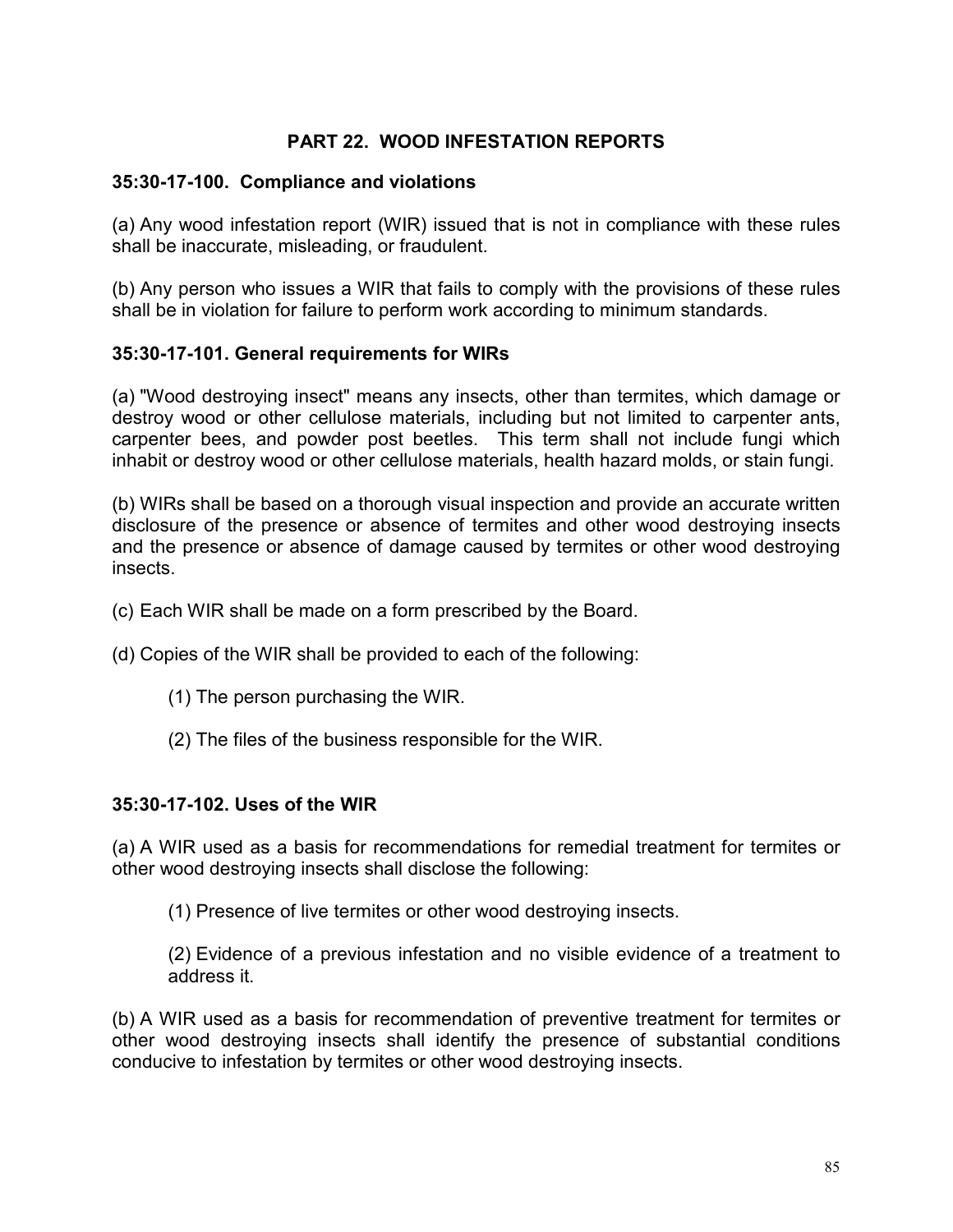## PART 22. WOOD INFESTATION REPORTS

### 35:30-17-100. Compliance and violations

(a) Any wood infestation report (WIR) issued that is not in compliance with these rules shall be inaccurate, misleading, or fraudulent.

(b) Any person who issues a WIR that fails to comply with the provisions of these rules shall be in violation for failure to perform work according to minimum standards.

### 35:30-17-101. General requirements for WIRs

(a) "Wood destroying insect" means any insects, other than termites, which damage or destroy wood or other cellulose materials, including but not limited to carpenter ants, carpenter bees, and powder post beetles. This term shall not include fungi which inhabit or destroy wood or other cellulose materials, health hazard molds, or stain fungi.

(b) WIRs shall be based on a thorough visual inspection and provide an accurate written disclosure of the presence or absence of termites and other wood destroying insects and the presence or absence of damage caused by termites or other wood destroying insects.

(c) Each WIR shall be made on a form prescribed by the Board.

(d) Copies of the WIR shall be provided to each of the following:

(1) The person purchasing the WIR.

(2) The files of the business responsible for the WIR.

### 35:30-17-102. Uses of the WIR

(a) A WIR used as a basis for recommendations for remedial treatment for termites or other wood destroying insects shall disclose the following:

(1) Presence of live termites or other wood destroying insects.

(2) Evidence of a previous infestation and no visible evidence of a treatment to address it.

(b) A WIR used as a basis for recommendation of preventive treatment for termites or other wood destroying insects shall identify the presence of substantial conditions conducive to infestation by termites or other wood destroying insects.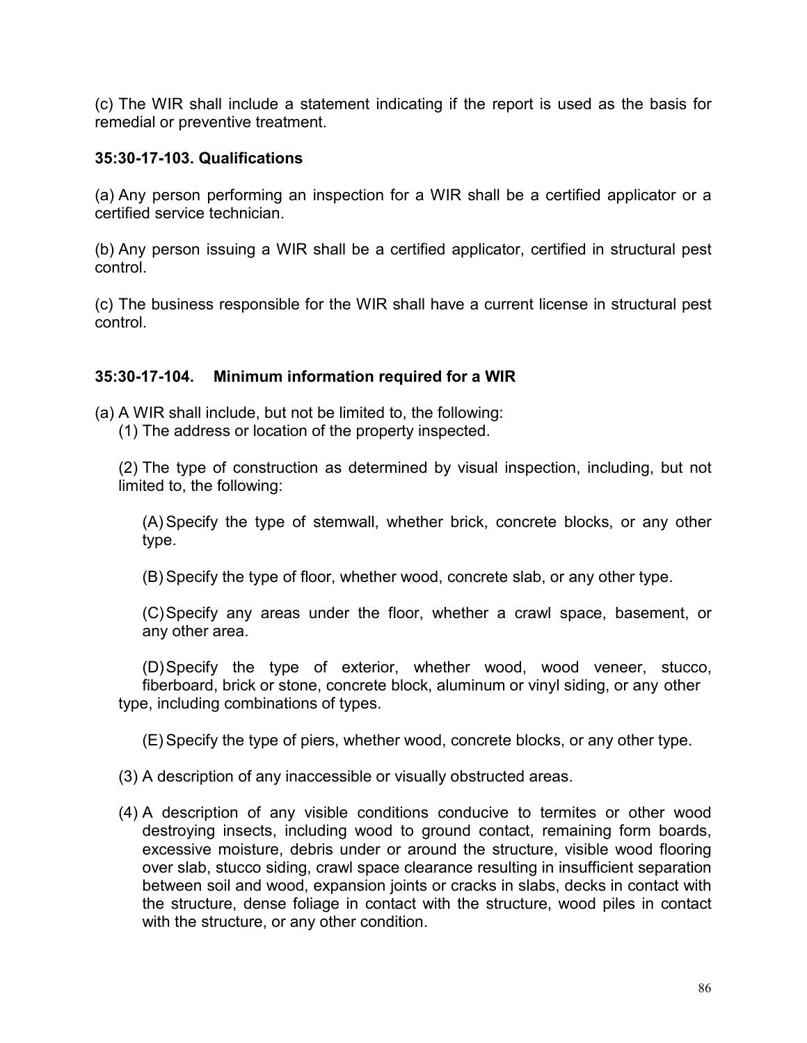(c) The WIR shall include a statement indicating if the report is used as the basis for remedial or preventive treatment.

**35:30-17-103. Qualifications**

(a) Any person performing an inspection for a WIR shall be a certified applicator or a certified service technician.

(b) Any person issuing a WIR shall be a certified applicator, certified in structural pest control.

(c) The business responsible for the WIR shall have a current license in structural pest control.

**35:30-17-104. Minimum information required for a WIR**

(a) A WIR shall include, but not be limited to, the following:

(1) The address or location of the property inspected.

(2) The type of construction as determined by visual inspection, including, but not limited to, the following:

(A) Specify the type of stemwall, whether brick, concrete blocks, or any other type.

(B) Specify the type of floor, whether wood, concrete slab, or any other type.

(C) Specify any areas under the floor, whether a crawl space, basement, or any other area.

(D) Specify the type of exterior, whether wood, wood veneer, stucco, fiberboard, brick or stone, concrete block, aluminum or vinyl siding, or any other type, including combinations of types.

(E) Specify the type of piers, whether wood, concrete blocks, or any other type.

(3) A description of any inaccessible or visually obstructed areas.

(4) A description of any visible conditions conducive to termites or other wood destroying insects, including wood to ground contact, remaining form boards, excessive moisture, debris under or around the structure, visible wood flooring over slab, stucco siding, crawl space clearance resulting in insufficient separation between soil and wood, expansion joints or cracks in slabs, decks in contact with the structure, dense foliage in contact with the structure, wood piles in contact with the structure, or any other condition.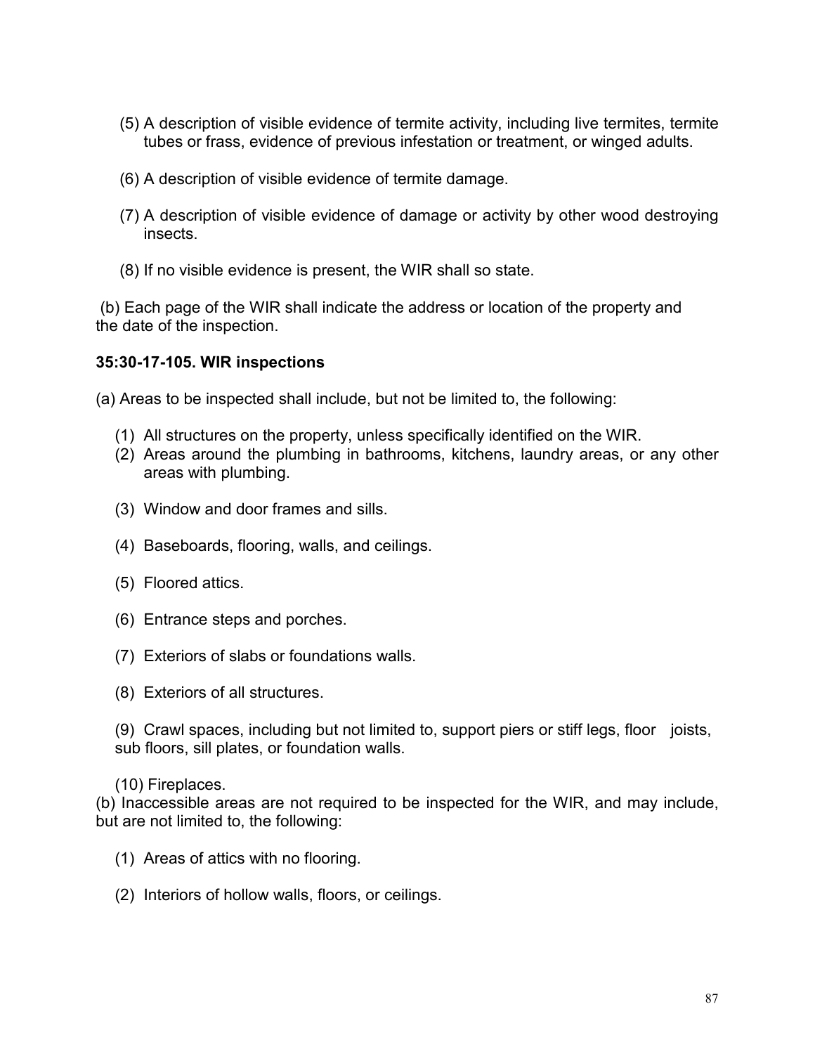(5) A description of visible evidence of termite activity, including live termites, termite tubes or frass, evidence of previous infestation or treatment, or winged adults.

(6) A description of visible evidence of termite damage.

(7) A description of visible evidence of damage or activity by other wood destroying insects.

(8) If no visible evidence is present, the WIR shall so state.

(b) Each page of the WIR shall indicate the address or location of the property and the date of the inspection.

**35:30-17-105. WIR inspections**

(a) Areas to be inspected shall include, but not be limited to, the following:

(1) All structures on the property, unless specifically identified on the WIR.

(2) Areas around the plumbing in bathrooms, kitchens, laundry areas, or any other areas with plumbing.

(3) Window and door frames and sills.

(4) Baseboards, flooring, walls, and ceilings.

(5) Floored attics.

(6) Entrance steps and porches.

(7) Exteriors of slabs or foundations walls.

(8) Exteriors of all structures.

(9) Crawl spaces, including but not limited to, support piers or stiff legs, floor joists, sub floors, sill plates, or foundation walls.

(10) Fireplaces.

(b) Inaccessible areas are not required to be inspected for the WIR, and may include, but are not limited to, the following:

(1) Areas of attics with no flooring.

(2) Interiors of hollow walls, floors, or ceilings.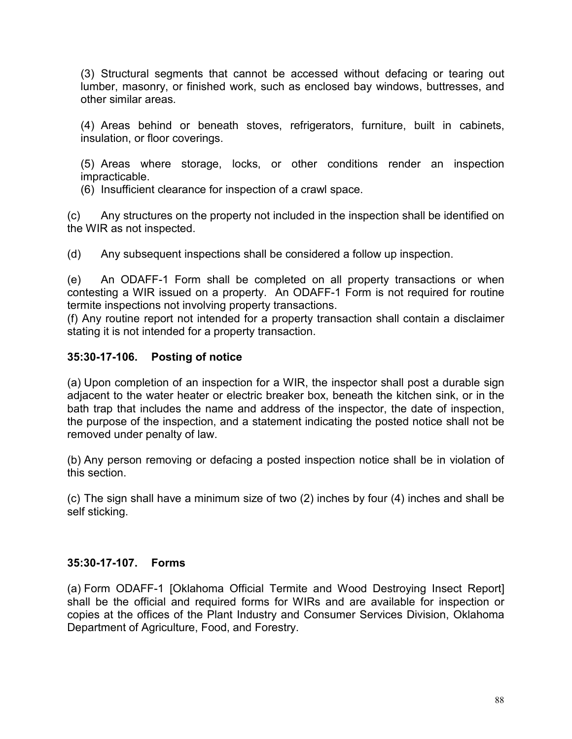(3) Structural segments that cannot be accessed without defacing or tearing out lumber, masonry, or finished work, such as enclosed bay windows, buttresses, and other similar areas.

(4) Areas behind or beneath stoves, refrigerators, furniture, built in cabinets, insulation, or floor coverings.

(5) Areas where storage, locks, or other conditions render an inspection impracticable.

(6) Insufficient clearance for inspection of a crawl space.

(c) Any structures on the property not included in the inspection shall be identified on the WIR as not inspected.

(d) Any subsequent inspections shall be considered a follow up inspection.

(e) An ODAFF-1 Form shall be completed on all property transactions or when contesting a WIR issued on a property. An ODAFF-1 Form is not required for routine termite inspections not involving property transactions.

(f) Any routine report not intended for a property transaction shall contain a disclaimer stating it is not intended for a property transaction.

**35:30-17-106. Posting of notice**

(a) Upon completion of an inspection for a WIR, the inspector shall post a durable sign adjacent to the water heater or electric breaker box, beneath the kitchen sink, or in the bath trap that includes the name and address of the inspector, the date of inspection, the purpose of the inspection, and a statement indicating the posted notice shall not be removed under penalty of law.

(b) Any person removing or defacing a posted inspection notice shall be in violation of this section.

(c) The sign shall have a minimum size of two (2) inches by four (4) inches and shall be self sticking.

**35:30-17-107. Forms**

(a) Form ODAFF-1 [Oklahoma Official Termite and Wood Destroying Insect Report] shall be the official and required forms for WIRs and are available for inspection or copies at the offices of the Plant Industry and Consumer Services Division, Oklahoma Department of Agriculture, Food, and Forestry.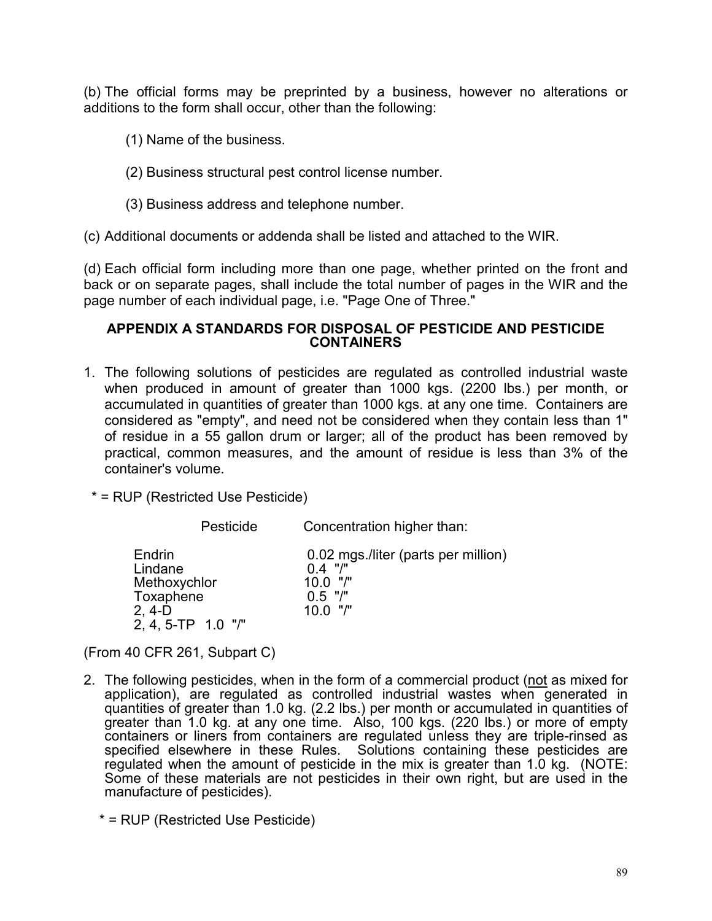(b) The official forms may be preprinted by a business, however no alterations or additions to the form shall occur, other than the following:

(1) Name of the business.

(2) Business structural pest control license number.

(3) Business address and telephone number.

(c) Additional documents or addenda shall be listed and attached to the WIR.

(d) Each official form including more than one page, whether printed on the front and back or on separate pages, shall include the total number of pages in the WIR and the page number of each individual page, i.e. "Page One of Three."

## APPENDIX A STANDARDS FOR DISPOSAL OF PESTICIDE AND PESTICIDE CONTAINERS

1. The following solutions of pesticides are regulated as controlled industrial waste when produced in amount of greater than 1000 kgs. (2200 lbs.) per month, or accumulated in quantities of greater than 1000 kgs. at any one time. Containers are considered as "empty", and need not be considered when they contain less than 1" of residue in a 55 gallon drum or larger; all of the product has been removed by practical, common measures, and the amount of residue is less than 3% of the container's volume.

\* = RUP (Restricted Use Pesticide)

| Pesticide | Concentration higher than: |
|---|---|
| Endrin | 0.02 mgs./liter (parts per million) |
| Lindane | 0.4 "/" |
| Methoxychlor | 10.0 "/" |
| Toxaphene | 0.5 "/" |
| 2, 4-D | 10.0 "/" |
| 2, 4, 5-TP 1.0 "/" | |

(From 40 CFR 261, Subpart C)

2. The following pesticides, when in the form of a commercial product (<u>not</u> as mixed for application), are regulated as controlled industrial wastes when generated in quantities of greater than 1.0 kg. (2.2 lbs.) per month or accumulated in quantities of greater than 1.0 kg. at any one time. Also, 100 kgs. (220 lbs.) or more of empty containers or liners from containers are regulated unless they are triple-rinsed as specified elsewhere in these Rules. Solutions containing these pesticides are regulated when the amount of pesticide in the mix is greater than 1.0 kg. (NOTE: Some of these materials are not pesticides in their own right, but are used in the manufacture of pesticides).

\* = RUP (Restricted Use Pesticide)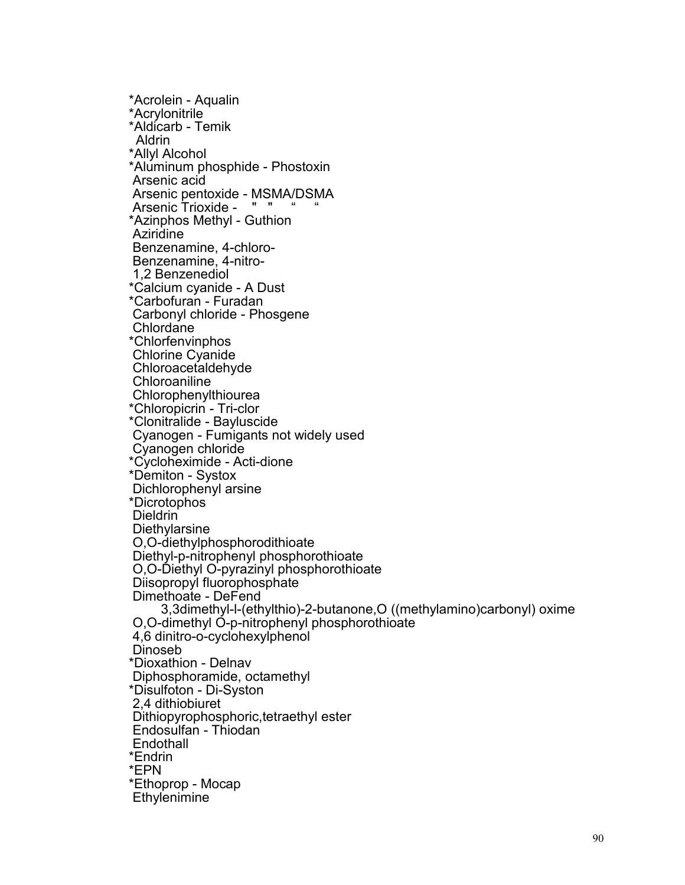*Acrolein - Aqualin  
*Acrylonitrile  
*Aldicarb - Temik  
Aldrin  
*Allyl Alcohol  
*Aluminum phosphide - Phostoxin  
Arsenic acid  
Arsenic pentoxide - MSMA/DSMA  
Arsenic Trioxide - " " " "  
*Azinphos Methyl - Guthion  
Aziridine  
Benzenamine, 4-chloro-  
Benzenamine, 4-nitro-  
1,2 Benzenediol  
*Calcium cyanide - A Dust  
*Carbofuran - Furadan  
Carbonyl chloride - Phosgene  
Chlordane  
*Chlorfenvinphos  
Chlorine Cyanide  
Chloroacetaldehyde  
Chloroaniline  
Chlorophenylthiourea  
*Chloropicrin - Tri-clor  
*Clonitralide - Bayluscide  
Cyanogen - Fumigants not widely used  
Cyanogen chloride  
*Cycloheximide - Acti-dione  
*Demiton - Systox  
Dichlorophenyl arsine  
*Dicrotophos  
Dieldrin  
Diethylarsine  
O,O-diethylphosphorodithioate  
Diethyl-p-nitrophenyl phosphorothioate  
O,O-Diethyl O-pyrazinyl phosphorothioate  
Diisopropyl fluorophosphate  
Dimethoate - DeFend  
3,3dimethyl-l-(ethylthio)-2-butanone,O ((methylamino)carbonyl) oxime  
O,O-dimethyl O-p-nitrophenyl phosphorothioate  
4,6 dinitro-o-cyclohexylphenol  
Dinoseb  
*Dioxathion - Delnav  
Diphosphoramide, octamethyl  
*Disulfoton - Di-Syston  
2,4 dithiobiuret  
Dithiopyrophosphoric,tetraethyl ester  
Endosulfan - Thiodan  
Endothall  
*Endrin  
*EPN  
*Ethoprop - Mocap  
Ethylenimine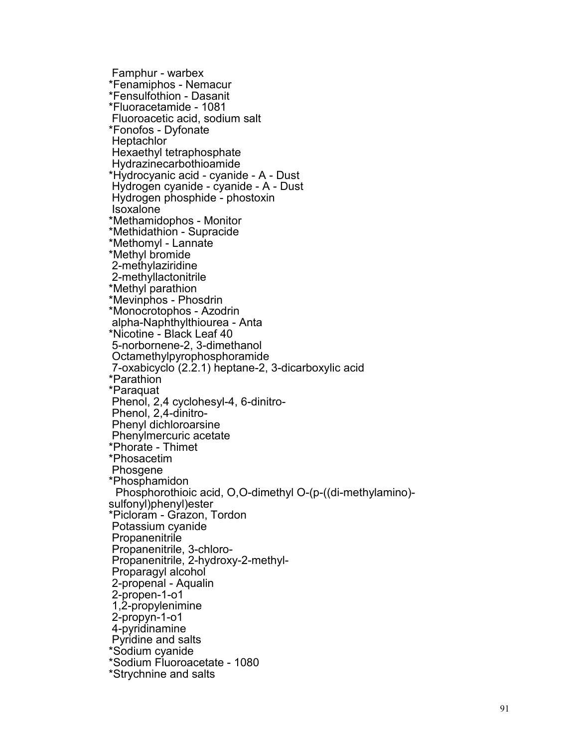Famphur - warbex  
*Fenamiphos - Nemacur  
*Fensulfothion - Dasanit  
*Fluoracetamide - 1081  
Fluoroacetic acid, sodium salt  
*Fonofos - Dyfonate  
Heptachlor  
Hexaethyl tetraphosphate  
Hydrazinecarbothioamide  
*Hydrocyanic acid - cyanide - A - Dust  
Hydrogen cyanide - cyanide - A - Dust  
Hydrogen phosphide - phostoxin  
Isoxalone  
*Methamidophos - Monitor  
*Methidathion - Supracide  
*Methomyl - Lannate  
*Methyl bromide  
2-methylaziridine  
2-methyllactonitrile  
*Methyl parathion  
*Mevinphos - Phosdrin  
*Monocrotophos - Azodrin  
alpha-Naphthylthiourea - Anta  
*Nicotine - Black Leaf 40  
5-norbornene-2, 3-dimethanol  
Octamethylpyrophosphoramide  
7-oxabicyclo (2.2.1) heptane-2, 3-dicarboxylic acid  
*Parathion  
*Paraquat  
Phenol, 2,4 cyclohesyl-4, 6-dinitro-  
Phenol, 2,4-dinitro-  
Phenyl dichloroarsine  
Phenylmercuric acetate  
*Phorate - Thimet  
*Phosacetim  
Phosgene  
*Phosphamidon  
Phosphorothioic acid, O,O-dimethyl O-(p-((di-methylamino)-sulfonyl)phenyl)ester  
*Picloram - Grazon, Tordon  
Potassium cyanide  
Propanenitrile  
Propanenitrile, 3-chloro-  
Propanenitrile, 2-hydroxy-2-methyl-  
Proparagyl alcohol  
2-propenal - Aqualin  
2-propen-1-o1  
1,2-propylenimine  
2-propyn-1-o1  
4-pyridinamine  
Pyridine and salts  
*Sodium cyanide  
*Sodium Fluoroacetate - 1080  
*Strychnine and salts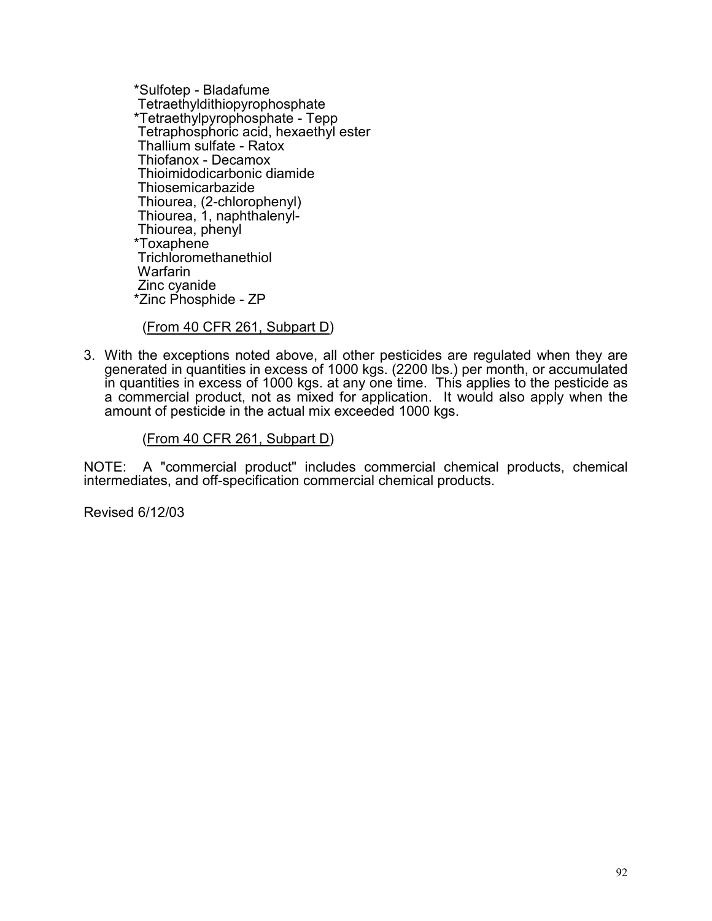*Sulfotep - Bladafume
Tetraethyldithiopyrophosphate
*Tetraethylpyrophosphate - Tepp
Tetraphosphoric acid, hexaethyl ester
Thallium sulfate - Ratox
Thiofanox - Decamox
Thioimidodicarbonic diamide
Thiosemicarbazide
Thiourea, (2-chlorophenyl)
Thiourea, 1, naphthalenyl-
Thiourea, phenyl
*Toxaphene
Trichloromethanethiol
Warfarin
Zinc cyanide
*Zinc Phosphide - ZP

(From 40 CFR 261, Subpart D)

3. With the exceptions noted above, all other pesticides are regulated when they are generated in quantities in excess of 1000 kgs. (2200 lbs.) per month, or accumulated in quantities in excess of 1000 kgs. at any one time. This applies to the pesticide as a commercial product, not as mixed for application. It would also apply when the amount of pesticide in the actual mix exceeded 1000 kgs.

   (From 40 CFR 261, Subpart D)

NOTE: A "commercial product" includes commercial chemical products, chemical intermediates, and off-specification commercial chemical products.

Revised 6/12/03